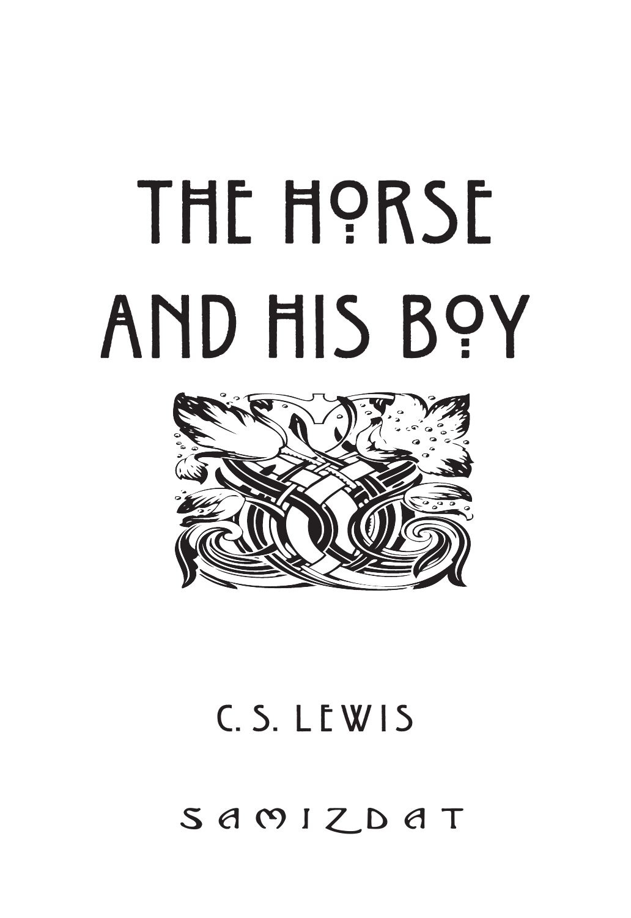# THE HORSE AND HIS BOY

C. S. LEWIS

SAMIZDAT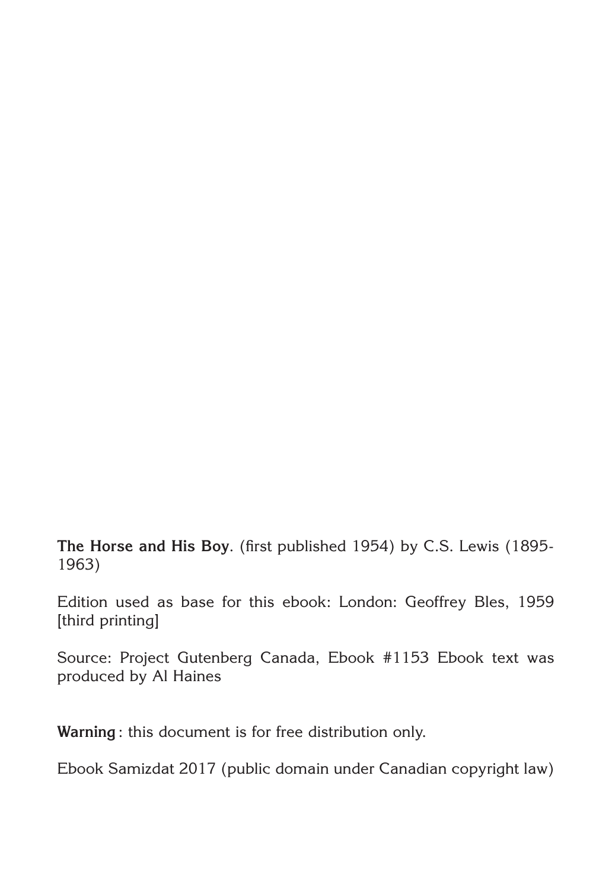**The Horse and His Boy**. (first published 1954) by C.S. Lewis (1895-1963)

Edition used as base for this ebook: London: Geoffrey Bles, 1959 [third printing]

Source: Project Gutenberg Canada, Ebook #1153 Ebook text was produced by Al Haines

**Warning** : this document is for free distribution only.

Ebook Samizdat 2017 (public domain under Canadian copyright law)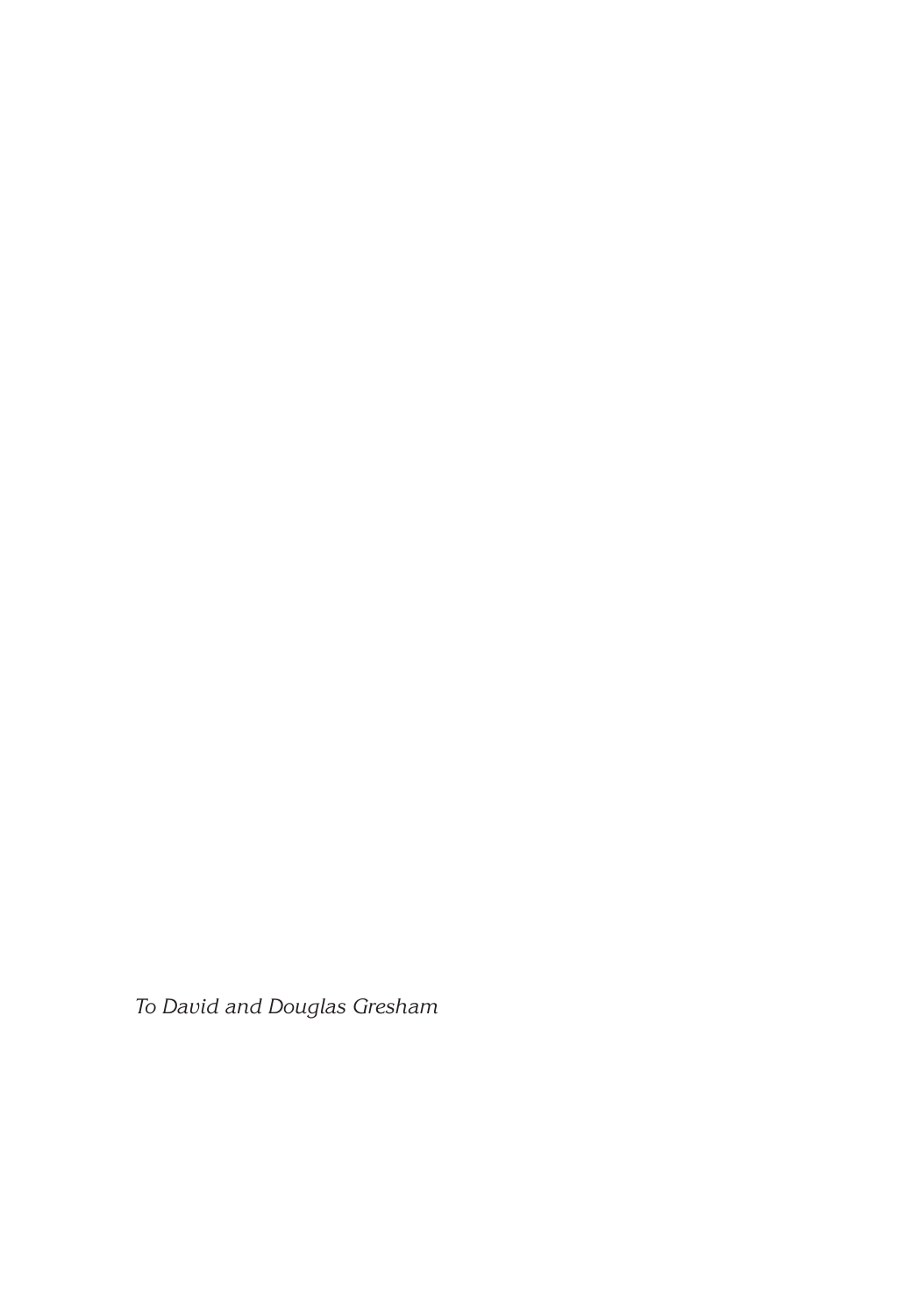*To David and Douglas Gresham*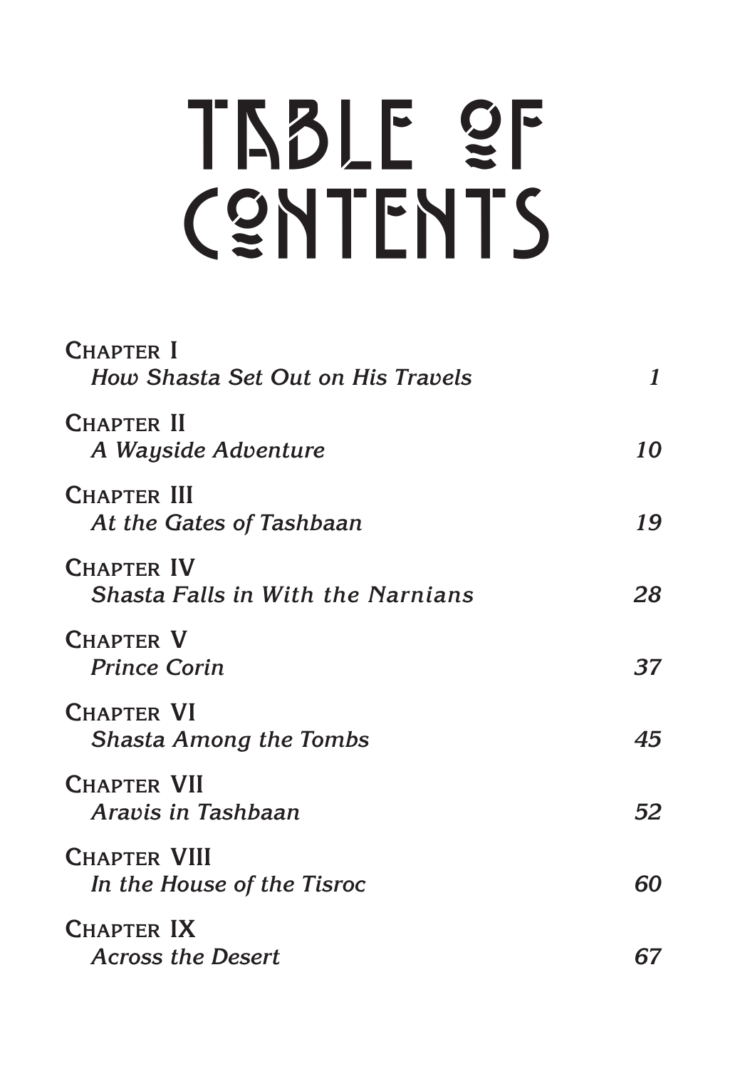# TABLE OF CONTENTS

| | |
|---|---:|
| CHAPTER I<br>*How Shasta Set Out on His Travels* | *1* |
| CHAPTER II<br>*A Wayside Adventure* | *10* |
| CHAPTER III<br>*At the Gates of Tashbaan* | *19* |
| CHAPTER IV<br>*Shasta Falls in With the Narnians* | *28* |
| CHAPTER V<br>*Prince Corin* | *37* |
| CHAPTER VI<br>*Shasta Among the Tombs* | *45* |
| CHAPTER VII<br>*Aravis in Tashbaan* | *52* |
| CHAPTER VIII<br>*In the House of the Tisroc* | *60* |
| CHAPTER IX<br>*Across the Desert* | *67* |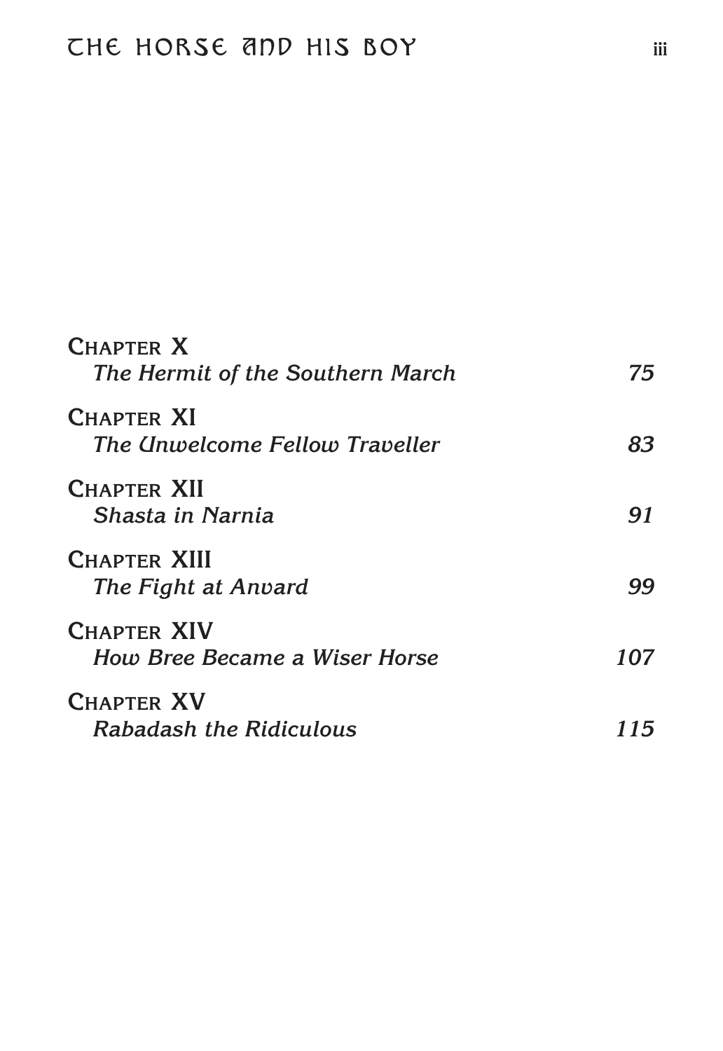Chapter X
*The Hermit of the Southern March* 75

Chapter XI
*The Unwelcome Fellow Traveller* 83

Chapter XII
*Shasta in Narnia* 91

Chapter XIII
*The Fight at Anvard* 99

Chapter XIV
*How Bree Became a Wiser Horse* 107

Chapter XV
*Rabadash the Ridiculous* 115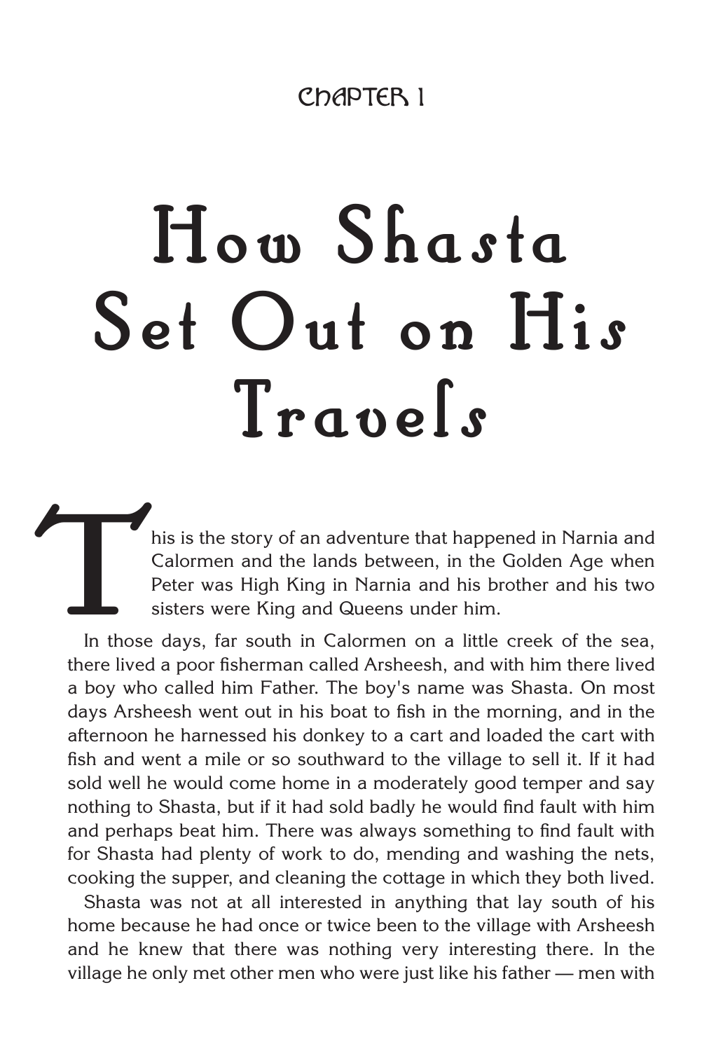## CHAPTER 1

# How Shasta Set Out on His Travels

This is the story of an adventure that happened in Narnia and Calormen and the lands between, in the Golden Age when Peter was High King in Narnia and his brother and his two sisters were King and Queens under him.

In those days, far south in Calormen on a little creek of the sea, there lived a poor fisherman called Arsheesh, and with him there lived a boy who called him Father. The boy's name was Shasta. On most days Arsheesh went out in his boat to fish in the morning, and in the afternoon he harnessed his donkey to a cart and loaded the cart with fish and went a mile or so southward to the village to sell it. If it had sold well he would come home in a moderately good temper and say nothing to Shasta, but if it had sold badly he would find fault with him and perhaps beat him. There was always something to find fault with for Shasta had plenty of work to do, mending and washing the nets, cooking the supper, and cleaning the cottage in which they both lived.

Shasta was not at all interested in anything that lay south of his home because he had once or twice been to the village with Arsheesh and he knew that there was nothing very interesting there. In the village he only met other men who were just like his father — men with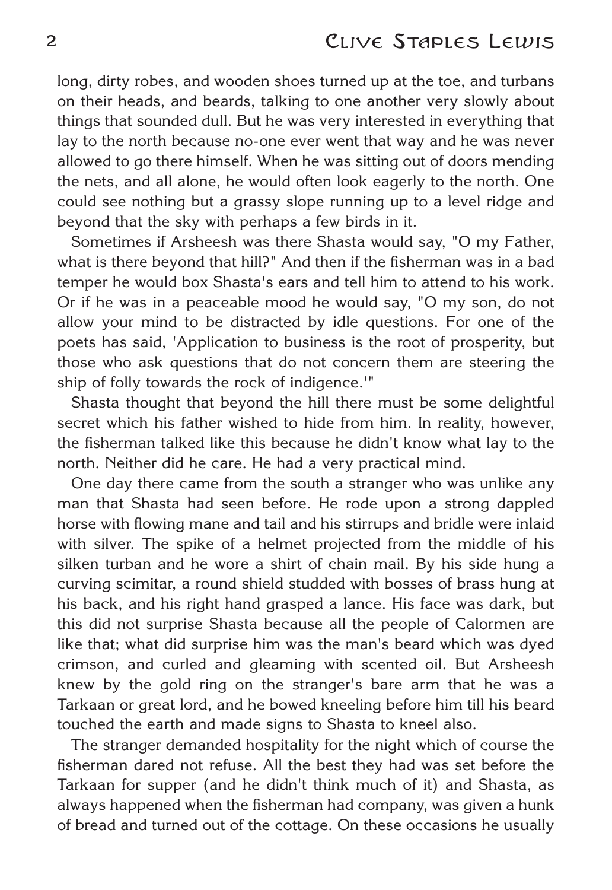long, dirty robes, and wooden shoes turned up at the toe, and turbans on their heads, and beards, talking to one another very slowly about things that sounded dull. But he was very interested in everything that lay to the north because no-one ever went that way and he was never allowed to go there himself. When he was sitting out of doors mending the nets, and all alone, he would often look eagerly to the north. One could see nothing but a grassy slope running up to a level ridge and beyond that the sky with perhaps a few birds in it.

Sometimes if Arsheesh was there Shasta would say, "O my Father, what is there beyond that hill?" And then if the fisherman was in a bad temper he would box Shasta's ears and tell him to attend to his work. Or if he was in a peaceable mood he would say, "O my son, do not allow your mind to be distracted by idle questions. For one of the poets has said, 'Application to business is the root of prosperity, but those who ask questions that do not concern them are steering the ship of folly towards the rock of indigence.'"

Shasta thought that beyond the hill there must be some delightful secret which his father wished to hide from him. In reality, however, the fisherman talked like this because he didn't know what lay to the north. Neither did he care. He had a very practical mind.

One day there came from the south a stranger who was unlike any man that Shasta had seen before. He rode upon a strong dappled horse with flowing mane and tail and his stirrups and bridle were inlaid with silver. The spike of a helmet projected from the middle of his silken turban and he wore a shirt of chain mail. By his side hung a curving scimitar, a round shield studded with bosses of brass hung at his back, and his right hand grasped a lance. His face was dark, but this did not surprise Shasta because all the people of Calormen are like that; what did surprise him was the man's beard which was dyed crimson, and curled and gleaming with scented oil. But Arsheesh knew by the gold ring on the stranger's bare arm that he was a Tarkaan or great lord, and he bowed kneeling before him till his beard touched the earth and made signs to Shasta to kneel also.

The stranger demanded hospitality for the night which of course the fisherman dared not refuse. All the best they had was set before the Tarkaan for supper (and he didn't think much of it) and Shasta, as always happened when the fisherman had company, was given a hunk of bread and turned out of the cottage. On these occasions he usually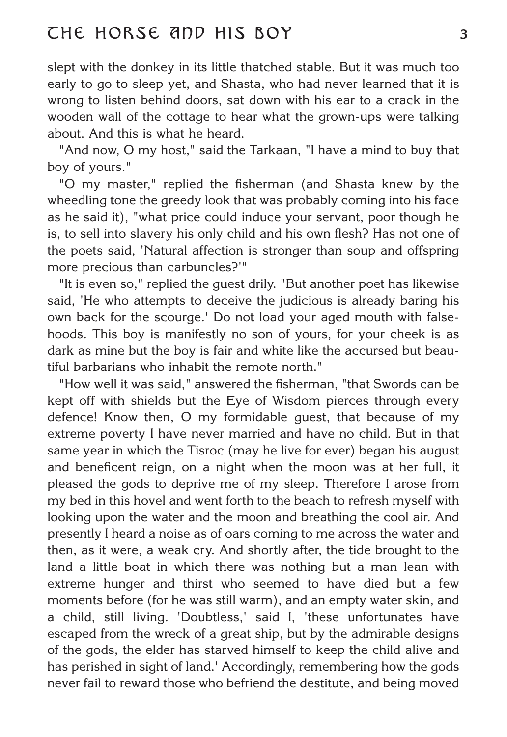slept with the donkey in its little thatched stable. But it was much too early to go to sleep yet, and Shasta, who had never learned that it is wrong to listen behind doors, sat down with his ear to a crack in the wooden wall of the cottage to hear what the grown-ups were talking about. And this is what he heard.

"And now, O my host," said the Tarkaan, "I have a mind to buy that boy of yours."

"O my master," replied the fisherman (and Shasta knew by the wheedling tone the greedy look that was probably coming into his face as he said it), "what price could induce your servant, poor though he is, to sell into slavery his only child and his own flesh? Has not one of the poets said, 'Natural affection is stronger than soup and offspring more precious than carbuncles?'"

"It is even so," replied the guest drily. "But another poet has likewise said, 'He who attempts to deceive the judicious is already baring his own back for the scourge.' Do not load your aged mouth with falsehoods. This boy is manifestly no son of yours, for your cheek is as dark as mine but the boy is fair and white like the accursed but beautiful barbarians who inhabit the remote north."

"How well it was said," answered the fisherman, "that Swords can be kept off with shields but the Eye of Wisdom pierces through every defence! Know then, O my formidable guest, that because of my extreme poverty I have never married and have no child. But in that same year in which the Tisroc (may he live for ever) began his august and beneficent reign, on a night when the moon was at her full, it pleased the gods to deprive me of my sleep. Therefore I arose from my bed in this hovel and went forth to the beach to refresh myself with looking upon the water and the moon and breathing the cool air. And presently I heard a noise as of oars coming to me across the water and then, as it were, a weak cry. And shortly after, the tide brought to the land a little boat in which there was nothing but a man lean with extreme hunger and thirst who seemed to have died but a few moments before (for he was still warm), and an empty water skin, and a child, still living. 'Doubtless,' said I, 'these unfortunates have escaped from the wreck of a great ship, but by the admirable designs of the gods, the elder has starved himself to keep the child alive and has perished in sight of land.' Accordingly, remembering how the gods never fail to reward those who befriend the destitute, and being moved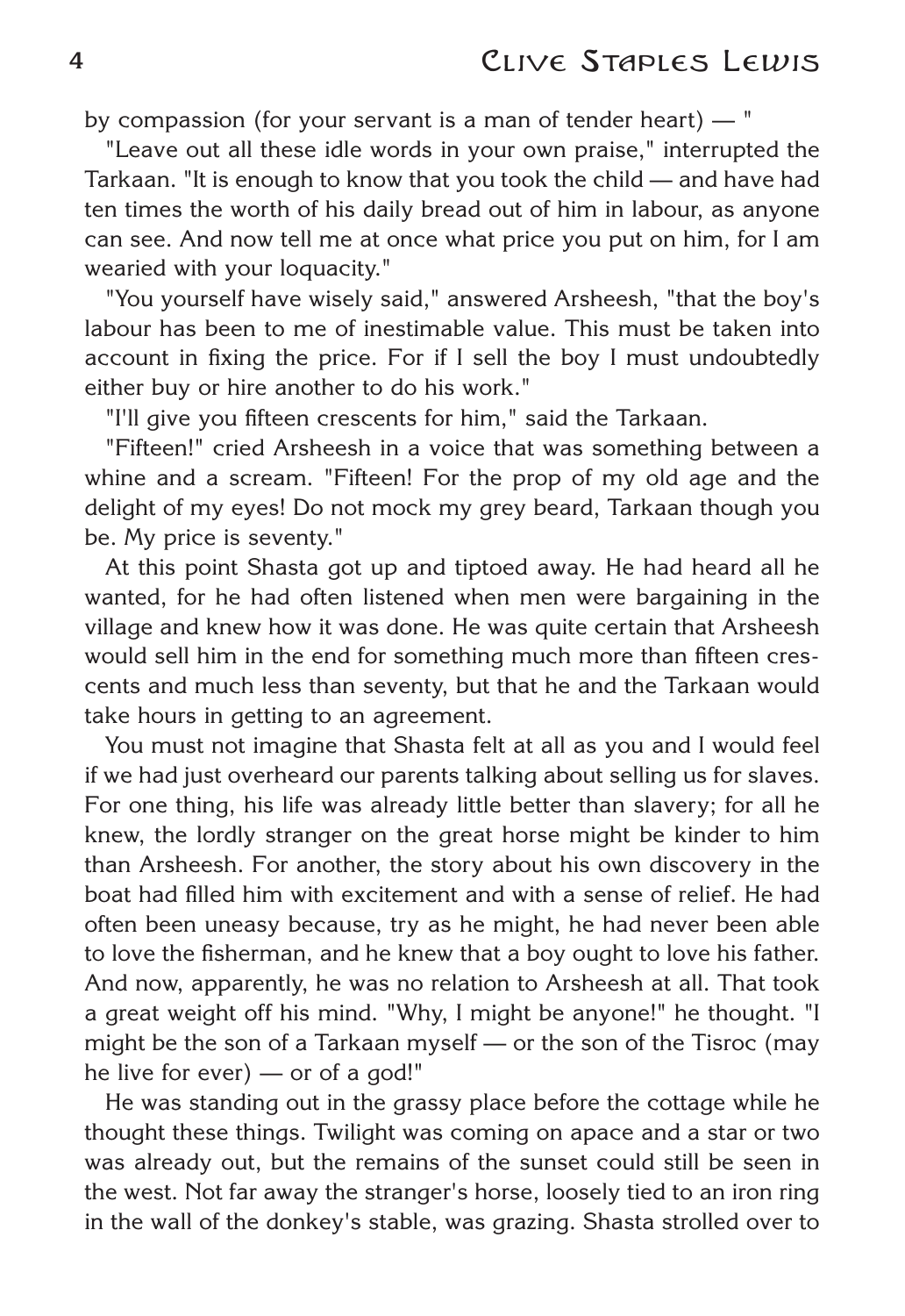by compassion (for your servant is a man of tender heart) — "

"Leave out all these idle words in your own praise," interrupted the Tarkaan. "It is enough to know that you took the child — and have had ten times the worth of his daily bread out of him in labour, as anyone can see. And now tell me at once what price you put on him, for I am wearied with your loquacity."

"You yourself have wisely said," answered Arsheesh, "that the boy's labour has been to me of inestimable value. This must be taken into account in fixing the price. For if I sell the boy I must undoubtedly either buy or hire another to do his work."

"I'll give you fifteen crescents for him," said the Tarkaan.

"Fifteen!" cried Arsheesh in a voice that was something between a whine and a scream. "Fifteen! For the prop of my old age and the delight of my eyes! Do not mock my grey beard, Tarkaan though you be. My price is seventy."

At this point Shasta got up and tiptoed away. He had heard all he wanted, for he had often listened when men were bargaining in the village and knew how it was done. He was quite certain that Arsheesh would sell him in the end for something much more than fifteen crescents and much less than seventy, but that he and the Tarkaan would take hours in getting to an agreement.

You must not imagine that Shasta felt at all as you and I would feel if we had just overheard our parents talking about selling us for slaves. For one thing, his life was already little better than slavery; for all he knew, the lordly stranger on the great horse might be kinder to him than Arsheesh. For another, the story about his own discovery in the boat had filled him with excitement and with a sense of relief. He had often been uneasy because, try as he might, he had never been able to love the fisherman, and he knew that a boy ought to love his father. And now, apparently, he was no relation to Arsheesh at all. That took a great weight off his mind. "Why, I might be anyone!" he thought. "I might be the son of a Tarkaan myself — or the son of the Tisroc (may he live for ever) — or of a god!"

He was standing out in the grassy place before the cottage while he thought these things. Twilight was coming on apace and a star or two was already out, but the remains of the sunset could still be seen in the west. Not far away the stranger's horse, loosely tied to an iron ring in the wall of the donkey's stable, was grazing. Shasta strolled over to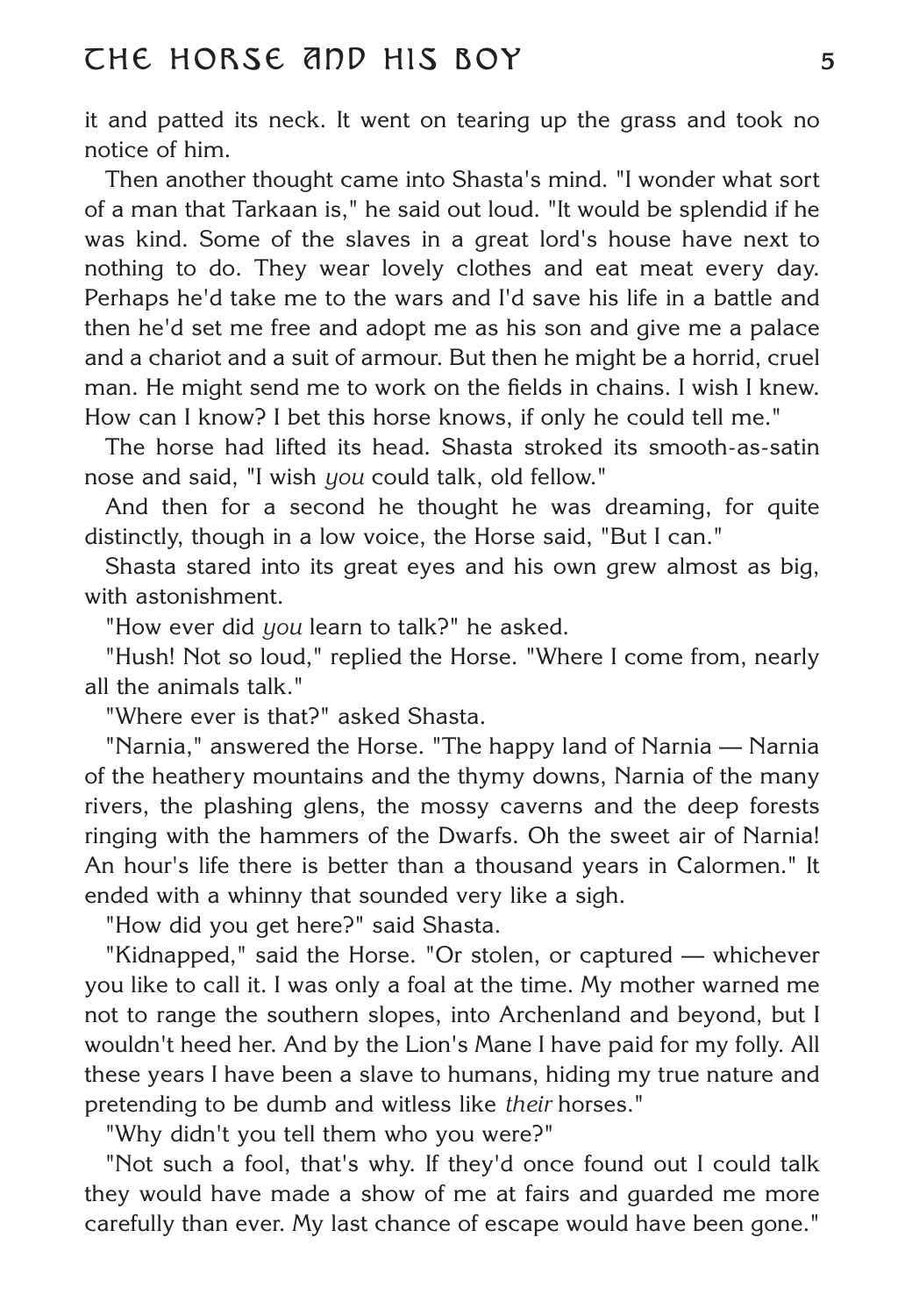it and patted its neck. It went on tearing up the grass and took no notice of him.

Then another thought came into Shasta's mind. "I wonder what sort of a man that Tarkaan is," he said out loud. "It would be splendid if he was kind. Some of the slaves in a great lord's house have next to nothing to do. They wear lovely clothes and eat meat every day. Perhaps he'd take me to the wars and I'd save his life in a battle and then he'd set me free and adopt me as his son and give me a palace and a chariot and a suit of armour. But then he might be a horrid, cruel man. He might send me to work on the fields in chains. I wish I knew. How can I know? I bet this horse knows, if only he could tell me."

The horse had lifted its head. Shasta stroked its smooth-as-satin nose and said, "I wish *you* could talk, old fellow."

And then for a second he thought he was dreaming, for quite distinctly, though in a low voice, the Horse said, "But I can."

Shasta stared into its great eyes and his own grew almost as big, with astonishment.

"How ever did *you* learn to talk?" he asked.

"Hush! Not so loud," replied the Horse. "Where I come from, nearly all the animals talk."

"Where ever is that?" asked Shasta.

"Narnia," answered the Horse. "The happy land of Narnia — Narnia of the heathery mountains and the thymy downs, Narnia of the many rivers, the plashing glens, the mossy caverns and the deep forests ringing with the hammers of the Dwarfs. Oh the sweet air of Narnia! An hour's life there is better than a thousand years in Calormen." It ended with a whinny that sounded very like a sigh.

"How did you get here?" said Shasta.

"Kidnapped," said the Horse. "Or stolen, or captured — whichever you like to call it. I was only a foal at the time. My mother warned me not to range the southern slopes, into Archenland and beyond, but I wouldn't heed her. And by the Lion's Mane I have paid for my folly. All these years I have been a slave to humans, hiding my true nature and pretending to be dumb and witless like *their* horses."

"Why didn't you tell them who you were?"

"Not such a fool, that's why. If they'd once found out I could talk they would have made a show of me at fairs and guarded me more carefully than ever. My last chance of escape would have been gone."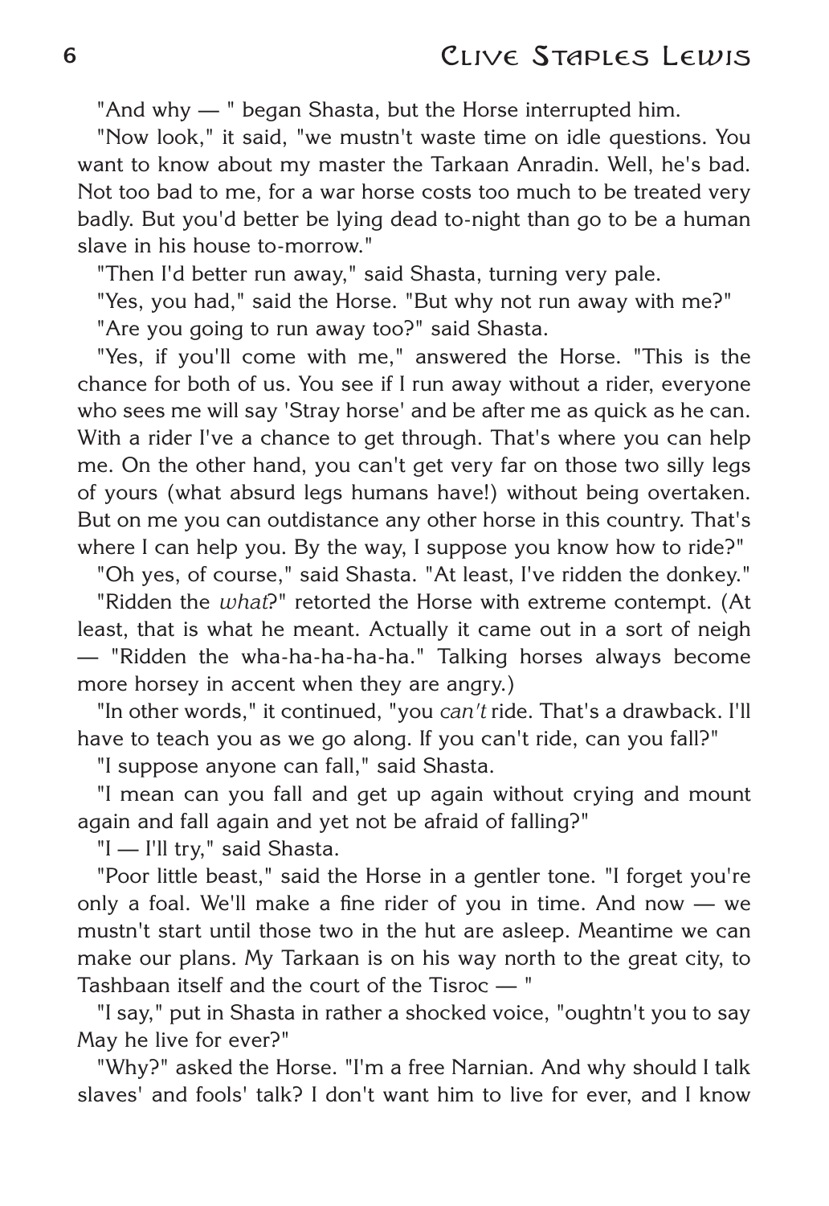"And why — " began Shasta, but the Horse interrupted him.

"Now look," it said, "we mustn't waste time on idle questions. You want to know about my master the Tarkaan Anradin. Well, he's bad. Not too bad to me, for a war horse costs too much to be treated very badly. But you'd better be lying dead to-night than go to be a human slave in his house to-morrow."

"Then I'd better run away," said Shasta, turning very pale.

"Yes, you had," said the Horse. "But why not run away with me?"

"Are you going to run away too?" said Shasta.

"Yes, if you'll come with me," answered the Horse. "This is the chance for both of us. You see if I run away without a rider, everyone who sees me will say 'Stray horse' and be after me as quick as he can. With a rider I've a chance to get through. That's where you can help me. On the other hand, you can't get very far on those two silly legs of yours (what absurd legs humans have!) without being overtaken. But on me you can outdistance any other horse in this country. That's where I can help you. By the way, I suppose you know how to ride?"

"Oh yes, of course," said Shasta. "At least, I've ridden the donkey."

"Ridden the *what*?" retorted the Horse with extreme contempt. (At least, that is what he meant. Actually it came out in a sort of neigh — "Ridden the wha-ha-ha-ha-ha." Talking horses always become more horsey in accent when they are angry.)

"In other words," it continued, "you *can't* ride. That's a drawback. I'll have to teach you as we go along. If you can't ride, can you fall?"

"I suppose anyone can fall," said Shasta.

"I mean can you fall and get up again without crying and mount again and fall again and yet not be afraid of falling?"

"I — I'll try," said Shasta.

"Poor little beast," said the Horse in a gentler tone. "I forget you're only a foal. We'll make a fine rider of you in time. And now — we mustn't start until those two in the hut are asleep. Meantime we can make our plans. My Tarkaan is on his way north to the great city, to Tashbaan itself and the court of the Tisroc — "

"I say," put in Shasta in rather a shocked voice, "oughtn't you to say May he live for ever?"

"Why?" asked the Horse. "I'm a free Narnian. And why should I talk slaves' and fools' talk? I don't want him to live for ever, and I know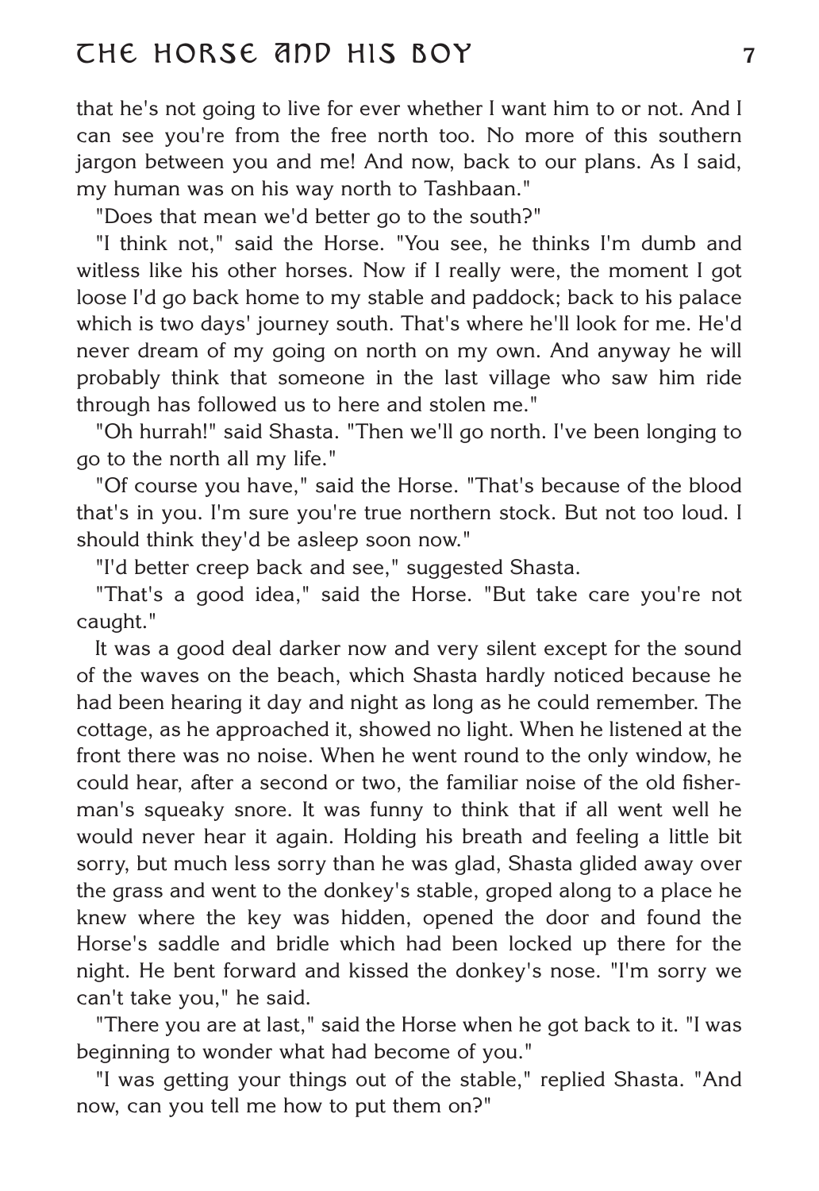that he's not going to live for ever whether I want him to or not. And I can see you're from the free north too. No more of this southern jargon between you and me! And now, back to our plans. As I said, my human was on his way north to Tashbaan."

"Does that mean we'd better go to the south?"

"I think not," said the Horse. "You see, he thinks I'm dumb and witless like his other horses. Now if I really were, the moment I got loose I'd go back home to my stable and paddock; back to his palace which is two days' journey south. That's where he'll look for me. He'd never dream of my going on north on my own. And anyway he will probably think that someone in the last village who saw him ride through has followed us to here and stolen me."

"Oh hurrah!" said Shasta. "Then we'll go north. I've been longing to go to the north all my life."

"Of course you have," said the Horse. "That's because of the blood that's in you. I'm sure you're true northern stock. But not too loud. I should think they'd be asleep soon now."

"I'd better creep back and see," suggested Shasta.

"That's a good idea," said the Horse. "But take care you're not caught."

It was a good deal darker now and very silent except for the sound of the waves on the beach, which Shasta hardly noticed because he had been hearing it day and night as long as he could remember. The cottage, as he approached it, showed no light. When he listened at the front there was no noise. When he went round to the only window, he could hear, after a second or two, the familiar noise of the old fisherman's squeaky snore. It was funny to think that if all went well he would never hear it again. Holding his breath and feeling a little bit sorry, but much less sorry than he was glad, Shasta glided away over the grass and went to the donkey's stable, groped along to a place he knew where the key was hidden, opened the door and found the Horse's saddle and bridle which had been locked up there for the night. He bent forward and kissed the donkey's nose. "I'm sorry we can't take you," he said.

"There you are at last," said the Horse when he got back to it. "I was beginning to wonder what had become of you."

"I was getting your things out of the stable," replied Shasta. "And now, can you tell me how to put them on?"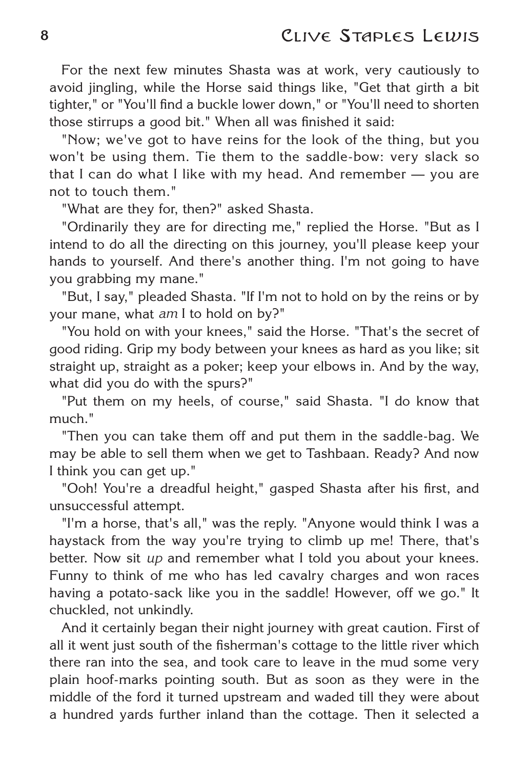For the next few minutes Shasta was at work, very cautiously to avoid jingling, while the Horse said things like, "Get that girth a bit tighter," or "You'll find a buckle lower down," or "You'll need to shorten those stirrups a good bit." When all was finished it said:

"Now; we've got to have reins for the look of the thing, but you won't be using them. Tie them to the saddle-bow: very slack so that I can do what I like with my head. And remember — you are not to touch them."

"What are they for, then?" asked Shasta.

"Ordinarily they are for directing me," replied the Horse. "But as I intend to do all the directing on this journey, you'll please keep your hands to yourself. And there's another thing. I'm not going to have you grabbing my mane."

"But, I say," pleaded Shasta. "If I'm not to hold on by the reins or by your mane, what *am* I to hold on by?"

"You hold on with your knees," said the Horse. "That's the secret of good riding. Grip my body between your knees as hard as you like; sit straight up, straight as a poker; keep your elbows in. And by the way, what did you do with the spurs?"

"Put them on my heels, of course," said Shasta. "I do know that much."

"Then you can take them off and put them in the saddle-bag. We may be able to sell them when we get to Tashbaan. Ready? And now I think you can get up."

"Ooh! You're a dreadful height," gasped Shasta after his first, and unsuccessful attempt.

"I'm a horse, that's all," was the reply. "Anyone would think I was a haystack from the way you're trying to climb up me! There, that's better. Now sit *up* and remember what I told you about your knees. Funny to think of me who has led cavalry charges and won races having a potato-sack like you in the saddle! However, off we go." It chuckled, not unkindly.

And it certainly began their night journey with great caution. First of all it went just south of the fisherman's cottage to the little river which there ran into the sea, and took care to leave in the mud some very plain hoof-marks pointing south. But as soon as they were in the middle of the ford it turned upstream and waded till they were about a hundred yards further inland than the cottage. Then it selected a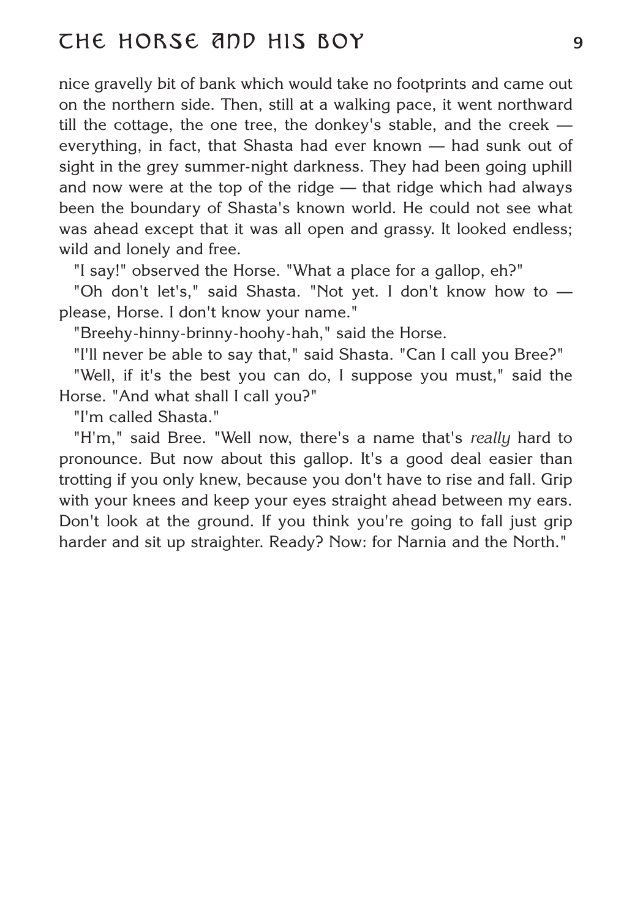nice gravelly bit of bank which would take no footprints and came out on the northern side. Then, still at a walking pace, it went northward till the cottage, the one tree, the donkey's stable, and the creek — everything, in fact, that Shasta had ever known — had sunk out of sight in the grey summer-night darkness. They had been going uphill and now were at the top of the ridge — that ridge which had always been the boundary of Shasta's known world. He could not see what was ahead except that it was all open and grassy. It looked endless; wild and lonely and free.

"I say!" observed the Horse. "What a place for a gallop, eh?"

"Oh don't let's," said Shasta. "Not yet. I don't know how to — please, Horse. I don't know your name."

"Breehy-hinny-brinny-hoohy-hah," said the Horse.

"I'll never be able to say that," said Shasta. "Can I call you Bree?"

"Well, if it's the best you can do, I suppose you must," said the Horse. "And what shall I call you?"

"I'm called Shasta."

"H'm," said Bree. "Well now, there's a name that's *really* hard to pronounce. But now about this gallop. It's a good deal easier than trotting if you only knew, because you don't have to rise and fall. Grip with your knees and keep your eyes straight ahead between my ears. Don't look at the ground. If you think you're going to fall just grip harder and sit up straighter. Ready? Now: for Narnia and the North."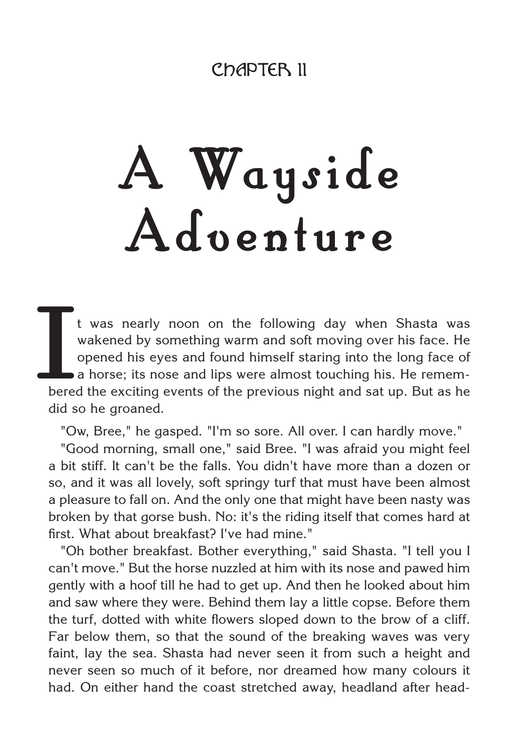CHAPTER II

# A Wayside Adventure

It was nearly noon on the following day when Shasta was wakened by something warm and soft moving over his face. He opened his eyes and found himself staring into the long face of a horse; its nose and lips were almost touching his. He remembered the exciting events of the previous night and sat up. But as he did so he groaned.

"Ow, Bree," he gasped. "I'm so sore. All over. I can hardly move."

"Good morning, small one," said Bree. "I was afraid you might feel a bit stiff. It can't be the falls. You didn't have more than a dozen or so, and it was all lovely, soft springy turf that must have been almost a pleasure to fall on. And the only one that might have been nasty was broken by that gorse bush. No: it's the riding itself that comes hard at first. What about breakfast? I've had mine."

"Oh bother breakfast. Bother everything," said Shasta. "I tell you I can't move." But the horse nuzzled at him with its nose and pawed him gently with a hoof till he had to get up. And then he looked about him and saw where they were. Behind them lay a little copse. Before them the turf, dotted with white flowers sloped down to the brow of a cliff. Far below them, so that the sound of the breaking waves was very faint, lay the sea. Shasta had never seen it from such a height and never seen so much of it before, nor dreamed how many colours it had. On either hand the coast stretched away, headland after head-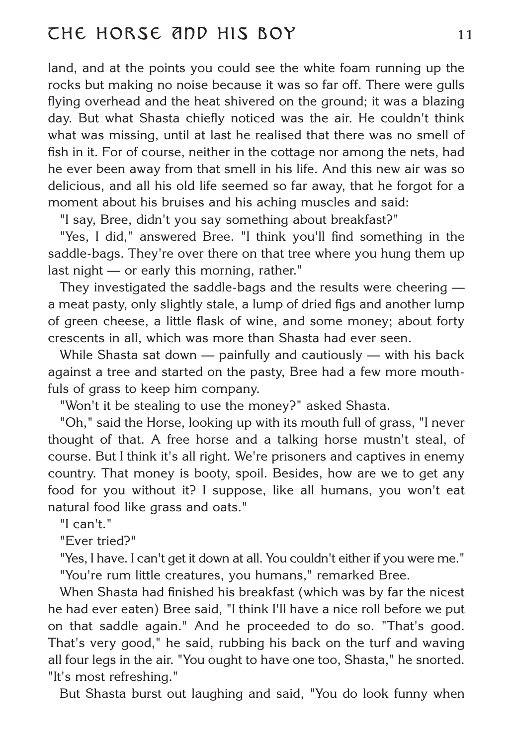land, and at the points you could see the white foam running up the rocks but making no noise because it was so far off. There were gulls flying overhead and the heat shivered on the ground; it was a blazing day. But what Shasta chiefly noticed was the air. He couldn't think what was missing, until at last he realised that there was no smell of fish in it. For of course, neither in the cottage nor among the nets, had he ever been away from that smell in his life. And this new air was so delicious, and all his old life seemed so far away, that he forgot for a moment about his bruises and his aching muscles and said:

"I say, Bree, didn't you say something about breakfast?"

"Yes, I did," answered Bree. "I think you'll find something in the saddle-bags. They're over there on that tree where you hung them up last night — or early this morning, rather."

They investigated the saddle-bags and the results were cheering — a meat pasty, only slightly stale, a lump of dried figs and another lump of green cheese, a little flask of wine, and some money; about forty crescents in all, which was more than Shasta had ever seen.

While Shasta sat down — painfully and cautiously — with his back against a tree and started on the pasty, Bree had a few more mouthfuls of grass to keep him company.

"Won't it be stealing to use the money?" asked Shasta.

"Oh," said the Horse, looking up with its mouth full of grass, "I never thought of that. A free horse and a talking horse mustn't steal, of course. But I think it's all right. We're prisoners and captives in enemy country. That money is booty, spoil. Besides, how are we to get any food for you without it? I suppose, like all humans, you won't eat natural food like grass and oats."

"I can't."

"Ever tried?"

"Yes, I have. I can't get it down at all. You couldn't either if you were me."

"You're rum little creatures, you humans," remarked Bree.

When Shasta had finished his breakfast (which was by far the nicest he had ever eaten) Bree said, "I think I'll have a nice roll before we put on that saddle again." And he proceeded to do so. "That's good. That's very good," he said, rubbing his back on the turf and waving all four legs in the air. "You ought to have one too, Shasta," he snorted. "It's most refreshing."

But Shasta burst out laughing and said, "You do look funny when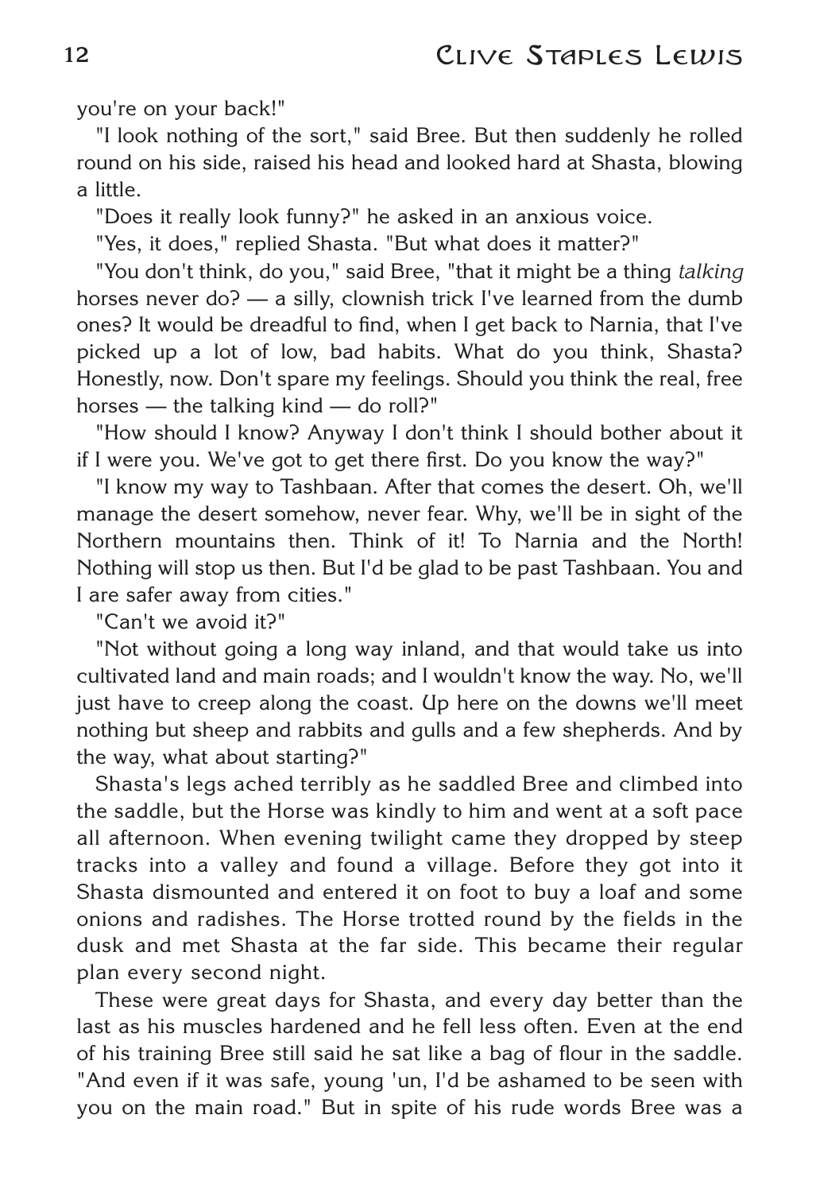you're on your back!"

"I look nothing of the sort," said Bree. But then suddenly he rolled round on his side, raised his head and looked hard at Shasta, blowing a little.

"Does it really look funny?" he asked in an anxious voice.

"Yes, it does," replied Shasta. "But what does it matter?"

"You don't think, do you," said Bree, "that it might be a thing *talking* horses never do? — a silly, clownish trick I've learned from the dumb ones? It would be dreadful to find, when I get back to Narnia, that I've picked up a lot of low, bad habits. What do you think, Shasta? Honestly, now. Don't spare my feelings. Should you think the real, free horses — the talking kind — do roll?"

"How should I know? Anyway I don't think I should bother about it if I were you. We've got to get there first. Do you know the way?"

"I know my way to Tashbaan. After that comes the desert. Oh, we'll manage the desert somehow, never fear. Why, we'll be in sight of the Northern mountains then. Think of it! To Narnia and the North! Nothing will stop us then. But I'd be glad to be past Tashbaan. You and I are safer away from cities."

"Can't we avoid it?"

"Not without going a long way inland, and that would take us into cultivated land and main roads; and I wouldn't know the way. No, we'll just have to creep along the coast. Up here on the downs we'll meet nothing but sheep and rabbits and gulls and a few shepherds. And by the way, what about starting?"

Shasta's legs ached terribly as he saddled Bree and climbed into the saddle, but the Horse was kindly to him and went at a soft pace all afternoon. When evening twilight came they dropped by steep tracks into a valley and found a village. Before they got into it Shasta dismounted and entered it on foot to buy a loaf and some onions and radishes. The Horse trotted round by the fields in the dusk and met Shasta at the far side. This became their regular plan every second night.

These were great days for Shasta, and every day better than the last as his muscles hardened and he fell less often. Even at the end of his training Bree still said he sat like a bag of flour in the saddle. "And even if it was safe, young 'un, I'd be ashamed to be seen with you on the main road." But in spite of his rude words Bree was a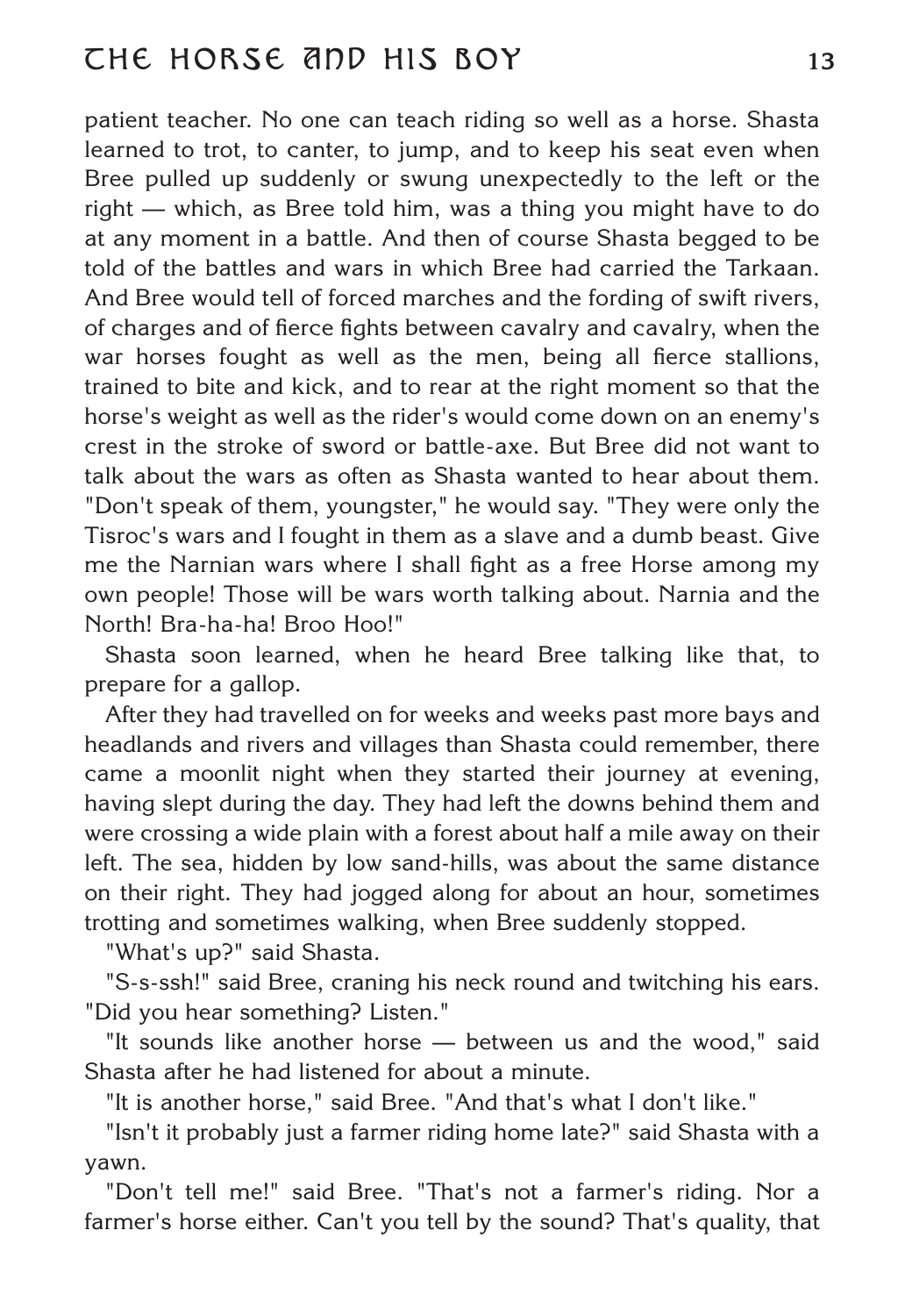patient teacher. No one can teach riding so well as a horse. Shasta learned to trot, to canter, to jump, and to keep his seat even when Bree pulled up suddenly or swung unexpectedly to the left or the right — which, as Bree told him, was a thing you might have to do at any moment in a battle. And then of course Shasta begged to be told of the battles and wars in which Bree had carried the Tarkaan. And Bree would tell of forced marches and the fording of swift rivers, of charges and of fierce fights between cavalry and cavalry, when the war horses fought as well as the men, being all fierce stallions, trained to bite and kick, and to rear at the right moment so that the horse's weight as well as the rider's would come down on an enemy's crest in the stroke of sword or battle-axe. But Bree did not want to talk about the wars as often as Shasta wanted to hear about them. "Don't speak of them, youngster," he would say. "They were only the Tisroc's wars and I fought in them as a slave and a dumb beast. Give me the Narnian wars where I shall fight as a free Horse among my own people! Those will be wars worth talking about. Narnia and the North! Bra-ha-ha! Broo Hoo!"

Shasta soon learned, when he heard Bree talking like that, to prepare for a gallop.

After they had travelled on for weeks and weeks past more bays and headlands and rivers and villages than Shasta could remember, there came a moonlit night when they started their journey at evening, having slept during the day. They had left the downs behind them and were crossing a wide plain with a forest about half a mile away on their left. The sea, hidden by low sand-hills, was about the same distance on their right. They had jogged along for about an hour, sometimes trotting and sometimes walking, when Bree suddenly stopped.

"What's up?" said Shasta.

"S-s-ssh!" said Bree, craning his neck round and twitching his ears. "Did you hear something? Listen."

"It sounds like another horse — between us and the wood," said Shasta after he had listened for about a minute.

"It is another horse," said Bree. "And that's what I don't like."

"Isn't it probably just a farmer riding home late?" said Shasta with a yawn.

"Don't tell me!" said Bree. "That's not a farmer's riding. Nor a farmer's horse either. Can't you tell by the sound? That's quality, that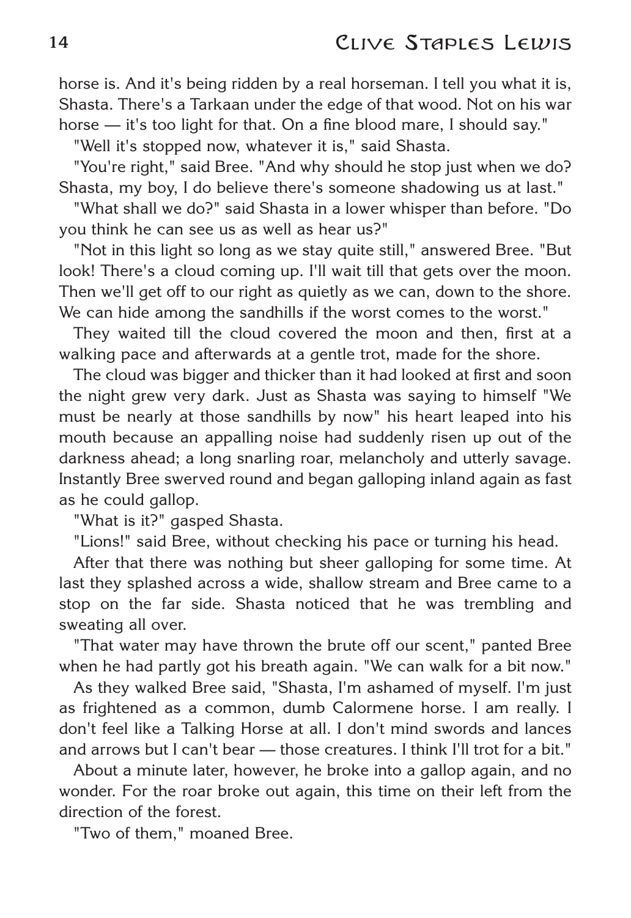horse is. And it's being ridden by a real horseman. I tell you what it is, Shasta. There's a Tarkaan under the edge of that wood. Not on his war horse — it's too light for that. On a fine blood mare, I should say."

"Well it's stopped now, whatever it is," said Shasta.

"You're right," said Bree. "And why should he stop just when we do? Shasta, my boy, I do believe there's someone shadowing us at last."

"What shall we do?" said Shasta in a lower whisper than before. "Do you think he can see us as well as hear us?"

"Not in this light so long as we stay quite still," answered Bree. "But look! There's a cloud coming up. I'll wait till that gets over the moon. Then we'll get off to our right as quietly as we can, down to the shore. We can hide among the sandhills if the worst comes to the worst."

They waited till the cloud covered the moon and then, first at a walking pace and afterwards at a gentle trot, made for the shore.

The cloud was bigger and thicker than it had looked at first and soon the night grew very dark. Just as Shasta was saying to himself "We must be nearly at those sandhills by now" his heart leaped into his mouth because an appalling noise had suddenly risen up out of the darkness ahead; a long snarling roar, melancholy and utterly savage. Instantly Bree swerved round and began galloping inland again as fast as he could gallop.

"What is it?" gasped Shasta.

"Lions!" said Bree, without checking his pace or turning his head.

After that there was nothing but sheer galloping for some time. At last they splashed across a wide, shallow stream and Bree came to a stop on the far side. Shasta noticed that he was trembling and sweating all over.

"That water may have thrown the brute off our scent," panted Bree when he had partly got his breath again. "We can walk for a bit now."

As they walked Bree said, "Shasta, I'm ashamed of myself. I'm just as frightened as a common, dumb Calormene horse. I am really. I don't feel like a Talking Horse at all. I don't mind swords and lances and arrows but I can't bear — those creatures. I think I'll trot for a bit."

About a minute later, however, he broke into a gallop again, and no wonder. For the roar broke out again, this time on their left from the direction of the forest.

"Two of them," moaned Bree.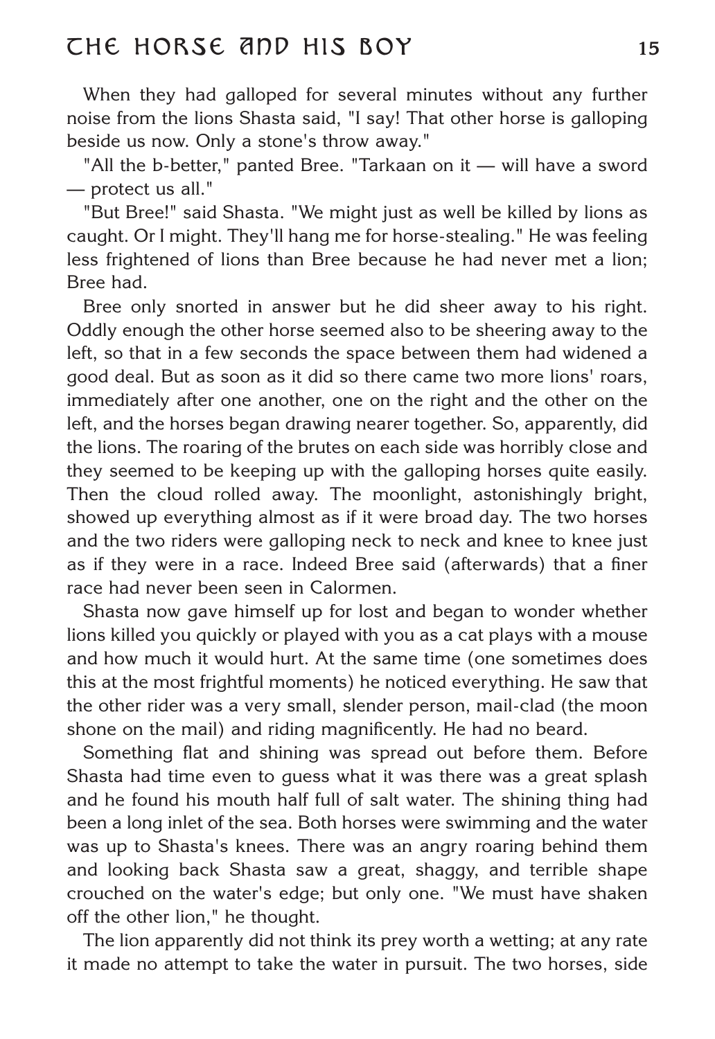When they had galloped for several minutes without any further noise from the lions Shasta said, "I say! That other horse is galloping beside us now. Only a stone's throw away."

"All the b-better," panted Bree. "Tarkaan on it — will have a sword — protect us all."

"But Bree!" said Shasta. "We might just as well be killed by lions as caught. Or I might. They'll hang me for horse-stealing." He was feeling less frightened of lions than Bree because he had never met a lion; Bree had.

Bree only snorted in answer but he did sheer away to his right. Oddly enough the other horse seemed also to be sheering away to the left, so that in a few seconds the space between them had widened a good deal. But as soon as it did so there came two more lions' roars, immediately after one another, one on the right and the other on the left, and the horses began drawing nearer together. So, apparently, did the lions. The roaring of the brutes on each side was horribly close and they seemed to be keeping up with the galloping horses quite easily. Then the cloud rolled away. The moonlight, astonishingly bright, showed up everything almost as if it were broad day. The two horses and the two riders were galloping neck to neck and knee to knee just as if they were in a race. Indeed Bree said (afterwards) that a finer race had never been seen in Calormen.

Shasta now gave himself up for lost and began to wonder whether lions killed you quickly or played with you as a cat plays with a mouse and how much it would hurt. At the same time (one sometimes does this at the most frightful moments) he noticed everything. He saw that the other rider was a very small, slender person, mail-clad (the moon shone on the mail) and riding magnificently. He had no beard.

Something flat and shining was spread out before them. Before Shasta had time even to guess what it was there was a great splash and he found his mouth half full of salt water. The shining thing had been a long inlet of the sea. Both horses were swimming and the water was up to Shasta's knees. There was an angry roaring behind them and looking back Shasta saw a great, shaggy, and terrible shape crouched on the water's edge; but only one. "We must have shaken off the other lion," he thought.

The lion apparently did not think its prey worth a wetting; at any rate it made no attempt to take the water in pursuit. The two horses, side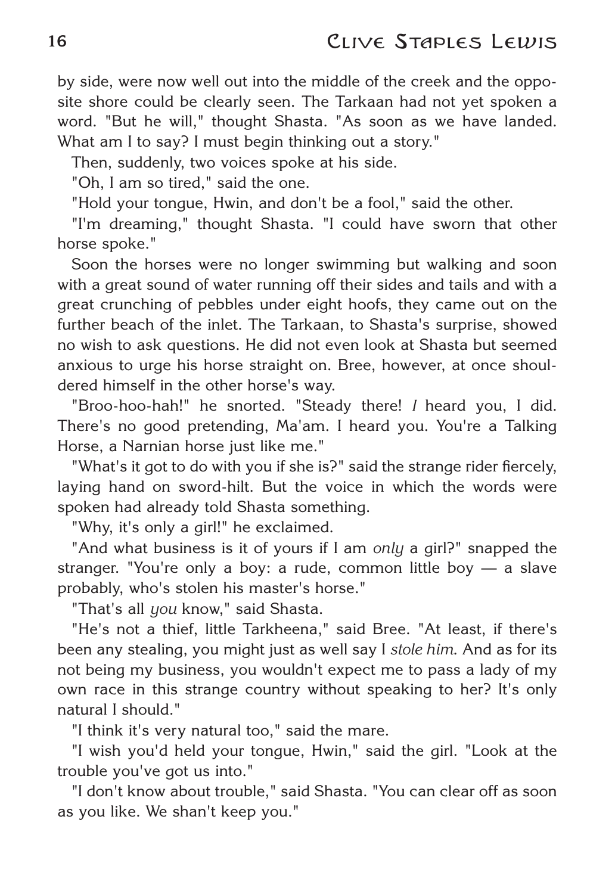by side, were now well out into the middle of the creek and the opposite shore could be clearly seen. The Tarkaan had not yet spoken a word. "But he will," thought Shasta. "As soon as we have landed. What am I to say? I must begin thinking out a story."

Then, suddenly, two voices spoke at his side.

"Oh, I am so tired," said the one.

"Hold your tongue, Hwin, and don't be a fool," said the other.

"I'm dreaming," thought Shasta. "I could have sworn that other horse spoke."

Soon the horses were no longer swimming but walking and soon with a great sound of water running off their sides and tails and with a great crunching of pebbles under eight hoofs, they came out on the further beach of the inlet. The Tarkaan, to Shasta's surprise, showed no wish to ask questions. He did not even look at Shasta but seemed anxious to urge his horse straight on. Bree, however, at once shouldered himself in the other horse's way.

"Broo-hoo-hah!" he snorted. "Steady there! *I* heard you, I did. There's no good pretending, Ma'am. I heard you. You're a Talking Horse, a Narnian horse just like me."

"What's it got to do with you if she is?" said the strange rider fiercely, laying hand on sword-hilt. But the voice in which the words were spoken had already told Shasta something.

"Why, it's only a girl!" he exclaimed.

"And what business is it of yours if I am *only* a girl?" snapped the stranger. "You're only a boy: a rude, common little boy — a slave probably, who's stolen his master's horse."

"That's all *you* know," said Shasta.

"He's not a thief, little Tarkheena," said Bree. "At least, if there's been any stealing, you might just as well say I *stole him*. And as for its not being my business, you wouldn't expect me to pass a lady of my own race in this strange country without speaking to her? It's only natural I should."

"I think it's very natural too," said the mare.

"I wish you'd held your tongue, Hwin," said the girl. "Look at the trouble you've got us into."

"I don't know about trouble," said Shasta. "You can clear off as soon as you like. We shan't keep you."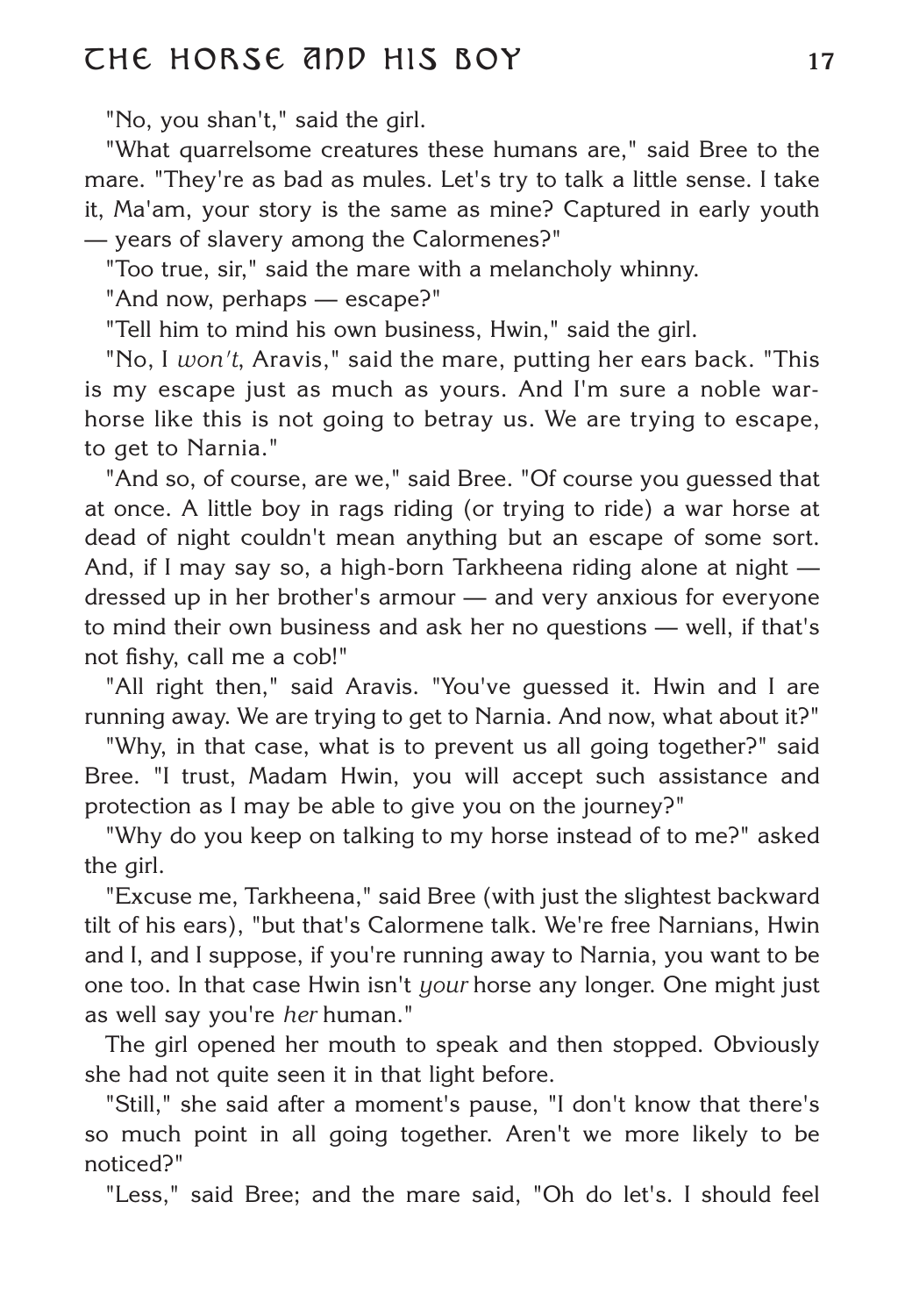"No, you shan't," said the girl.

"What quarrelsome creatures these humans are," said Bree to the mare. "They're as bad as mules. Let's try to talk a little sense. I take it, Ma'am, your story is the same as mine? Captured in early youth — years of slavery among the Calormenes?"

"Too true, sir," said the mare with a melancholy whinny.

"And now, perhaps — escape?"

"Tell him to mind his own business, Hwin," said the girl.

"No, I *won't*, Aravis," said the mare, putting her ears back. "This is my escape just as much as yours. And I'm sure a noble war-horse like this is not going to betray us. We are trying to escape, to get to Narnia."

"And so, of course, are we," said Bree. "Of course you guessed that at once. A little boy in rags riding (or trying to ride) a war horse at dead of night couldn't mean anything but an escape of some sort. And, if I may say so, a high-born Tarkheena riding alone at night — dressed up in her brother's armour — and very anxious for everyone to mind their own business and ask her no questions — well, if that's not fishy, call me a cob!"

"All right then," said Aravis. "You've guessed it. Hwin and I are running away. We are trying to get to Narnia. And now, what about it?"

"Why, in that case, what is to prevent us all going together?" said Bree. "I trust, Madam Hwin, you will accept such assistance and protection as I may be able to give you on the journey?"

"Why do you keep on talking to my horse instead of to me?" asked the girl.

"Excuse me, Tarkheena," said Bree (with just the slightest backward tilt of his ears), "but that's Calormene talk. We're free Narnians, Hwin and I, and I suppose, if you're running away to Narnia, you want to be one too. In that case Hwin isn't *your* horse any longer. One might just as well say you're *her* human."

The girl opened her mouth to speak and then stopped. Obviously she had not quite seen it in that light before.

"Still," she said after a moment's pause, "I don't know that there's so much point in all going together. Aren't we more likely to be noticed?"

"Less," said Bree; and the mare said, "Oh do let's. I should feel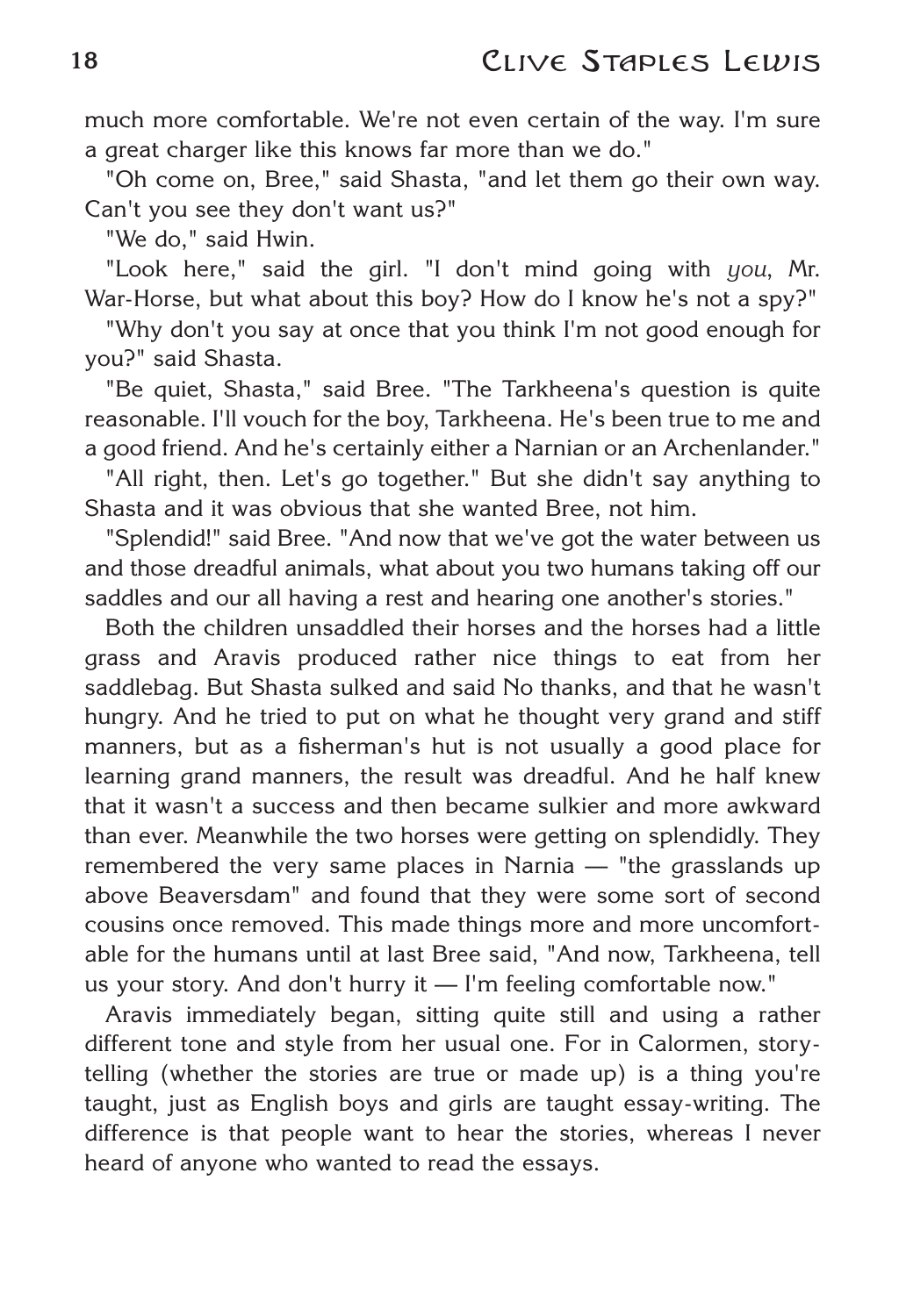much more comfortable. We're not even certain of the way. I'm sure a great charger like this knows far more than we do."

"Oh come on, Bree," said Shasta, "and let them go their own way. Can't you see they don't want us?"

"We do," said Hwin.

"Look here," said the girl. "I don't mind going with *you*, Mr. War-Horse, but what about this boy? How do I know he's not a spy?"

"Why don't you say at once that you think I'm not good enough for you?" said Shasta.

"Be quiet, Shasta," said Bree. "The Tarkheena's question is quite reasonable. I'll vouch for the boy, Tarkheena. He's been true to me and a good friend. And he's certainly either a Narnian or an Archenlander."

"All right, then. Let's go together." But she didn't say anything to Shasta and it was obvious that she wanted Bree, not him.

"Splendid!" said Bree. "And now that we've got the water between us and those dreadful animals, what about you two humans taking off our saddles and our all having a rest and hearing one another's stories."

Both the children unsaddled their horses and the horses had a little grass and Aravis produced rather nice things to eat from her saddlebag. But Shasta sulked and said No thanks, and that he wasn't hungry. And he tried to put on what he thought very grand and stiff manners, but as a fisherman's hut is not usually a good place for learning grand manners, the result was dreadful. And he half knew that it wasn't a success and then became sulkier and more awkward than ever. Meanwhile the two horses were getting on splendidly. They remembered the very same places in Narnia — "the grasslands up above Beaversdam" and found that they were some sort of second cousins once removed. This made things more and more uncomfortable for the humans until at last Bree said, "And now, Tarkheena, tell us your story. And don't hurry it — I'm feeling comfortable now."

Aravis immediately began, sitting quite still and using a rather different tone and style from her usual one. For in Calormen, story-telling (whether the stories are true or made up) is a thing you're taught, just as English boys and girls are taught essay-writing. The difference is that people want to hear the stories, whereas I never heard of anyone who wanted to read the essays.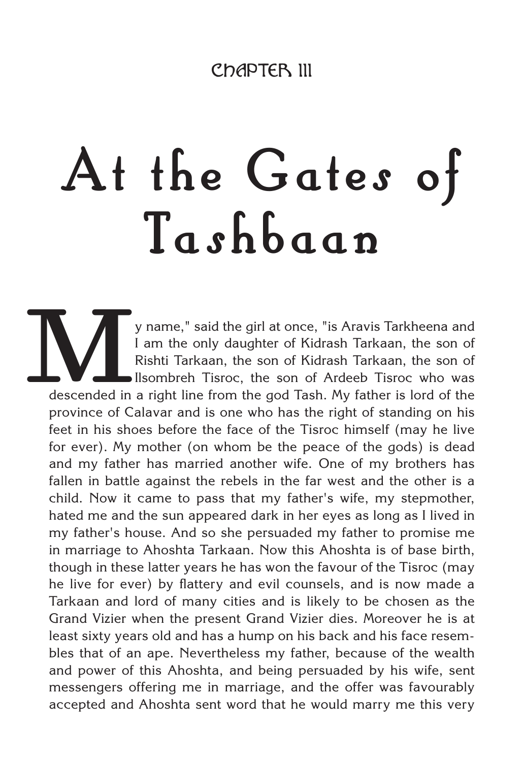CHAPTER III

# At the Gates of Tashbaan

"My name," said the girl at once, "is Aravis Tarkheena and I am the only daughter of Kidrash Tarkaan, the son of Rishti Tarkaan, the son of Kidrash Tarkaan, the son of Ilsombreh Tisroc, the son of Ardeeb Tisroc who was descended in a right line from the god Tash. My father is lord of the province of Calavar and is one who has the right of standing on his feet in his shoes before the face of the Tisroc himself (may he live for ever). My mother (on whom be the peace of the gods) is dead and my father has married another wife. One of my brothers has fallen in battle against the rebels in the far west and the other is a child. Now it came to pass that my father's wife, my stepmother, hated me and the sun appeared dark in her eyes as long as I lived in my father's house. And so she persuaded my father to promise me in marriage to Ahoshta Tarkaan. Now this Ahoshta is of base birth, though in these latter years he has won the favour of the Tisroc (may he live for ever) by flattery and evil counsels, and is now made a Tarkaan and lord of many cities and is likely to be chosen as the Grand Vizier when the present Grand Vizier dies. Moreover he is at least sixty years old and has a hump on his back and his face resembles that of an ape. Nevertheless my father, because of the wealth and power of this Ahoshta, and being persuaded by his wife, sent messengers offering me in marriage, and the offer was favourably accepted and Ahoshta sent word that he would marry me this very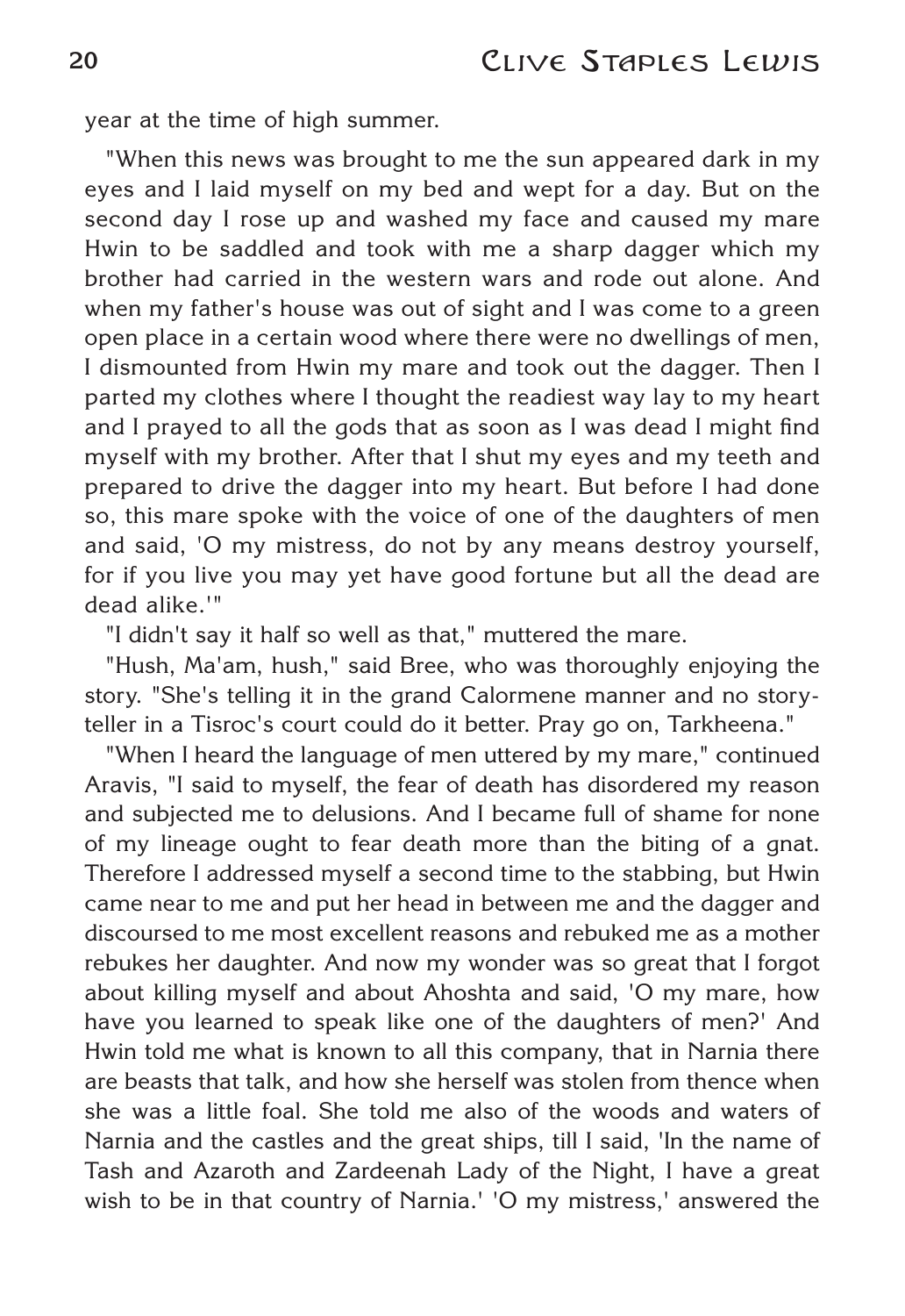year at the time of high summer.

"When this news was brought to me the sun appeared dark in my eyes and I laid myself on my bed and wept for a day. But on the second day I rose up and washed my face and caused my mare Hwin to be saddled and took with me a sharp dagger which my brother had carried in the western wars and rode out alone. And when my father's house was out of sight and I was come to a green open place in a certain wood where there were no dwellings of men, I dismounted from Hwin my mare and took out the dagger. Then I parted my clothes where I thought the readiest way lay to my heart and I prayed to all the gods that as soon as I was dead I might find myself with my brother. After that I shut my eyes and my teeth and prepared to drive the dagger into my heart. But before I had done so, this mare spoke with the voice of one of the daughters of men and said, 'O my mistress, do not by any means destroy yourself, for if you live you may yet have good fortune but all the dead are dead alike.'"

"I didn't say it half so well as that," muttered the mare.

"Hush, Ma'am, hush," said Bree, who was thoroughly enjoying the story. "She's telling it in the grand Calormene manner and no story-teller in a Tisroc's court could do it better. Pray go on, Tarkheena."

"When I heard the language of men uttered by my mare," continued Aravis, "I said to myself, the fear of death has disordered my reason and subjected me to delusions. And I became full of shame for none of my lineage ought to fear death more than the biting of a gnat. Therefore I addressed myself a second time to the stabbing, but Hwin came near to me and put her head in between me and the dagger and discoursed to me most excellent reasons and rebuked me as a mother rebukes her daughter. And now my wonder was so great that I forgot about killing myself and about Ahoshta and said, 'O my mare, how have you learned to speak like one of the daughters of men?' And Hwin told me what is known to all this company, that in Narnia there are beasts that talk, and how she herself was stolen from thence when she was a little foal. She told me also of the woods and waters of Narnia and the castles and the great ships, till I said, 'In the name of Tash and Azaroth and Zardeenah Lady of the Night, I have a great wish to be in that country of Narnia.' 'O my mistress,' answered the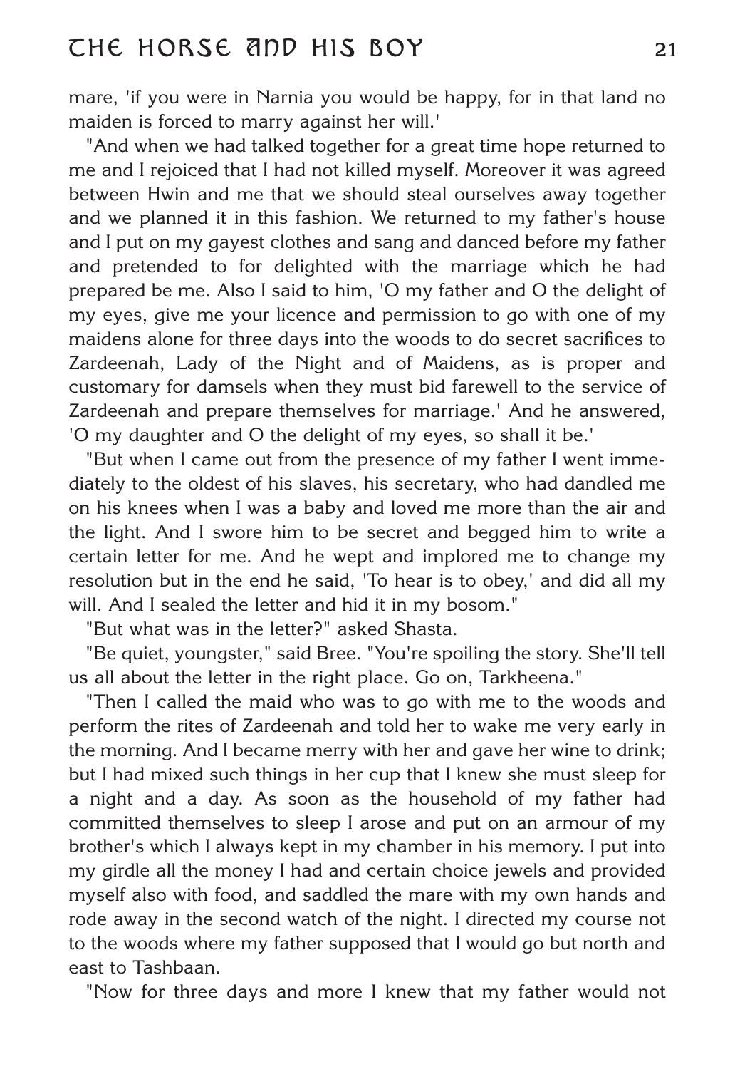mare, 'if you were in Narnia you would be happy, for in that land no maiden is forced to marry against her will.'

"And when we had talked together for a great time hope returned to me and I rejoiced that I had not killed myself. Moreover it was agreed between Hwin and me that we should steal ourselves away together and we planned it in this fashion. We returned to my father's house and I put on my gayest clothes and sang and danced before my father and pretended to for delighted with the marriage which he had prepared be me. Also I said to him, 'O my father and O the delight of my eyes, give me your licence and permission to go with one of my maidens alone for three days into the woods to do secret sacrifices to Zardeenah, Lady of the Night and of Maidens, as is proper and customary for damsels when they must bid farewell to the service of Zardeenah and prepare themselves for marriage.' And he answered, 'O my daughter and O the delight of my eyes, so shall it be.'

"But when I came out from the presence of my father I went immediately to the oldest of his slaves, his secretary, who had dandled me on his knees when I was a baby and loved me more than the air and the light. And I swore him to be secret and begged him to write a certain letter for me. And he wept and implored me to change my resolution but in the end he said, 'To hear is to obey,' and did all my will. And I sealed the letter and hid it in my bosom."

"But what was in the letter?" asked Shasta.

"Be quiet, youngster," said Bree. "You're spoiling the story. She'll tell us all about the letter in the right place. Go on, Tarkheena."

"Then I called the maid who was to go with me to the woods and perform the rites of Zardeenah and told her to wake me very early in the morning. And I became merry with her and gave her wine to drink; but I had mixed such things in her cup that I knew she must sleep for a night and a day. As soon as the household of my father had committed themselves to sleep I arose and put on an armour of my brother's which I always kept in my chamber in his memory. I put into my girdle all the money I had and certain choice jewels and provided myself also with food, and saddled the mare with my own hands and rode away in the second watch of the night. I directed my course not to the woods where my father supposed that I would go but north and east to Tashbaan.

"Now for three days and more I knew that my father would not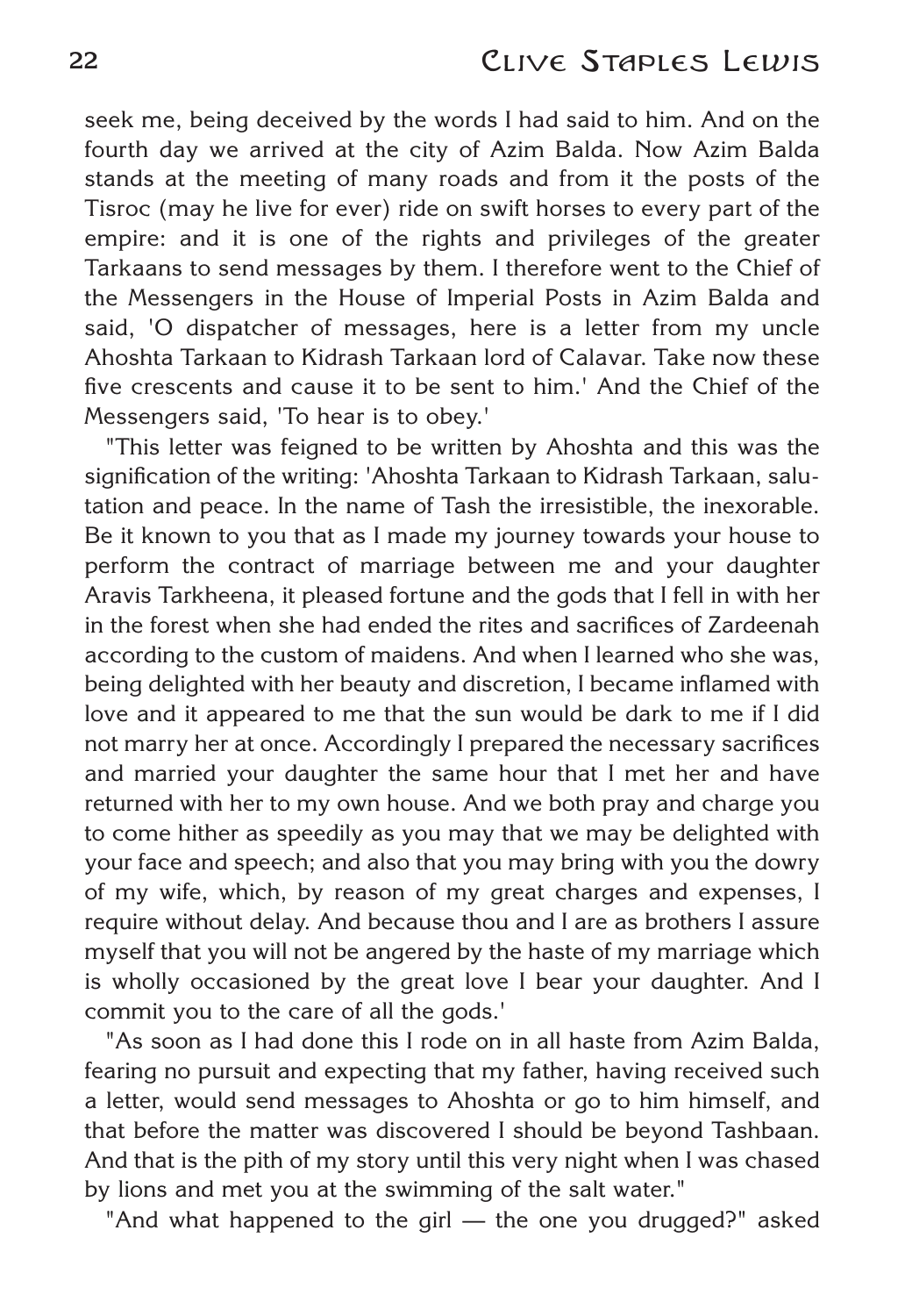seek me, being deceived by the words I had said to him. And on the fourth day we arrived at the city of Azim Balda. Now Azim Balda stands at the meeting of many roads and from it the posts of the Tisroc (may he live for ever) ride on swift horses to every part of the empire: and it is one of the rights and privileges of the greater Tarkaans to send messages by them. I therefore went to the Chief of the Messengers in the House of Imperial Posts in Azim Balda and said, 'O dispatcher of messages, here is a letter from my uncle Ahoshta Tarkaan to Kidrash Tarkaan lord of Calavar. Take now these five crescents and cause it to be sent to him.' And the Chief of the Messengers said, 'To hear is to obey.'

"This letter was feigned to be written by Ahoshta and this was the signification of the writing: 'Ahoshta Tarkaan to Kidrash Tarkaan, salutation and peace. In the name of Tash the irresistible, the inexorable. Be it known to you that as I made my journey towards your house to perform the contract of marriage between me and your daughter Aravis Tarkheena, it pleased fortune and the gods that I fell in with her in the forest when she had ended the rites and sacrifices of Zardeenah according to the custom of maidens. And when I learned who she was, being delighted with her beauty and discretion, I became inflamed with love and it appeared to me that the sun would be dark to me if I did not marry her at once. Accordingly I prepared the necessary sacrifices and married your daughter the same hour that I met her and have returned with her to my own house. And we both pray and charge you to come hither as speedily as you may that we may be delighted with your face and speech; and also that you may bring with you the dowry of my wife, which, by reason of my great charges and expenses, I require without delay. And because thou and I are as brothers I assure myself that you will not be angered by the haste of my marriage which is wholly occasioned by the great love I bear your daughter. And I commit you to the care of all the gods.'

"As soon as I had done this I rode on in all haste from Azim Balda, fearing no pursuit and expecting that my father, having received such a letter, would send messages to Ahoshta or go to him himself, and that before the matter was discovered I should be beyond Tashbaan. And that is the pith of my story until this very night when I was chased by lions and met you at the swimming of the salt water."

"And what happened to the girl — the one you drugged?" asked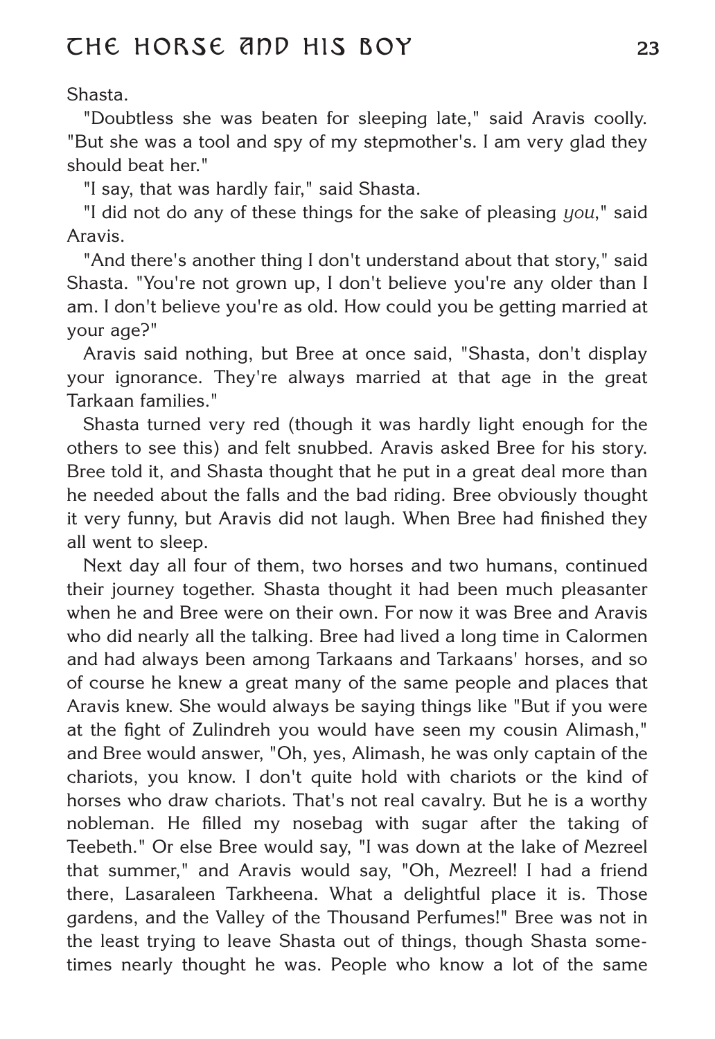Shasta.

"Doubtless she was beaten for sleeping late," said Aravis coolly. "But she was a tool and spy of my stepmother's. I am very glad they should beat her."

"I say, that was hardly fair," said Shasta.

"I did not do any of these things for the sake of pleasing *you*," said Aravis.

"And there's another thing I don't understand about that story," said Shasta. "You're not grown up, I don't believe you're any older than I am. I don't believe you're as old. How could you be getting married at your age?"

Aravis said nothing, but Bree at once said, "Shasta, don't display your ignorance. They're always married at that age in the great Tarkaan families."

Shasta turned very red (though it was hardly light enough for the others to see this) and felt snubbed. Aravis asked Bree for his story. Bree told it, and Shasta thought that he put in a great deal more than he needed about the falls and the bad riding. Bree obviously thought it very funny, but Aravis did not laugh. When Bree had finished they all went to sleep.

Next day all four of them, two horses and two humans, continued their journey together. Shasta thought it had been much pleasanter when he and Bree were on their own. For now it was Bree and Aravis who did nearly all the talking. Bree had lived a long time in Calormen and had always been among Tarkaans and Tarkaans' horses, and so of course he knew a great many of the same people and places that Aravis knew. She would always be saying things like "But if you were at the fight of Zulindreh you would have seen my cousin Alimash," and Bree would answer, "Oh, yes, Alimash, he was only captain of the chariots, you know. I don't quite hold with chariots or the kind of horses who draw chariots. That's not real cavalry. But he is a worthy nobleman. He filled my nosebag with sugar after the taking of Teebeth." Or else Bree would say, "I was down at the lake of Mezreel that summer," and Aravis would say, "Oh, Mezreel! I had a friend there, Lasaraleen Tarkheena. What a delightful place it is. Those gardens, and the Valley of the Thousand Perfumes!" Bree was not in the least trying to leave Shasta out of things, though Shasta sometimes nearly thought he was. People who know a lot of the same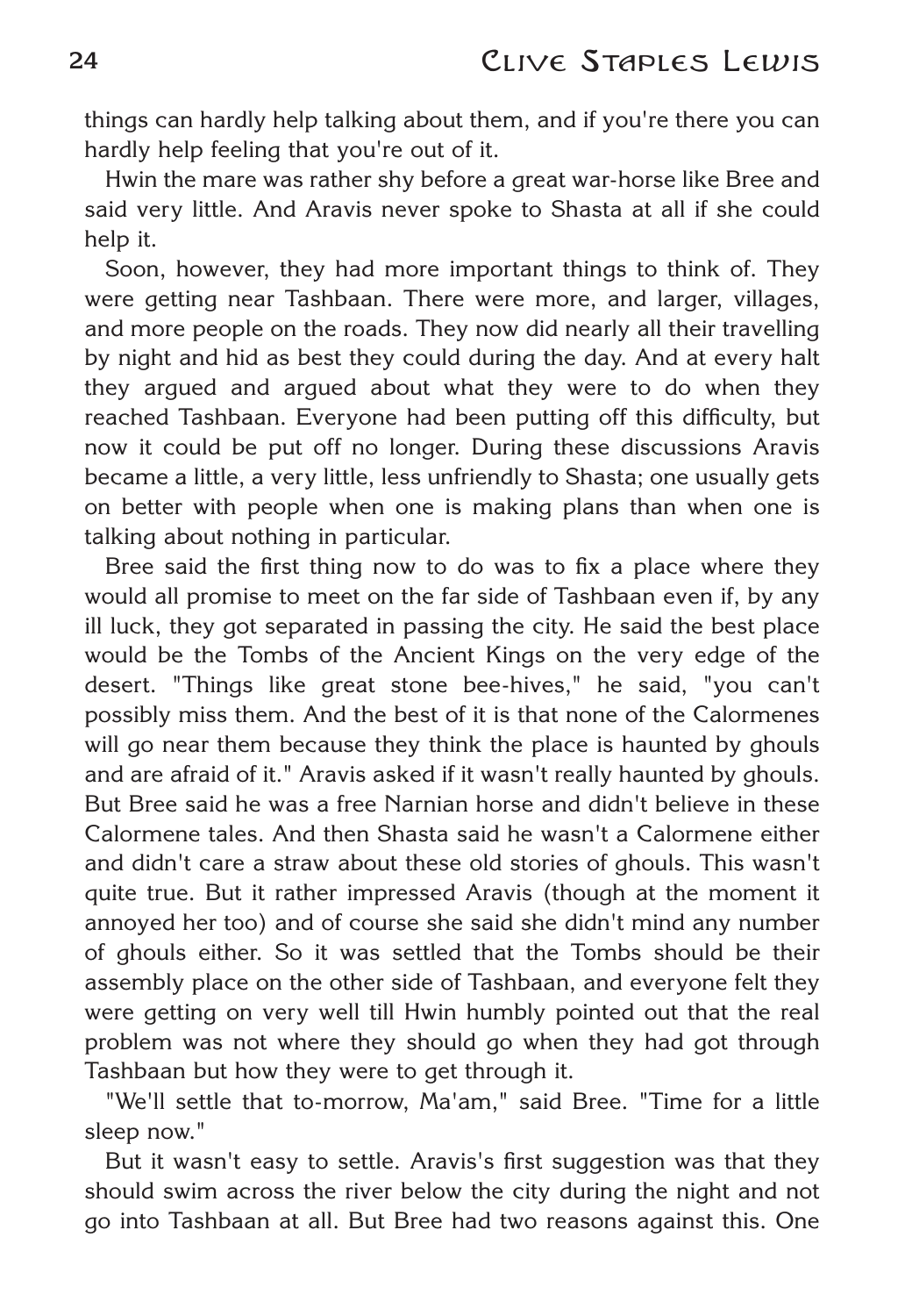things can hardly help talking about them, and if you're there you can hardly help feeling that you're out of it.

Hwin the mare was rather shy before a great war-horse like Bree and said very little. And Aravis never spoke to Shasta at all if she could help it.

Soon, however, they had more important things to think of. They were getting near Tashbaan. There were more, and larger, villages, and more people on the roads. They now did nearly all their travelling by night and hid as best they could during the day. And at every halt they argued and argued about what they were to do when they reached Tashbaan. Everyone had been putting off this difficulty, but now it could be put off no longer. During these discussions Aravis became a little, a very little, less unfriendly to Shasta; one usually gets on better with people when one is making plans than when one is talking about nothing in particular.

Bree said the first thing now to do was to fix a place where they would all promise to meet on the far side of Tashbaan even if, by any ill luck, they got separated in passing the city. He said the best place would be the Tombs of the Ancient Kings on the very edge of the desert. "Things like great stone bee-hives," he said, "you can't possibly miss them. And the best of it is that none of the Calormenes will go near them because they think the place is haunted by ghouls and are afraid of it." Aravis asked if it wasn't really haunted by ghouls. But Bree said he was a free Narnian horse and didn't believe in these Calormene tales. And then Shasta said he wasn't a Calormene either and didn't care a straw about these old stories of ghouls. This wasn't quite true. But it rather impressed Aravis (though at the moment it annoyed her too) and of course she said she didn't mind any number of ghouls either. So it was settled that the Tombs should be their assembly place on the other side of Tashbaan, and everyone felt they were getting on very well till Hwin humbly pointed out that the real problem was not where they should go when they had got through Tashbaan but how they were to get through it.

"We'll settle that to-morrow, Ma'am," said Bree. "Time for a little sleep now."

But it wasn't easy to settle. Aravis's first suggestion was that they should swim across the river below the city during the night and not go into Tashbaan at all. But Bree had two reasons against this. One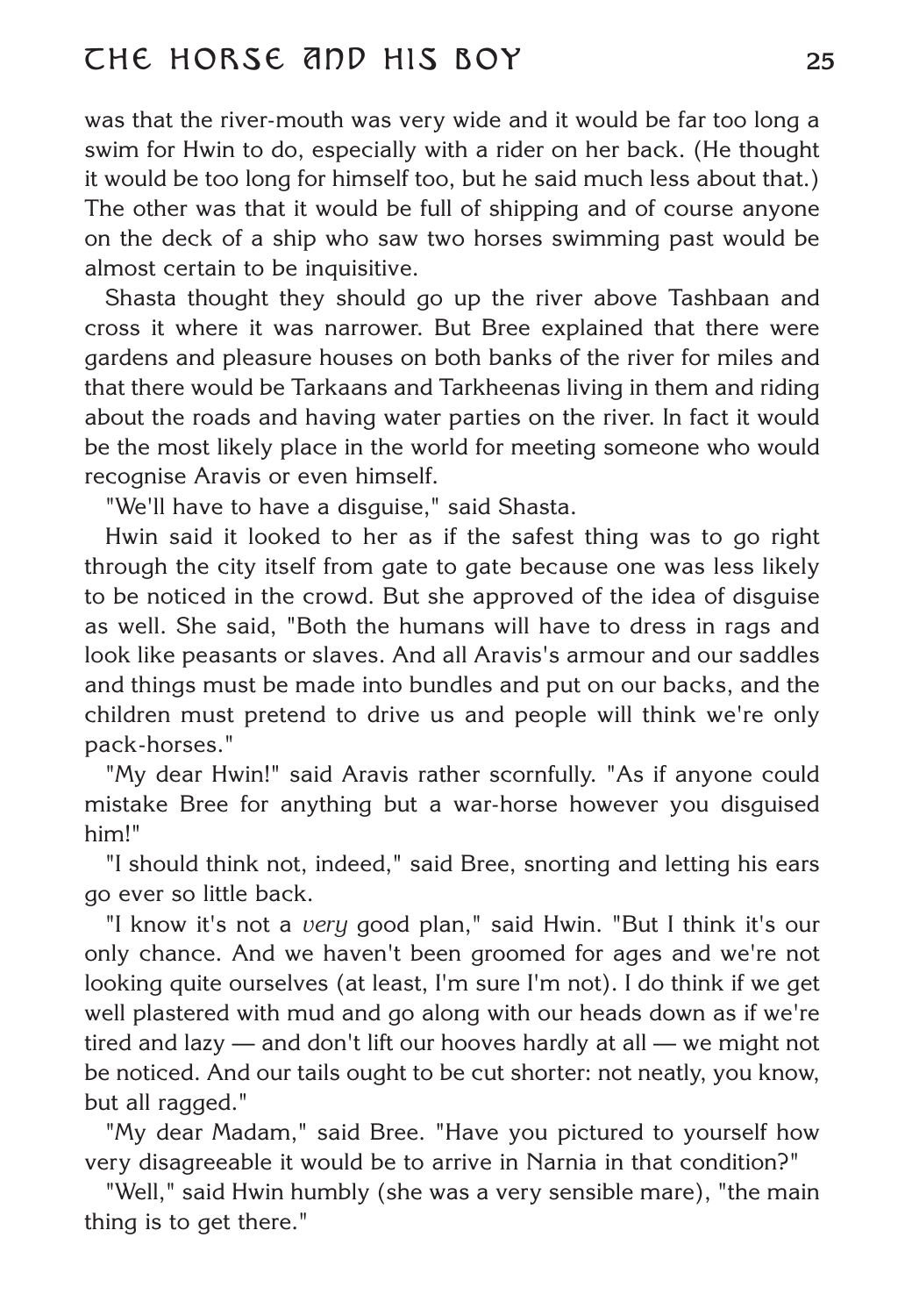was that the river-mouth was very wide and it would be far too long a swim for Hwin to do, especially with a rider on her back. (He thought it would be too long for himself too, but he said much less about that.) The other was that it would be full of shipping and of course anyone on the deck of a ship who saw two horses swimming past would be almost certain to be inquisitive.

Shasta thought they should go up the river above Tashbaan and cross it where it was narrower. But Bree explained that there were gardens and pleasure houses on both banks of the river for miles and that there would be Tarkaans and Tarkheenas living in them and riding about the roads and having water parties on the river. In fact it would be the most likely place in the world for meeting someone who would recognise Aravis or even himself.

"We'll have to have a disguise," said Shasta.

Hwin said it looked to her as if the safest thing was to go right through the city itself from gate to gate because one was less likely to be noticed in the crowd. But she approved of the idea of disguise as well. She said, "Both the humans will have to dress in rags and look like peasants or slaves. And all Aravis's armour and our saddles and things must be made into bundles and put on our backs, and the children must pretend to drive us and people will think we're only pack-horses."

"My dear Hwin!" said Aravis rather scornfully. "As if anyone could mistake Bree for anything but a war-horse however you disguised him!"

"I should think not, indeed," said Bree, snorting and letting his ears go ever so little back.

"I know it's not a *very* good plan," said Hwin. "But I think it's our only chance. And we haven't been groomed for ages and we're not looking quite ourselves (at least, I'm sure I'm not). I do think if we get well plastered with mud and go along with our heads down as if we're tired and lazy — and don't lift our hooves hardly at all — we might not be noticed. And our tails ought to be cut shorter: not neatly, you know, but all ragged."

"My dear Madam," said Bree. "Have you pictured to yourself how very disagreeable it would be to arrive in Narnia in that condition?"

"Well," said Hwin humbly (she was a very sensible mare), "the main thing is to get there."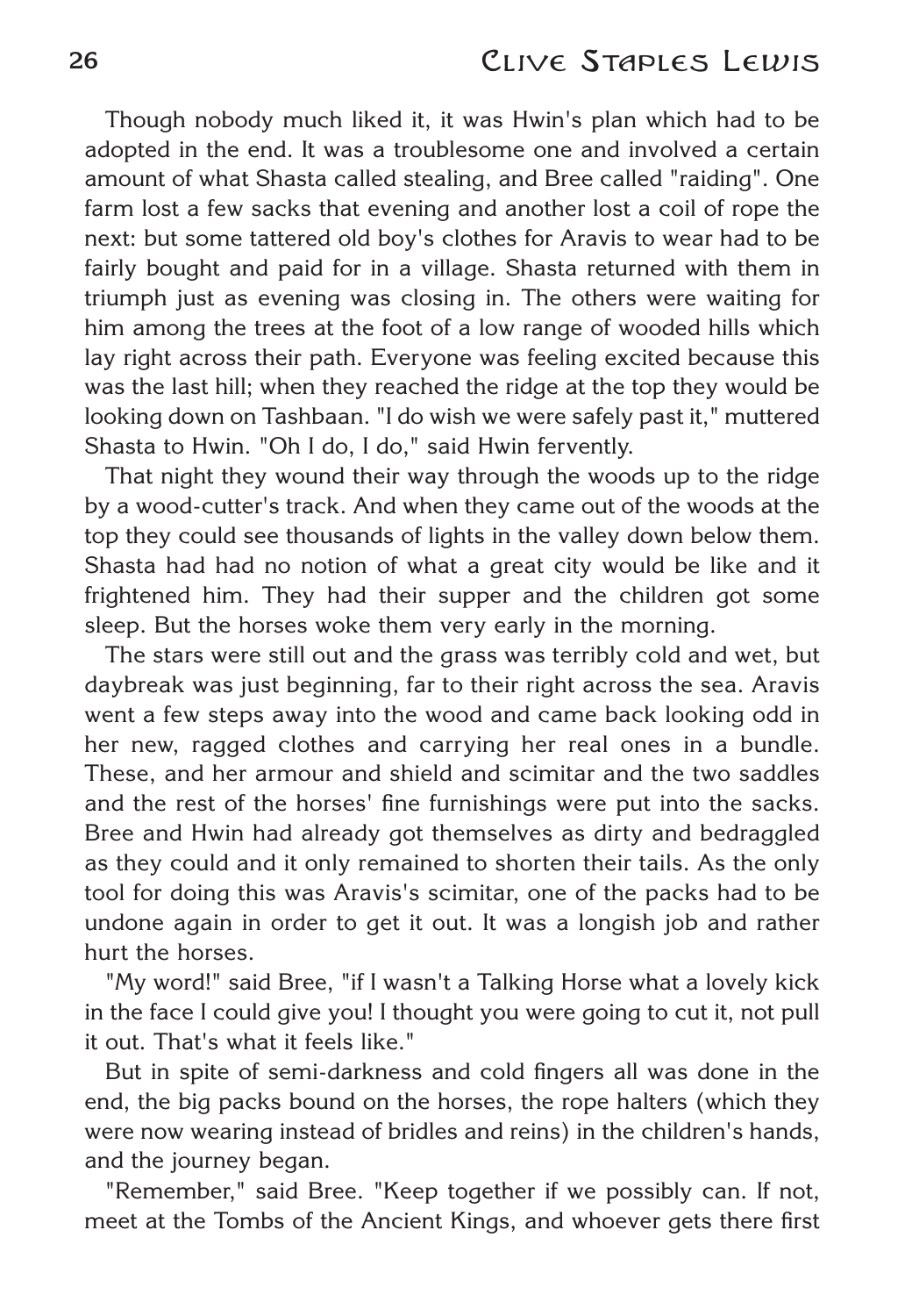Though nobody much liked it, it was Hwin's plan which had to be adopted in the end. It was a troublesome one and involved a certain amount of what Shasta called stealing, and Bree called "raiding". One farm lost a few sacks that evening and another lost a coil of rope the next: but some tattered old boy's clothes for Aravis to wear had to be fairly bought and paid for in a village. Shasta returned with them in triumph just as evening was closing in. The others were waiting for him among the trees at the foot of a low range of wooded hills which lay right across their path. Everyone was feeling excited because this was the last hill; when they reached the ridge at the top they would be looking down on Tashbaan. "I do wish we were safely past it," muttered Shasta to Hwin. "Oh I do, I do," said Hwin fervently.

That night they wound their way through the woods up to the ridge by a wood-cutter's track. And when they came out of the woods at the top they could see thousands of lights in the valley down below them. Shasta had had no notion of what a great city would be like and it frightened him. They had their supper and the children got some sleep. But the horses woke them very early in the morning.

The stars were still out and the grass was terribly cold and wet, but daybreak was just beginning, far to their right across the sea. Aravis went a few steps away into the wood and came back looking odd in her new, ragged clothes and carrying her real ones in a bundle. These, and her armour and shield and scimitar and the two saddles and the rest of the horses' fine furnishings were put into the sacks. Bree and Hwin had already got themselves as dirty and bedraggled as they could and it only remained to shorten their tails. As the only tool for doing this was Aravis's scimitar, one of the packs had to be undone again in order to get it out. It was a longish job and rather hurt the horses.

"My word!" said Bree, "if I wasn't a Talking Horse what a lovely kick in the face I could give you! I thought you were going to cut it, not pull it out. That's what it feels like."

But in spite of semi-darkness and cold fingers all was done in the end, the big packs bound on the horses, the rope halters (which they were now wearing instead of bridles and reins) in the children's hands, and the journey began.

"Remember," said Bree. "Keep together if we possibly can. If not, meet at the Tombs of the Ancient Kings, and whoever gets there first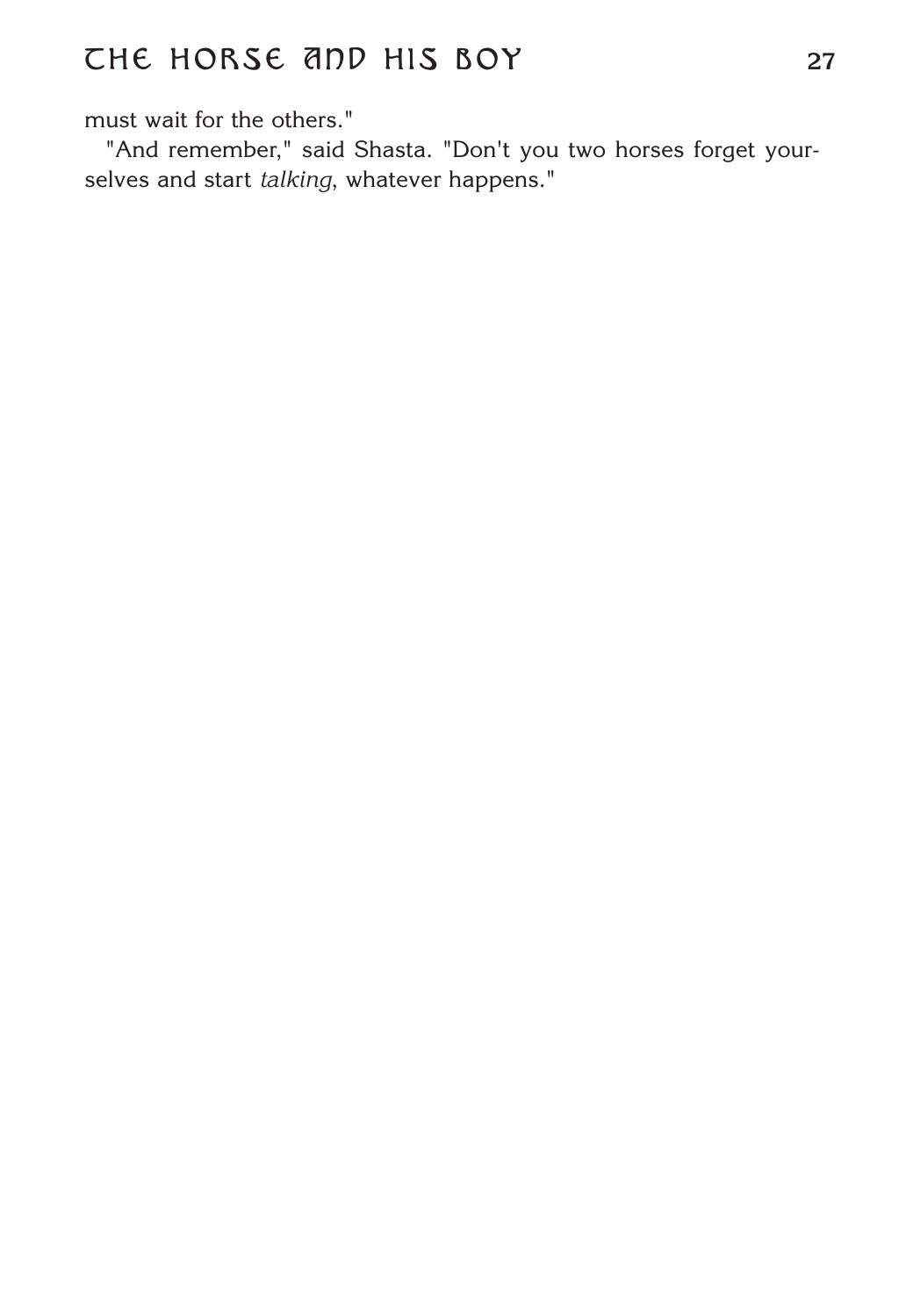must wait for the others."

"And remember," said Shasta. "Don't you two horses forget yourselves and start *talking*, whatever happens."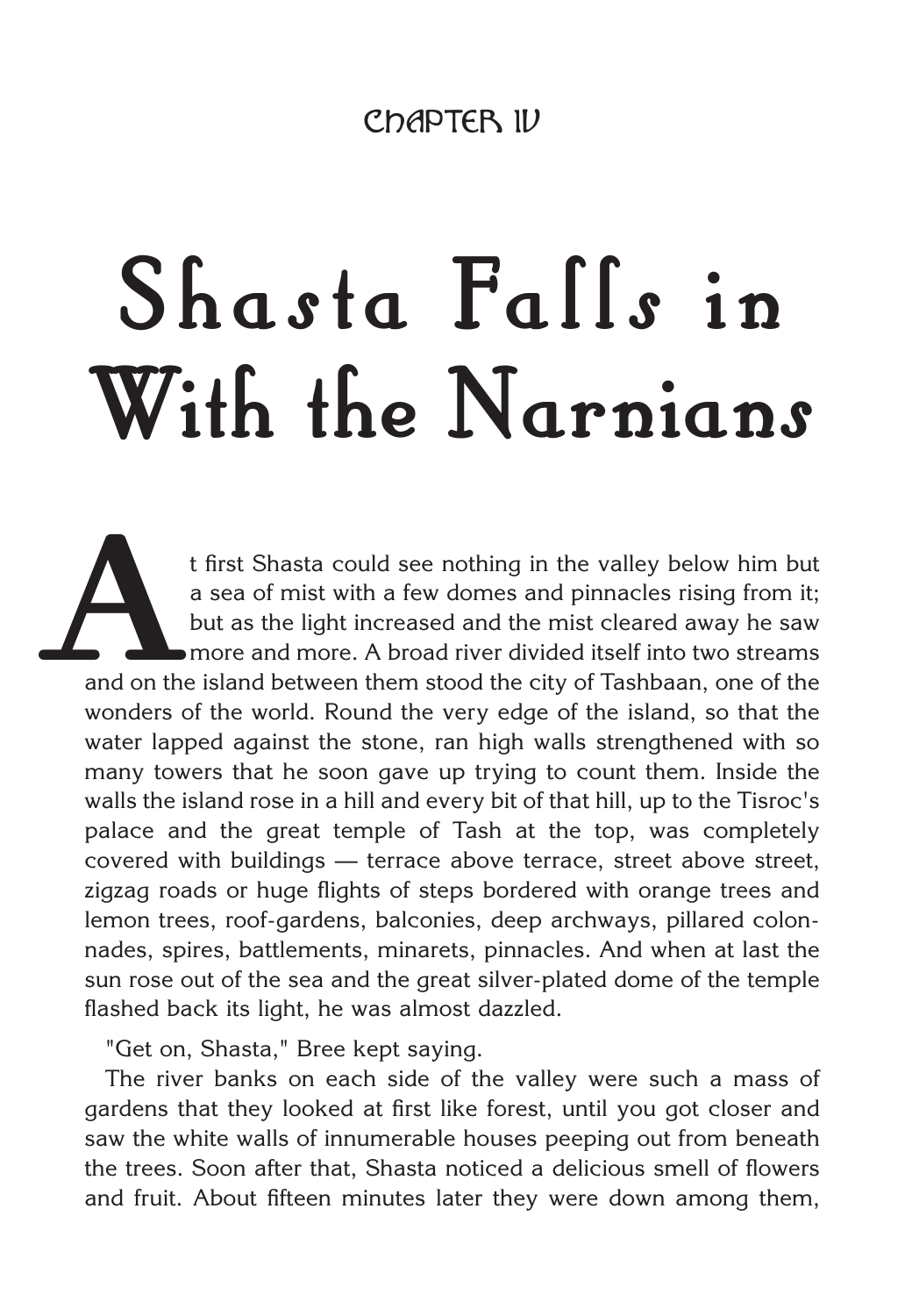## CHAPTER IV

# Shasta Falls in With the Narnians

At first Shasta could see nothing in the valley below him but a sea of mist with a few domes and pinnacles rising from it; but as the light increased and the mist cleared away he saw more and more. A broad river divided itself into two streams and on the island between them stood the city of Tashbaan, one of the wonders of the world. Round the very edge of the island, so that the water lapped against the stone, ran high walls strengthened with so many towers that he soon gave up trying to count them. Inside the walls the island rose in a hill and every bit of that hill, up to the Tisroc's palace and the great temple of Tash at the top, was completely covered with buildings — terrace above terrace, street above street, zigzag roads or huge flights of steps bordered with orange trees and lemon trees, roof-gardens, balconies, deep archways, pillared colonnades, spires, battlements, minarets, pinnacles. And when at last the sun rose out of the sea and the great silver-plated dome of the temple flashed back its light, he was almost dazzled.

"Get on, Shasta," Bree kept saying.

The river banks on each side of the valley were such a mass of gardens that they looked at first like forest, until you got closer and saw the white walls of innumerable houses peeping out from beneath the trees. Soon after that, Shasta noticed a delicious smell of flowers and fruit. About fifteen minutes later they were down among them,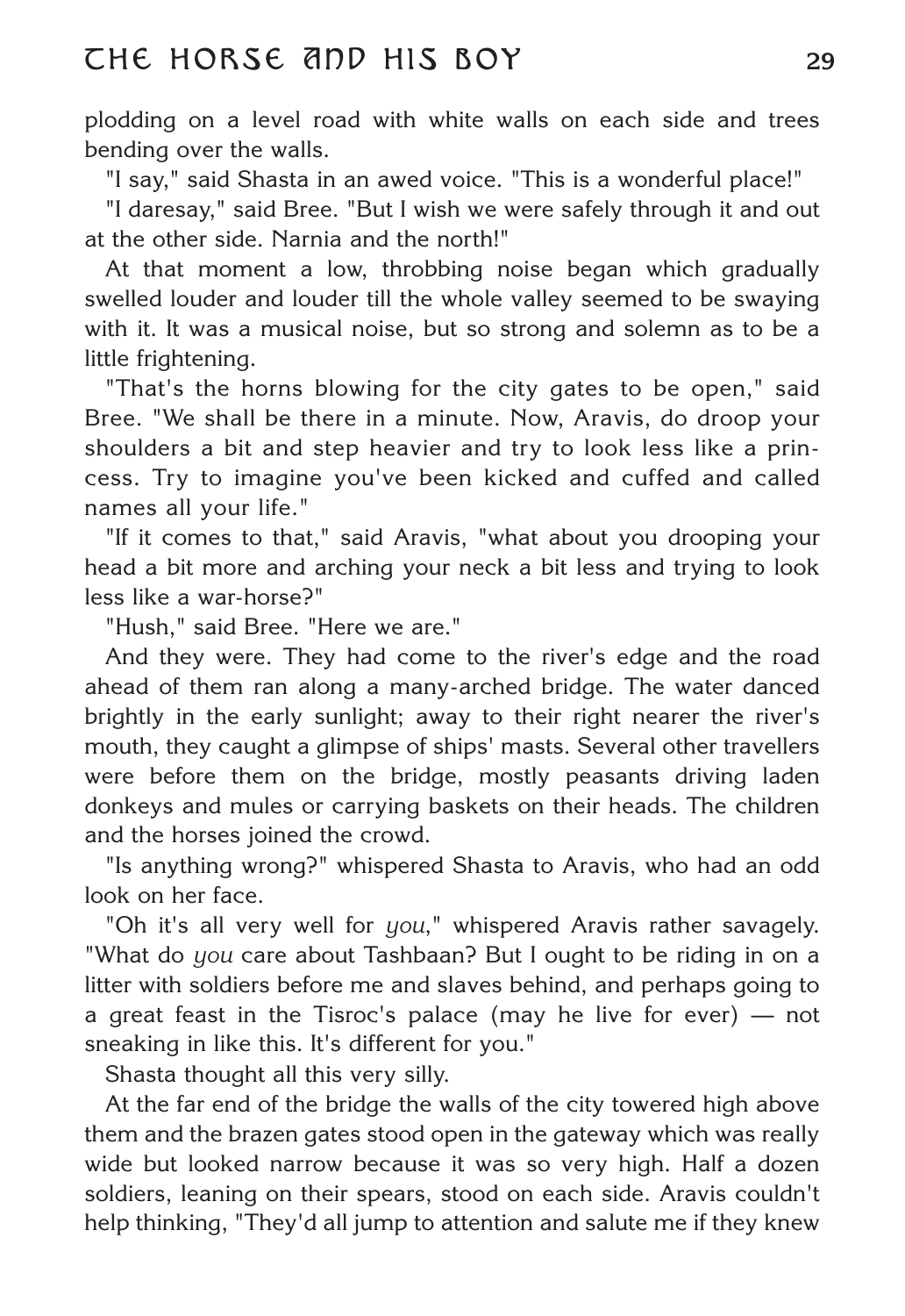plodding on a level road with white walls on each side and trees bending over the walls.

"I say," said Shasta in an awed voice. "This is a wonderful place!"

"I daresay," said Bree. "But I wish we were safely through it and out at the other side. Narnia and the north!"

At that moment a low, throbbing noise began which gradually swelled louder and louder till the whole valley seemed to be swaying with it. It was a musical noise, but so strong and solemn as to be a little frightening.

"That's the horns blowing for the city gates to be open," said Bree. "We shall be there in a minute. Now, Aravis, do droop your shoulders a bit and step heavier and try to look less like a princess. Try to imagine you've been kicked and cuffed and called names all your life."

"If it comes to that," said Aravis, "what about you drooping your head a bit more and arching your neck a bit less and trying to look less like a war-horse?"

"Hush," said Bree. "Here we are."

And they were. They had come to the river's edge and the road ahead of them ran along a many-arched bridge. The water danced brightly in the early sunlight; away to their right nearer the river's mouth, they caught a glimpse of ships' masts. Several other travellers were before them on the bridge, mostly peasants driving laden donkeys and mules or carrying baskets on their heads. The children and the horses joined the crowd.

"Is anything wrong?" whispered Shasta to Aravis, who had an odd look on her face.

"Oh it's all very well for *you*," whispered Aravis rather savagely. "What do *you* care about Tashbaan? But I ought to be riding in on a litter with soldiers before me and slaves behind, and perhaps going to a great feast in the Tisroc's palace (may he live for ever) — not sneaking in like this. It's different for you."

Shasta thought all this very silly.

At the far end of the bridge the walls of the city towered high above them and the brazen gates stood open in the gateway which was really wide but looked narrow because it was so very high. Half a dozen soldiers, leaning on their spears, stood on each side. Aravis couldn't help thinking, "They'd all jump to attention and salute me if they knew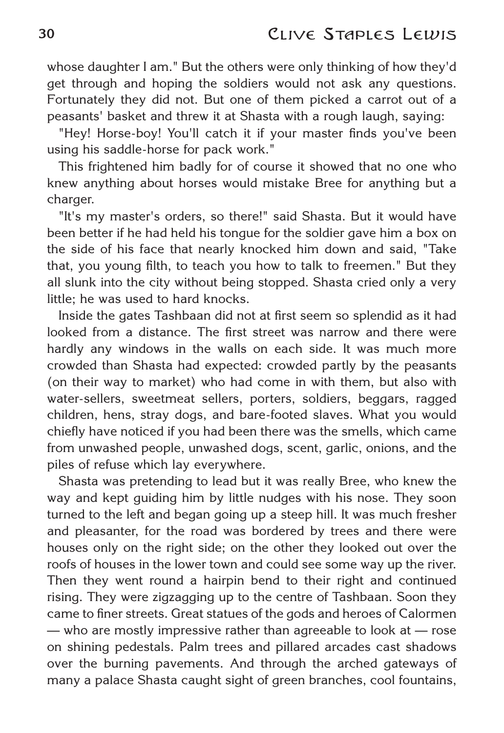whose daughter I am." But the others were only thinking of how they'd get through and hoping the soldiers would not ask any questions. Fortunately they did not. But one of them picked a carrot out of a peasants' basket and threw it at Shasta with a rough laugh, saying:

"Hey! Horse-boy! You'll catch it if your master finds you've been using his saddle-horse for pack work."

This frightened him badly for of course it showed that no one who knew anything about horses would mistake Bree for anything but a charger.

"It's my master's orders, so there!" said Shasta. But it would have been better if he had held his tongue for the soldier gave him a box on the side of his face that nearly knocked him down and said, "Take that, you young filth, to teach you how to talk to freemen." But they all slunk into the city without being stopped. Shasta cried only a very little; he was used to hard knocks.

Inside the gates Tashbaan did not at first seem so splendid as it had looked from a distance. The first street was narrow and there were hardly any windows in the walls on each side. It was much more crowded than Shasta had expected: crowded partly by the peasants (on their way to market) who had come in with them, but also with water-sellers, sweetmeat sellers, porters, soldiers, beggars, ragged children, hens, stray dogs, and bare-footed slaves. What you would chiefly have noticed if you had been there was the smells, which came from unwashed people, unwashed dogs, scent, garlic, onions, and the piles of refuse which lay everywhere.

Shasta was pretending to lead but it was really Bree, who knew the way and kept guiding him by little nudges with his nose. They soon turned to the left and began going up a steep hill. It was much fresher and pleasanter, for the road was bordered by trees and there were houses only on the right side; on the other they looked out over the roofs of houses in the lower town and could see some way up the river. Then they went round a hairpin bend to their right and continued rising. They were zigzagging up to the centre of Tashbaan. Soon they came to finer streets. Great statues of the gods and heroes of Calormen — who are mostly impressive rather than agreeable to look at — rose on shining pedestals. Palm trees and pillared arcades cast shadows over the burning pavements. And through the arched gateways of many a palace Shasta caught sight of green branches, cool fountains,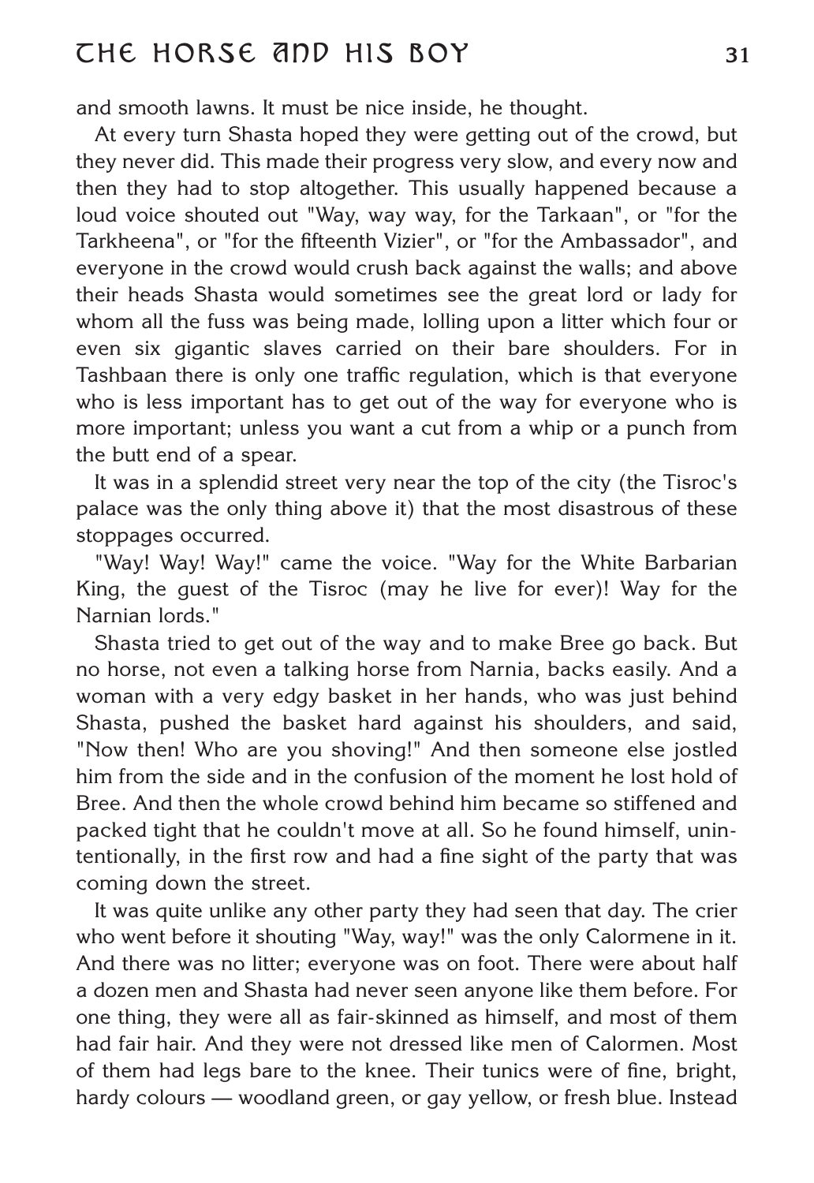and smooth lawns. It must be nice inside, he thought.

At every turn Shasta hoped they were getting out of the crowd, but they never did. This made their progress very slow, and every now and then they had to stop altogether. This usually happened because a loud voice shouted out "Way, way way, for the Tarkaan", or "for the Tarkheena", or "for the fifteenth Vizier", or "for the Ambassador", and everyone in the crowd would crush back against the walls; and above their heads Shasta would sometimes see the great lord or lady for whom all the fuss was being made, lolling upon a litter which four or even six gigantic slaves carried on their bare shoulders. For in Tashbaan there is only one traffic regulation, which is that everyone who is less important has to get out of the way for everyone who is more important; unless you want a cut from a whip or a punch from the butt end of a spear.

It was in a splendid street very near the top of the city (the Tisroc's palace was the only thing above it) that the most disastrous of these stoppages occurred.

"Way! Way! Way!" came the voice. "Way for the White Barbarian King, the guest of the Tisroc (may he live for ever)! Way for the Narnian lords."

Shasta tried to get out of the way and to make Bree go back. But no horse, not even a talking horse from Narnia, backs easily. And a woman with a very edgy basket in her hands, who was just behind Shasta, pushed the basket hard against his shoulders, and said, "Now then! Who are you shoving!" And then someone else jostled him from the side and in the confusion of the moment he lost hold of Bree. And then the whole crowd behind him became so stiffened and packed tight that he couldn't move at all. So he found himself, unintentionally, in the first row and had a fine sight of the party that was coming down the street.

It was quite unlike any other party they had seen that day. The crier who went before it shouting "Way, way!" was the only Calormene in it. And there was no litter; everyone was on foot. There were about half a dozen men and Shasta had never seen anyone like them before. For one thing, they were all as fair-skinned as himself, and most of them had fair hair. And they were not dressed like men of Calormen. Most of them had legs bare to the knee. Their tunics were of fine, bright, hardy colours — woodland green, or gay yellow, or fresh blue. Instead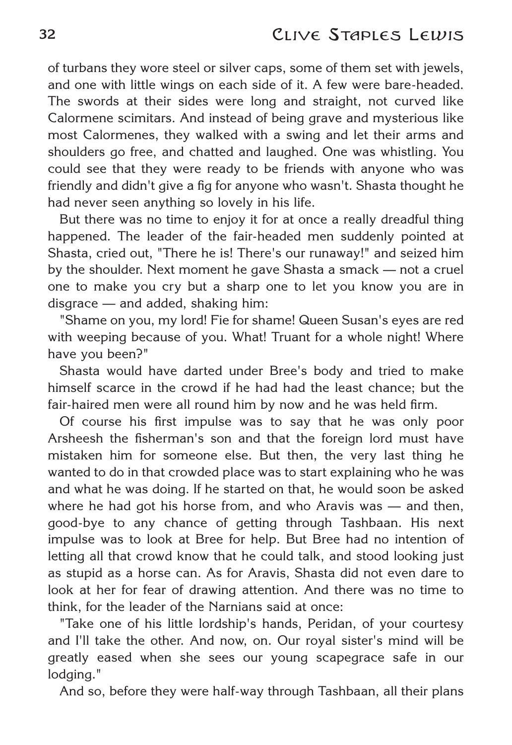of turbans they wore steel or silver caps, some of them set with jewels, and one with little wings on each side of it. A few were bare-headed. The swords at their sides were long and straight, not curved like Calormene scimitars. And instead of being grave and mysterious like most Calormenes, they walked with a swing and let their arms and shoulders go free, and chatted and laughed. One was whistling. You could see that they were ready to be friends with anyone who was friendly and didn't give a fig for anyone who wasn't. Shasta thought he had never seen anything so lovely in his life.

But there was no time to enjoy it for at once a really dreadful thing happened. The leader of the fair-headed men suddenly pointed at Shasta, cried out, "There he is! There's our runaway!" and seized him by the shoulder. Next moment he gave Shasta a smack — not a cruel one to make you cry but a sharp one to let you know you are in disgrace — and added, shaking him:

"Shame on you, my lord! Fie for shame! Queen Susan's eyes are red with weeping because of you. What! Truant for a whole night! Where have you been?"

Shasta would have darted under Bree's body and tried to make himself scarce in the crowd if he had had the least chance; but the fair-haired men were all round him by now and he was held firm.

Of course his first impulse was to say that he was only poor Arsheesh the fisherman's son and that the foreign lord must have mistaken him for someone else. But then, the very last thing he wanted to do in that crowded place was to start explaining who he was and what he was doing. If he started on that, he would soon be asked where he had got his horse from, and who Aravis was — and then, good-bye to any chance of getting through Tashbaan. His next impulse was to look at Bree for help. But Bree had no intention of letting all that crowd know that he could talk, and stood looking just as stupid as a horse can. As for Aravis, Shasta did not even dare to look at her for fear of drawing attention. And there was no time to think, for the leader of the Narnians said at once:

"Take one of his little lordship's hands, Peridan, of your courtesy and I'll take the other. And now, on. Our royal sister's mind will be greatly eased when she sees our young scapegrace safe in our lodging."

And so, before they were half-way through Tashbaan, all their plans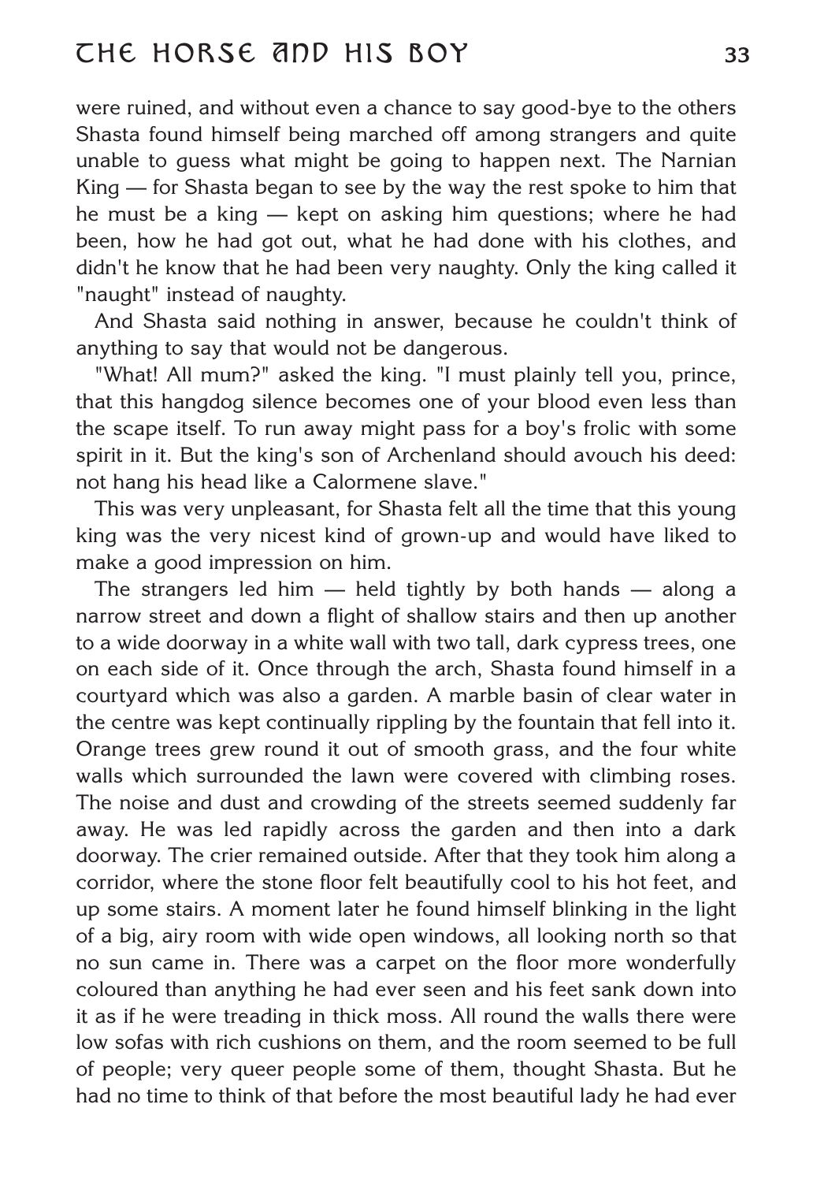were ruined, and without even a chance to say good-bye to the others Shasta found himself being marched off among strangers and quite unable to guess what might be going to happen next. The Narnian King — for Shasta began to see by the way the rest spoke to him that he must be a king — kept on asking him questions; where he had been, how he had got out, what he had done with his clothes, and didn't he know that he had been very naughty. Only the king called it "naught" instead of naughty.

And Shasta said nothing in answer, because he couldn't think of anything to say that would not be dangerous.

"What! All mum?" asked the king. "I must plainly tell you, prince, that this hangdog silence becomes one of your blood even less than the scape itself. To run away might pass for a boy's frolic with some spirit in it. But the king's son of Archenland should avouch his deed: not hang his head like a Calormene slave."

This was very unpleasant, for Shasta felt all the time that this young king was the very nicest kind of grown-up and would have liked to make a good impression on him.

The strangers led him — held tightly by both hands — along a narrow street and down a flight of shallow stairs and then up another to a wide doorway in a white wall with two tall, dark cypress trees, one on each side of it. Once through the arch, Shasta found himself in a courtyard which was also a garden. A marble basin of clear water in the centre was kept continually rippling by the fountain that fell into it. Orange trees grew round it out of smooth grass, and the four white walls which surrounded the lawn were covered with climbing roses. The noise and dust and crowding of the streets seemed suddenly far away. He was led rapidly across the garden and then into a dark doorway. The crier remained outside. After that they took him along a corridor, where the stone floor felt beautifully cool to his hot feet, and up some stairs. A moment later he found himself blinking in the light of a big, airy room with wide open windows, all looking north so that no sun came in. There was a carpet on the floor more wonderfully coloured than anything he had ever seen and his feet sank down into it as if he were treading in thick moss. All round the walls there were low sofas with rich cushions on them, and the room seemed to be full of people; very queer people some of them, thought Shasta. But he had no time to think of that before the most beautiful lady he had ever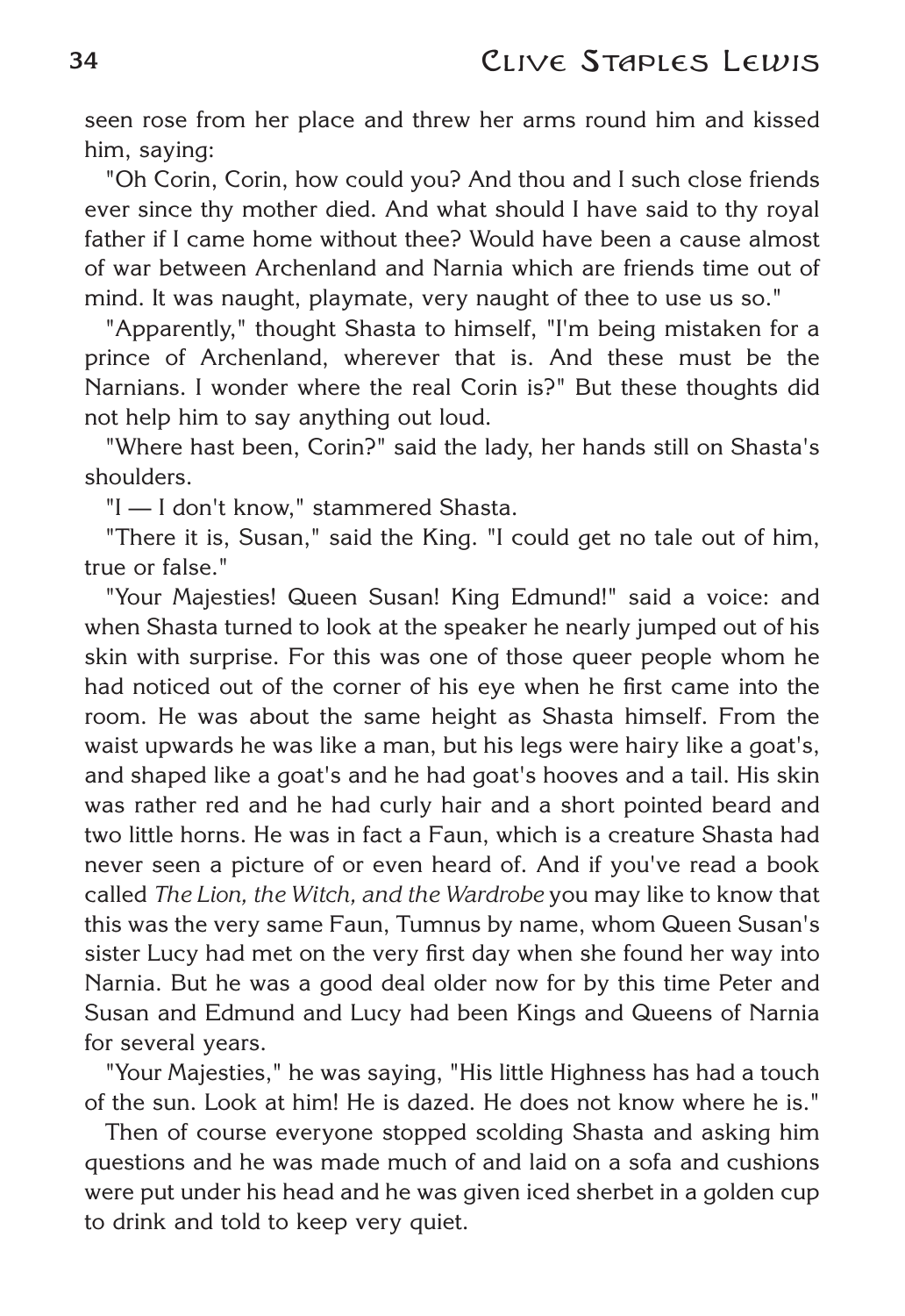seen rose from her place and threw her arms round him and kissed him, saying:

"Oh Corin, Corin, how could you? And thou and I such close friends ever since thy mother died. And what should I have said to thy royal father if I came home without thee? Would have been a cause almost of war between Archenland and Narnia which are friends time out of mind. It was naught, playmate, very naught of thee to use us so."

"Apparently," thought Shasta to himself, "I'm being mistaken for a prince of Archenland, wherever that is. And these must be the Narnians. I wonder where the real Corin is?" But these thoughts did not help him to say anything out loud.

"Where hast been, Corin?" said the lady, her hands still on Shasta's shoulders.

"I — I don't know," stammered Shasta.

"There it is, Susan," said the King. "I could get no tale out of him, true or false."

"Your Majesties! Queen Susan! King Edmund!" said a voice: and when Shasta turned to look at the speaker he nearly jumped out of his skin with surprise. For this was one of those queer people whom he had noticed out of the corner of his eye when he first came into the room. He was about the same height as Shasta himself. From the waist upwards he was like a man, but his legs were hairy like a goat's, and shaped like a goat's and he had goat's hooves and a tail. His skin was rather red and he had curly hair and a short pointed beard and two little horns. He was in fact a Faun, which is a creature Shasta had never seen a picture of or even heard of. And if you've read a book called *The Lion, the Witch, and the Wardrobe* you may like to know that this was the very same Faun, Tumnus by name, whom Queen Susan's sister Lucy had met on the very first day when she found her way into Narnia. But he was a good deal older now for by this time Peter and Susan and Edmund and Lucy had been Kings and Queens of Narnia for several years.

"Your Majesties," he was saying, "His little Highness has had a touch of the sun. Look at him! He is dazed. He does not know where he is."

Then of course everyone stopped scolding Shasta and asking him questions and he was made much of and laid on a sofa and cushions were put under his head and he was given iced sherbet in a golden cup to drink and told to keep very quiet.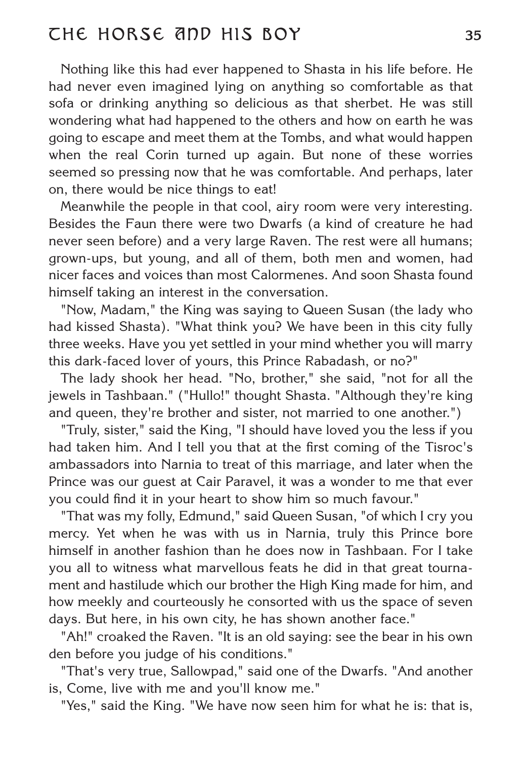Nothing like this had ever happened to Shasta in his life before. He had never even imagined lying on anything so comfortable as that sofa or drinking anything so delicious as that sherbet. He was still wondering what had happened to the others and how on earth he was going to escape and meet them at the Tombs, and what would happen when the real Corin turned up again. But none of these worries seemed so pressing now that he was comfortable. And perhaps, later on, there would be nice things to eat!

Meanwhile the people in that cool, airy room were very interesting. Besides the Faun there were two Dwarfs (a kind of creature he had never seen before) and a very large Raven. The rest were all humans; grown-ups, but young, and all of them, both men and women, had nicer faces and voices than most Calormenes. And soon Shasta found himself taking an interest in the conversation.

"Now, Madam," the King was saying to Queen Susan (the lady who had kissed Shasta). "What think you? We have been in this city fully three weeks. Have you yet settled in your mind whether you will marry this dark-faced lover of yours, this Prince Rabadash, or no?"

The lady shook her head. "No, brother," she said, "not for all the jewels in Tashbaan." ("Hullo!" thought Shasta. "Although they're king and queen, they're brother and sister, not married to one another.")

"Truly, sister," said the King, "I should have loved you the less if you had taken him. And I tell you that at the first coming of the Tisroc's ambassadors into Narnia to treat of this marriage, and later when the Prince was our guest at Cair Paravel, it was a wonder to me that ever you could find it in your heart to show him so much favour."

"That was my folly, Edmund," said Queen Susan, "of which I cry you mercy. Yet when he was with us in Narnia, truly this Prince bore himself in another fashion than he does now in Tashbaan. For I take you all to witness what marvellous feats he did in that great tournament and hastilude which our brother the High King made for him, and how meekly and courteously he consorted with us the space of seven days. But here, in his own city, he has shown another face."

"Ah!" croaked the Raven. "It is an old saying: see the bear in his own den before you judge of his conditions."

"That's very true, Sallowpad," said one of the Dwarfs. "And another is, Come, live with me and you'll know me."

"Yes," said the King. "We have now seen him for what he is: that is,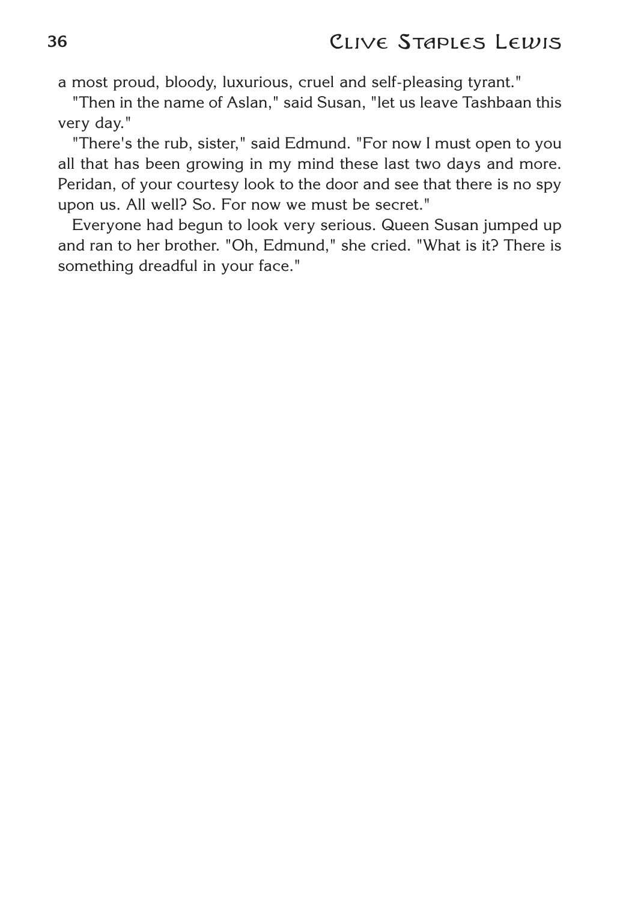a most proud, bloody, luxurious, cruel and self-pleasing tyrant."

"Then in the name of Aslan," said Susan, "let us leave Tashbaan this very day."

"There's the rub, sister," said Edmund. "For now I must open to you all that has been growing in my mind these last two days and more. Peridan, of your courtesy look to the door and see that there is no spy upon us. All well? So. For now we must be secret."

Everyone had begun to look very serious. Queen Susan jumped up and ran to her brother. "Oh, Edmund," she cried. "What is it? There is something dreadful in your face."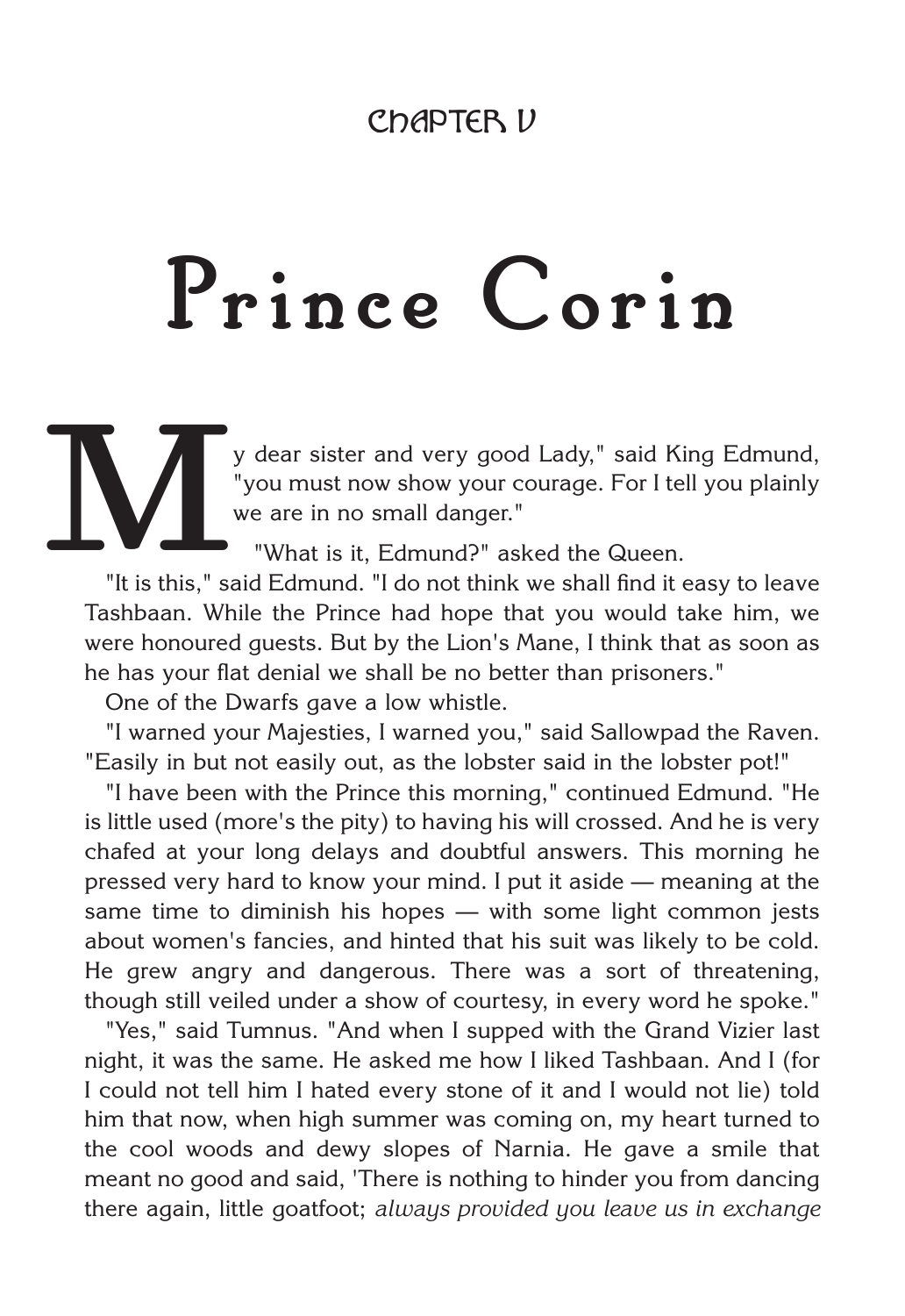## CHAPTER V

# Prince Corin

"My dear sister and very good Lady," said King Edmund, "you must now show your courage. For I tell you plainly we are in no small danger."

"What is it, Edmund?" asked the Queen.

"It is this," said Edmund. "I do not think we shall find it easy to leave Tashbaan. While the Prince had hope that you would take him, we were honoured guests. But by the Lion's Mane, I think that as soon as he has your flat denial we shall be no better than prisoners."

One of the Dwarfs gave a low whistle.

"I warned your Majesties, I warned you," said Sallowpad the Raven. "Easily in but not easily out, as the lobster said in the lobster pot!"

"I have been with the Prince this morning," continued Edmund. "He is little used (more's the pity) to having his will crossed. And he is very chafed at your long delays and doubtful answers. This morning he pressed very hard to know your mind. I put it aside — meaning at the same time to diminish his hopes — with some light common jests about women's fancies, and hinted that his suit was likely to be cold. He grew angry and dangerous. There was a sort of threatening, though still veiled under a show of courtesy, in every word he spoke."

"Yes," said Tumnus. "And when I supped with the Grand Vizier last night, it was the same. He asked me how I liked Tashbaan. And I (for I could not tell him I hated every stone of it and I would not lie) told him that now, when high summer was coming on, my heart turned to the cool woods and dewy slopes of Narnia. He gave a smile that meant no good and said, 'There is nothing to hinder you from dancing there again, little goatfoot; *always provided you leave us in exchange*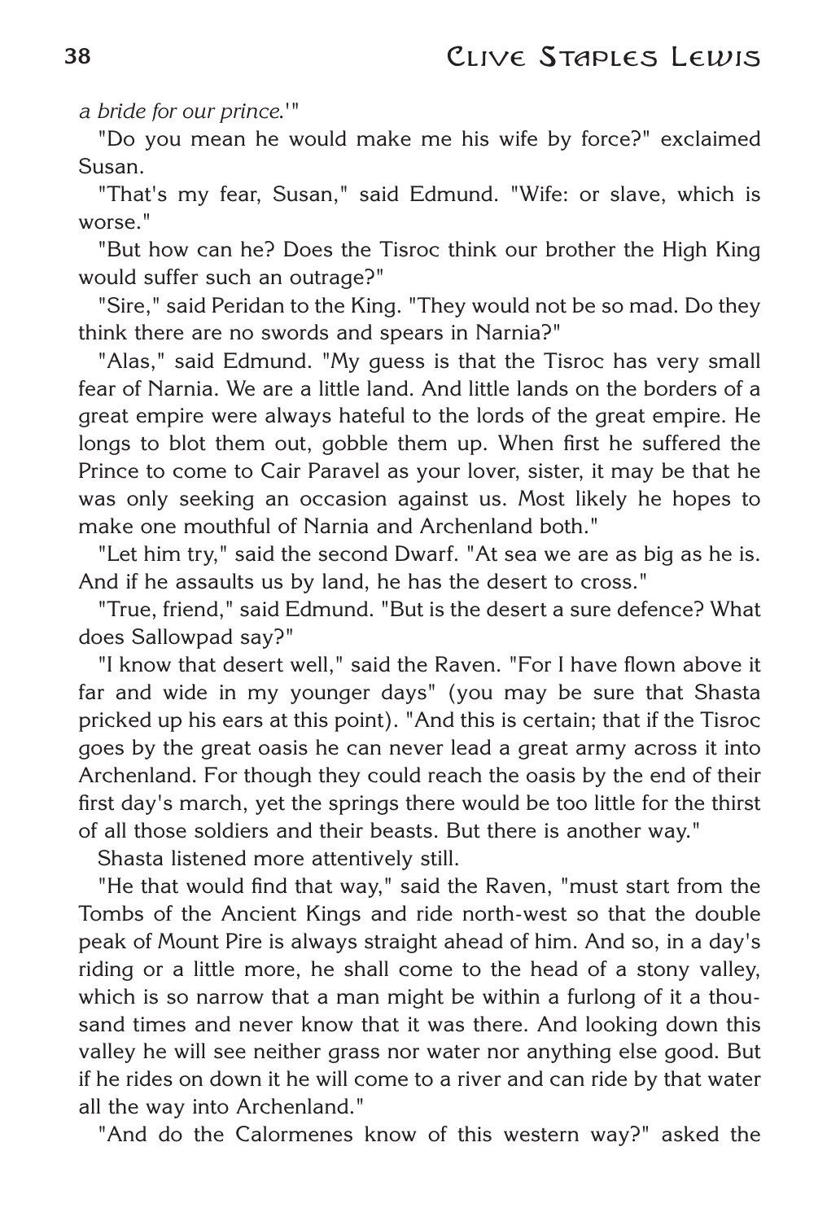*a bride for our prince.'*"

"Do you mean he would make me his wife by force?" exclaimed Susan.

"That's my fear, Susan," said Edmund. "Wife: or slave, which is worse."

"But how can he? Does the Tisroc think our brother the High King would suffer such an outrage?"

"Sire," said Peridan to the King. "They would not be so mad. Do they think there are no swords and spears in Narnia?"

"Alas," said Edmund. "My guess is that the Tisroc has very small fear of Narnia. We are a little land. And little lands on the borders of a great empire were always hateful to the lords of the great empire. He longs to blot them out, gobble them up. When first he suffered the Prince to come to Cair Paravel as your lover, sister, it may be that he was only seeking an occasion against us. Most likely he hopes to make one mouthful of Narnia and Archenland both."

"Let him try," said the second Dwarf. "At sea we are as big as he is. And if he assaults us by land, he has the desert to cross."

"True, friend," said Edmund. "But is the desert a sure defence? What does Sallowpad say?"

"I know that desert well," said the Raven. "For I have flown above it far and wide in my younger days" (you may be sure that Shasta pricked up his ears at this point). "And this is certain; that if the Tisroc goes by the great oasis he can never lead a great army across it into Archenland. For though they could reach the oasis by the end of their first day's march, yet the springs there would be too little for the thirst of all those soldiers and their beasts. But there is another way."

Shasta listened more attentively still.

"He that would find that way," said the Raven, "must start from the Tombs of the Ancient Kings and ride north-west so that the double peak of Mount Pire is always straight ahead of him. And so, in a day's riding or a little more, he shall come to the head of a stony valley, which is so narrow that a man might be within a furlong of it a thousand times and never know that it was there. And looking down this valley he will see neither grass nor water nor anything else good. But if he rides on down it he will come to a river and can ride by that water all the way into Archenland."

"And do the Calormenes know of this western way?" asked the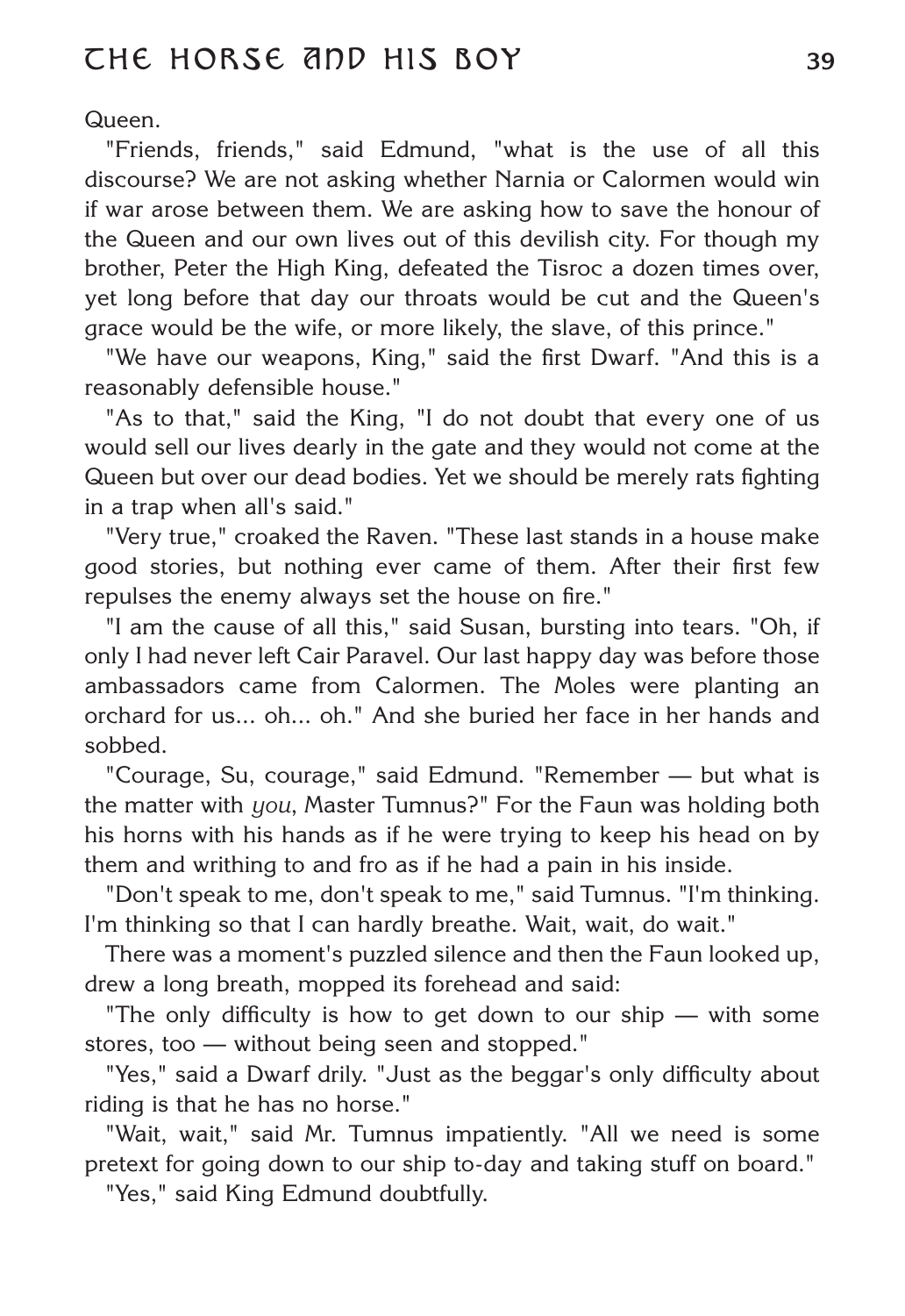Queen.

"Friends, friends," said Edmund, "what is the use of all this discourse? We are not asking whether Narnia or Calormen would win if war arose between them. We are asking how to save the honour of the Queen and our own lives out of this devilish city. For though my brother, Peter the High King, defeated the Tisroc a dozen times over, yet long before that day our throats would be cut and the Queen's grace would be the wife, or more likely, the slave, of this prince."

"We have our weapons, King," said the first Dwarf. "And this is a reasonably defensible house."

"As to that," said the King, "I do not doubt that every one of us would sell our lives dearly in the gate and they would not come at the Queen but over our dead bodies. Yet we should be merely rats fighting in a trap when all's said."

"Very true," croaked the Raven. "These last stands in a house make good stories, but nothing ever came of them. After their first few repulses the enemy always set the house on fire."

"I am the cause of all this," said Susan, bursting into tears. "Oh, if only I had never left Cair Paravel. Our last happy day was before those ambassadors came from Calormen. The Moles were planting an orchard for us... oh... oh." And she buried her face in her hands and sobbed.

"Courage, Su, courage," said Edmund. "Remember — but what is the matter with *you*, Master Tumnus?" For the Faun was holding both his horns with his hands as if he were trying to keep his head on by them and writhing to and fro as if he had a pain in his inside.

"Don't speak to me, don't speak to me," said Tumnus. "I'm thinking. I'm thinking so that I can hardly breathe. Wait, wait, do wait."

There was a moment's puzzled silence and then the Faun looked up, drew a long breath, mopped its forehead and said:

"The only difficulty is how to get down to our ship — with some stores, too — without being seen and stopped."

"Yes," said a Dwarf drily. "Just as the beggar's only difficulty about riding is that he has no horse."

"Wait, wait," said Mr. Tumnus impatiently. "All we need is some pretext for going down to our ship to-day and taking stuff on board."

"Yes," said King Edmund doubtfully.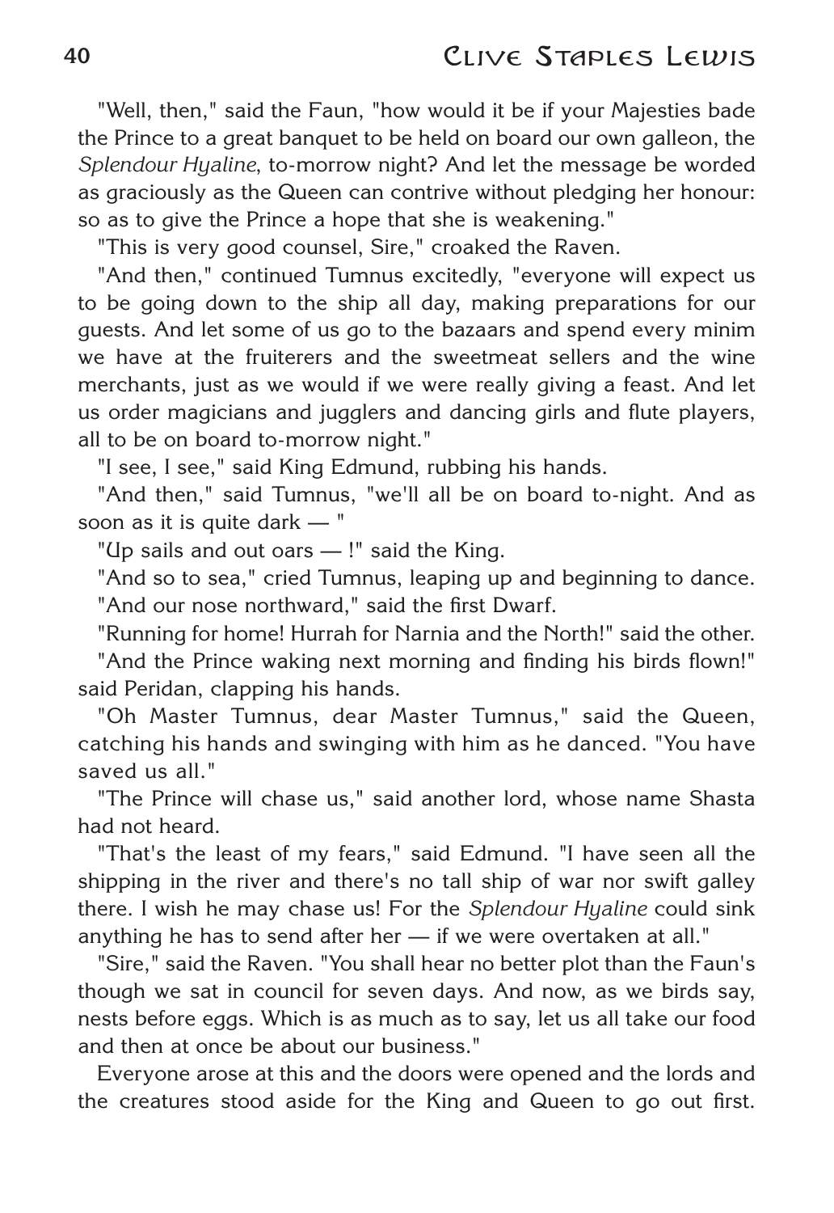"Well, then," said the Faun, "how would it be if your Majesties bade the Prince to a great banquet to be held on board our own galleon, the *Splendour Hyaline*, to-morrow night? And let the message be worded as graciously as the Queen can contrive without pledging her honour: so as to give the Prince a hope that she is weakening."

"This is very good counsel, Sire," croaked the Raven.

"And then," continued Tumnus excitedly, "everyone will expect us to be going down to the ship all day, making preparations for our guests. And let some of us go to the bazaars and spend every minim we have at the fruiterers and the sweetmeat sellers and the wine merchants, just as we would if we were really giving a feast. And let us order magicians and jugglers and dancing girls and flute players, all to be on board to-morrow night."

"I see, I see," said King Edmund, rubbing his hands.

"And then," said Tumnus, "we'll all be on board to-night. And as soon as it is quite dark — "

"Up sails and out oars — !" said the King.

"And so to sea," cried Tumnus, leaping up and beginning to dance.

"And our nose northward," said the first Dwarf.

"Running for home! Hurrah for Narnia and the North!" said the other.

"And the Prince waking next morning and finding his birds flown!" said Peridan, clapping his hands.

"Oh Master Tumnus, dear Master Tumnus," said the Queen, catching his hands and swinging with him as he danced. "You have saved us all."

"The Prince will chase us," said another lord, whose name Shasta had not heard.

"That's the least of my fears," said Edmund. "I have seen all the shipping in the river and there's no tall ship of war nor swift galley there. I wish he may chase us! For the *Splendour Hyaline* could sink anything he has to send after her — if we were overtaken at all."

"Sire," said the Raven. "You shall hear no better plot than the Faun's though we sat in council for seven days. And now, as we birds say, nests before eggs. Which is as much as to say, let us all take our food and then at once be about our business."

Everyone arose at this and the doors were opened and the lords and the creatures stood aside for the King and Queen to go out first.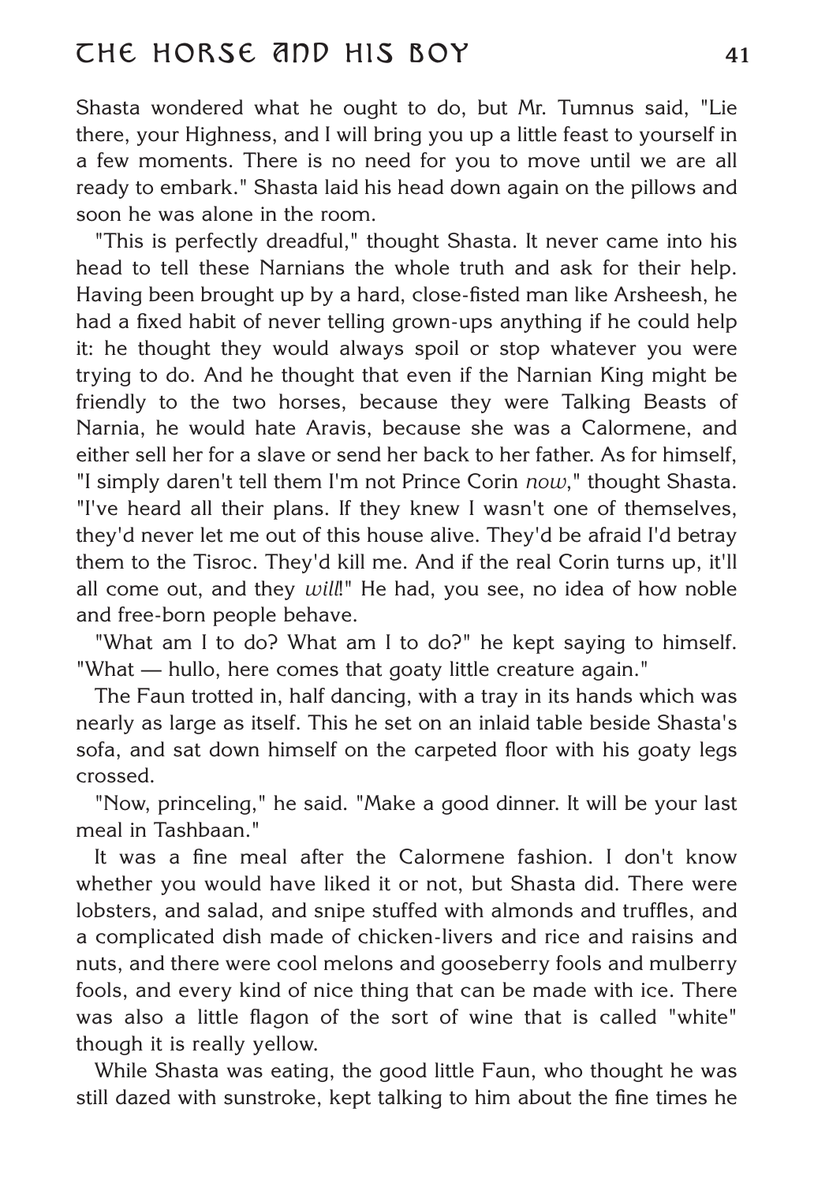Shasta wondered what he ought to do, but Mr. Tumnus said, "Lie there, your Highness, and I will bring you up a little feast to yourself in a few moments. There is no need for you to move until we are all ready to embark." Shasta laid his head down again on the pillows and soon he was alone in the room.

"This is perfectly dreadful," thought Shasta. It never came into his head to tell these Narnians the whole truth and ask for their help. Having been brought up by a hard, close-fisted man like Arsheesh, he had a fixed habit of never telling grown-ups anything if he could help it: he thought they would always spoil or stop whatever you were trying to do. And he thought that even if the Narnian King might be friendly to the two horses, because they were Talking Beasts of Narnia, he would hate Aravis, because she was a Calormene, and either sell her for a slave or send her back to her father. As for himself, "I simply daren't tell them I'm not Prince Corin *now*," thought Shasta. "I've heard all their plans. If they knew I wasn't one of themselves, they'd never let me out of this house alive. They'd be afraid I'd betray them to the Tisroc. They'd kill me. And if the real Corin turns up, it'll all come out, and they *will*!" He had, you see, no idea of how noble and free-born people behave.

"What am I to do? What am I to do?" he kept saying to himself. "What — hullo, here comes that goaty little creature again."

The Faun trotted in, half dancing, with a tray in its hands which was nearly as large as itself. This he set on an inlaid table beside Shasta's sofa, and sat down himself on the carpeted floor with his goaty legs crossed.

"Now, princeling," he said. "Make a good dinner. It will be your last meal in Tashbaan."

It was a fine meal after the Calormene fashion. I don't know whether you would have liked it or not, but Shasta did. There were lobsters, and salad, and snipe stuffed with almonds and truffles, and a complicated dish made of chicken-livers and rice and raisins and nuts, and there were cool melons and gooseberry fools and mulberry fools, and every kind of nice thing that can be made with ice. There was also a little flagon of the sort of wine that is called "white" though it is really yellow.

While Shasta was eating, the good little Faun, who thought he was still dazed with sunstroke, kept talking to him about the fine times he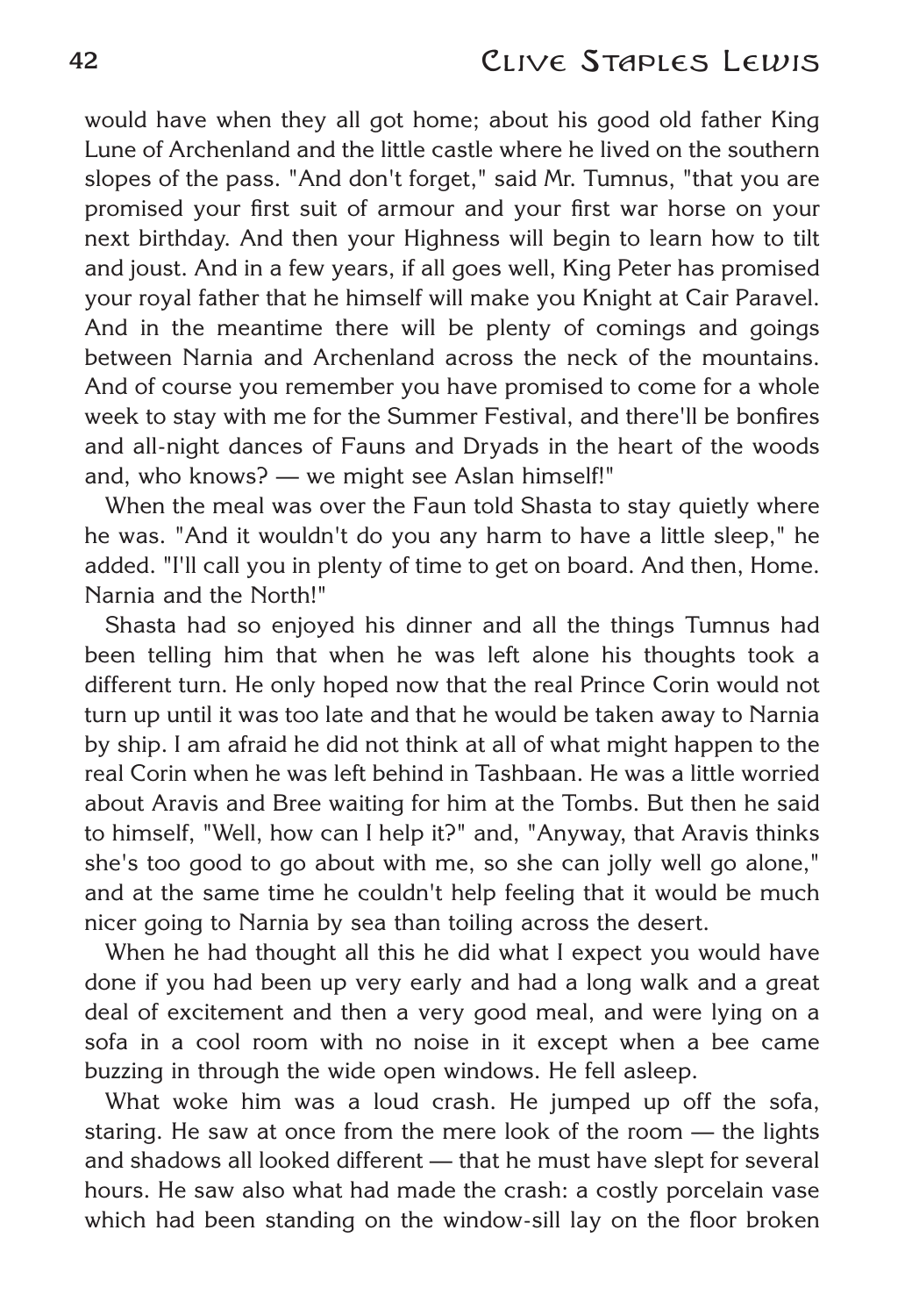would have when they all got home; about his good old father King Lune of Archenland and the little castle where he lived on the southern slopes of the pass. "And don't forget," said Mr. Tumnus, "that you are promised your first suit of armour and your first war horse on your next birthday. And then your Highness will begin to learn how to tilt and joust. And in a few years, if all goes well, King Peter has promised your royal father that he himself will make you Knight at Cair Paravel. And in the meantime there will be plenty of comings and goings between Narnia and Archenland across the neck of the mountains. And of course you remember you have promised to come for a whole week to stay with me for the Summer Festival, and there'll be bonfires and all-night dances of Fauns and Dryads in the heart of the woods and, who knows? — we might see Aslan himself!"

When the meal was over the Faun told Shasta to stay quietly where he was. "And it wouldn't do you any harm to have a little sleep," he added. "I'll call you in plenty of time to get on board. And then, Home. Narnia and the North!"

Shasta had so enjoyed his dinner and all the things Tumnus had been telling him that when he was left alone his thoughts took a different turn. He only hoped now that the real Prince Corin would not turn up until it was too late and that he would be taken away to Narnia by ship. I am afraid he did not think at all of what might happen to the real Corin when he was left behind in Tashbaan. He was a little worried about Aravis and Bree waiting for him at the Tombs. But then he said to himself, "Well, how can I help it?" and, "Anyway, that Aravis thinks she's too good to go about with me, so she can jolly well go alone," and at the same time he couldn't help feeling that it would be much nicer going to Narnia by sea than toiling across the desert.

When he had thought all this he did what I expect you would have done if you had been up very early and had a long walk and a great deal of excitement and then a very good meal, and were lying on a sofa in a cool room with no noise in it except when a bee came buzzing in through the wide open windows. He fell asleep.

What woke him was a loud crash. He jumped up off the sofa, staring. He saw at once from the mere look of the room — the lights and shadows all looked different — that he must have slept for several hours. He saw also what had made the crash: a costly porcelain vase which had been standing on the window-sill lay on the floor broken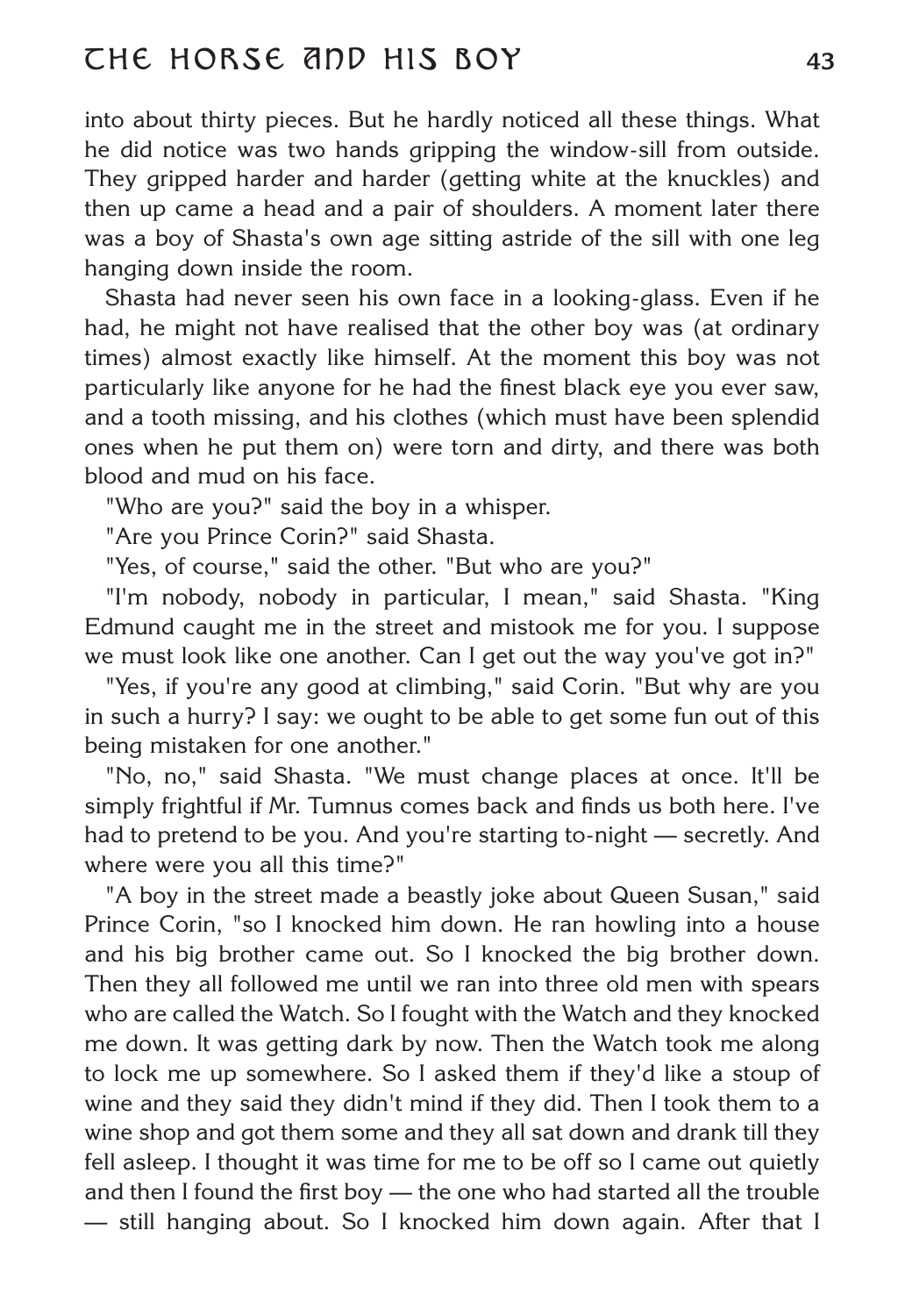into about thirty pieces. But he hardly noticed all these things. What he did notice was two hands gripping the window-sill from outside. They gripped harder and harder (getting white at the knuckles) and then up came a head and a pair of shoulders. A moment later there was a boy of Shasta's own age sitting astride of the sill with one leg hanging down inside the room.

Shasta had never seen his own face in a looking-glass. Even if he had, he might not have realised that the other boy was (at ordinary times) almost exactly like himself. At the moment this boy was not particularly like anyone for he had the finest black eye you ever saw, and a tooth missing, and his clothes (which must have been splendid ones when he put them on) were torn and dirty, and there was both blood and mud on his face.

"Who are you?" said the boy in a whisper.

"Are you Prince Corin?" said Shasta.

"Yes, of course," said the other. "But who are you?"

"I'm nobody, nobody in particular, I mean," said Shasta. "King Edmund caught me in the street and mistook me for you. I suppose we must look like one another. Can I get out the way you've got in?"

"Yes, if you're any good at climbing," said Corin. "But why are you in such a hurry? I say: we ought to be able to get some fun out of this being mistaken for one another."

"No, no," said Shasta. "We must change places at once. It'll be simply frightful if Mr. Tumnus comes back and finds us both here. I've had to pretend to be you. And you're starting to-night — secretly. And where were you all this time?"

"A boy in the street made a beastly joke about Queen Susan," said Prince Corin, "so I knocked him down. He ran howling into a house and his big brother came out. So I knocked the big brother down. Then they all followed me until we ran into three old men with spears who are called the Watch. So I fought with the Watch and they knocked me down. It was getting dark by now. Then the Watch took me along to lock me up somewhere. So I asked them if they'd like a stoup of wine and they said they didn't mind if they did. Then I took them to a wine shop and got them some and they all sat down and drank till they fell asleep. I thought it was time for me to be off so I came out quietly and then I found the first boy — the one who had started all the trouble — still hanging about. So I knocked him down again. After that I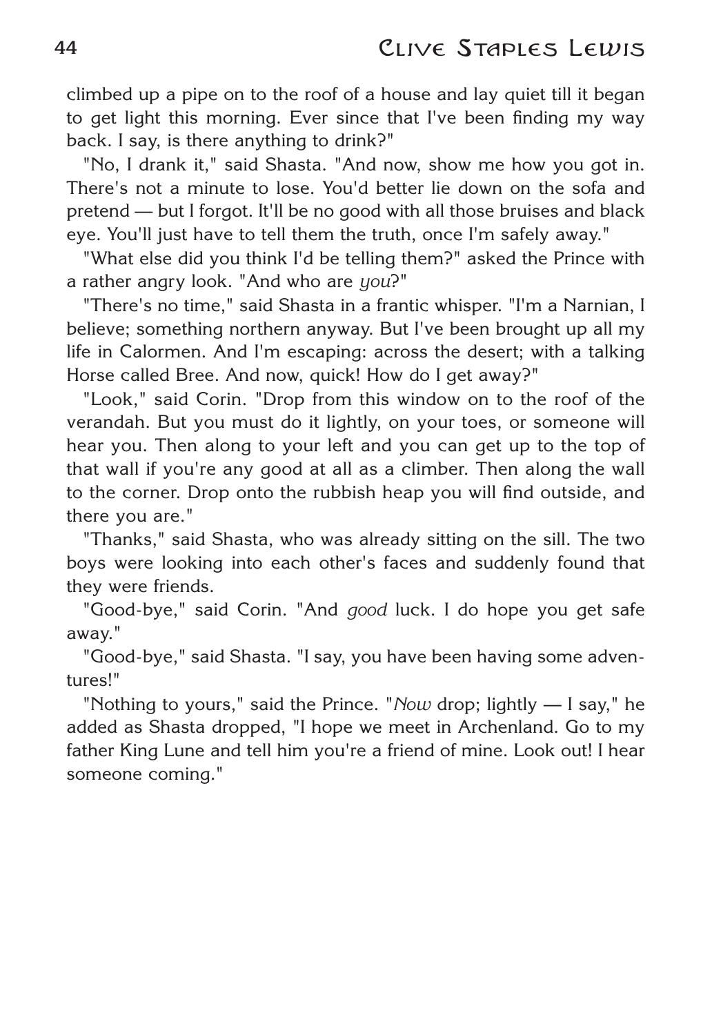climbed up a pipe on to the roof of a house and lay quiet till it began to get light this morning. Ever since that I've been finding my way back. I say, is there anything to drink?"

"No, I drank it," said Shasta. "And now, show me how you got in. There's not a minute to lose. You'd better lie down on the sofa and pretend — but I forgot. It'll be no good with all those bruises and black eye. You'll just have to tell them the truth, once I'm safely away."

"What else did you think I'd be telling them?" asked the Prince with a rather angry look. "And who are *you*?"

"There's no time," said Shasta in a frantic whisper. "I'm a Narnian, I believe; something northern anyway. But I've been brought up all my life in Calormen. And I'm escaping: across the desert; with a talking Horse called Bree. And now, quick! How do I get away?"

"Look," said Corin. "Drop from this window on to the roof of the verandah. But you must do it lightly, on your toes, or someone will hear you. Then along to your left and you can get up to the top of that wall if you're any good at all as a climber. Then along the wall to the corner. Drop onto the rubbish heap you will find outside, and there you are."

"Thanks," said Shasta, who was already sitting on the sill. The two boys were looking into each other's faces and suddenly found that they were friends.

"Good-bye," said Corin. "And *good* luck. I do hope you get safe away."

"Good-bye," said Shasta. "I say, you have been having some adventures!"

"Nothing to yours," said the Prince. "*Now* drop; lightly — I say," he added as Shasta dropped, "I hope we meet in Archenland. Go to my father King Lune and tell him you're a friend of mine. Look out! I hear someone coming."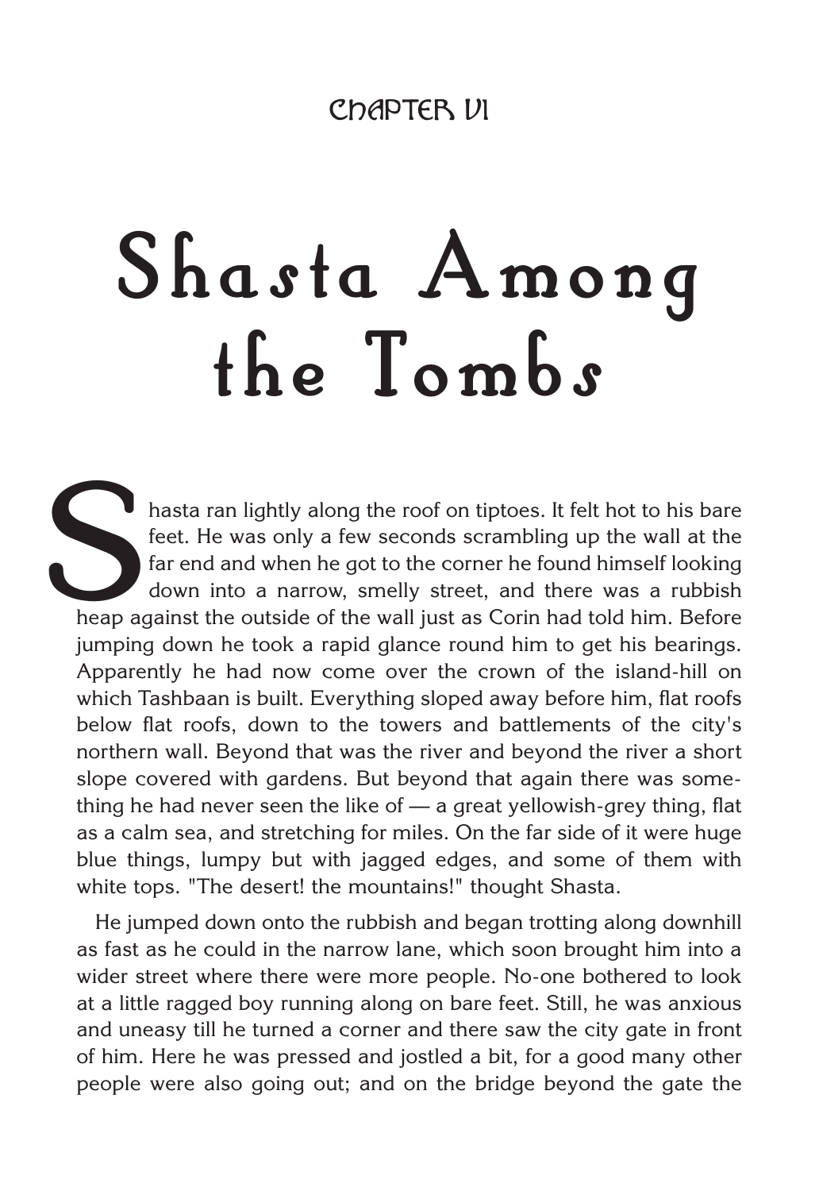CHAPTER VI

# Shasta Among the Tombs

Shasta ran lightly along the roof on tiptoes. It felt hot to his bare feet. He was only a few seconds scrambling up the wall at the far end and when he got to the corner he found himself looking down into a narrow, smelly street, and there was a rubbish heap against the outside of the wall just as Corin had told him. Before jumping down he took a rapid glance round him to get his bearings. Apparently he had now come over the crown of the island-hill on which Tashbaan is built. Everything sloped away before him, flat roofs below flat roofs, down to the towers and battlements of the city's northern wall. Beyond that was the river and beyond the river a short slope covered with gardens. But beyond that again there was something he had never seen the like of — a great yellowish-grey thing, flat as a calm sea, and stretching for miles. On the far side of it were huge blue things, lumpy but with jagged edges, and some of them with white tops. "The desert! the mountains!" thought Shasta.

He jumped down onto the rubbish and began trotting along downhill as fast as he could in the narrow lane, which soon brought him into a wider street where there were more people. No-one bothered to look at a little ragged boy running along on bare feet. Still, he was anxious and uneasy till he turned a corner and there saw the city gate in front of him. Here he was pressed and jostled a bit, for a good many other people were also going out; and on the bridge beyond the gate the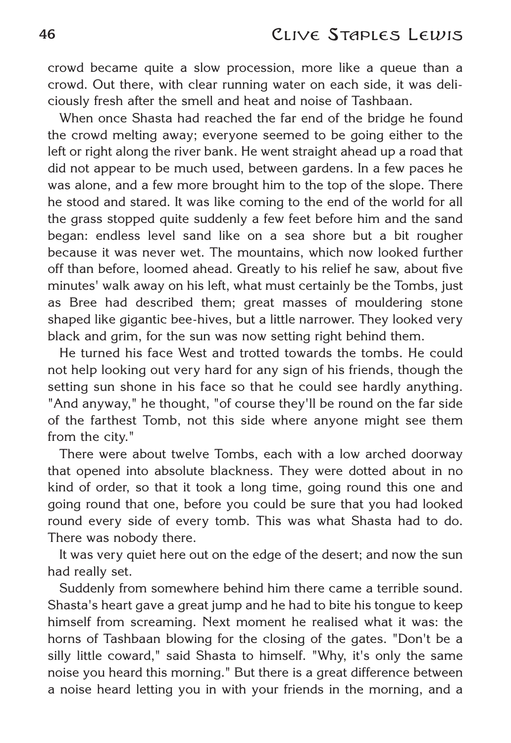crowd became quite a slow procession, more like a queue than a crowd. Out there, with clear running water on each side, it was deliciously fresh after the smell and heat and noise of Tashbaan.

When once Shasta had reached the far end of the bridge he found the crowd melting away; everyone seemed to be going either to the left or right along the river bank. He went straight ahead up a road that did not appear to be much used, between gardens. In a few paces he was alone, and a few more brought him to the top of the slope. There he stood and stared. It was like coming to the end of the world for all the grass stopped quite suddenly a few feet before him and the sand began: endless level sand like on a sea shore but a bit rougher because it was never wet. The mountains, which now looked further off than before, loomed ahead. Greatly to his relief he saw, about five minutes' walk away on his left, what must certainly be the Tombs, just as Bree had described them; great masses of mouldering stone shaped like gigantic bee-hives, but a little narrower. They looked very black and grim, for the sun was now setting right behind them.

He turned his face West and trotted towards the tombs. He could not help looking out very hard for any sign of his friends, though the setting sun shone in his face so that he could see hardly anything. "And anyway," he thought, "of course they'll be round on the far side of the farthest Tomb, not this side where anyone might see them from the city."

There were about twelve Tombs, each with a low arched doorway that opened into absolute blackness. They were dotted about in no kind of order, so that it took a long time, going round this one and going round that one, before you could be sure that you had looked round every side of every tomb. This was what Shasta had to do. There was nobody there.

It was very quiet here out on the edge of the desert; and now the sun had really set.

Suddenly from somewhere behind him there came a terrible sound. Shasta's heart gave a great jump and he had to bite his tongue to keep himself from screaming. Next moment he realised what it was: the horns of Tashbaan blowing for the closing of the gates. "Don't be a silly little coward," said Shasta to himself. "Why, it's only the same noise you heard this morning." But there is a great difference between a noise heard letting you in with your friends in the morning, and a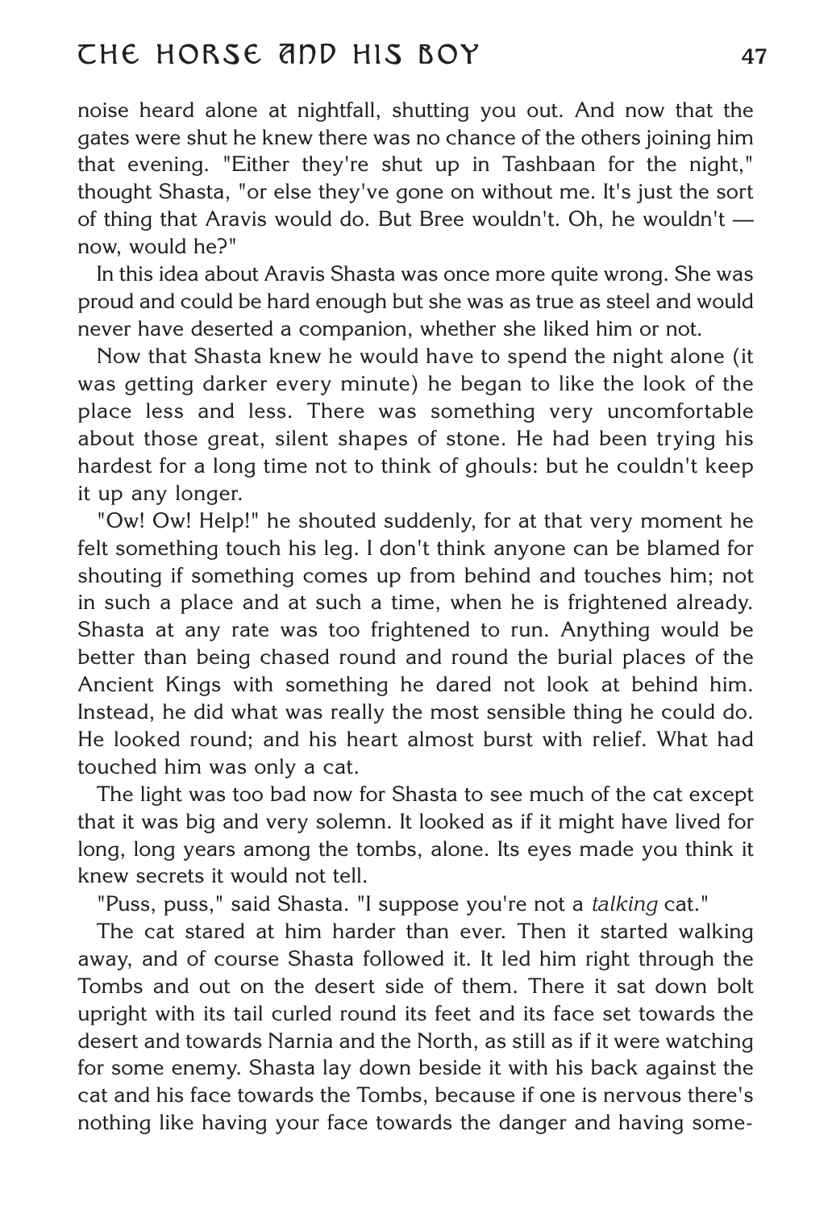noise heard alone at nightfall, shutting you out. And now that the gates were shut he knew there was no chance of the others joining him that evening. "Either they're shut up in Tashbaan for the night," thought Shasta, "or else they've gone on without me. It's just the sort of thing that Aravis would do. But Bree wouldn't. Oh, he wouldn't — now, would he?"

In this idea about Aravis Shasta was once more quite wrong. She was proud and could be hard enough but she was as true as steel and would never have deserted a companion, whether she liked him or not.

Now that Shasta knew he would have to spend the night alone (it was getting darker every minute) he began to like the look of the place less and less. There was something very uncomfortable about those great, silent shapes of stone. He had been trying his hardest for a long time not to think of ghouls: but he couldn't keep it up any longer.

"Ow! Ow! Help!" he shouted suddenly, for at that very moment he felt something touch his leg. I don't think anyone can be blamed for shouting if something comes up from behind and touches him; not in such a place and at such a time, when he is frightened already. Shasta at any rate was too frightened to run. Anything would be better than being chased round and round the burial places of the Ancient Kings with something he dared not look at behind him. Instead, he did what was really the most sensible thing he could do. He looked round; and his heart almost burst with relief. What had touched him was only a cat.

The light was too bad now for Shasta to see much of the cat except that it was big and very solemn. It looked as if it might have lived for long, long years among the tombs, alone. Its eyes made you think it knew secrets it would not tell.

"Puss, puss," said Shasta. "I suppose you're not a *talking* cat."

The cat stared at him harder than ever. Then it started walking away, and of course Shasta followed it. It led him right through the Tombs and out on the desert side of them. There it sat down bolt upright with its tail curled round its feet and its face set towards the desert and towards Narnia and the North, as still as if it were watching for some enemy. Shasta lay down beside it with his back against the cat and his face towards the Tombs, because if one is nervous there's nothing like having your face towards the danger and having some-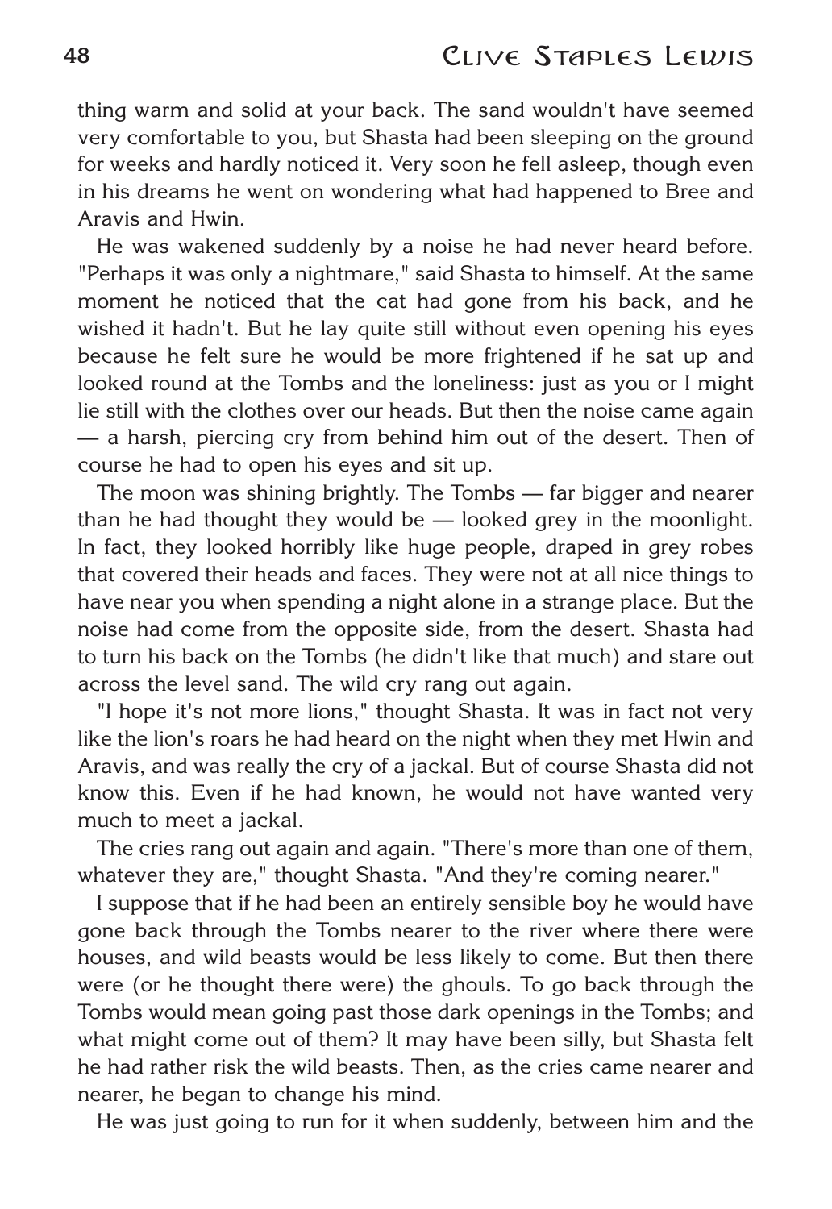thing warm and solid at your back. The sand wouldn't have seemed very comfortable to you, but Shasta had been sleeping on the ground for weeks and hardly noticed it. Very soon he fell asleep, though even in his dreams he went on wondering what had happened to Bree and Aravis and Hwin.

He was wakened suddenly by a noise he had never heard before. "Perhaps it was only a nightmare," said Shasta to himself. At the same moment he noticed that the cat had gone from his back, and he wished it hadn't. But he lay quite still without even opening his eyes because he felt sure he would be more frightened if he sat up and looked round at the Tombs and the loneliness: just as you or I might lie still with the clothes over our heads. But then the noise came again — a harsh, piercing cry from behind him out of the desert. Then of course he had to open his eyes and sit up.

The moon was shining brightly. The Tombs — far bigger and nearer than he had thought they would be — looked grey in the moonlight. In fact, they looked horribly like huge people, draped in grey robes that covered their heads and faces. They were not at all nice things to have near you when spending a night alone in a strange place. But the noise had come from the opposite side, from the desert. Shasta had to turn his back on the Tombs (he didn't like that much) and stare out across the level sand. The wild cry rang out again.

"I hope it's not more lions," thought Shasta. It was in fact not very like the lion's roars he had heard on the night when they met Hwin and Aravis, and was really the cry of a jackal. But of course Shasta did not know this. Even if he had known, he would not have wanted very much to meet a jackal.

The cries rang out again and again. "There's more than one of them, whatever they are," thought Shasta. "And they're coming nearer."

I suppose that if he had been an entirely sensible boy he would have gone back through the Tombs nearer to the river where there were houses, and wild beasts would be less likely to come. But then there were (or he thought there were) the ghouls. To go back through the Tombs would mean going past those dark openings in the Tombs; and what might come out of them? It may have been silly, but Shasta felt he had rather risk the wild beasts. Then, as the cries came nearer and nearer, he began to change his mind.

He was just going to run for it when suddenly, between him and the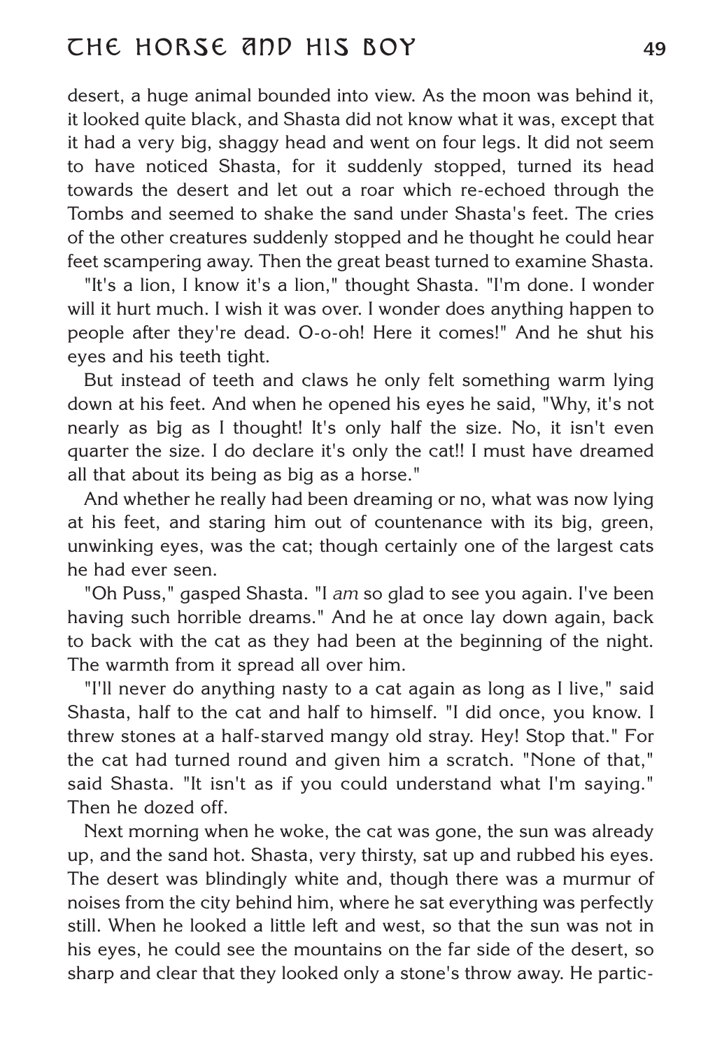desert, a huge animal bounded into view. As the moon was behind it, it looked quite black, and Shasta did not know what it was, except that it had a very big, shaggy head and went on four legs. It did not seem to have noticed Shasta, for it suddenly stopped, turned its head towards the desert and let out a roar which re-echoed through the Tombs and seemed to shake the sand under Shasta's feet. The cries of the other creatures suddenly stopped and he thought he could hear feet scampering away. Then the great beast turned to examine Shasta.

"It's a lion, I know it's a lion," thought Shasta. "I'm done. I wonder will it hurt much. I wish it was over. I wonder does anything happen to people after they're dead. O-o-oh! Here it comes!" And he shut his eyes and his teeth tight.

But instead of teeth and claws he only felt something warm lying down at his feet. And when he opened his eyes he said, "Why, it's not nearly as big as I thought! It's only half the size. No, it isn't even quarter the size. I do declare it's only the cat!! I must have dreamed all that about its being as big as a horse."

And whether he really had been dreaming or no, what was now lying at his feet, and staring him out of countenance with its big, green, unwinking eyes, was the cat; though certainly one of the largest cats he had ever seen.

"Oh Puss," gasped Shasta. "I *am* so glad to see you again. I've been having such horrible dreams." And he at once lay down again, back to back with the cat as they had been at the beginning of the night. The warmth from it spread all over him.

"I'll never do anything nasty to a cat again as long as I live," said Shasta, half to the cat and half to himself. "I did once, you know. I threw stones at a half-starved mangy old stray. Hey! Stop that." For the cat had turned round and given him a scratch. "None of that," said Shasta. "It isn't as if you could understand what I'm saying." Then he dozed off.

Next morning when he woke, the cat was gone, the sun was already up, and the sand hot. Shasta, very thirsty, sat up and rubbed his eyes. The desert was blindingly white and, though there was a murmur of noises from the city behind him, where he sat everything was perfectly still. When he looked a little left and west, so that the sun was not in his eyes, he could see the mountains on the far side of the desert, so sharp and clear that they looked only a stone's throw away. He partic-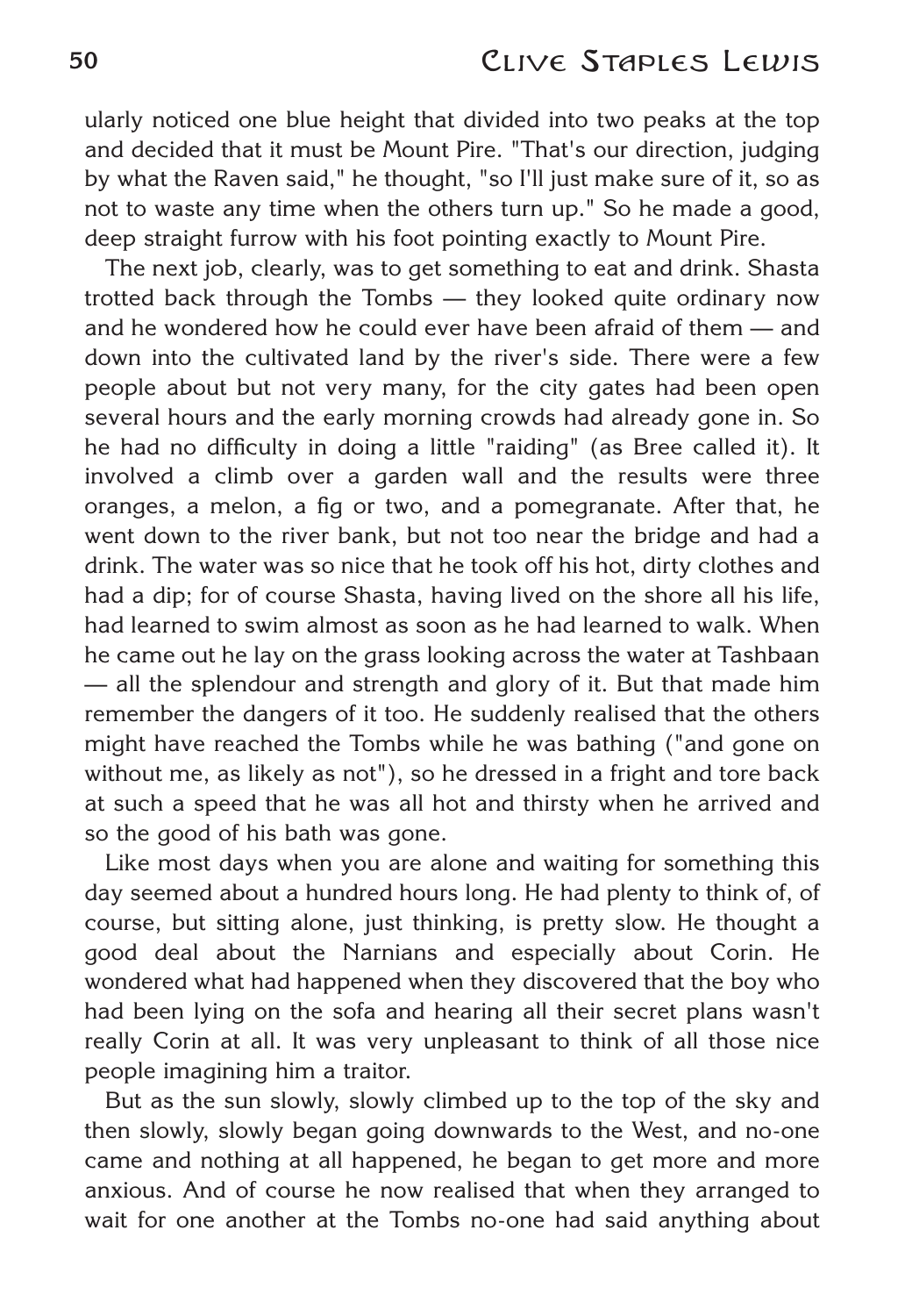ularly noticed one blue height that divided into two peaks at the top and decided that it must be Mount Pire. "That's our direction, judging by what the Raven said," he thought, "so I'll just make sure of it, so as not to waste any time when the others turn up." So he made a good, deep straight furrow with his foot pointing exactly to Mount Pire.

The next job, clearly, was to get something to eat and drink. Shasta trotted back through the Tombs — they looked quite ordinary now and he wondered how he could ever have been afraid of them — and down into the cultivated land by the river's side. There were a few people about but not very many, for the city gates had been open several hours and the early morning crowds had already gone in. So he had no difficulty in doing a little "raiding" (as Bree called it). It involved a climb over a garden wall and the results were three oranges, a melon, a fig or two, and a pomegranate. After that, he went down to the river bank, but not too near the bridge and had a drink. The water was so nice that he took off his hot, dirty clothes and had a dip; for of course Shasta, having lived on the shore all his life, had learned to swim almost as soon as he had learned to walk. When he came out he lay on the grass looking across the water at Tashbaan — all the splendour and strength and glory of it. But that made him remember the dangers of it too. He suddenly realised that the others might have reached the Tombs while he was bathing ("and gone on without me, as likely as not"), so he dressed in a fright and tore back at such a speed that he was all hot and thirsty when he arrived and so the good of his bath was gone.

Like most days when you are alone and waiting for something this day seemed about a hundred hours long. He had plenty to think of, of course, but sitting alone, just thinking, is pretty slow. He thought a good deal about the Narnians and especially about Corin. He wondered what had happened when they discovered that the boy who had been lying on the sofa and hearing all their secret plans wasn't really Corin at all. It was very unpleasant to think of all those nice people imagining him a traitor.

But as the sun slowly, slowly climbed up to the top of the sky and then slowly, slowly began going downwards to the West, and no-one came and nothing at all happened, he began to get more and more anxious. And of course he now realised that when they arranged to wait for one another at the Tombs no-one had said anything about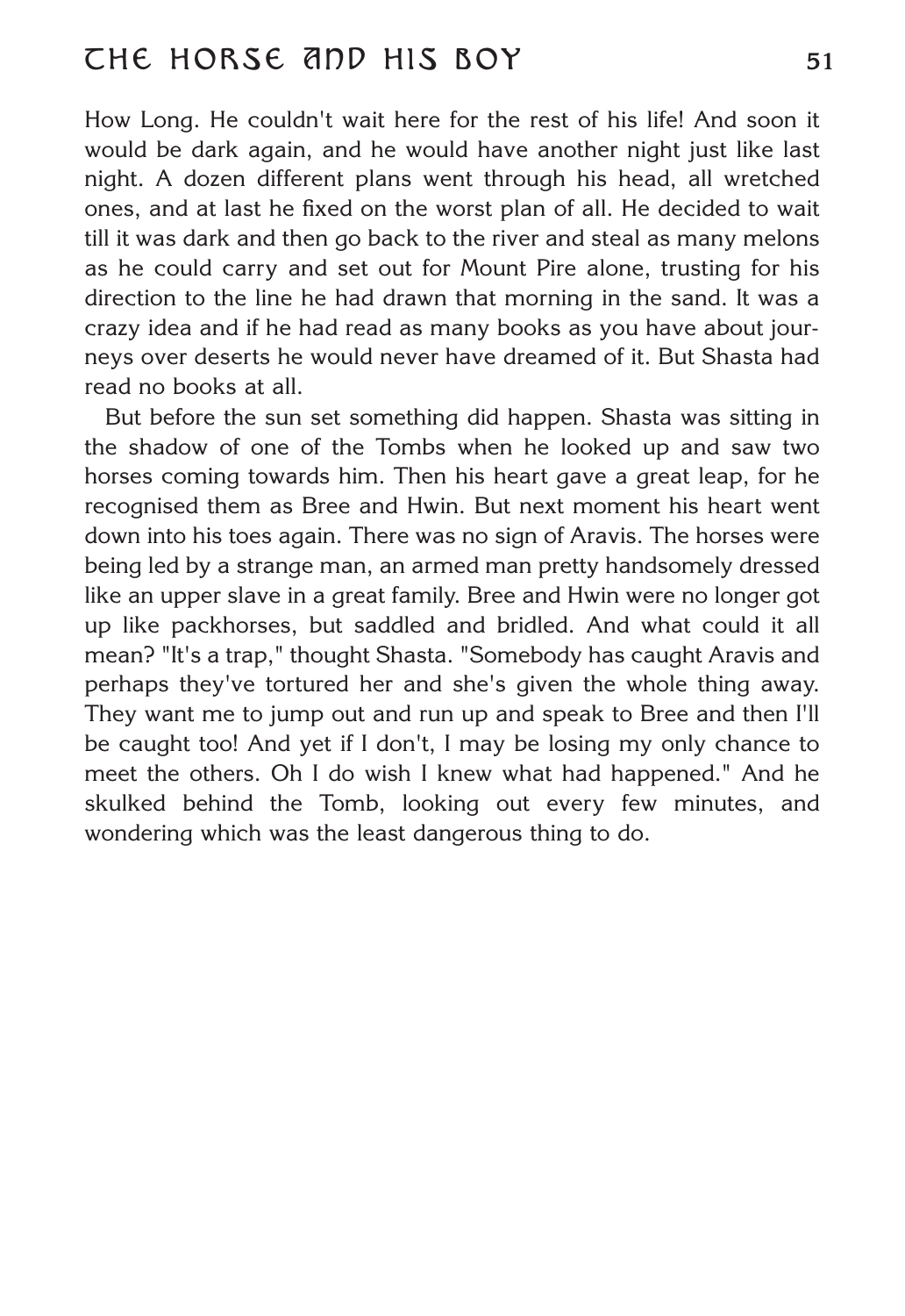How Long. He couldn't wait here for the rest of his life! And soon it would be dark again, and he would have another night just like last night. A dozen different plans went through his head, all wretched ones, and at last he fixed on the worst plan of all. He decided to wait till it was dark and then go back to the river and steal as many melons as he could carry and set out for Mount Pire alone, trusting for his direction to the line he had drawn that morning in the sand. It was a crazy idea and if he had read as many books as you have about journeys over deserts he would never have dreamed of it. But Shasta had read no books at all.

But before the sun set something did happen. Shasta was sitting in the shadow of one of the Tombs when he looked up and saw two horses coming towards him. Then his heart gave a great leap, for he recognised them as Bree and Hwin. But next moment his heart went down into his toes again. There was no sign of Aravis. The horses were being led by a strange man, an armed man pretty handsomely dressed like an upper slave in a great family. Bree and Hwin were no longer got up like packhorses, but saddled and bridled. And what could it all mean? "It's a trap," thought Shasta. "Somebody has caught Aravis and perhaps they've tortured her and she's given the whole thing away. They want me to jump out and run up and speak to Bree and then I'll be caught too! And yet if I don't, I may be losing my only chance to meet the others. Oh I do wish I knew what had happened." And he skulked behind the Tomb, looking out every few minutes, and wondering which was the least dangerous thing to do.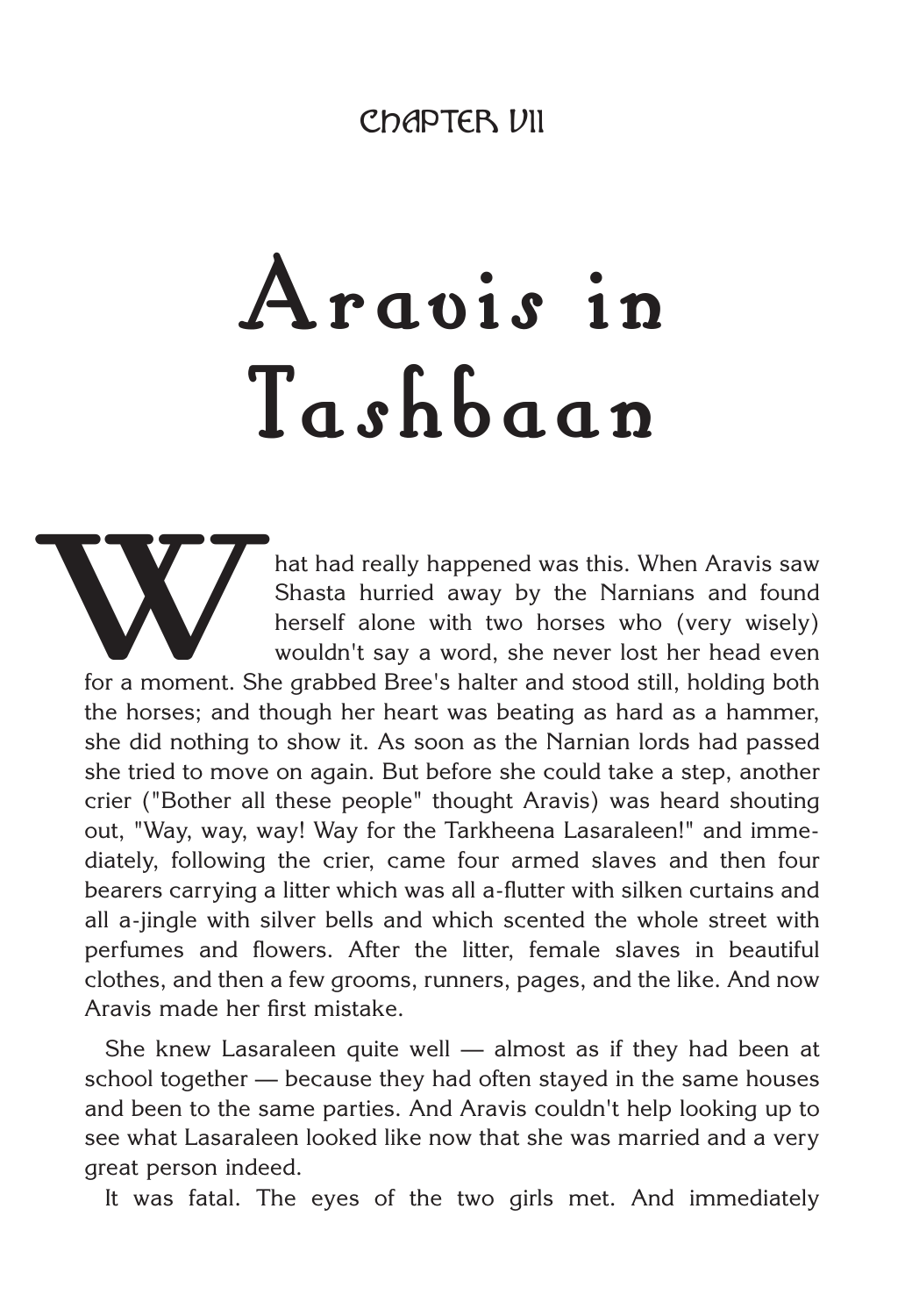## CHAPTER VII

# Aravis in Tashbaan

What had really happened was this. When Aravis saw Shasta hurried away by the Narnians and found herself alone with two horses who (very wisely) wouldn't say a word, she never lost her head even for a moment. She grabbed Bree's halter and stood still, holding both the horses; and though her heart was beating as hard as a hammer, she did nothing to show it. As soon as the Narnian lords had passed she tried to move on again. But before she could take a step, another crier ("Bother all these people" thought Aravis) was heard shouting out, "Way, way, way! Way for the Tarkheena Lasaraleen!" and immediately, following the crier, came four armed slaves and then four bearers carrying a litter which was all a-flutter with silken curtains and all a-jingle with silver bells and which scented the whole street with perfumes and flowers. After the litter, female slaves in beautiful clothes, and then a few grooms, runners, pages, and the like. And now Aravis made her first mistake.

She knew Lasaraleen quite well — almost as if they had been at school together — because they had often stayed in the same houses and been to the same parties. And Aravis couldn't help looking up to see what Lasaraleen looked like now that she was married and a very great person indeed.

It was fatal. The eyes of the two girls met. And immediately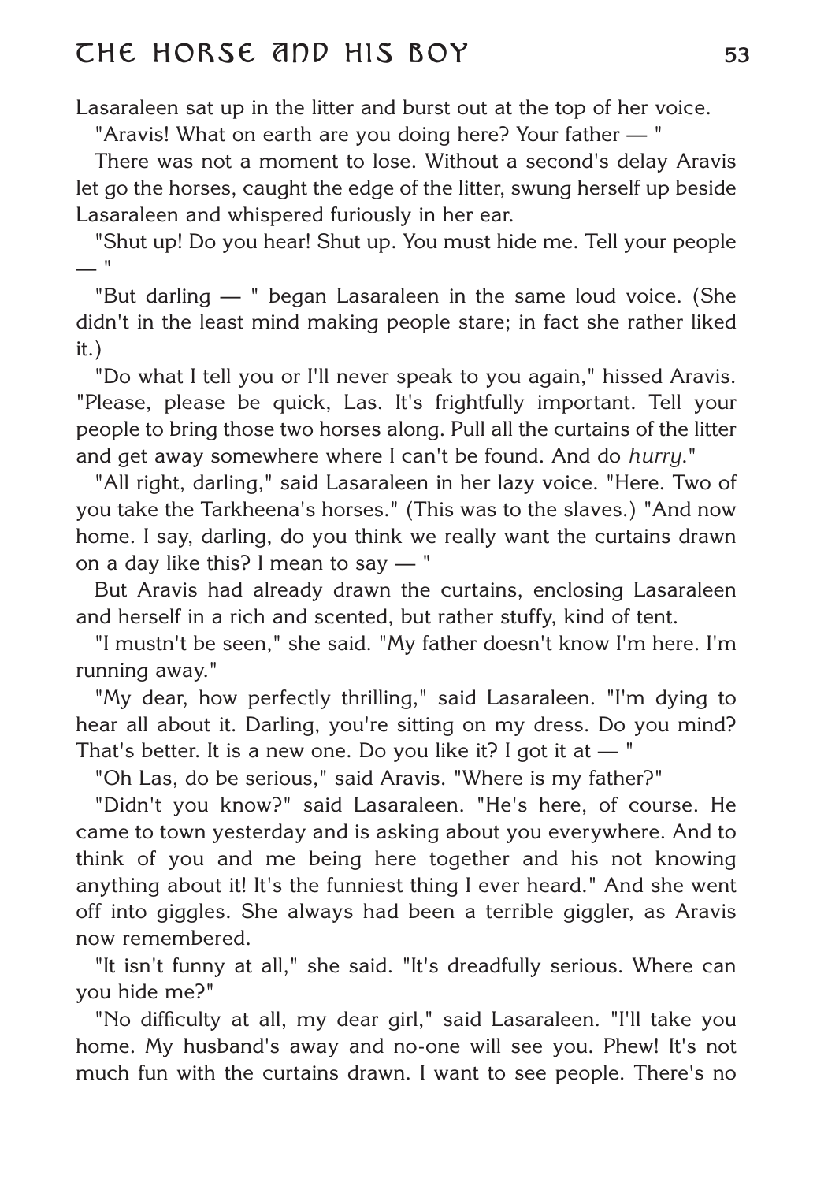Lasaraleen sat up in the litter and burst out at the top of her voice.

"Aravis! What on earth are you doing here? Your father — "

There was not a moment to lose. Without a second's delay Aravis let go the horses, caught the edge of the litter, swung herself up beside Lasaraleen and whispered furiously in her ear.

"Shut up! Do you hear! Shut up. You must hide me. Tell your people — "

"But darling — " began Lasaraleen in the same loud voice. (She didn't in the least mind making people stare; in fact she rather liked it.)

"Do what I tell you or I'll never speak to you again," hissed Aravis. "Please, please be quick, Las. It's frightfully important. Tell your people to bring those two horses along. Pull all the curtains of the litter and get away somewhere where I can't be found. And do *hurry*."

"All right, darling," said Lasaraleen in her lazy voice. "Here. Two of you take the Tarkheena's horses." (This was to the slaves.) "And now home. I say, darling, do you think we really want the curtains drawn on a day like this? I mean to say — "

But Aravis had already drawn the curtains, enclosing Lasaraleen and herself in a rich and scented, but rather stuffy, kind of tent.

"I mustn't be seen," she said. "My father doesn't know I'm here. I'm running away."

"My dear, how perfectly thrilling," said Lasaraleen. "I'm dying to hear all about it. Darling, you're sitting on my dress. Do you mind? That's better. It is a new one. Do you like it? I got it at — "

"Oh Las, do be serious," said Aravis. "Where is my father?"

"Didn't you know?" said Lasaraleen. "He's here, of course. He came to town yesterday and is asking about you everywhere. And to think of you and me being here together and his not knowing anything about it! It's the funniest thing I ever heard." And she went off into giggles. She always had been a terrible giggler, as Aravis now remembered.

"It isn't funny at all," she said. "It's dreadfully serious. Where can you hide me?"

"No difficulty at all, my dear girl," said Lasaraleen. "I'll take you home. My husband's away and no-one will see you. Phew! It's not much fun with the curtains drawn. I want to see people. There's no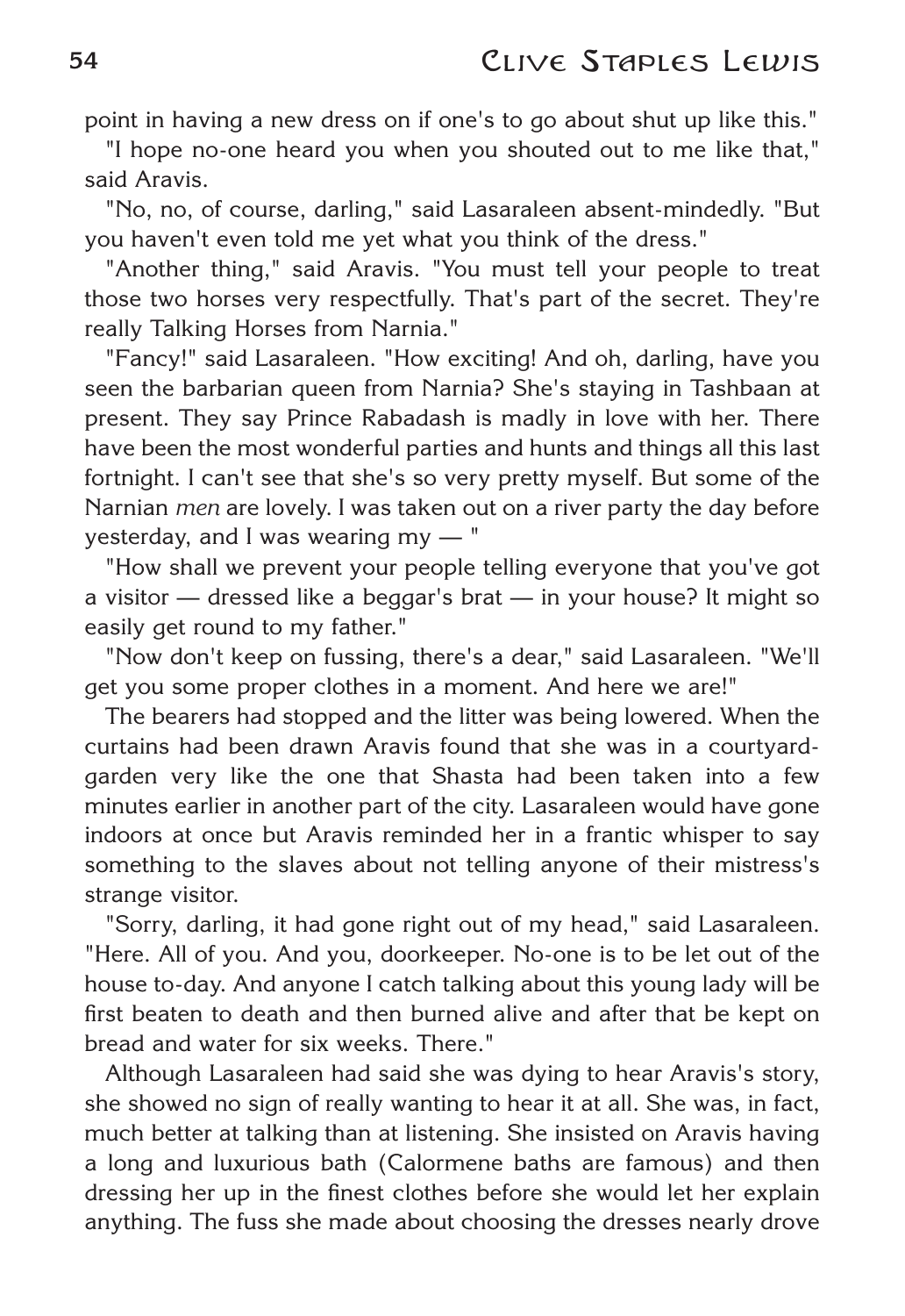point in having a new dress on if one's to go about shut up like this."

"I hope no-one heard you when you shouted out to me like that," said Aravis.

"No, no, of course, darling," said Lasaraleen absent-mindedly. "But you haven't even told me yet what you think of the dress."

"Another thing," said Aravis. "You must tell your people to treat those two horses very respectfully. That's part of the secret. They're really Talking Horses from Narnia."

"Fancy!" said Lasaraleen. "How exciting! And oh, darling, have you seen the barbarian queen from Narnia? She's staying in Tashbaan at present. They say Prince Rabadash is madly in love with her. There have been the most wonderful parties and hunts and things all this last fortnight. I can't see that she's so very pretty myself. But some of the Narnian *men* are lovely. I was taken out on a river party the day before yesterday, and I was wearing my — "

"How shall we prevent your people telling everyone that you've got a visitor — dressed like a beggar's brat — in your house? It might so easily get round to my father."

"Now don't keep on fussing, there's a dear," said Lasaraleen. "We'll get you some proper clothes in a moment. And here we are!"

The bearers had stopped and the litter was being lowered. When the curtains had been drawn Aravis found that she was in a courtyard-garden very like the one that Shasta had been taken into a few minutes earlier in another part of the city. Lasaraleen would have gone indoors at once but Aravis reminded her in a frantic whisper to say something to the slaves about not telling anyone of their mistress's strange visitor.

"Sorry, darling, it had gone right out of my head," said Lasaraleen. "Here. All of you. And you, doorkeeper. No-one is to be let out of the house to-day. And anyone I catch talking about this young lady will be first beaten to death and then burned alive and after that be kept on bread and water for six weeks. There."

Although Lasaraleen had said she was dying to hear Aravis's story, she showed no sign of really wanting to hear it at all. She was, in fact, much better at talking than at listening. She insisted on Aravis having a long and luxurious bath (Calormene baths are famous) and then dressing her up in the finest clothes before she would let her explain anything. The fuss she made about choosing the dresses nearly drove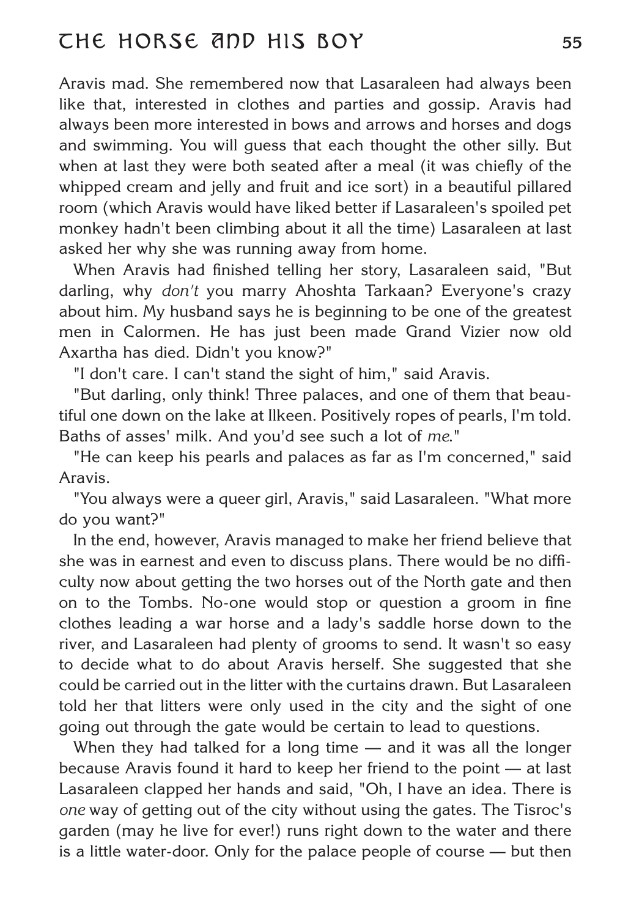Aravis mad. She remembered now that Lasaraleen had always been like that, interested in clothes and parties and gossip. Aravis had always been more interested in bows and arrows and horses and dogs and swimming. You will guess that each thought the other silly. But when at last they were both seated after a meal (it was chiefly of the whipped cream and jelly and fruit and ice sort) in a beautiful pillared room (which Aravis would have liked better if Lasaraleen's spoiled pet monkey hadn't been climbing about it all the time) Lasaraleen at last asked her why she was running away from home.

When Aravis had finished telling her story, Lasaraleen said, "But darling, why *don't* you marry Ahoshta Tarkaan? Everyone's crazy about him. My husband says he is beginning to be one of the greatest men in Calormen. He has just been made Grand Vizier now old Axartha has died. Didn't you know?"

"I don't care. I can't stand the sight of him," said Aravis.

"But darling, only think! Three palaces, and one of them that beautiful one down on the lake at Ilkeen. Positively ropes of pearls, I'm told. Baths of asses' milk. And you'd see such a lot of *me*."

"He can keep his pearls and palaces as far as I'm concerned," said Aravis.

"You always were a queer girl, Aravis," said Lasaraleen. "What more do you want?"

In the end, however, Aravis managed to make her friend believe that she was in earnest and even to discuss plans. There would be no difficulty now about getting the two horses out of the North gate and then on to the Tombs. No-one would stop or question a groom in fine clothes leading a war horse and a lady's saddle horse down to the river, and Lasaraleen had plenty of grooms to send. It wasn't so easy to decide what to do about Aravis herself. She suggested that she could be carried out in the litter with the curtains drawn. But Lasaraleen told her that litters were only used in the city and the sight of one going out through the gate would be certain to lead to questions.

When they had talked for a long time — and it was all the longer because Aravis found it hard to keep her friend to the point — at last Lasaraleen clapped her hands and said, "Oh, I have an idea. There is *one* way of getting out of the city without using the gates. The Tisroc's garden (may he live for ever!) runs right down to the water and there is a little water-door. Only for the palace people of course — but then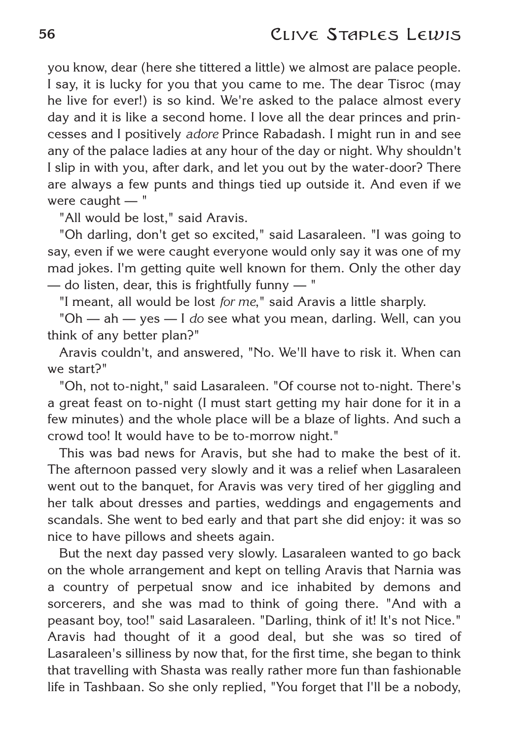you know, dear (here she tittered a little) we almost are palace people. I say, it is lucky for you that you came to me. The dear Tisroc (may he live for ever!) is so kind. We're asked to the palace almost every day and it is like a second home. I love all the dear princes and princesses and I positively *adore* Prince Rabadash. I might run in and see any of the palace ladies at any hour of the day or night. Why shouldn't I slip in with you, after dark, and let you out by the water-door? There are always a few punts and things tied up outside it. And even if we were caught — "

"All would be lost," said Aravis.

"Oh darling, don't get so excited," said Lasaraleen. "I was going to say, even if we were caught everyone would only say it was one of my mad jokes. I'm getting quite well known for them. Only the other day — do listen, dear, this is frightfully funny — "

"I meant, all would be lost *for me*," said Aravis a little sharply.

"Oh — ah — yes — I *do* see what you mean, darling. Well, can you think of any better plan?"

Aravis couldn't, and answered, "No. We'll have to risk it. When can we start?"

"Oh, not to-night," said Lasaraleen. "Of course not to-night. There's a great feast on to-night (I must start getting my hair done for it in a few minutes) and the whole place will be a blaze of lights. And such a crowd too! It would have to be to-morrow night."

This was bad news for Aravis, but she had to make the best of it. The afternoon passed very slowly and it was a relief when Lasaraleen went out to the banquet, for Aravis was very tired of her giggling and her talk about dresses and parties, weddings and engagements and scandals. She went to bed early and that part she did enjoy: it was so nice to have pillows and sheets again.

But the next day passed very slowly. Lasaraleen wanted to go back on the whole arrangement and kept on telling Aravis that Narnia was a country of perpetual snow and ice inhabited by demons and sorcerers, and she was mad to think of going there. "And with a peasant boy, too!" said Lasaraleen. "Darling, think of it! It's not Nice." Aravis had thought of it a good deal, but she was so tired of Lasaraleen's silliness by now that, for the first time, she began to think that travelling with Shasta was really rather more fun than fashionable life in Tashbaan. So she only replied, "You forget that I'll be a nobody,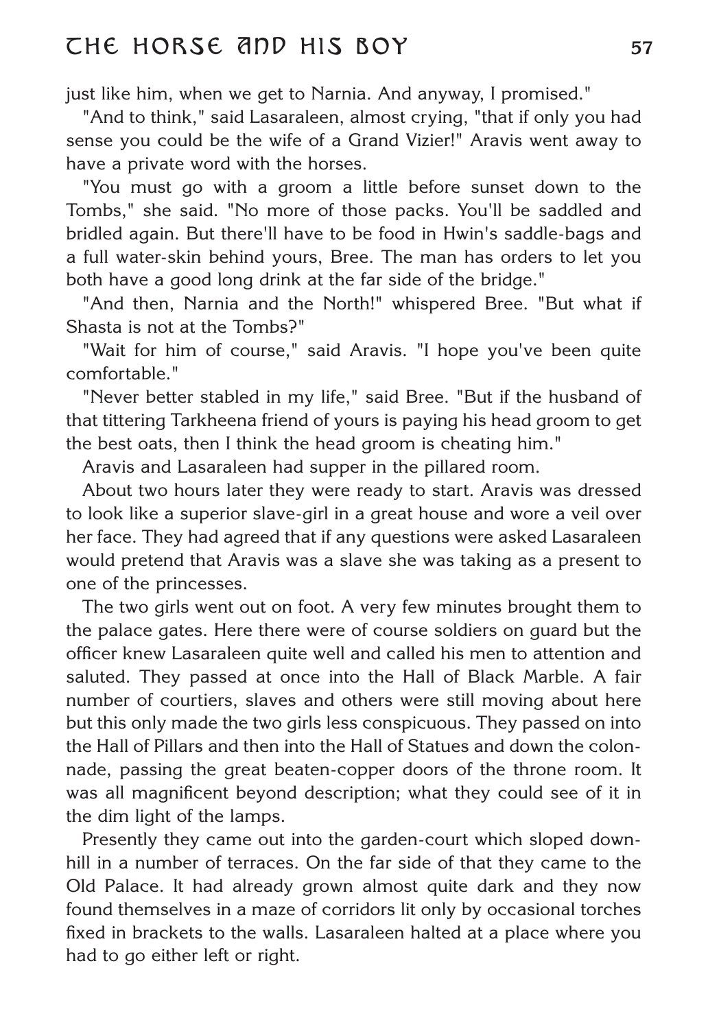just like him, when we get to Narnia. And anyway, I promised."

"And to think," said Lasaraleen, almost crying, "that if only you had sense you could be the wife of a Grand Vizier!" Aravis went away to have a private word with the horses.

"You must go with a groom a little before sunset down to the Tombs," she said. "No more of those packs. You'll be saddled and bridled again. But there'll have to be food in Hwin's saddle-bags and a full water-skin behind yours, Bree. The man has orders to let you both have a good long drink at the far side of the bridge."

"And then, Narnia and the North!" whispered Bree. "But what if Shasta is not at the Tombs?"

"Wait for him of course," said Aravis. "I hope you've been quite comfortable."

"Never better stabled in my life," said Bree. "But if the husband of that tittering Tarkheena friend of yours is paying his head groom to get the best oats, then I think the head groom is cheating him."

Aravis and Lasaraleen had supper in the pillared room.

About two hours later they were ready to start. Aravis was dressed to look like a superior slave-girl in a great house and wore a veil over her face. They had agreed that if any questions were asked Lasaraleen would pretend that Aravis was a slave she was taking as a present to one of the princesses.

The two girls went out on foot. A very few minutes brought them to the palace gates. Here there were of course soldiers on guard but the officer knew Lasaraleen quite well and called his men to attention and saluted. They passed at once into the Hall of Black Marble. A fair number of courtiers, slaves and others were still moving about here but this only made the two girls less conspicuous. They passed on into the Hall of Pillars and then into the Hall of Statues and down the colonnade, passing the great beaten-copper doors of the throne room. It was all magnificent beyond description; what they could see of it in the dim light of the lamps.

Presently they came out into the garden-court which sloped downhill in a number of terraces. On the far side of that they came to the Old Palace. It had already grown almost quite dark and they now found themselves in a maze of corridors lit only by occasional torches fixed in brackets to the walls. Lasaraleen halted at a place where you had to go either left or right.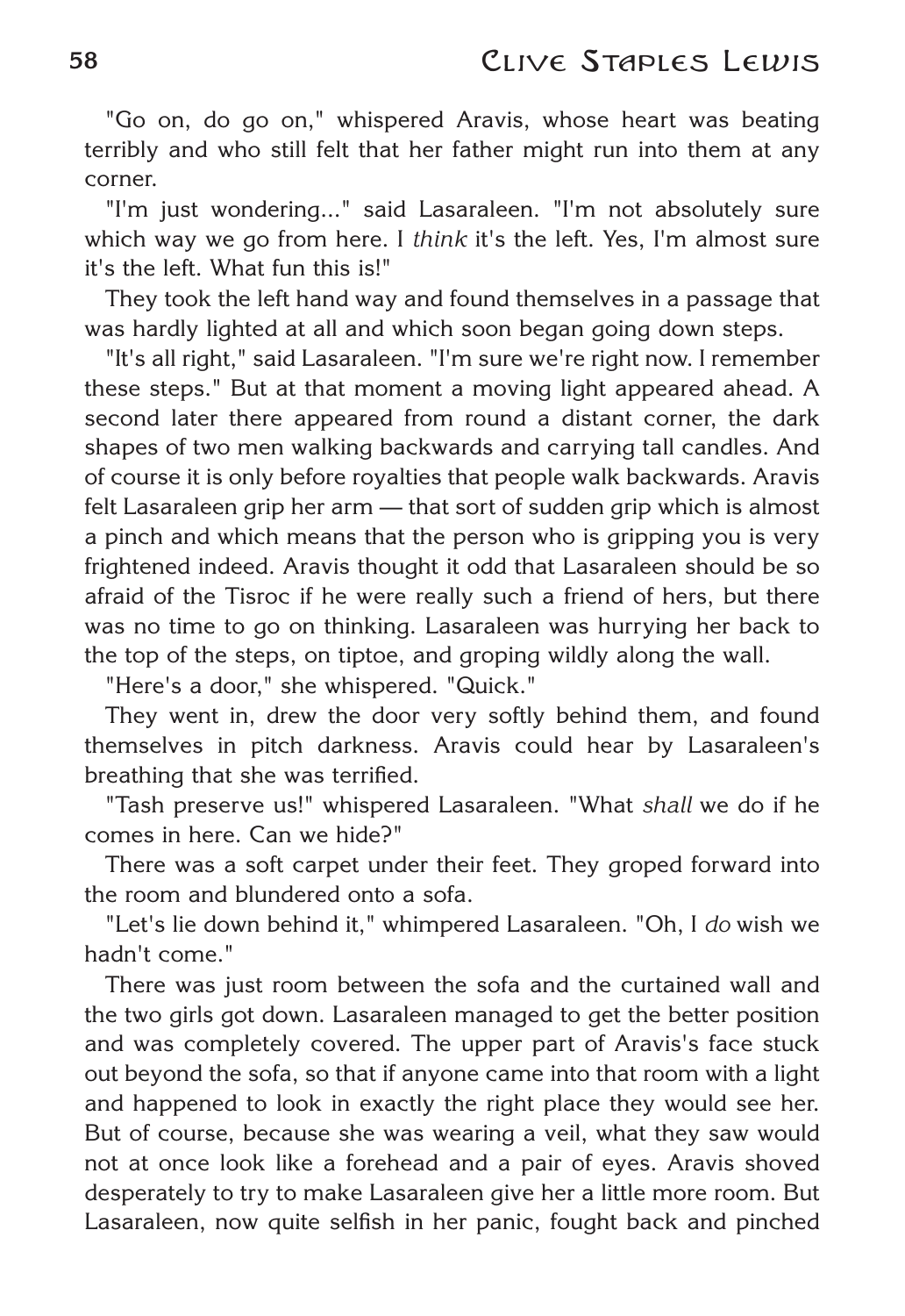"Go on, do go on," whispered Aravis, whose heart was beating terribly and who still felt that her father might run into them at any corner.

"I'm just wondering..." said Lasaraleen. "I'm not absolutely sure which way we go from here. I *think* it's the left. Yes, I'm almost sure it's the left. What fun this is!"

They took the left hand way and found themselves in a passage that was hardly lighted at all and which soon began going down steps.

"It's all right," said Lasaraleen. "I'm sure we're right now. I remember these steps." But at that moment a moving light appeared ahead. A second later there appeared from round a distant corner, the dark shapes of two men walking backwards and carrying tall candles. And of course it is only before royalties that people walk backwards. Aravis felt Lasaraleen grip her arm — that sort of sudden grip which is almost a pinch and which means that the person who is gripping you is very frightened indeed. Aravis thought it odd that Lasaraleen should be so afraid of the Tisroc if he were really such a friend of hers, but there was no time to go on thinking. Lasaraleen was hurrying her back to the top of the steps, on tiptoe, and groping wildly along the wall.

"Here's a door," she whispered. "Quick."

They went in, drew the door very softly behind them, and found themselves in pitch darkness. Aravis could hear by Lasaraleen's breathing that she was terrified.

"Tash preserve us!" whispered Lasaraleen. "What *shall* we do if he comes in here. Can we hide?"

There was a soft carpet under their feet. They groped forward into the room and blundered onto a sofa.

"Let's lie down behind it," whimpered Lasaraleen. "Oh, I *do* wish we hadn't come."

There was just room between the sofa and the curtained wall and the two girls got down. Lasaraleen managed to get the better position and was completely covered. The upper part of Aravis's face stuck out beyond the sofa, so that if anyone came into that room with a light and happened to look in exactly the right place they would see her. But of course, because she was wearing a veil, what they saw would not at once look like a forehead and a pair of eyes. Aravis shoved desperately to try to make Lasaraleen give her a little more room. But Lasaraleen, now quite selfish in her panic, fought back and pinched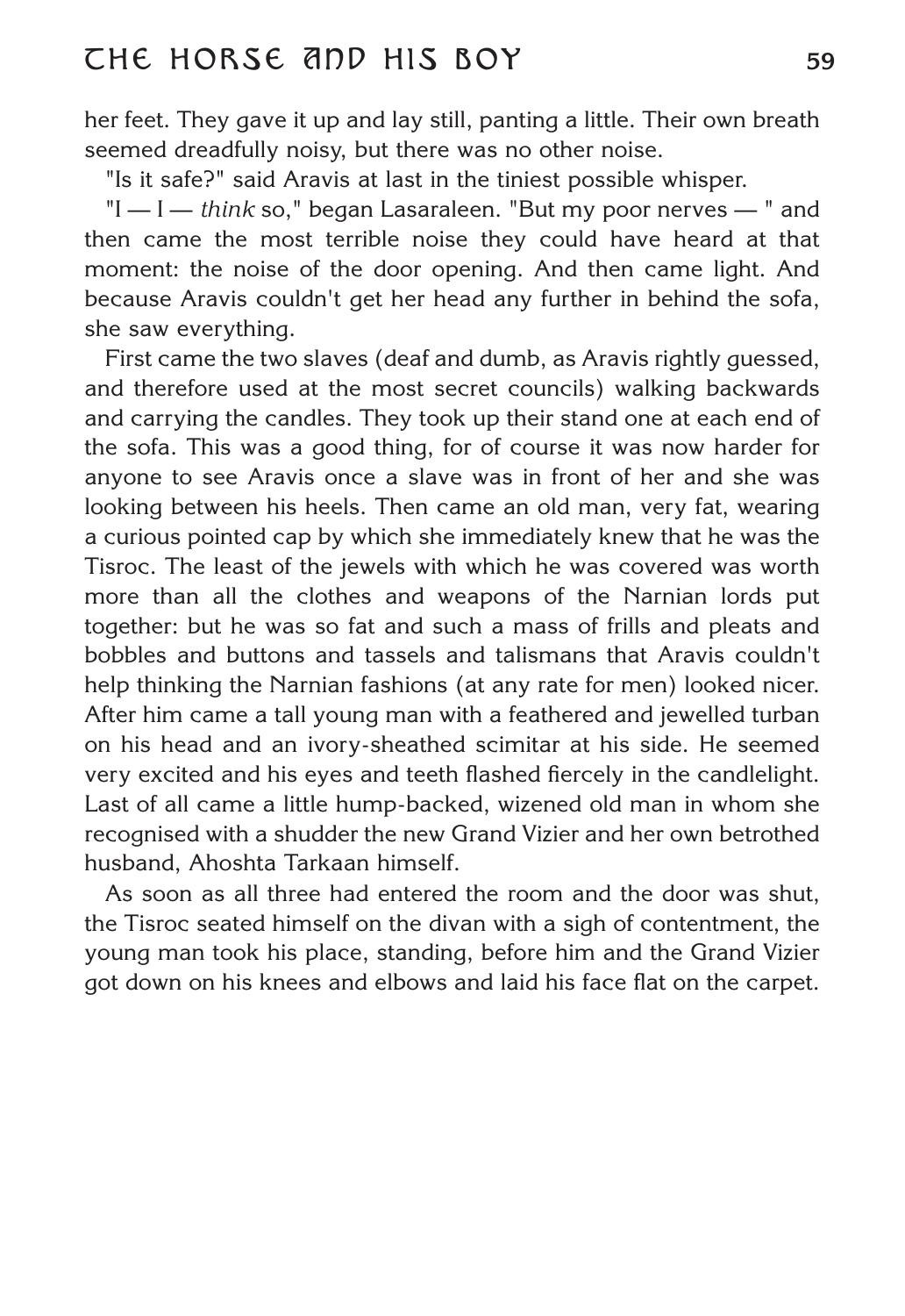her feet. They gave it up and lay still, panting a little. Their own breath seemed dreadfully noisy, but there was no other noise.

"Is it safe?" said Aravis at last in the tiniest possible whisper.

"I — I — *think* so," began Lasaraleen. "But my poor nerves — " and then came the most terrible noise they could have heard at that moment: the noise of the door opening. And then came light. And because Aravis couldn't get her head any further in behind the sofa, she saw everything.

First came the two slaves (deaf and dumb, as Aravis rightly guessed, and therefore used at the most secret councils) walking backwards and carrying the candles. They took up their stand one at each end of the sofa. This was a good thing, for of course it was now harder for anyone to see Aravis once a slave was in front of her and she was looking between his heels. Then came an old man, very fat, wearing a curious pointed cap by which she immediately knew that he was the Tisroc. The least of the jewels with which he was covered was worth more than all the clothes and weapons of the Narnian lords put together: but he was so fat and such a mass of frills and pleats and bobbles and buttons and tassels and talismans that Aravis couldn't help thinking the Narnian fashions (at any rate for men) looked nicer. After him came a tall young man with a feathered and jewelled turban on his head and an ivory-sheathed scimitar at his side. He seemed very excited and his eyes and teeth flashed fiercely in the candlelight. Last of all came a little hump-backed, wizened old man in whom she recognised with a shudder the new Grand Vizier and her own betrothed husband, Ahoshta Tarkaan himself.

As soon as all three had entered the room and the door was shut, the Tisroc seated himself on the divan with a sigh of contentment, the young man took his place, standing, before him and the Grand Vizier got down on his knees and elbows and laid his face flat on the carpet.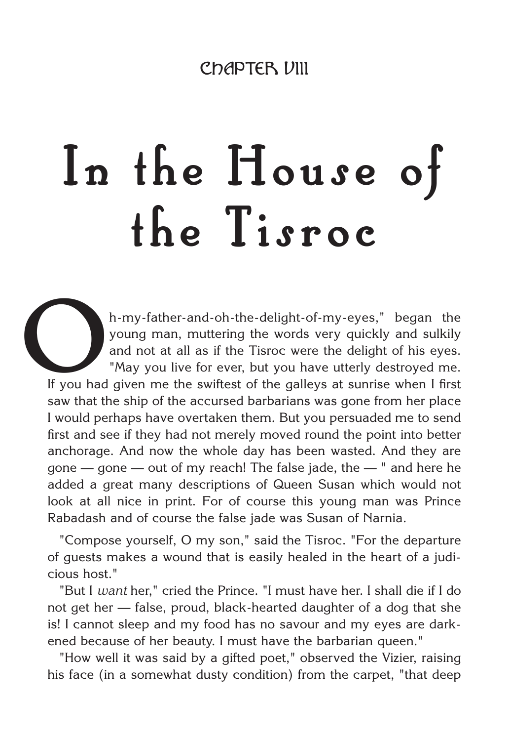CHAPTER VIII

# In the House of the Tisroc

"Oh-my-father-and-oh-the-delight-of-my-eyes," began the young man, muttering the words very quickly and sulkily and not at all as if the Tisroc were the delight of his eyes. "May you live for ever, but you have utterly destroyed me. If you had given me the swiftest of the galleys at sunrise when I first saw that the ship of the accursed barbarians was gone from her place I would perhaps have overtaken them. But you persuaded me to send first and see if they had not merely moved round the point into better anchorage. And now the whole day has been wasted. And they are gone — gone — out of my reach! The false jade, the — " and here he added a great many descriptions of Queen Susan which would not look at all nice in print. For of course this young man was Prince Rabadash and of course the false jade was Susan of Narnia.

"Compose yourself, O my son," said the Tisroc. "For the departure of guests makes a wound that is easily healed in the heart of a judicious host."

"But I *want* her," cried the Prince. "I must have her. I shall die if I do not get her — false, proud, black-hearted daughter of a dog that she is! I cannot sleep and my food has no savour and my eyes are darkened because of her beauty. I must have the barbarian queen."

"How well it was said by a gifted poet," observed the Vizier, raising his face (in a somewhat dusty condition) from the carpet, "that deep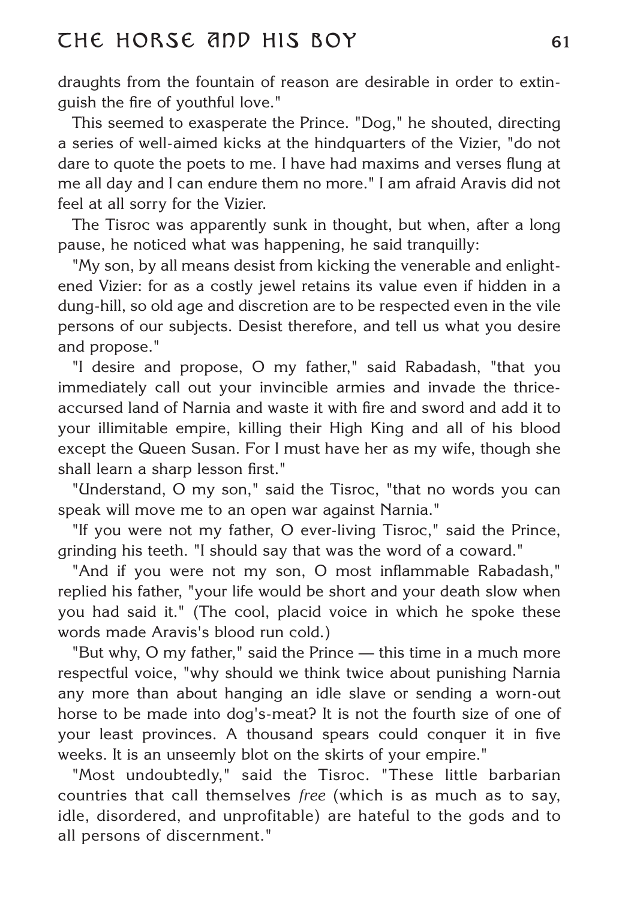draughts from the fountain of reason are desirable in order to extinguish the fire of youthful love."

This seemed to exasperate the Prince. "Dog," he shouted, directing a series of well-aimed kicks at the hindquarters of the Vizier, "do not dare to quote the poets to me. I have had maxims and verses flung at me all day and I can endure them no more." I am afraid Aravis did not feel at all sorry for the Vizier.

The Tisroc was apparently sunk in thought, but when, after a long pause, he noticed what was happening, he said tranquilly:

"My son, by all means desist from kicking the venerable and enlightened Vizier: for as a costly jewel retains its value even if hidden in a dung-hill, so old age and discretion are to be respected even in the vile persons of our subjects. Desist therefore, and tell us what you desire and propose."

"I desire and propose, O my father," said Rabadash, "that you immediately call out your invincible armies and invade the thrice-accursed land of Narnia and waste it with fire and sword and add it to your illimitable empire, killing their High King and all of his blood except the Queen Susan. For I must have her as my wife, though she shall learn a sharp lesson first."

"Understand, O my son," said the Tisroc, "that no words you can speak will move me to an open war against Narnia."

"If you were not my father, O ever-living Tisroc," said the Prince, grinding his teeth. "I should say that was the word of a coward."

"And if you were not my son, O most inflammable Rabadash," replied his father, "your life would be short and your death slow when you had said it." (The cool, placid voice in which he spoke these words made Aravis's blood run cold.)

"But why, O my father," said the Prince — this time in a much more respectful voice, "why should we think twice about punishing Narnia any more than about hanging an idle slave or sending a worn-out horse to be made into dog's-meat? It is not the fourth size of one of your least provinces. A thousand spears could conquer it in five weeks. It is an unseemly blot on the skirts of your empire."

"Most undoubtedly," said the Tisroc. "These little barbarian countries that call themselves *free* (which is as much as to say, idle, disordered, and unprofitable) are hateful to the gods and to all persons of discernment."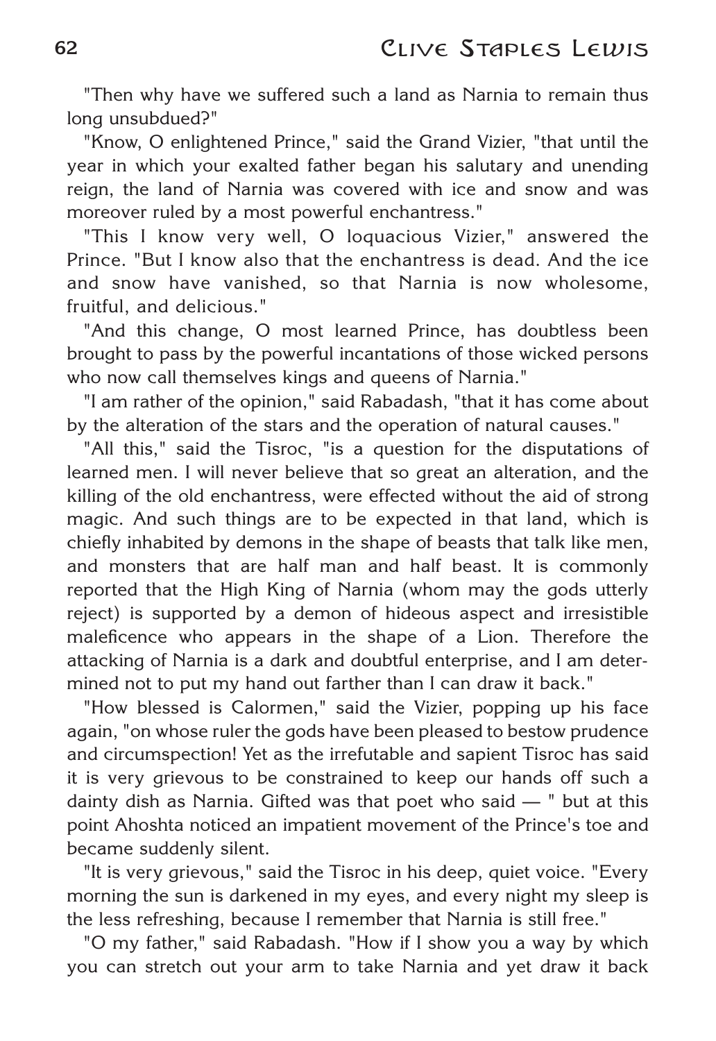"Then why have we suffered such a land as Narnia to remain thus long unsubdued?"

"Know, O enlightened Prince," said the Grand Vizier, "that until the year in which your exalted father began his salutary and unending reign, the land of Narnia was covered with ice and snow and was moreover ruled by a most powerful enchantress."

"This I know very well, O loquacious Vizier," answered the Prince. "But I know also that the enchantress is dead. And the ice and snow have vanished, so that Narnia is now wholesome, fruitful, and delicious."

"And this change, O most learned Prince, has doubtless been brought to pass by the powerful incantations of those wicked persons who now call themselves kings and queens of Narnia."

"I am rather of the opinion," said Rabadash, "that it has come about by the alteration of the stars and the operation of natural causes."

"All this," said the Tisroc, "is a question for the disputations of learned men. I will never believe that so great an alteration, and the killing of the old enchantress, were effected without the aid of strong magic. And such things are to be expected in that land, which is chiefly inhabited by demons in the shape of beasts that talk like men, and monsters that are half man and half beast. It is commonly reported that the High King of Narnia (whom may the gods utterly reject) is supported by a demon of hideous aspect and irresistible maleficence who appears in the shape of a Lion. Therefore the attacking of Narnia is a dark and doubtful enterprise, and I am determined not to put my hand out farther than I can draw it back."

"How blessed is Calormen," said the Vizier, popping up his face again, "on whose ruler the gods have been pleased to bestow prudence and circumspection! Yet as the irrefutable and sapient Tisroc has said it is very grievous to be constrained to keep our hands off such a dainty dish as Narnia. Gifted was that poet who said — " but at this point Ahoshta noticed an impatient movement of the Prince's toe and became suddenly silent.

"It is very grievous," said the Tisroc in his deep, quiet voice. "Every morning the sun is darkened in my eyes, and every night my sleep is the less refreshing, because I remember that Narnia is still free."

"O my father," said Rabadash. "How if I show you a way by which you can stretch out your arm to take Narnia and yet draw it back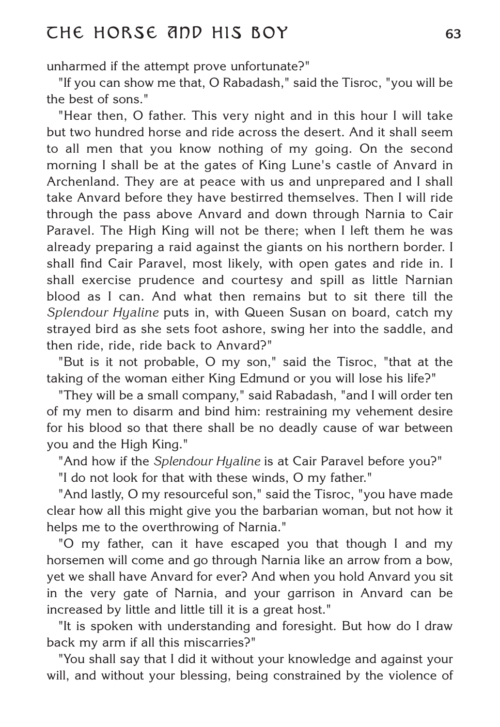unharmed if the attempt prove unfortunate?"

"If you can show me that, O Rabadash," said the Tisroc, "you will be the best of sons."

"Hear then, O father. This very night and in this hour I will take but two hundred horse and ride across the desert. And it shall seem to all men that you know nothing of my going. On the second morning I shall be at the gates of King Lune's castle of Anvard in Archenland. They are at peace with us and unprepared and I shall take Anvard before they have bestirred themselves. Then I will ride through the pass above Anvard and down through Narnia to Cair Paravel. The High King will not be there; when I left them he was already preparing a raid against the giants on his northern border. I shall find Cair Paravel, most likely, with open gates and ride in. I shall exercise prudence and courtesy and spill as little Narnian blood as I can. And what then remains but to sit there till the *Splendour Hyaline* puts in, with Queen Susan on board, catch my strayed bird as she sets foot ashore, swing her into the saddle, and then ride, ride, ride back to Anvard?"

"But is it not probable, O my son," said the Tisroc, "that at the taking of the woman either King Edmund or you will lose his life?"

"They will be a small company," said Rabadash, "and I will order ten of my men to disarm and bind him: restraining my vehement desire for his blood so that there shall be no deadly cause of war between you and the High King."

"And how if the *Splendour Hyaline* is at Cair Paravel before you?"

"I do not look for that with these winds, O my father."

"And lastly, O my resourceful son," said the Tisroc, "you have made clear how all this might give you the barbarian woman, but not how it helps me to the overthrowing of Narnia."

"O my father, can it have escaped you that though I and my horsemen will come and go through Narnia like an arrow from a bow, yet we shall have Anvard for ever? And when you hold Anvard you sit in the very gate of Narnia, and your garrison in Anvard can be increased by little and little till it is a great host."

"It is spoken with understanding and foresight. But how do I draw back my arm if all this miscarries?"

"You shall say that I did it without your knowledge and against your will, and without your blessing, being constrained by the violence of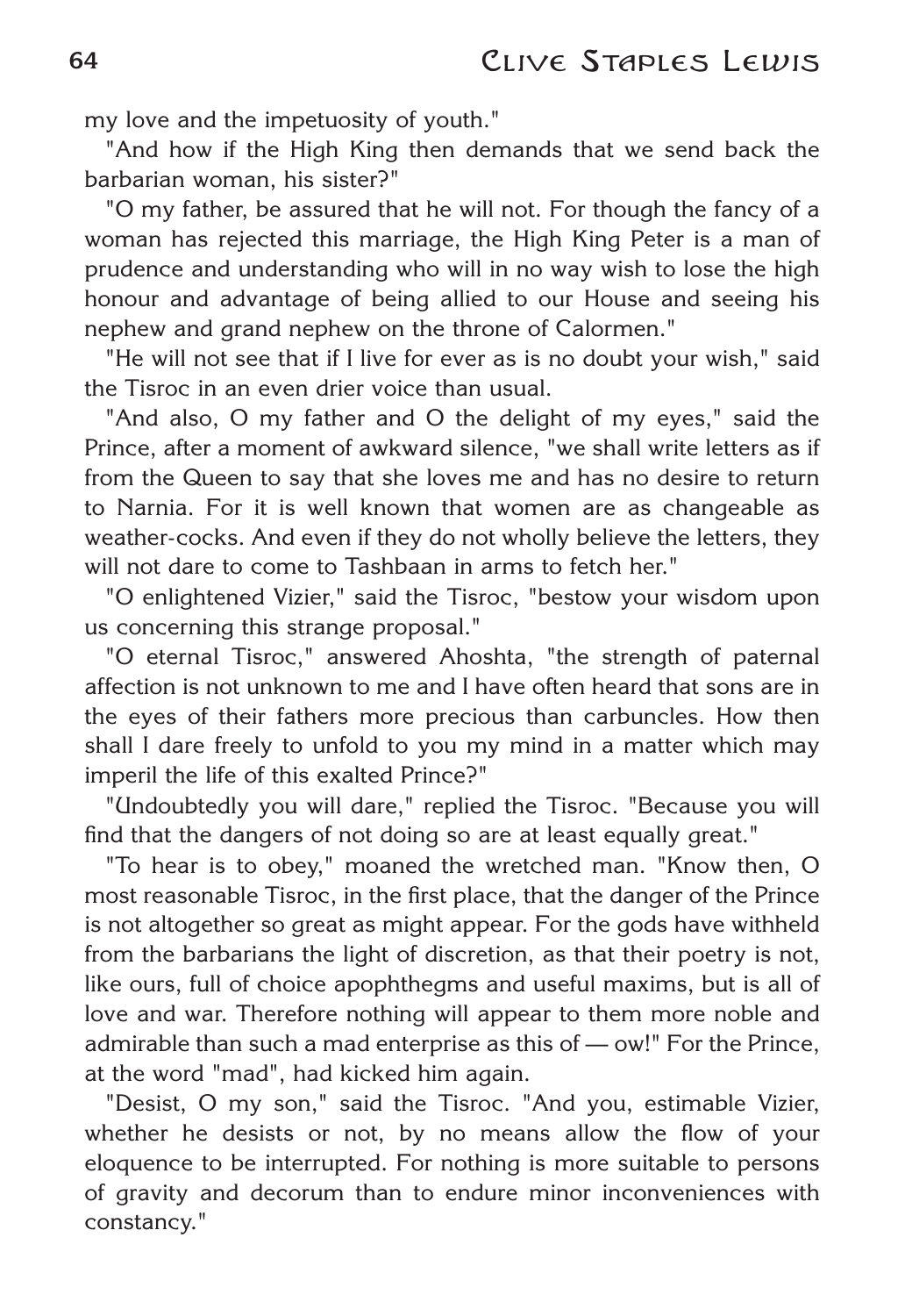my love and the impetuosity of youth."

"And how if the High King then demands that we send back the barbarian woman, his sister?"

"O my father, be assured that he will not. For though the fancy of a woman has rejected this marriage, the High King Peter is a man of prudence and understanding who will in no way wish to lose the high honour and advantage of being allied to our House and seeing his nephew and grand nephew on the throne of Calormen."

"He will not see that if I live for ever as is no doubt your wish," said the Tisroc in an even drier voice than usual.

"And also, O my father and O the delight of my eyes," said the Prince, after a moment of awkward silence, "we shall write letters as if from the Queen to say that she loves me and has no desire to return to Narnia. For it is well known that women are as changeable as weather-cocks. And even if they do not wholly believe the letters, they will not dare to come to Tashbaan in arms to fetch her."

"O enlightened Vizier," said the Tisroc, "bestow your wisdom upon us concerning this strange proposal."

"O eternal Tisroc," answered Ahoshta, "the strength of paternal affection is not unknown to me and I have often heard that sons are in the eyes of their fathers more precious than carbuncles. How then shall I dare freely to unfold to you my mind in a matter which may imperil the life of this exalted Prince?"

"Undoubtedly you will dare," replied the Tisroc. "Because you will find that the dangers of not doing so are at least equally great."

"To hear is to obey," moaned the wretched man. "Know then, O most reasonable Tisroc, in the first place, that the danger of the Prince is not altogether so great as might appear. For the gods have withheld from the barbarians the light of discretion, as that their poetry is not, like ours, full of choice apophthegms and useful maxims, but is all of love and war. Therefore nothing will appear to them more noble and admirable than such a mad enterprise as this of — ow!" For the Prince, at the word "mad", had kicked him again.

"Desist, O my son," said the Tisroc. "And you, estimable Vizier, whether he desists or not, by no means allow the flow of your eloquence to be interrupted. For nothing is more suitable to persons of gravity and decorum than to endure minor inconveniences with constancy."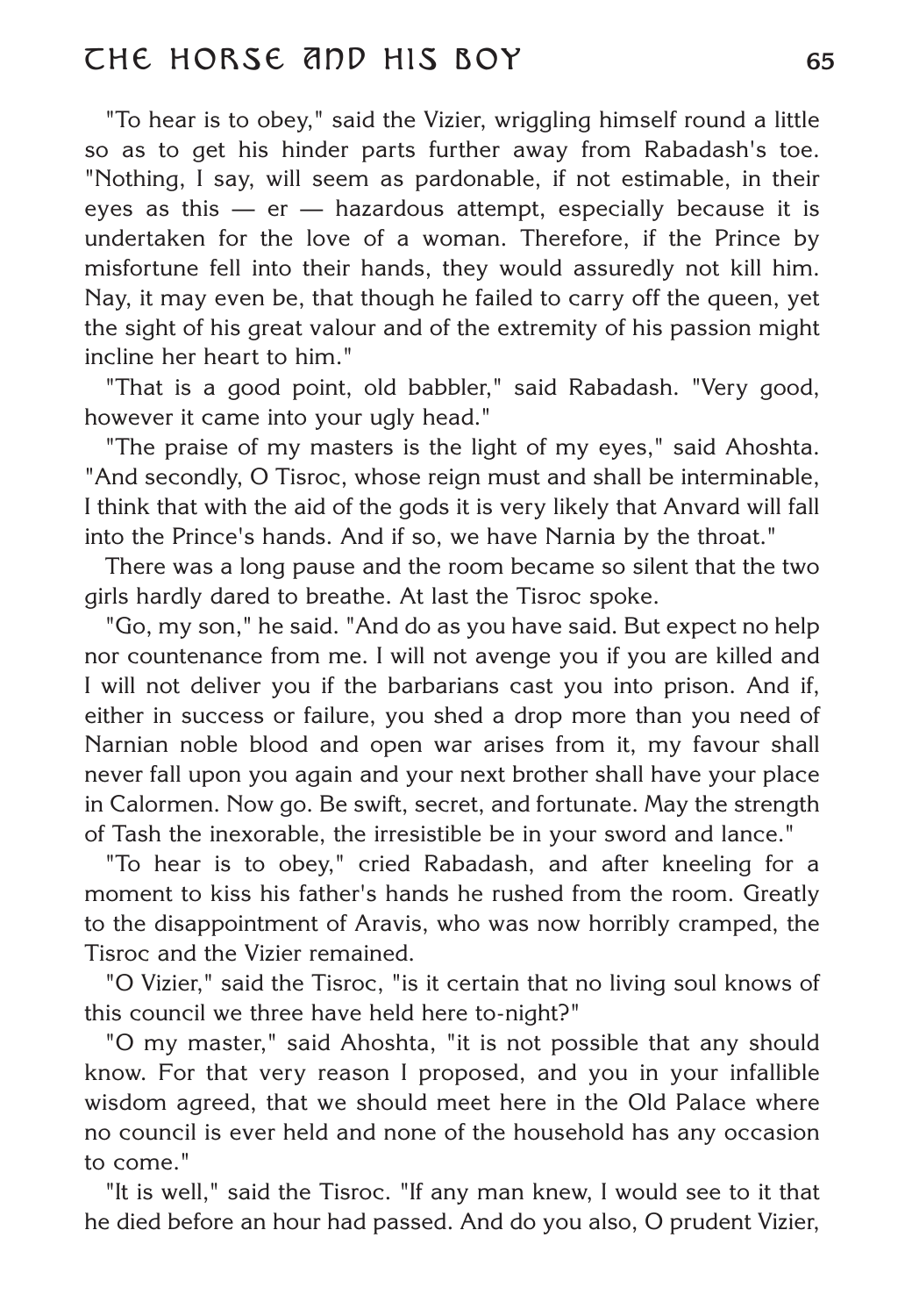"To hear is to obey," said the Vizier, wriggling himself round a little so as to get his hinder parts further away from Rabadash's toe. "Nothing, I say, will seem as pardonable, if not estimable, in their eyes as this — er — hazardous attempt, especially because it is undertaken for the love of a woman. Therefore, if the Prince by misfortune fell into their hands, they would assuredly not kill him. Nay, it may even be, that though he failed to carry off the queen, yet the sight of his great valour and of the extremity of his passion might incline her heart to him."

"That is a good point, old babbler," said Rabadash. "Very good, however it came into your ugly head."

"The praise of my masters is the light of my eyes," said Ahoshta. "And secondly, O Tisroc, whose reign must and shall be interminable, I think that with the aid of the gods it is very likely that Anvard will fall into the Prince's hands. And if so, we have Narnia by the throat."

There was a long pause and the room became so silent that the two girls hardly dared to breathe. At last the Tisroc spoke.

"Go, my son," he said. "And do as you have said. But expect no help nor countenance from me. I will not avenge you if you are killed and I will not deliver you if the barbarians cast you into prison. And if, either in success or failure, you shed a drop more than you need of Narnian noble blood and open war arises from it, my favour shall never fall upon you again and your next brother shall have your place in Calormen. Now go. Be swift, secret, and fortunate. May the strength of Tash the inexorable, the irresistible be in your sword and lance."

"To hear is to obey," cried Rabadash, and after kneeling for a moment to kiss his father's hands he rushed from the room. Greatly to the disappointment of Aravis, who was now horribly cramped, the Tisroc and the Vizier remained.

"O Vizier," said the Tisroc, "is it certain that no living soul knows of this council we three have held here to-night?"

"O my master," said Ahoshta, "it is not possible that any should know. For that very reason I proposed, and you in your infallible wisdom agreed, that we should meet here in the Old Palace where no council is ever held and none of the household has any occasion to come."

"It is well," said the Tisroc. "If any man knew, I would see to it that he died before an hour had passed. And do you also, O prudent Vizier,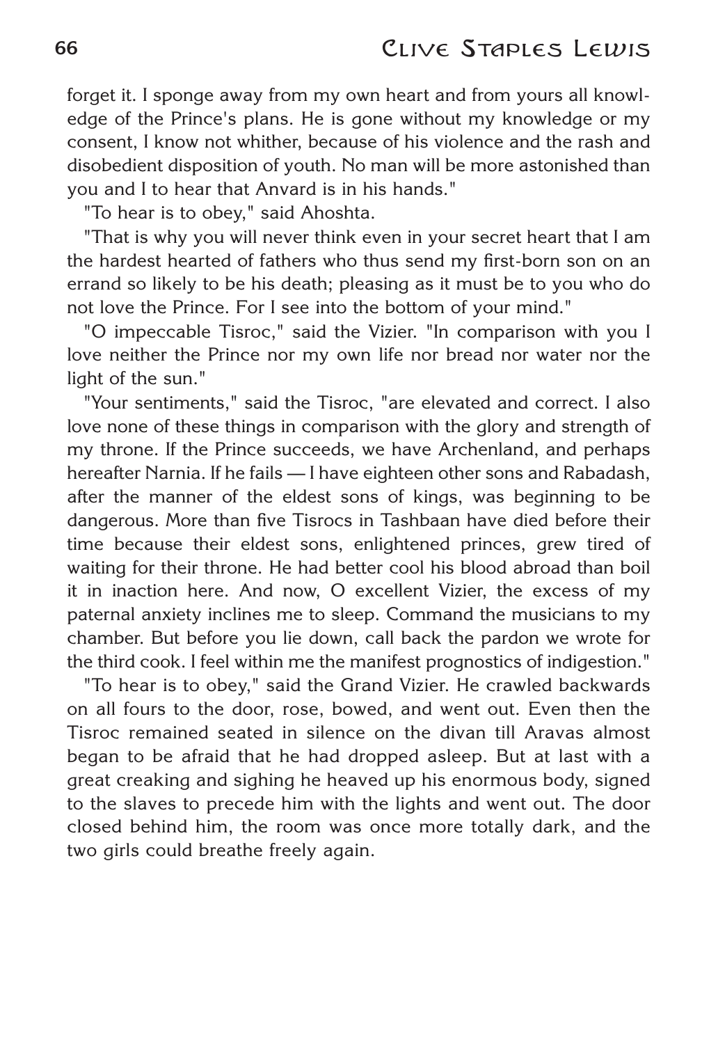forget it. I sponge away from my own heart and from yours all knowledge of the Prince's plans. He is gone without my knowledge or my consent, I know not whither, because of his violence and the rash and disobedient disposition of youth. No man will be more astonished than you and I to hear that Anvard is in his hands."

"To hear is to obey," said Ahoshta.

"That is why you will never think even in your secret heart that I am the hardest hearted of fathers who thus send my first-born son on an errand so likely to be his death; pleasing as it must be to you who do not love the Prince. For I see into the bottom of your mind."

"O impeccable Tisroc," said the Vizier. "In comparison with you I love neither the Prince nor my own life nor bread nor water nor the light of the sun."

"Your sentiments," said the Tisroc, "are elevated and correct. I also love none of these things in comparison with the glory and strength of my throne. If the Prince succeeds, we have Archenland, and perhaps hereafter Narnia. If he fails — I have eighteen other sons and Rabadash, after the manner of the eldest sons of kings, was beginning to be dangerous. More than five Tisrocs in Tashbaan have died before their time because their eldest sons, enlightened princes, grew tired of waiting for their throne. He had better cool his blood abroad than boil it in inaction here. And now, O excellent Vizier, the excess of my paternal anxiety inclines me to sleep. Command the musicians to my chamber. But before you lie down, call back the pardon we wrote for the third cook. I feel within me the manifest prognostics of indigestion."

"To hear is to obey," said the Grand Vizier. He crawled backwards on all fours to the door, rose, bowed, and went out. Even then the Tisroc remained seated in silence on the divan till Aravas almost began to be afraid that he had dropped asleep. But at last with a great creaking and sighing he heaved up his enormous body, signed to the slaves to precede him with the lights and went out. The door closed behind him, the room was once more totally dark, and the two girls could breathe freely again.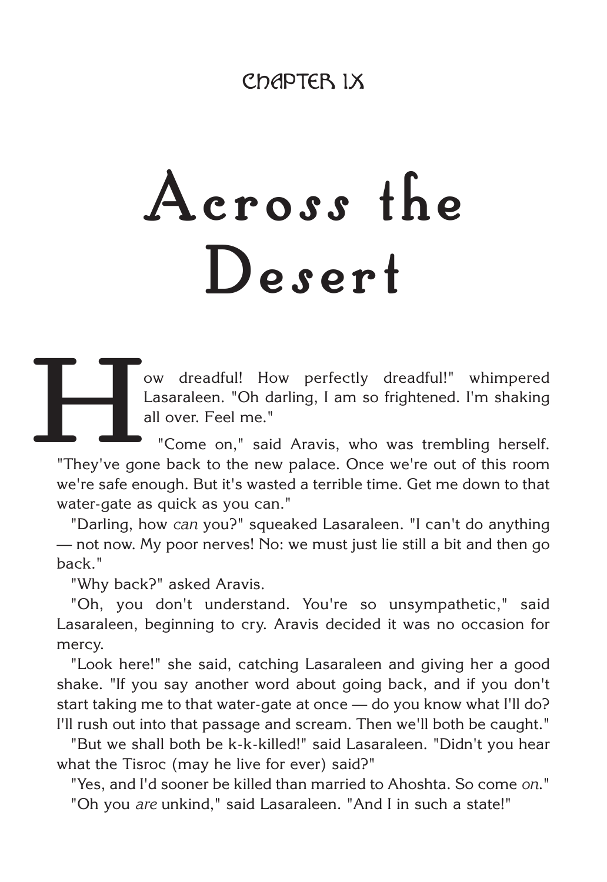## CHAPTER IX

# Across the Desert

"How dreadful! How perfectly dreadful!" whimpered Lasaraleen. "Oh darling, I am so frightened. I'm shaking all over. Feel me."

"Come on," said Aravis, who was trembling herself. "They've gone back to the new palace. Once we're out of this room we're safe enough. But it's wasted a terrible time. Get me down to that water-gate as quick as you can."

"Darling, how *can* you?" squeaked Lasaraleen. "I can't do anything — not now. My poor nerves! No: we must just lie still a bit and then go back."

"Why back?" asked Aravis.

"Oh, you don't understand. You're so unsympathetic," said Lasaraleen, beginning to cry. Aravis decided it was no occasion for mercy.

"Look here!" she said, catching Lasaraleen and giving her a good shake. "If you say another word about going back, and if you don't start taking me to that water-gate at once — do you know what I'll do? I'll rush out into that passage and scream. Then we'll both be caught."

"But we shall both be k-k-killed!" said Lasaraleen. "Didn't you hear what the Tisroc (may he live for ever) said?"

"Yes, and I'd sooner be killed than married to Ahoshta. So come *on*."

"Oh you *are* unkind," said Lasaraleen. "And I in such a state!"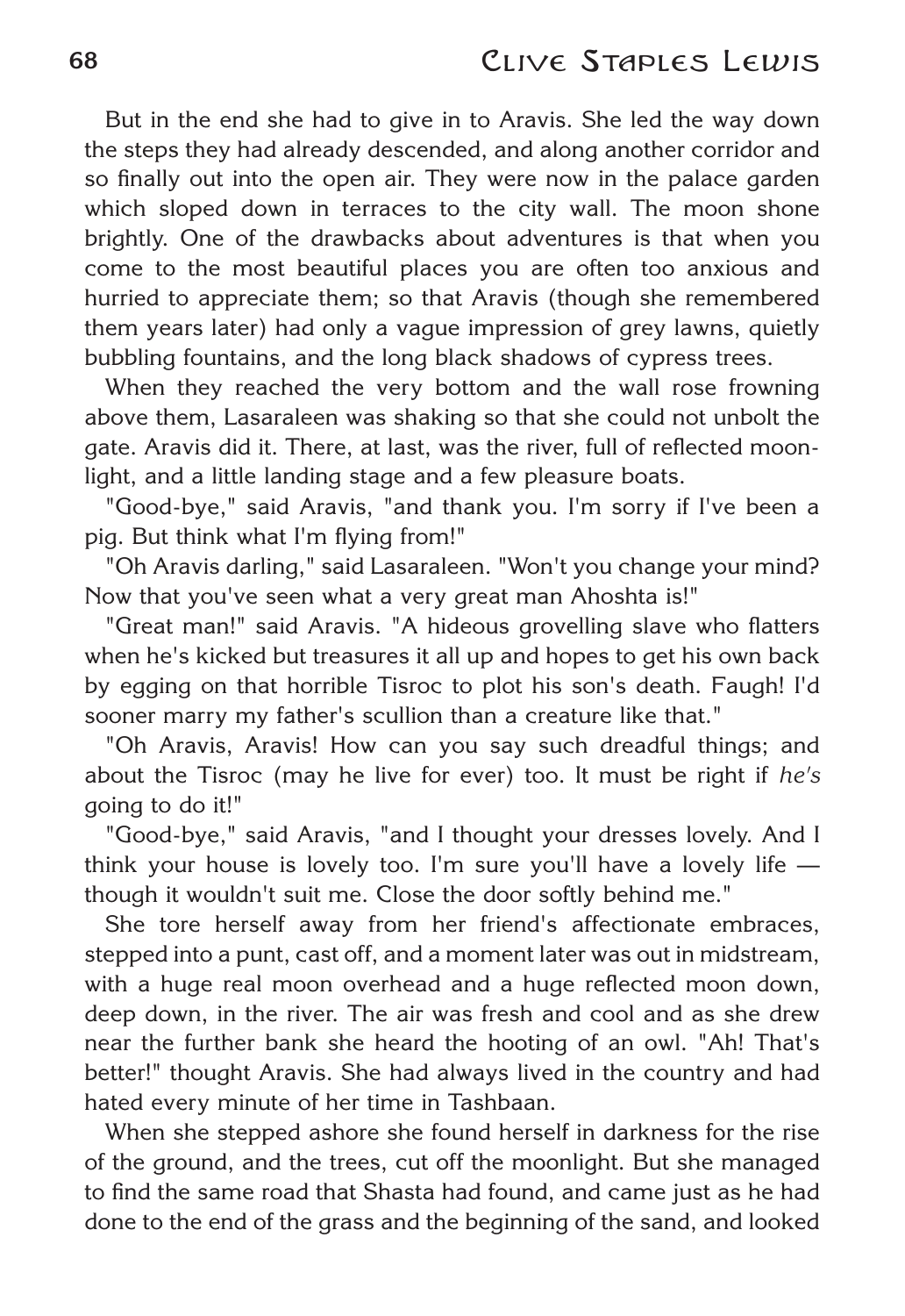But in the end she had to give in to Aravis. She led the way down the steps they had already descended, and along another corridor and so finally out into the open air. They were now in the palace garden which sloped down in terraces to the city wall. The moon shone brightly. One of the drawbacks about adventures is that when you come to the most beautiful places you are often too anxious and hurried to appreciate them; so that Aravis (though she remembered them years later) had only a vague impression of grey lawns, quietly bubbling fountains, and the long black shadows of cypress trees.

When they reached the very bottom and the wall rose frowning above them, Lasaraleen was shaking so that she could not unbolt the gate. Aravis did it. There, at last, was the river, full of reflected moonlight, and a little landing stage and a few pleasure boats.

"Good-bye," said Aravis, "and thank you. I'm sorry if I've been a pig. But think what I'm flying from!"

"Oh Aravis darling," said Lasaraleen. "Won't you change your mind? Now that you've seen what a very great man Ahoshta is!"

"Great man!" said Aravis. "A hideous grovelling slave who flatters when he's kicked but treasures it all up and hopes to get his own back by egging on that horrible Tisroc to plot his son's death. Faugh! I'd sooner marry my father's scullion than a creature like that."

"Oh Aravis, Aravis! How can you say such dreadful things; and about the Tisroc (may he live for ever) too. It must be right if *he's* going to do it!"

"Good-bye," said Aravis, "and I thought your dresses lovely. And I think your house is lovely too. I'm sure you'll have a lovely life — though it wouldn't suit me. Close the door softly behind me."

She tore herself away from her friend's affectionate embraces, stepped into a punt, cast off, and a moment later was out in midstream, with a huge real moon overhead and a huge reflected moon down, deep down, in the river. The air was fresh and cool and as she drew near the further bank she heard the hooting of an owl. "Ah! That's better!" thought Aravis. She had always lived in the country and had hated every minute of her time in Tashbaan.

When she stepped ashore she found herself in darkness for the rise of the ground, and the trees, cut off the moonlight. But she managed to find the same road that Shasta had found, and came just as he had done to the end of the grass and the beginning of the sand, and looked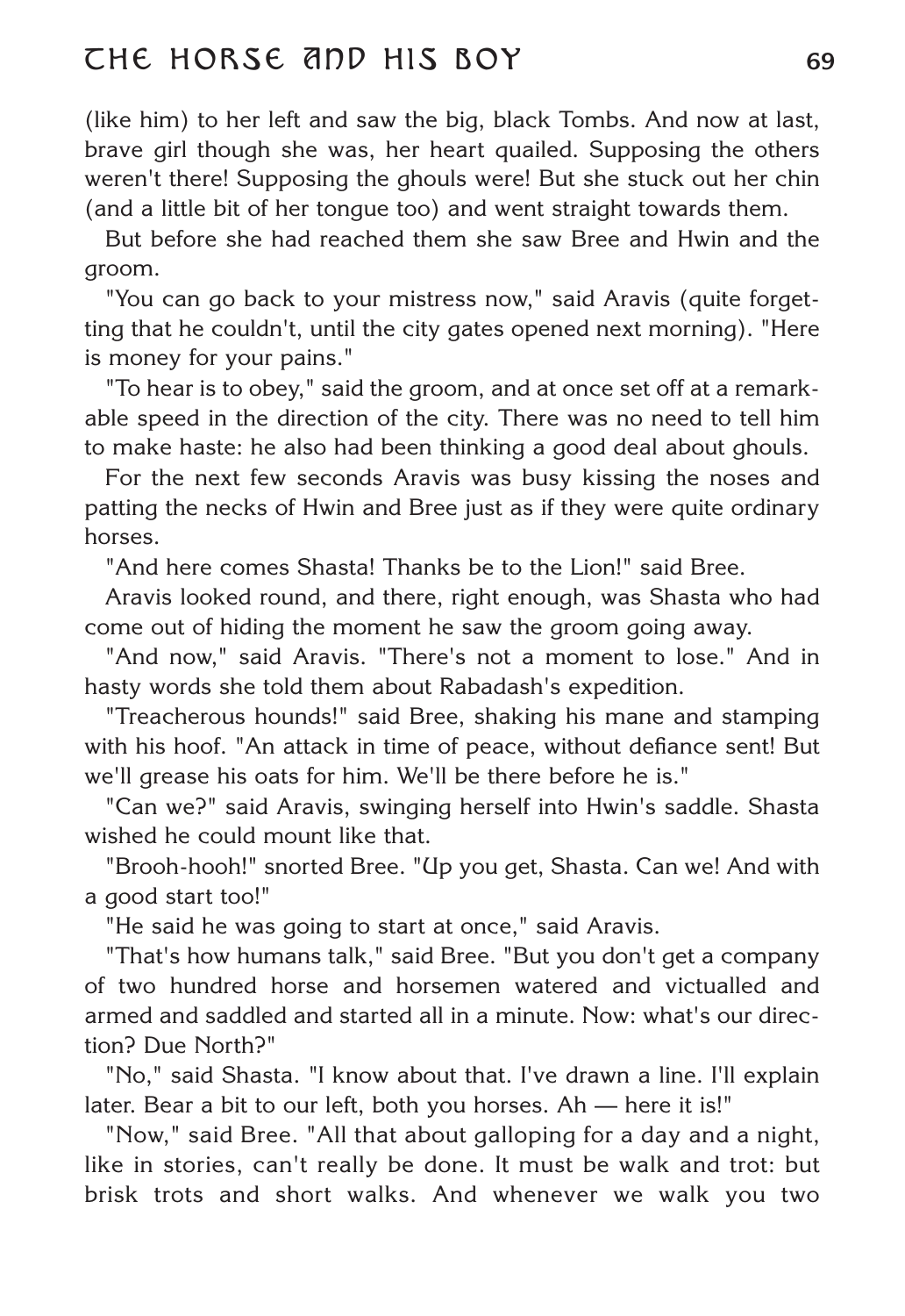(like him) to her left and saw the big, black Tombs. And now at last, brave girl though she was, her heart quailed. Supposing the others weren't there! Supposing the ghouls were! But she stuck out her chin (and a little bit of her tongue too) and went straight towards them.

But before she had reached them she saw Bree and Hwin and the groom.

"You can go back to your mistress now," said Aravis (quite forgetting that he couldn't, until the city gates opened next morning). "Here is money for your pains."

"To hear is to obey," said the groom, and at once set off at a remarkable speed in the direction of the city. There was no need to tell him to make haste: he also had been thinking a good deal about ghouls.

For the next few seconds Aravis was busy kissing the noses and patting the necks of Hwin and Bree just as if they were quite ordinary horses.

"And here comes Shasta! Thanks be to the Lion!" said Bree.

Aravis looked round, and there, right enough, was Shasta who had come out of hiding the moment he saw the groom going away.

"And now," said Aravis. "There's not a moment to lose." And in hasty words she told them about Rabadash's expedition.

"Treacherous hounds!" said Bree, shaking his mane and stamping with his hoof. "An attack in time of peace, without defiance sent! But we'll grease his oats for him. We'll be there before he is."

"Can we?" said Aravis, swinging herself into Hwin's saddle. Shasta wished he could mount like that.

"Brooh-hooh!" snorted Bree. "Up you get, Shasta. Can we! And with a good start too!"

"He said he was going to start at once," said Aravis.

"That's how humans talk," said Bree. "But you don't get a company of two hundred horse and horsemen watered and victualled and armed and saddled and started all in a minute. Now: what's our direction? Due North?"

"No," said Shasta. "I know about that. I've drawn a line. I'll explain later. Bear a bit to our left, both you horses. Ah — here it is!"

"Now," said Bree. "All that about galloping for a day and a night, like in stories, can't really be done. It must be walk and trot: but brisk trots and short walks. And whenever we walk you two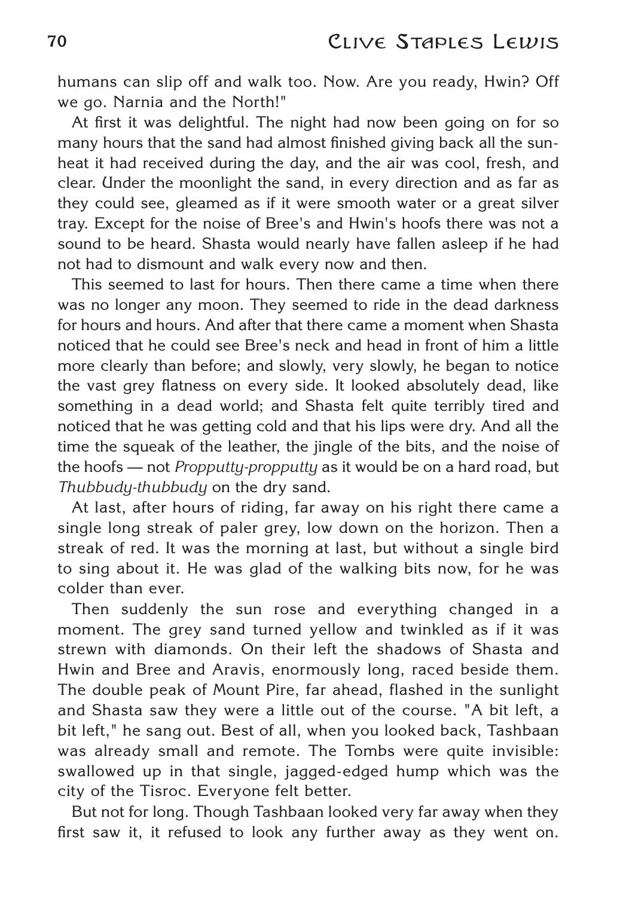humans can slip off and walk too. Now. Are you ready, Hwin? Off we go. Narnia and the North!"

At first it was delightful. The night had now been going on for so many hours that the sand had almost finished giving back all the sun-heat it had received during the day, and the air was cool, fresh, and clear. Under the moonlight the sand, in every direction and as far as they could see, gleamed as if it were smooth water or a great silver tray. Except for the noise of Bree's and Hwin's hoofs there was not a sound to be heard. Shasta would nearly have fallen asleep if he had not had to dismount and walk every now and then.

This seemed to last for hours. Then there came a time when there was no longer any moon. They seemed to ride in the dead darkness for hours and hours. And after that there came a moment when Shasta noticed that he could see Bree's neck and head in front of him a little more clearly than before; and slowly, very slowly, he began to notice the vast grey flatness on every side. It looked absolutely dead, like something in a dead world; and Shasta felt quite terribly tired and noticed that he was getting cold and that his lips were dry. And all the time the squeak of the leather, the jingle of the bits, and the noise of the hoofs — not *Propputty-propputty* as it would be on a hard road, but *Thubbudy-thubbudy* on the dry sand.

At last, after hours of riding, far away on his right there came a single long streak of paler grey, low down on the horizon. Then a streak of red. It was the morning at last, but without a single bird to sing about it. He was glad of the walking bits now, for he was colder than ever.

Then suddenly the sun rose and everything changed in a moment. The grey sand turned yellow and twinkled as if it was strewn with diamonds. On their left the shadows of Shasta and Hwin and Bree and Aravis, enormously long, raced beside them. The double peak of Mount Pire, far ahead, flashed in the sunlight and Shasta saw they were a little out of the course. "A bit left, a bit left," he sang out. Best of all, when you looked back, Tashbaan was already small and remote. The Tombs were quite invisible: swallowed up in that single, jagged-edged hump which was the city of the Tisroc. Everyone felt better.

But not for long. Though Tashbaan looked very far away when they first saw it, it refused to look any further away as they went on.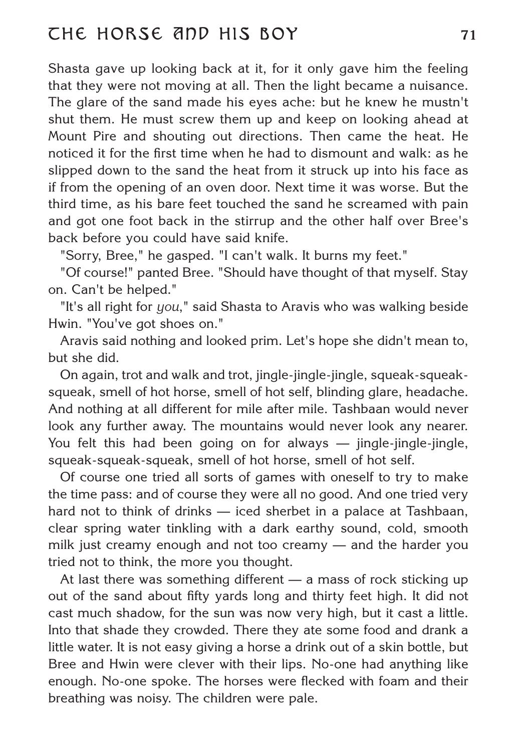Shasta gave up looking back at it, for it only gave him the feeling that they were not moving at all. Then the light became a nuisance. The glare of the sand made his eyes ache: but he knew he mustn't shut them. He must screw them up and keep on looking ahead at Mount Pire and shouting out directions. Then came the heat. He noticed it for the first time when he had to dismount and walk: as he slipped down to the sand the heat from it struck up into his face as if from the opening of an oven door. Next time it was worse. But the third time, as his bare feet touched the sand he screamed with pain and got one foot back in the stirrup and the other half over Bree's back before you could have said knife.

"Sorry, Bree," he gasped. "I can't walk. It burns my feet."

"Of course!" panted Bree. "Should have thought of that myself. Stay on. Can't be helped."

"It's all right for *you*," said Shasta to Aravis who was walking beside Hwin. "You've got shoes on."

Aravis said nothing and looked prim. Let's hope she didn't mean to, but she did.

On again, trot and walk and trot, jingle-jingle-jingle, squeak-squeak-squeak, smell of hot horse, smell of hot self, blinding glare, headache. And nothing at all different for mile after mile. Tashbaan would never look any further away. The mountains would never look any nearer. You felt this had been going on for always — jingle-jingle-jingle, squeak-squeak-squeak, smell of hot horse, smell of hot self.

Of course one tried all sorts of games with oneself to try to make the time pass: and of course they were all no good. And one tried very hard not to think of drinks — iced sherbet in a palace at Tashbaan, clear spring water tinkling with a dark earthy sound, cold, smooth milk just creamy enough and not too creamy — and the harder you tried not to think, the more you thought.

At last there was something different — a mass of rock sticking up out of the sand about fifty yards long and thirty feet high. It did not cast much shadow, for the sun was now very high, but it cast a little. Into that shade they crowded. There they ate some food and drank a little water. It is not easy giving a horse a drink out of a skin bottle, but Bree and Hwin were clever with their lips. No-one had anything like enough. No-one spoke. The horses were flecked with foam and their breathing was noisy. The children were pale.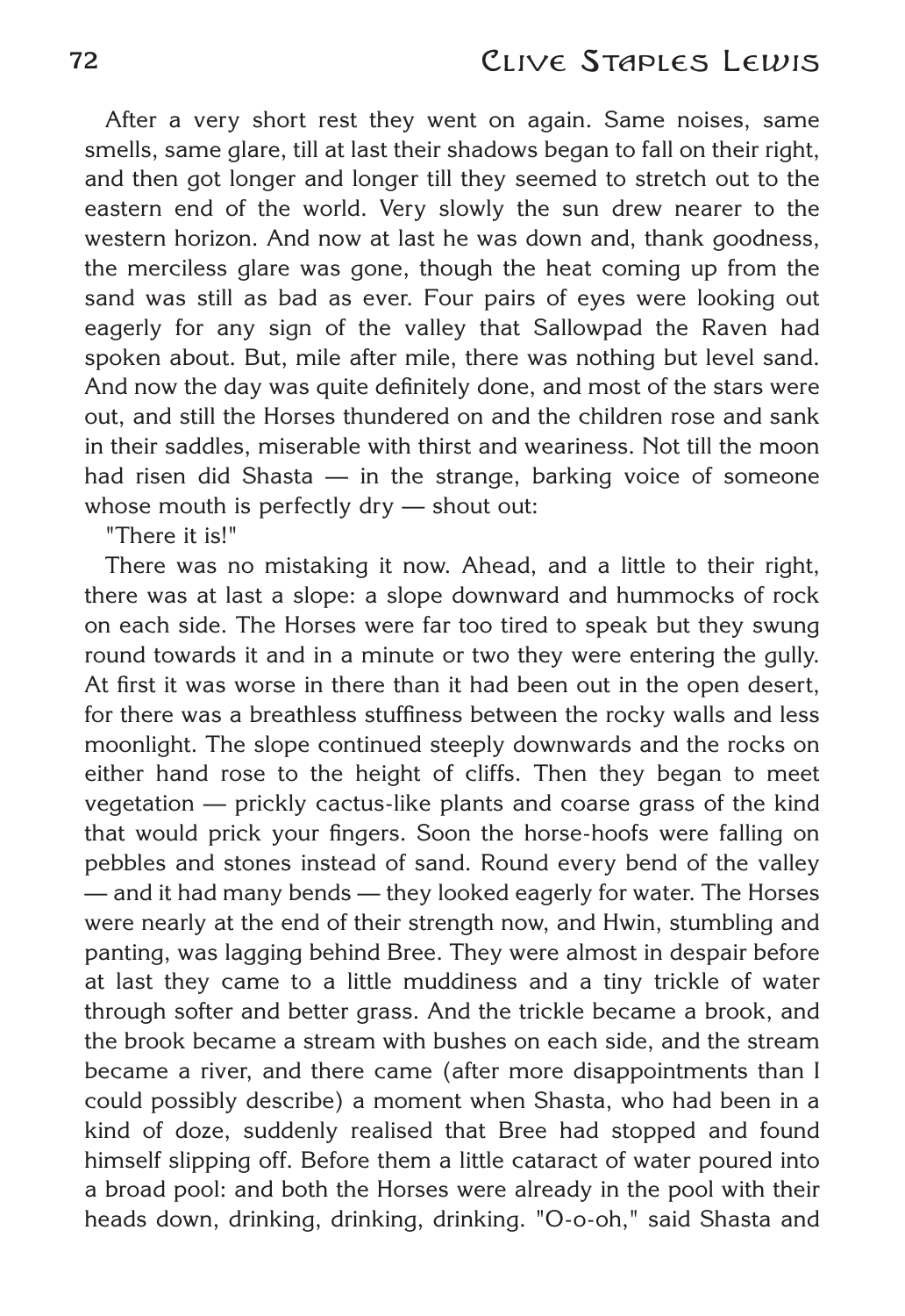After a very short rest they went on again. Same noises, same smells, same glare, till at last their shadows began to fall on their right, and then got longer and longer till they seemed to stretch out to the eastern end of the world. Very slowly the sun drew nearer to the western horizon. And now at last he was down and, thank goodness, the merciless glare was gone, though the heat coming up from the sand was still as bad as ever. Four pairs of eyes were looking out eagerly for any sign of the valley that Sallowpad the Raven had spoken about. But, mile after mile, there was nothing but level sand. And now the day was quite definitely done, and most of the stars were out, and still the Horses thundered on and the children rose and sank in their saddles, miserable with thirst and weariness. Not till the moon had risen did Shasta — in the strange, barking voice of someone whose mouth is perfectly dry — shout out:

"There it is!"

There was no mistaking it now. Ahead, and a little to their right, there was at last a slope: a slope downward and hummocks of rock on each side. The Horses were far too tired to speak but they swung round towards it and in a minute or two they were entering the gully. At first it was worse in there than it had been out in the open desert, for there was a breathless stuffiness between the rocky walls and less moonlight. The slope continued steeply downwards and the rocks on either hand rose to the height of cliffs. Then they began to meet vegetation — prickly cactus-like plants and coarse grass of the kind that would prick your fingers. Soon the horse-hoofs were falling on pebbles and stones instead of sand. Round every bend of the valley — and it had many bends — they looked eagerly for water. The Horses were nearly at the end of their strength now, and Hwin, stumbling and panting, was lagging behind Bree. They were almost in despair before at last they came to a little muddiness and a tiny trickle of water through softer and better grass. And the trickle became a brook, and the brook became a stream with bushes on each side, and the stream became a river, and there came (after more disappointments than I could possibly describe) a moment when Shasta, who had been in a kind of doze, suddenly realised that Bree had stopped and found himself slipping off. Before them a little cataract of water poured into a broad pool: and both the Horses were already in the pool with their heads down, drinking, drinking, drinking. "O-o-oh," said Shasta and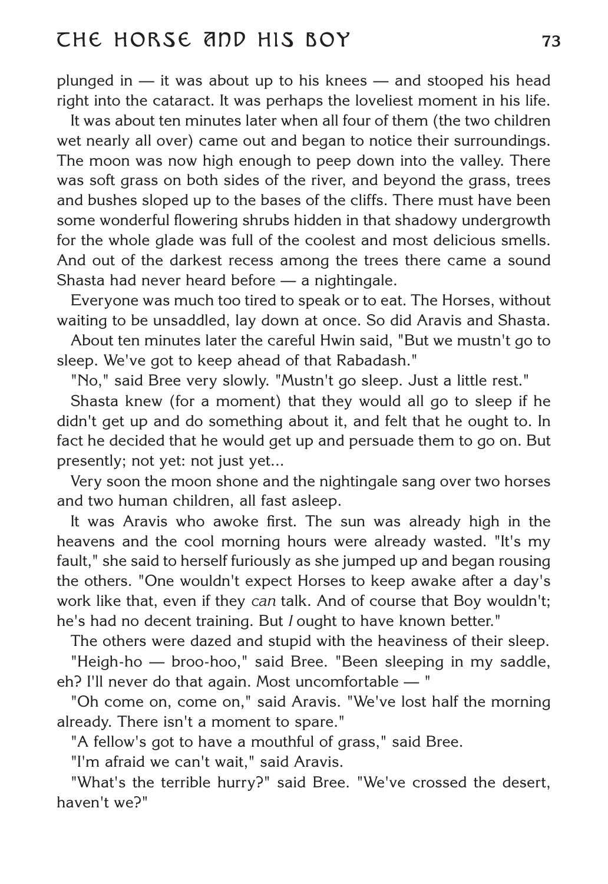plunged in — it was about up to his knees — and stooped his head right into the cataract. It was perhaps the loveliest moment in his life.

It was about ten minutes later when all four of them (the two children wet nearly all over) came out and began to notice their surroundings. The moon was now high enough to peep down into the valley. There was soft grass on both sides of the river, and beyond the grass, trees and bushes sloped up to the bases of the cliffs. There must have been some wonderful flowering shrubs hidden in that shadowy undergrowth for the whole glade was full of the coolest and most delicious smells. And out of the darkest recess among the trees there came a sound Shasta had never heard before — a nightingale.

Everyone was much too tired to speak or to eat. The Horses, without waiting to be unsaddled, lay down at once. So did Aravis and Shasta.

About ten minutes later the careful Hwin said, "But we mustn't go to sleep. We've got to keep ahead of that Rabadash."

"No," said Bree very slowly. "Mustn't go sleep. Just a little rest."

Shasta knew (for a moment) that they would all go to sleep if he didn't get up and do something about it, and felt that he ought to. In fact he decided that he would get up and persuade them to go on. But presently; not yet: not just yet...

Very soon the moon shone and the nightingale sang over two horses and two human children, all fast asleep.

It was Aravis who awoke first. The sun was already high in the heavens and the cool morning hours were already wasted. "It's my fault," she said to herself furiously as she jumped up and began rousing the others. "One wouldn't expect Horses to keep awake after a day's work like that, even if they *can* talk. And of course that Boy wouldn't; he's had no decent training. But *I* ought to have known better."

The others were dazed and stupid with the heaviness of their sleep.

"Heigh-ho — broo-hoo," said Bree. "Been sleeping in my saddle, eh? I'll never do that again. Most uncomfortable — "

"Oh come on, come on," said Aravis. "We've lost half the morning already. There isn't a moment to spare."

"A fellow's got to have a mouthful of grass," said Bree.

"I'm afraid we can't wait," said Aravis.

"What's the terrible hurry?" said Bree. "We've crossed the desert, haven't we?"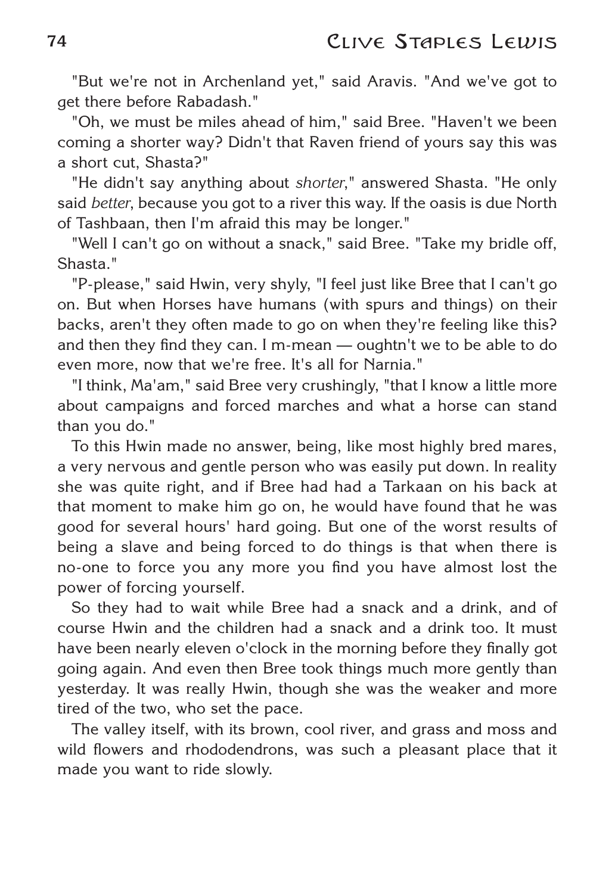"But we're not in Archenland yet," said Aravis. "And we've got to get there before Rabadash."

"Oh, we must be miles ahead of him," said Bree. "Haven't we been coming a shorter way? Didn't that Raven friend of yours say this was a short cut, Shasta?"

"He didn't say anything about *shorter*," answered Shasta. "He only said *better*, because you got to a river this way. If the oasis is due North of Tashbaan, then I'm afraid this may be longer."

"Well I can't go on without a snack," said Bree. "Take my bridle off, Shasta."

"P-please," said Hwin, very shyly, "I feel just like Bree that I can't go on. But when Horses have humans (with spurs and things) on their backs, aren't they often made to go on when they're feeling like this? and then they find they can. I m-mean — oughtn't we to be able to do even more, now that we're free. It's all for Narnia."

"I think, Ma'am," said Bree very crushingly, "that I know a little more about campaigns and forced marches and what a horse can stand than you do."

To this Hwin made no answer, being, like most highly bred mares, a very nervous and gentle person who was easily put down. In reality she was quite right, and if Bree had had a Tarkaan on his back at that moment to make him go on, he would have found that he was good for several hours' hard going. But one of the worst results of being a slave and being forced to do things is that when there is no-one to force you any more you find you have almost lost the power of forcing yourself.

So they had to wait while Bree had a snack and a drink, and of course Hwin and the children had a snack and a drink too. It must have been nearly eleven o'clock in the morning before they finally got going again. And even then Bree took things much more gently than yesterday. It was really Hwin, though she was the weaker and more tired of the two, who set the pace.

The valley itself, with its brown, cool river, and grass and moss and wild flowers and rhododendrons, was such a pleasant place that it made you want to ride slowly.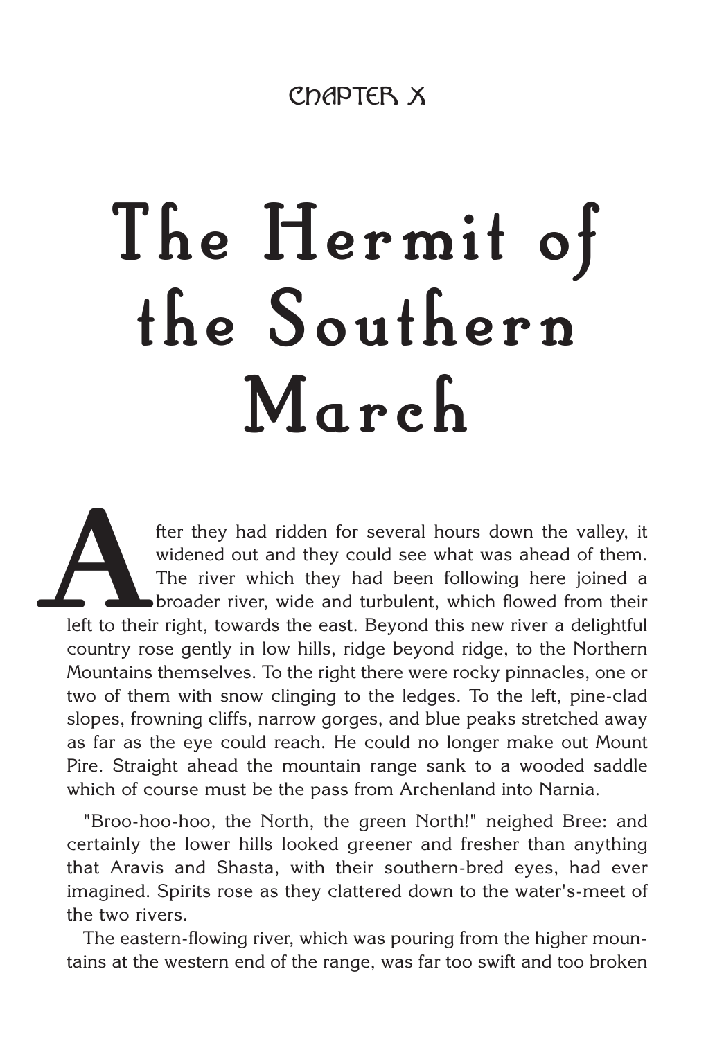CHAPTER X

# The Hermit of the Southern March

After they had ridden for several hours down the valley, it widened out and they could see what was ahead of them. The river which they had been following here joined a broader river, wide and turbulent, which flowed from their left to their right, towards the east. Beyond this new river a delightful country rose gently in low hills, ridge beyond ridge, to the Northern Mountains themselves. To the right there were rocky pinnacles, one or two of them with snow clinging to the ledges. To the left, pine-clad slopes, frowning cliffs, narrow gorges, and blue peaks stretched away as far as the eye could reach. He could no longer make out Mount Pire. Straight ahead the mountain range sank to a wooded saddle which of course must be the pass from Archenland into Narnia.

"Broo-hoo-hoo, the North, the green North!" neighed Bree: and certainly the lower hills looked greener and fresher than anything that Aravis and Shasta, with their southern-bred eyes, had ever imagined. Spirits rose as they clattered down to the water's-meet of the two rivers.

The eastern-flowing river, which was pouring from the higher mountains at the western end of the range, was far too swift and too broken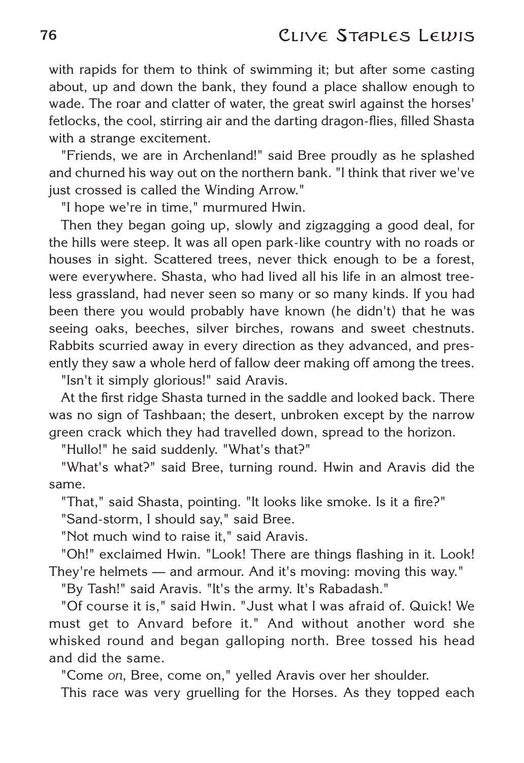with rapids for them to think of swimming it; but after some casting about, up and down the bank, they found a place shallow enough to wade. The roar and clatter of water, the great swirl against the horses' fetlocks, the cool, stirring air and the darting dragon-flies, filled Shasta with a strange excitement.

"Friends, we are in Archenland!" said Bree proudly as he splashed and churned his way out on the northern bank. "I think that river we've just crossed is called the Winding Arrow."

"I hope we're in time," murmured Hwin.

Then they began going up, slowly and zigzagging a good deal, for the hills were steep. It was all open park-like country with no roads or houses in sight. Scattered trees, never thick enough to be a forest, were everywhere. Shasta, who had lived all his life in an almost treeless grassland, had never seen so many or so many kinds. If you had been there you would probably have known (he didn't) that he was seeing oaks, beeches, silver birches, rowans and sweet chestnuts. Rabbits scurried away in every direction as they advanced, and presently they saw a whole herd of fallow deer making off among the trees.

"Isn't it simply glorious!" said Aravis.

At the first ridge Shasta turned in the saddle and looked back. There was no sign of Tashbaan; the desert, unbroken except by the narrow green crack which they had travelled down, spread to the horizon.

"Hullo!" he said suddenly. "What's that?"

"What's what?" said Bree, turning round. Hwin and Aravis did the same.

"That," said Shasta, pointing. "It looks like smoke. Is it a fire?"

"Sand-storm, I should say," said Bree.

"Not much wind to raise it," said Aravis.

"Oh!" exclaimed Hwin. "Look! There are things flashing in it. Look! They're helmets — and armour. And it's moving: moving this way."

"By Tash!" said Aravis. "It's the army. It's Rabadash."

"Of course it is," said Hwin. "Just what I was afraid of. Quick! We must get to Anvard before it." And without another word she whisked round and began galloping north. Bree tossed his head and did the same.

"Come *on*, Bree, come on," yelled Aravis over her shoulder.

This race was very gruelling for the Horses. As they topped each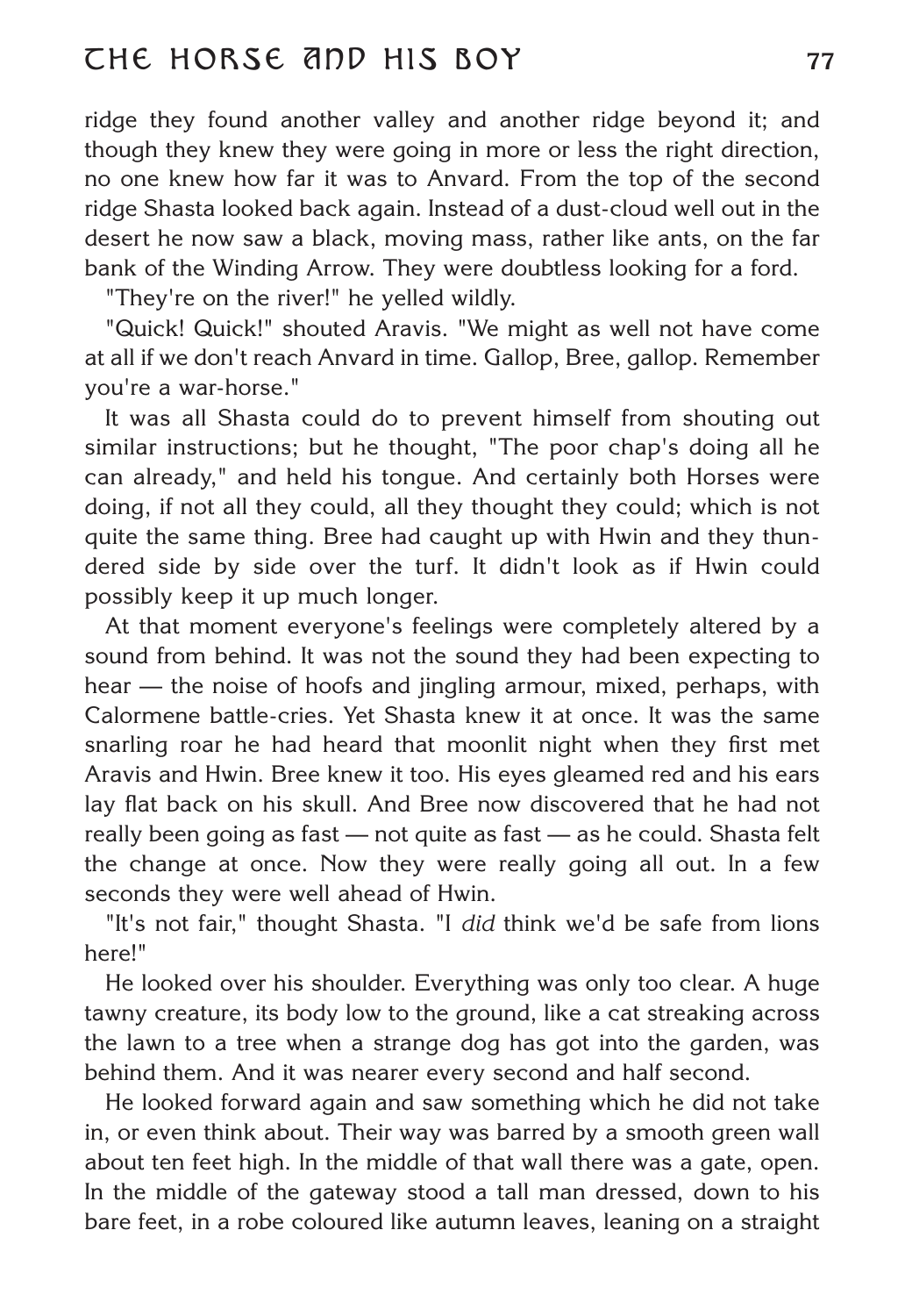ridge they found another valley and another ridge beyond it; and though they knew they were going in more or less the right direction, no one knew how far it was to Anvard. From the top of the second ridge Shasta looked back again. Instead of a dust-cloud well out in the desert he now saw a black, moving mass, rather like ants, on the far bank of the Winding Arrow. They were doubtless looking for a ford.

"They're on the river!" he yelled wildly.

"Quick! Quick!" shouted Aravis. "We might as well not have come at all if we don't reach Anvard in time. Gallop, Bree, gallop. Remember you're a war-horse."

It was all Shasta could do to prevent himself from shouting out similar instructions; but he thought, "The poor chap's doing all he can already," and held his tongue. And certainly both Horses were doing, if not all they could, all they thought they could; which is not quite the same thing. Bree had caught up with Hwin and they thundered side by side over the turf. It didn't look as if Hwin could possibly keep it up much longer.

At that moment everyone's feelings were completely altered by a sound from behind. It was not the sound they had been expecting to hear — the noise of hoofs and jingling armour, mixed, perhaps, with Calormene battle-cries. Yet Shasta knew it at once. It was the same snarling roar he had heard that moonlit night when they first met Aravis and Hwin. Bree knew it too. His eyes gleamed red and his ears lay flat back on his skull. And Bree now discovered that he had not really been going as fast — not quite as fast — as he could. Shasta felt the change at once. Now they were really going all out. In a few seconds they were well ahead of Hwin.

"It's not fair," thought Shasta. "I *did* think we'd be safe from lions here!"

He looked over his shoulder. Everything was only too clear. A huge tawny creature, its body low to the ground, like a cat streaking across the lawn to a tree when a strange dog has got into the garden, was behind them. And it was nearer every second and half second.

He looked forward again and saw something which he did not take in, or even think about. Their way was barred by a smooth green wall about ten feet high. In the middle of that wall there was a gate, open. In the middle of the gateway stood a tall man dressed, down to his bare feet, in a robe coloured like autumn leaves, leaning on a straight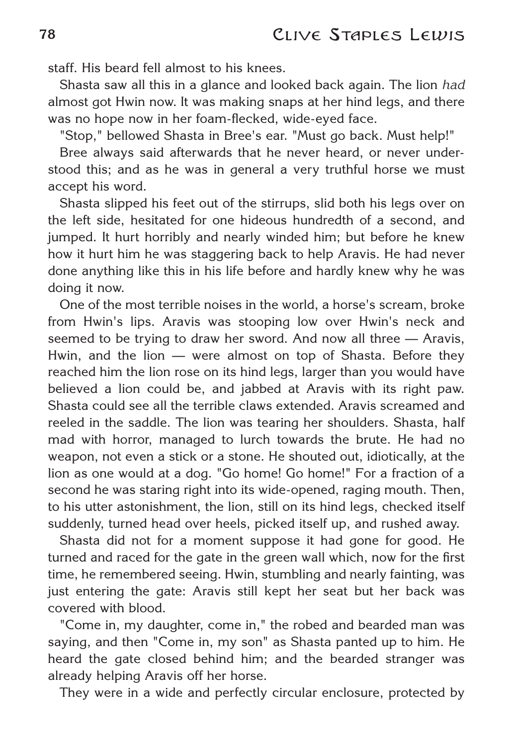staff. His beard fell almost to his knees.

Shasta saw all this in a glance and looked back again. The lion *had* almost got Hwin now. It was making snaps at her hind legs, and there was no hope now in her foam-flecked, wide-eyed face.

"Stop," bellowed Shasta in Bree's ear. "Must go back. Must help!"

Bree always said afterwards that he never heard, or never understood this; and as he was in general a very truthful horse we must accept his word.

Shasta slipped his feet out of the stirrups, slid both his legs over on the left side, hesitated for one hideous hundredth of a second, and jumped. It hurt horribly and nearly winded him; but before he knew how it hurt him he was staggering back to help Aravis. He had never done anything like this in his life before and hardly knew why he was doing it now.

One of the most terrible noises in the world, a horse's scream, broke from Hwin's lips. Aravis was stooping low over Hwin's neck and seemed to be trying to draw her sword. And now all three — Aravis, Hwin, and the lion — were almost on top of Shasta. Before they reached him the lion rose on its hind legs, larger than you would have believed a lion could be, and jabbed at Aravis with its right paw. Shasta could see all the terrible claws extended. Aravis screamed and reeled in the saddle. The lion was tearing her shoulders. Shasta, half mad with horror, managed to lurch towards the brute. He had no weapon, not even a stick or a stone. He shouted out, idiotically, at the lion as one would at a dog. "Go home! Go home!" For a fraction of a second he was staring right into its wide-opened, raging mouth. Then, to his utter astonishment, the lion, still on its hind legs, checked itself suddenly, turned head over heels, picked itself up, and rushed away.

Shasta did not for a moment suppose it had gone for good. He turned and raced for the gate in the green wall which, now for the first time, he remembered seeing. Hwin, stumbling and nearly fainting, was just entering the gate: Aravis still kept her seat but her back was covered with blood.

"Come in, my daughter, come in," the robed and bearded man was saying, and then "Come in, my son" as Shasta panted up to him. He heard the gate closed behind him; and the bearded stranger was already helping Aravis off her horse.

They were in a wide and perfectly circular enclosure, protected by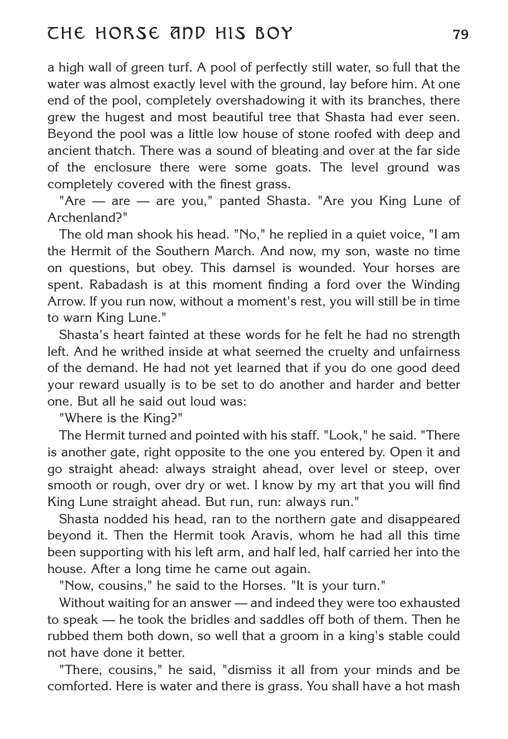a high wall of green turf. A pool of perfectly still water, so full that the water was almost exactly level with the ground, lay before him. At one end of the pool, completely overshadowing it with its branches, there grew the hugest and most beautiful tree that Shasta had ever seen. Beyond the pool was a little low house of stone roofed with deep and ancient thatch. There was a sound of bleating and over at the far side of the enclosure there were some goats. The level ground was completely covered with the finest grass.

"Are — are — are you," panted Shasta. "Are you King Lune of Archenland?"

The old man shook his head. "No," he replied in a quiet voice, "I am the Hermit of the Southern March. And now, my son, waste no time on questions, but obey. This damsel is wounded. Your horses are spent. Rabadash is at this moment finding a ford over the Winding Arrow. If you run now, without a moment's rest, you will still be in time to warn King Lune."

Shasta's heart fainted at these words for he felt he had no strength left. And he writhed inside at what seemed the cruelty and unfairness of the demand. He had not yet learned that if you do one good deed your reward usually is to be set to do another and harder and better one. But all he said out loud was:

"Where is the King?"

The Hermit turned and pointed with his staff. "Look," he said. "There is another gate, right opposite to the one you entered by. Open it and go straight ahead: always straight ahead, over level or steep, over smooth or rough, over dry or wet. I know by my art that you will find King Lune straight ahead. But run, run: always run."

Shasta nodded his head, ran to the northern gate and disappeared beyond it. Then the Hermit took Aravis, whom he had all this time been supporting with his left arm, and half led, half carried her into the house. After a long time he came out again.

"Now, cousins," he said to the Horses. "It is your turn."

Without waiting for an answer — and indeed they were too exhausted to speak — he took the bridles and saddles off both of them. Then he rubbed them both down, so well that a groom in a king's stable could not have done it better.

"There, cousins," he said, "dismiss it all from your minds and be comforted. Here is water and there is grass. You shall have a hot mash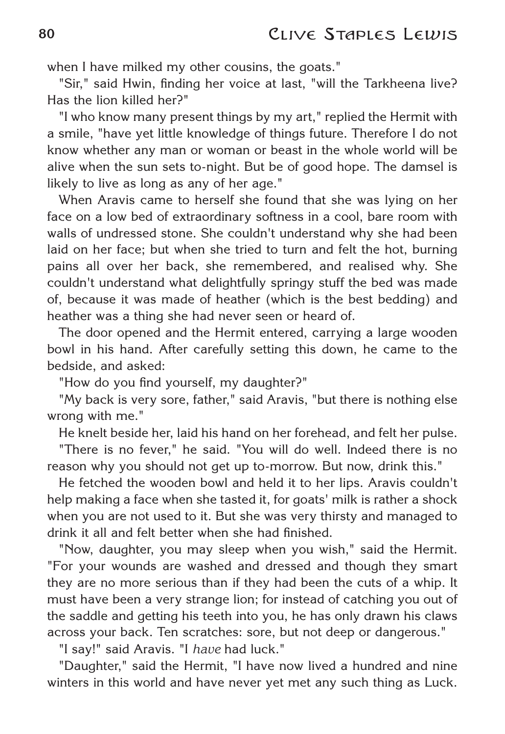when I have milked my other cousins, the goats."

"Sir," said Hwin, finding her voice at last, "will the Tarkheena live? Has the lion killed her?"

"I who know many present things by my art," replied the Hermit with a smile, "have yet little knowledge of things future. Therefore I do not know whether any man or woman or beast in the whole world will be alive when the sun sets to-night. But be of good hope. The damsel is likely to live as long as any of her age."

When Aravis came to herself she found that she was lying on her face on a low bed of extraordinary softness in a cool, bare room with walls of undressed stone. She couldn't understand why she had been laid on her face; but when she tried to turn and felt the hot, burning pains all over her back, she remembered, and realised why. She couldn't understand what delightfully springy stuff the bed was made of, because it was made of heather (which is the best bedding) and heather was a thing she had never seen or heard of.

The door opened and the Hermit entered, carrying a large wooden bowl in his hand. After carefully setting this down, he came to the bedside, and asked:

"How do you find yourself, my daughter?"

"My back is very sore, father," said Aravis, "but there is nothing else wrong with me."

He knelt beside her, laid his hand on her forehead, and felt her pulse.

"There is no fever," he said. "You will do well. Indeed there is no reason why you should not get up to-morrow. But now, drink this."

He fetched the wooden bowl and held it to her lips. Aravis couldn't help making a face when she tasted it, for goats' milk is rather a shock when you are not used to it. But she was very thirsty and managed to drink it all and felt better when she had finished.

"Now, daughter, you may sleep when you wish," said the Hermit. "For your wounds are washed and dressed and though they smart they are no more serious than if they had been the cuts of a whip. It must have been a very strange lion; for instead of catching you out of the saddle and getting his teeth into you, he has only drawn his claws across your back. Ten scratches: sore, but not deep or dangerous."

"I say!" said Aravis. "I *have* had luck."

"Daughter," said the Hermit, "I have now lived a hundred and nine winters in this world and have never yet met any such thing as Luck.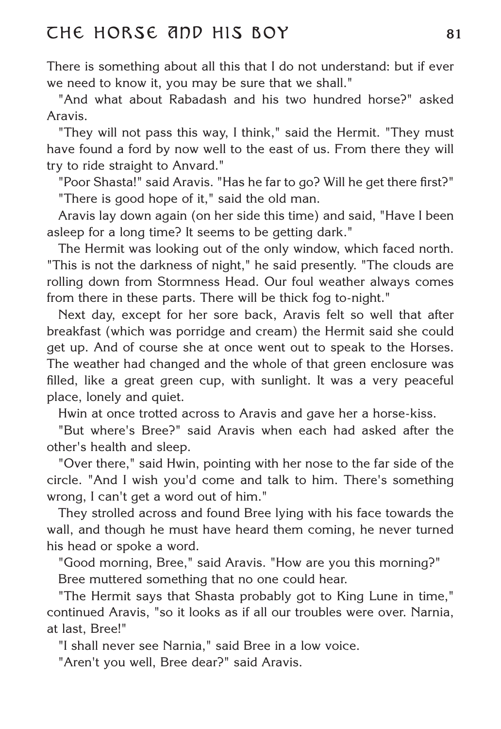There is something about all this that I do not understand: but if ever we need to know it, you may be sure that we shall."

"And what about Rabadash and his two hundred horse?" asked Aravis.

"They will not pass this way, I think," said the Hermit. "They must have found a ford by now well to the east of us. From there they will try to ride straight to Anvard."

"Poor Shasta!" said Aravis. "Has he far to go? Will he get there first?"

"There is good hope of it," said the old man.

Aravis lay down again (on her side this time) and said, "Have I been asleep for a long time? It seems to be getting dark."

The Hermit was looking out of the only window, which faced north. "This is not the darkness of night," he said presently. "The clouds are rolling down from Stormness Head. Our foul weather always comes from there in these parts. There will be thick fog to-night."

Next day, except for her sore back, Aravis felt so well that after breakfast (which was porridge and cream) the Hermit said she could get up. And of course she at once went out to speak to the Horses. The weather had changed and the whole of that green enclosure was filled, like a great green cup, with sunlight. It was a very peaceful place, lonely and quiet.

Hwin at once trotted across to Aravis and gave her a horse-kiss.

"But where's Bree?" said Aravis when each had asked after the other's health and sleep.

"Over there," said Hwin, pointing with her nose to the far side of the circle. "And I wish you'd come and talk to him. There's something wrong, I can't get a word out of him."

They strolled across and found Bree lying with his face towards the wall, and though he must have heard them coming, he never turned his head or spoke a word.

"Good morning, Bree," said Aravis. "How are you this morning?"

Bree muttered something that no one could hear.

"The Hermit says that Shasta probably got to King Lune in time," continued Aravis, "so it looks as if all our troubles were over. Narnia, at last, Bree!"

"I shall never see Narnia," said Bree in a low voice.

"Aren't you well, Bree dear?" said Aravis.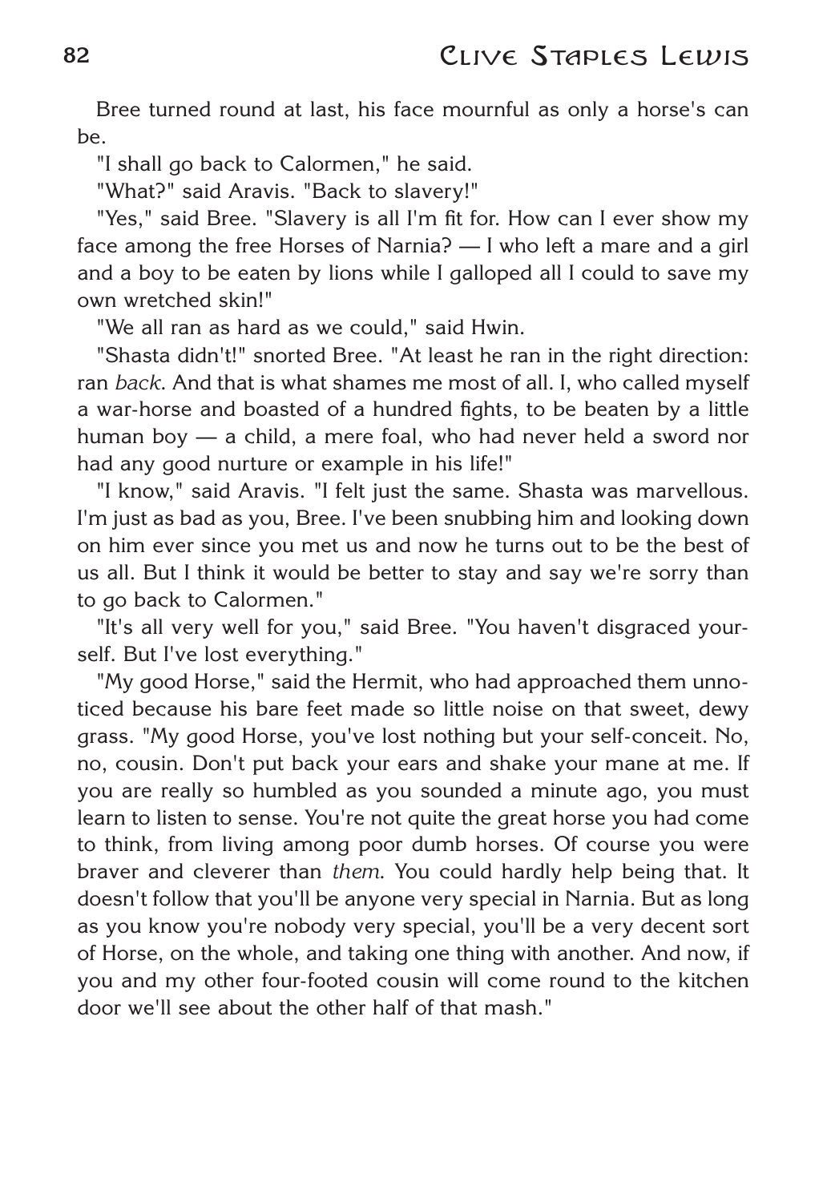Bree turned round at last, his face mournful as only a horse's can be.

"I shall go back to Calormen," he said.

"What?" said Aravis. "Back to slavery!"

"Yes," said Bree. "Slavery is all I'm fit for. How can I ever show my face among the free Horses of Narnia? — I who left a mare and a girl and a boy to be eaten by lions while I galloped all I could to save my own wretched skin!"

"We all ran as hard as we could," said Hwin.

"Shasta didn't!" snorted Bree. "At least he ran in the right direction: ran *back*. And that is what shames me most of all. I, who called myself a war-horse and boasted of a hundred fights, to be beaten by a little human boy — a child, a mere foal, who had never held a sword nor had any good nurture or example in his life!"

"I know," said Aravis. "I felt just the same. Shasta was marvellous. I'm just as bad as you, Bree. I've been snubbing him and looking down on him ever since you met us and now he turns out to be the best of us all. But I think it would be better to stay and say we're sorry than to go back to Calormen."

"It's all very well for you," said Bree. "You haven't disgraced yourself. But I've lost everything."

"My good Horse," said the Hermit, who had approached them unnoticed because his bare feet made so little noise on that sweet, dewy grass. "My good Horse, you've lost nothing but your self-conceit. No, no, cousin. Don't put back your ears and shake your mane at me. If you are really so humbled as you sounded a minute ago, you must learn to listen to sense. You're not quite the great horse you had come to think, from living among poor dumb horses. Of course you were braver and cleverer than *them*. You could hardly help being that. It doesn't follow that you'll be anyone very special in Narnia. But as long as you know you're nobody very special, you'll be a very decent sort of Horse, on the whole, and taking one thing with another. And now, if you and my other four-footed cousin will come round to the kitchen door we'll see about the other half of that mash."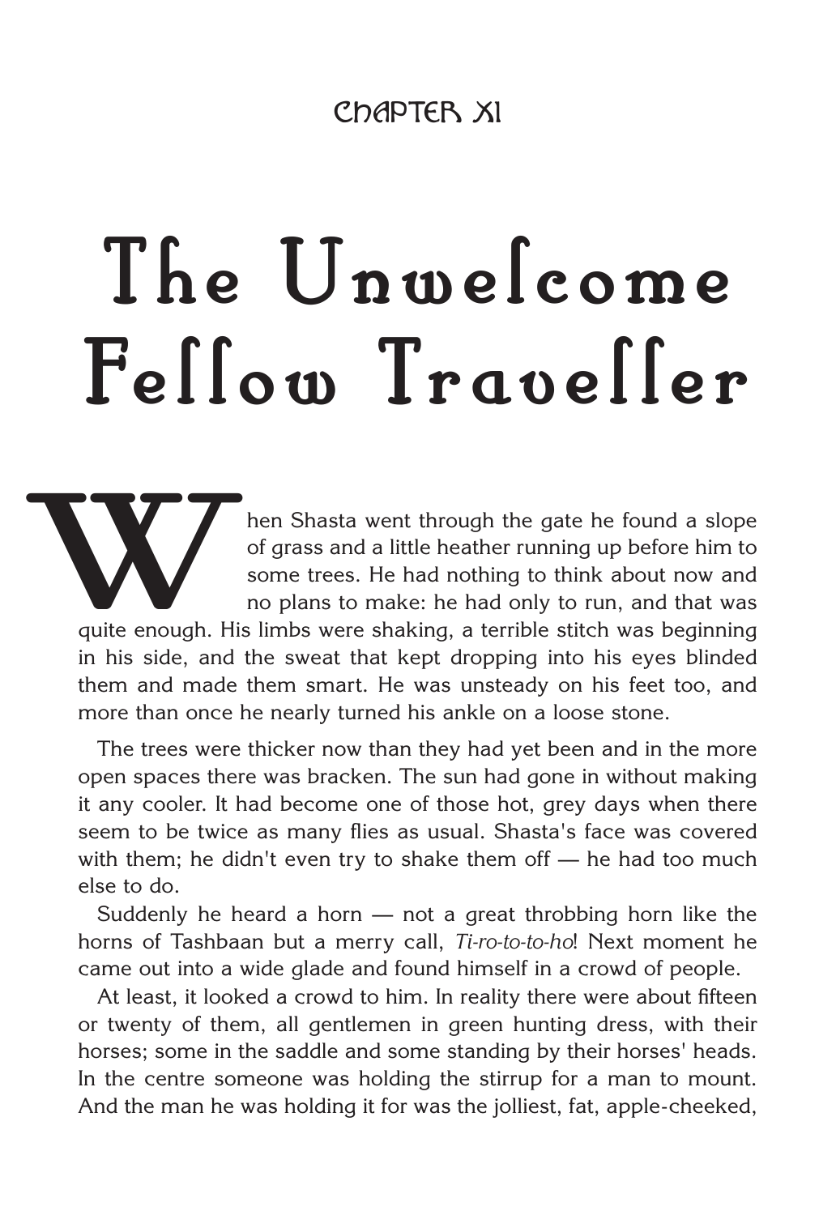## CHAPTER XI

# The Unwelcome Fellow Traveller

When Shasta went through the gate he found a slope of grass and a little heather running up before him to some trees. He had nothing to think about now and no plans to make: he had only to run, and that was quite enough. His limbs were shaking, a terrible stitch was beginning in his side, and the sweat that kept dropping into his eyes blinded them and made them smart. He was unsteady on his feet too, and more than once he nearly turned his ankle on a loose stone.

The trees were thicker now than they had yet been and in the more open spaces there was bracken. The sun had gone in without making it any cooler. It had become one of those hot, grey days when there seem to be twice as many flies as usual. Shasta's face was covered with them; he didn't even try to shake them off — he had too much else to do.

Suddenly he heard a horn — not a great throbbing horn like the horns of Tashbaan but a merry call, *Ti-ro-to-to-ho*! Next moment he came out into a wide glade and found himself in a crowd of people.

At least, it looked a crowd to him. In reality there were about fifteen or twenty of them, all gentlemen in green hunting dress, with their horses; some in the saddle and some standing by their horses' heads. In the centre someone was holding the stirrup for a man to mount. And the man he was holding it for was the jolliest, fat, apple-cheeked,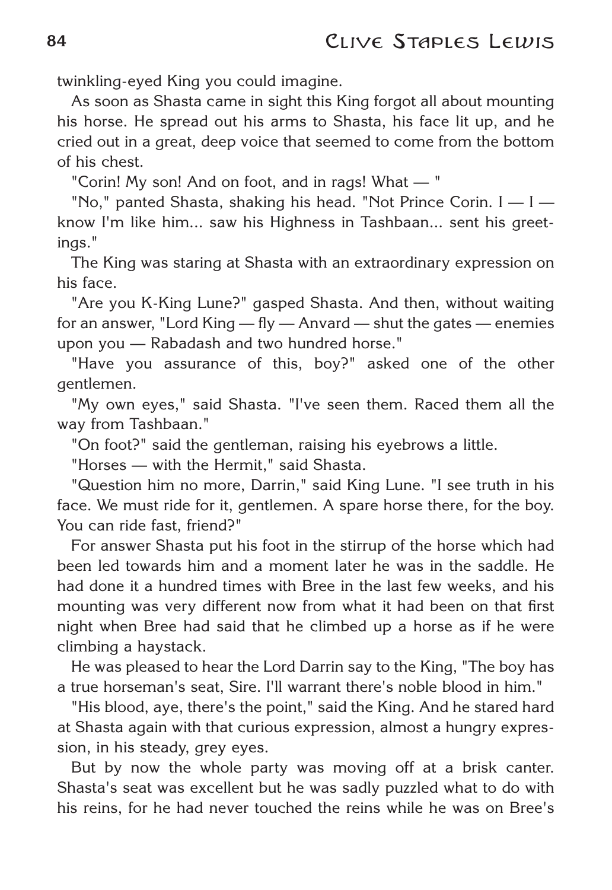twinkling-eyed King you could imagine.

As soon as Shasta came in sight this King forgot all about mounting his horse. He spread out his arms to Shasta, his face lit up, and he cried out in a great, deep voice that seemed to come from the bottom of his chest.

"Corin! My son! And on foot, and in rags! What — "

"No," panted Shasta, shaking his head. "Not Prince Corin. I — I — know I'm like him... saw his Highness in Tashbaan... sent his greetings."

The King was staring at Shasta with an extraordinary expression on his face.

"Are you K-King Lune?" gasped Shasta. And then, without waiting for an answer, "Lord King — fly — Anvard — shut the gates — enemies upon you — Rabadash and two hundred horse."

"Have you assurance of this, boy?" asked one of the other gentlemen.

"My own eyes," said Shasta. "I've seen them. Raced them all the way from Tashbaan."

"On foot?" said the gentleman, raising his eyebrows a little.

"Horses — with the Hermit," said Shasta.

"Question him no more, Darrin," said King Lune. "I see truth in his face. We must ride for it, gentlemen. A spare horse there, for the boy. You can ride fast, friend?"

For answer Shasta put his foot in the stirrup of the horse which had been led towards him and a moment later he was in the saddle. He had done it a hundred times with Bree in the last few weeks, and his mounting was very different now from what it had been on that first night when Bree had said that he climbed up a horse as if he were climbing a haystack.

He was pleased to hear the Lord Darrin say to the King, "The boy has a true horseman's seat, Sire. I'll warrant there's noble blood in him."

"His blood, aye, there's the point," said the King. And he stared hard at Shasta again with that curious expression, almost a hungry expression, in his steady, grey eyes.

But by now the whole party was moving off at a brisk canter. Shasta's seat was excellent but he was sadly puzzled what to do with his reins, for he had never touched the reins while he was on Bree's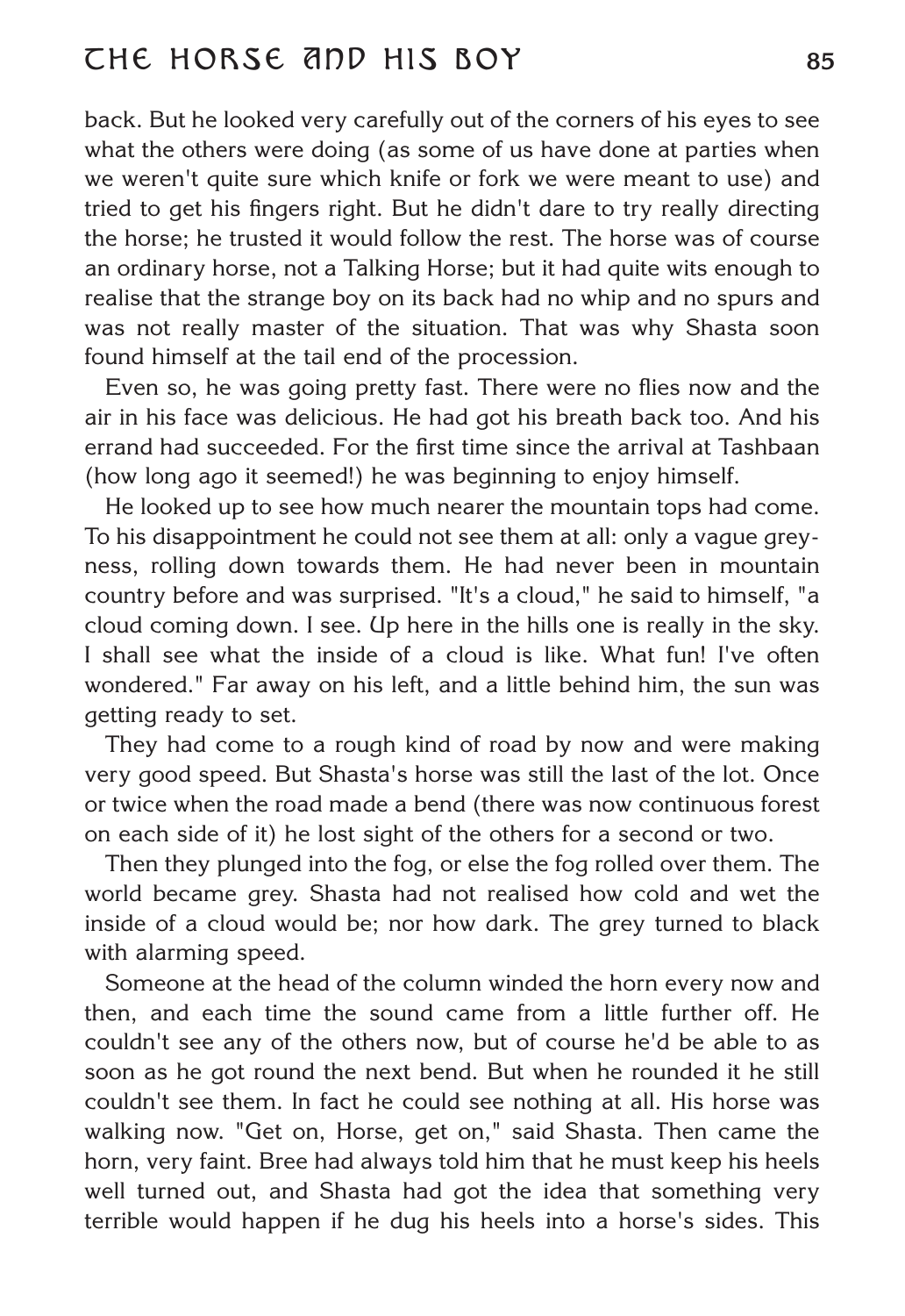back. But he looked very carefully out of the corners of his eyes to see what the others were doing (as some of us have done at parties when we weren't quite sure which knife or fork we were meant to use) and tried to get his fingers right. But he didn't dare to try really directing the horse; he trusted it would follow the rest. The horse was of course an ordinary horse, not a Talking Horse; but it had quite wits enough to realise that the strange boy on its back had no whip and no spurs and was not really master of the situation. That was why Shasta soon found himself at the tail end of the procession.

Even so, he was going pretty fast. There were no flies now and the air in his face was delicious. He had got his breath back too. And his errand had succeeded. For the first time since the arrival at Tashbaan (how long ago it seemed!) he was beginning to enjoy himself.

He looked up to see how much nearer the mountain tops had come. To his disappointment he could not see them at all: only a vague greyness, rolling down towards them. He had never been in mountain country before and was surprised. "It's a cloud," he said to himself, "a cloud coming down. I see. Up here in the hills one is really in the sky. I shall see what the inside of a cloud is like. What fun! I've often wondered." Far away on his left, and a little behind him, the sun was getting ready to set.

They had come to a rough kind of road by now and were making very good speed. But Shasta's horse was still the last of the lot. Once or twice when the road made a bend (there was now continuous forest on each side of it) he lost sight of the others for a second or two.

Then they plunged into the fog, or else the fog rolled over them. The world became grey. Shasta had not realised how cold and wet the inside of a cloud would be; nor how dark. The grey turned to black with alarming speed.

Someone at the head of the column winded the horn every now and then, and each time the sound came from a little further off. He couldn't see any of the others now, but of course he'd be able to as soon as he got round the next bend. But when he rounded it he still couldn't see them. In fact he could see nothing at all. His horse was walking now. "Get on, Horse, get on," said Shasta. Then came the horn, very faint. Bree had always told him that he must keep his heels well turned out, and Shasta had got the idea that something very terrible would happen if he dug his heels into a horse's sides. This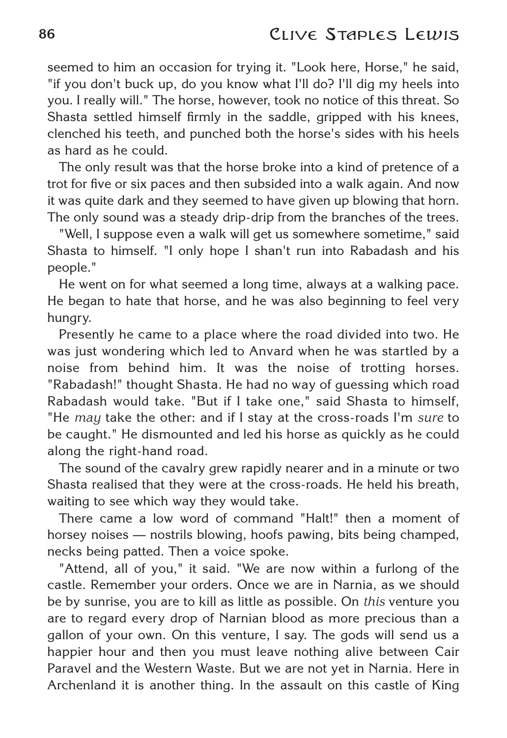seemed to him an occasion for trying it. "Look here, Horse," he said, "if you don't buck up, do you know what I'll do? I'll dig my heels into you. I really will." The horse, however, took no notice of this threat. So Shasta settled himself firmly in the saddle, gripped with his knees, clenched his teeth, and punched both the horse's sides with his heels as hard as he could.

The only result was that the horse broke into a kind of pretence of a trot for five or six paces and then subsided into a walk again. And now it was quite dark and they seemed to have given up blowing that horn. The only sound was a steady drip-drip from the branches of the trees.

"Well, I suppose even a walk will get us somewhere sometime," said Shasta to himself. "I only hope I shan't run into Rabadash and his people."

He went on for what seemed a long time, always at a walking pace. He began to hate that horse, and he was also beginning to feel very hungry.

Presently he came to a place where the road divided into two. He was just wondering which led to Anvard when he was startled by a noise from behind him. It was the noise of trotting horses. "Rabadash!" thought Shasta. He had no way of guessing which road Rabadash would take. "But if I take one," said Shasta to himself, "He *may* take the other: and if I stay at the cross-roads I'm *sure* to be caught." He dismounted and led his horse as quickly as he could along the right-hand road.

The sound of the cavalry grew rapidly nearer and in a minute or two Shasta realised that they were at the cross-roads. He held his breath, waiting to see which way they would take.

There came a low word of command "Halt!" then a moment of horsey noises — nostrils blowing, hoofs pawing, bits being champed, necks being patted. Then a voice spoke.

"Attend, all of you," it said. "We are now within a furlong of the castle. Remember your orders. Once we are in Narnia, as we should be by sunrise, you are to kill as little as possible. On *this* venture you are to regard every drop of Narnian blood as more precious than a gallon of your own. On this venture, I say. The gods will send us a happier hour and then you must leave nothing alive between Cair Paravel and the Western Waste. But we are not yet in Narnia. Here in Archenland it is another thing. In the assault on this castle of King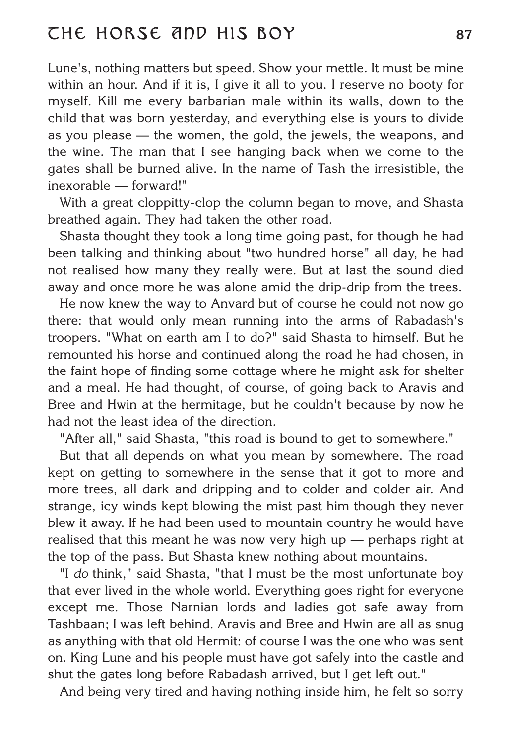Lune's, nothing matters but speed. Show your mettle. It must be mine within an hour. And if it is, I give it all to you. I reserve no booty for myself. Kill me every barbarian male within its walls, down to the child that was born yesterday, and everything else is yours to divide as you please — the women, the gold, the jewels, the weapons, and the wine. The man that I see hanging back when we come to the gates shall be burned alive. In the name of Tash the irresistible, the inexorable — forward!"

With a great cloppitty-clop the column began to move, and Shasta breathed again. They had taken the other road.

Shasta thought they took a long time going past, for though he had been talking and thinking about "two hundred horse" all day, he had not realised how many they really were. But at last the sound died away and once more he was alone amid the drip-drip from the trees.

He now knew the way to Anvard but of course he could not now go there: that would only mean running into the arms of Rabadash's troopers. "What on earth am I to do?" said Shasta to himself. But he remounted his horse and continued along the road he had chosen, in the faint hope of finding some cottage where he might ask for shelter and a meal. He had thought, of course, of going back to Aravis and Bree and Hwin at the hermitage, but he couldn't because by now he had not the least idea of the direction.

"After all," said Shasta, "this road is bound to get to somewhere."

But that all depends on what you mean by somewhere. The road kept on getting to somewhere in the sense that it got to more and more trees, all dark and dripping and to colder and colder air. And strange, icy winds kept blowing the mist past him though they never blew it away. If he had been used to mountain country he would have realised that this meant he was now very high up — perhaps right at the top of the pass. But Shasta knew nothing about mountains.

"I *do* think," said Shasta, "that I must be the most unfortunate boy that ever lived in the whole world. Everything goes right for everyone except me. Those Narnian lords and ladies got safe away from Tashbaan; I was left behind. Aravis and Bree and Hwin are all as snug as anything with that old Hermit: of course I was the one who was sent on. King Lune and his people must have got safely into the castle and shut the gates long before Rabadash arrived, but I get left out."

And being very tired and having nothing inside him, he felt so sorry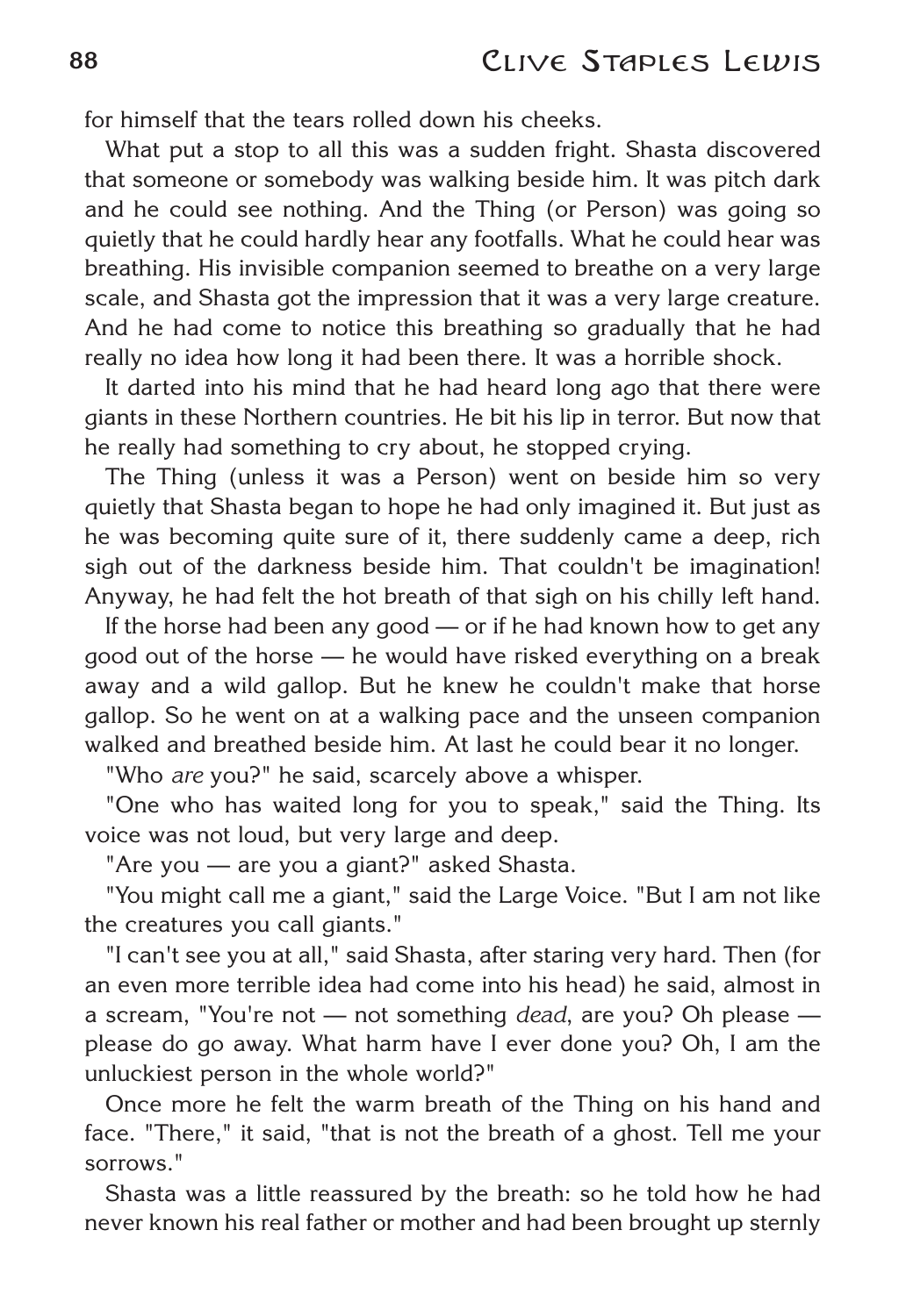for himself that the tears rolled down his cheeks.

What put a stop to all this was a sudden fright. Shasta discovered that someone or somebody was walking beside him. It was pitch dark and he could see nothing. And the Thing (or Person) was going so quietly that he could hardly hear any footfalls. What he could hear was breathing. His invisible companion seemed to breathe on a very large scale, and Shasta got the impression that it was a very large creature. And he had come to notice this breathing so gradually that he had really no idea how long it had been there. It was a horrible shock.

It darted into his mind that he had heard long ago that there were giants in these Northern countries. He bit his lip in terror. But now that he really had something to cry about, he stopped crying.

The Thing (unless it was a Person) went on beside him so very quietly that Shasta began to hope he had only imagined it. But just as he was becoming quite sure of it, there suddenly came a deep, rich sigh out of the darkness beside him. That couldn't be imagination! Anyway, he had felt the hot breath of that sigh on his chilly left hand.

If the horse had been any good — or if he had known how to get any good out of the horse — he would have risked everything on a break away and a wild gallop. But he knew he couldn't make that horse gallop. So he went on at a walking pace and the unseen companion walked and breathed beside him. At last he could bear it no longer.

"Who *are* you?" he said, scarcely above a whisper.

"One who has waited long for you to speak," said the Thing. Its voice was not loud, but very large and deep.

"Are you — are you a giant?" asked Shasta.

"You might call me a giant," said the Large Voice. "But I am not like the creatures you call giants."

"I can't see you at all," said Shasta, after staring very hard. Then (for an even more terrible idea had come into his head) he said, almost in a scream, "You're not — not something *dead*, are you? Oh please — please do go away. What harm have I ever done you? Oh, I am the unluckiest person in the whole world?"

Once more he felt the warm breath of the Thing on his hand and face. "There," it said, "that is not the breath of a ghost. Tell me your sorrows."

Shasta was a little reassured by the breath: so he told how he had never known his real father or mother and had been brought up sternly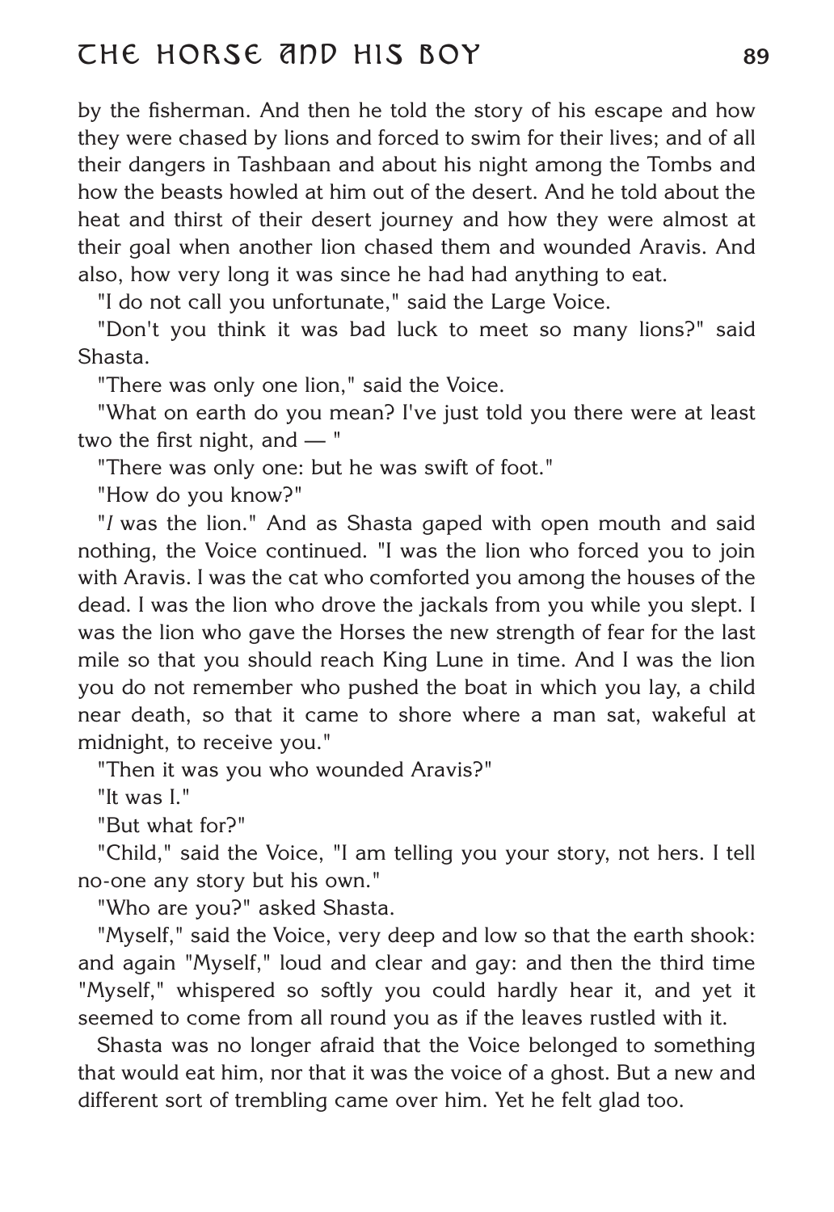by the fisherman. And then he told the story of his escape and how they were chased by lions and forced to swim for their lives; and of all their dangers in Tashbaan and about his night among the Tombs and how the beasts howled at him out of the desert. And he told about the heat and thirst of their desert journey and how they were almost at their goal when another lion chased them and wounded Aravis. And also, how very long it was since he had had anything to eat.

"I do not call you unfortunate," said the Large Voice.

"Don't you think it was bad luck to meet so many lions?" said Shasta.

"There was only one lion," said the Voice.

"What on earth do you mean? I've just told you there were at least two the first night, and — "

"There was only one: but he was swift of foot."

"How do you know?"

"*I* was the lion." And as Shasta gaped with open mouth and said nothing, the Voice continued. "I was the lion who forced you to join with Aravis. I was the cat who comforted you among the houses of the dead. I was the lion who drove the jackals from you while you slept. I was the lion who gave the Horses the new strength of fear for the last mile so that you should reach King Lune in time. And I was the lion you do not remember who pushed the boat in which you lay, a child near death, so that it came to shore where a man sat, wakeful at midnight, to receive you."

"Then it was you who wounded Aravis?"

"It was I."

"But what for?"

"Child," said the Voice, "I am telling you your story, not hers. I tell no-one any story but his own."

"Who are you?" asked Shasta.

"Myself," said the Voice, very deep and low so that the earth shook: and again "Myself," loud and clear and gay: and then the third time "Myself," whispered so softly you could hardly hear it, and yet it seemed to come from all round you as if the leaves rustled with it.

Shasta was no longer afraid that the Voice belonged to something that would eat him, nor that it was the voice of a ghost. But a new and different sort of trembling came over him. Yet he felt glad too.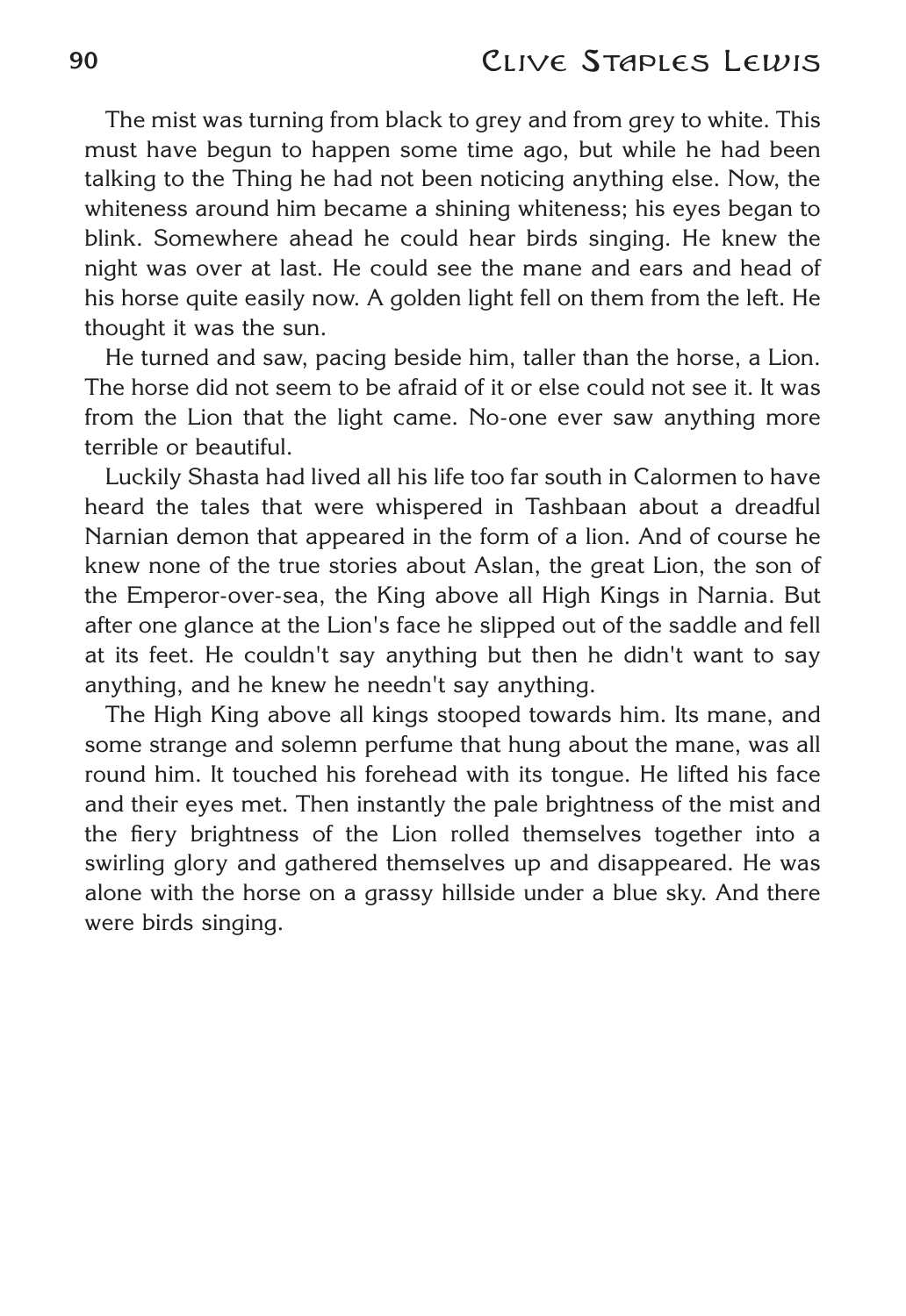The mist was turning from black to grey and from grey to white. This must have begun to happen some time ago, but while he had been talking to the Thing he had not been noticing anything else. Now, the whiteness around him became a shining whiteness; his eyes began to blink. Somewhere ahead he could hear birds singing. He knew the night was over at last. He could see the mane and ears and head of his horse quite easily now. A golden light fell on them from the left. He thought it was the sun.

He turned and saw, pacing beside him, taller than the horse, a Lion. The horse did not seem to be afraid of it or else could not see it. It was from the Lion that the light came. No-one ever saw anything more terrible or beautiful.

Luckily Shasta had lived all his life too far south in Calormen to have heard the tales that were whispered in Tashbaan about a dreadful Narnian demon that appeared in the form of a lion. And of course he knew none of the true stories about Aslan, the great Lion, the son of the Emperor-over-sea, the King above all High Kings in Narnia. But after one glance at the Lion's face he slipped out of the saddle and fell at its feet. He couldn't say anything but then he didn't want to say anything, and he knew he needn't say anything.

The High King above all kings stooped towards him. Its mane, and some strange and solemn perfume that hung about the mane, was all round him. It touched his forehead with its tongue. He lifted his face and their eyes met. Then instantly the pale brightness of the mist and the fiery brightness of the Lion rolled themselves together into a swirling glory and gathered themselves up and disappeared. He was alone with the horse on a grassy hillside under a blue sky. And there were birds singing.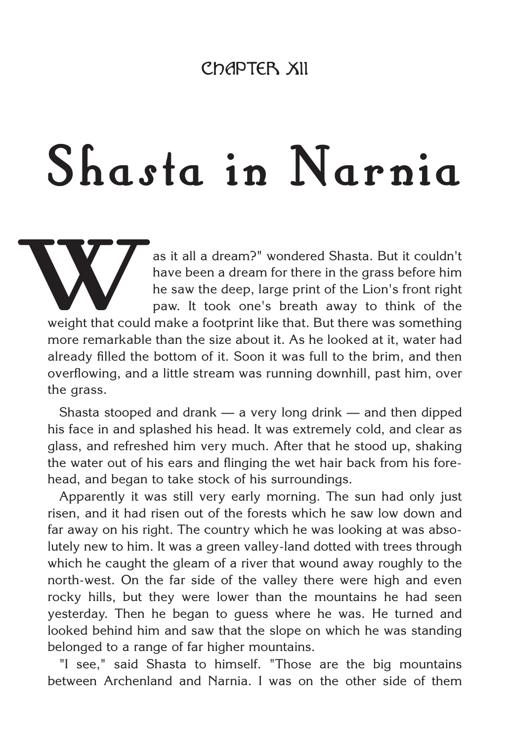## CHAPTER XII

# Shasta in Narnia

"Was it all a dream?" wondered Shasta. But it couldn't have been a dream for there in the grass before him he saw the deep, large print of the Lion's front right paw. It took one's breath away to think of the weight that could make a footprint like that. But there was something more remarkable than the size about it. As he looked at it, water had already filled the bottom of it. Soon it was full to the brim, and then overflowing, and a little stream was running downhill, past him, over the grass.

Shasta stooped and drank — a very long drink — and then dipped his face in and splashed his head. It was extremely cold, and clear as glass, and refreshed him very much. After that he stood up, shaking the water out of his ears and flinging the wet hair back from his forehead, and began to take stock of his surroundings.

Apparently it was still very early morning. The sun had only just risen, and it had risen out of the forests which he saw low down and far away on his right. The country which he was looking at was absolutely new to him. It was a green valley-land dotted with trees through which he caught the gleam of a river that wound away roughly to the north-west. On the far side of the valley there were high and even rocky hills, but they were lower than the mountains he had seen yesterday. Then he began to guess where he was. He turned and looked behind him and saw that the slope on which he was standing belonged to a range of far higher mountains.

"I see," said Shasta to himself. "Those are the big mountains between Archenland and Narnia. I was on the other side of them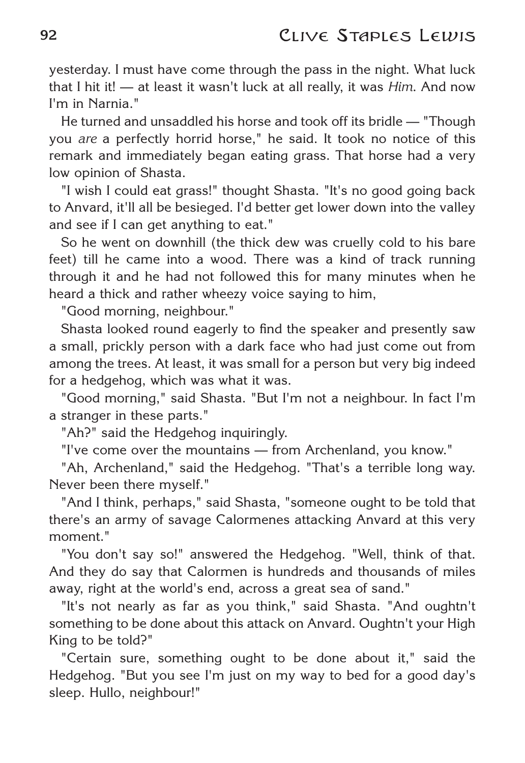yesterday. I must have come through the pass in the night. What luck that I hit it! — at least it wasn't luck at all really, it was *Him*. And now I'm in Narnia."

He turned and unsaddled his horse and took off its bridle — "Though you *are* a perfectly horrid horse," he said. It took no notice of this remark and immediately began eating grass. That horse had a very low opinion of Shasta.

"I wish I could eat grass!" thought Shasta. "It's no good going back to Anvard, it'll all be besieged. I'd better get lower down into the valley and see if I can get anything to eat."

So he went on downhill (the thick dew was cruelly cold to his bare feet) till he came into a wood. There was a kind of track running through it and he had not followed this for many minutes when he heard a thick and rather wheezy voice saying to him,

"Good morning, neighbour."

Shasta looked round eagerly to find the speaker and presently saw a small, prickly person with a dark face who had just come out from among the trees. At least, it was small for a person but very big indeed for a hedgehog, which was what it was.

"Good morning," said Shasta. "But I'm not a neighbour. In fact I'm a stranger in these parts."

"Ah?" said the Hedgehog inquiringly.

"I've come over the mountains — from Archenland, you know."

"Ah, Archenland," said the Hedgehog. "That's a terrible long way. Never been there myself."

"And I think, perhaps," said Shasta, "someone ought to be told that there's an army of savage Calormenes attacking Anvard at this very moment."

"You don't say so!" answered the Hedgehog. "Well, think of that. And they do say that Calormen is hundreds and thousands of miles away, right at the world's end, across a great sea of sand."

"It's not nearly as far as you think," said Shasta. "And oughtn't something to be done about this attack on Anvard. Oughtn't your High King to be told?"

"Certain sure, something ought to be done about it," said the Hedgehog. "But you see I'm just on my way to bed for a good day's sleep. Hullo, neighbour!"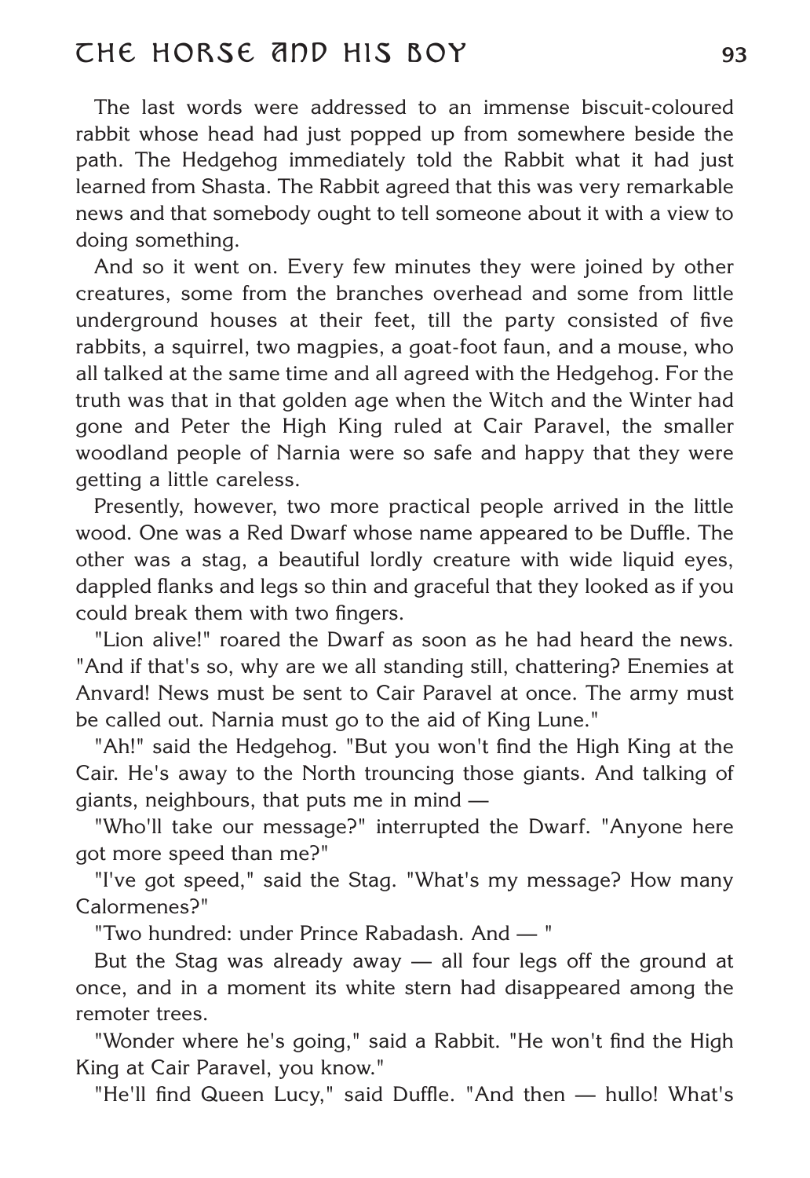The last words were addressed to an immense biscuit-coloured rabbit whose head had just popped up from somewhere beside the path. The Hedgehog immediately told the Rabbit what it had just learned from Shasta. The Rabbit agreed that this was very remarkable news and that somebody ought to tell someone about it with a view to doing something.

And so it went on. Every few minutes they were joined by other creatures, some from the branches overhead and some from little underground houses at their feet, till the party consisted of five rabbits, a squirrel, two magpies, a goat-foot faun, and a mouse, who all talked at the same time and all agreed with the Hedgehog. For the truth was that in that golden age when the Witch and the Winter had gone and Peter the High King ruled at Cair Paravel, the smaller woodland people of Narnia were so safe and happy that they were getting a little careless.

Presently, however, two more practical people arrived in the little wood. One was a Red Dwarf whose name appeared to be Duffle. The other was a stag, a beautiful lordly creature with wide liquid eyes, dappled flanks and legs so thin and graceful that they looked as if you could break them with two fingers.

"Lion alive!" roared the Dwarf as soon as he had heard the news. "And if that's so, why are we all standing still, chattering? Enemies at Anvard! News must be sent to Cair Paravel at once. The army must be called out. Narnia must go to the aid of King Lune."

"Ah!" said the Hedgehog. "But you won't find the High King at the Cair. He's away to the North trouncing those giants. And talking of giants, neighbours, that puts me in mind —

"Who'll take our message?" interrupted the Dwarf. "Anyone here got more speed than me?"

"I've got speed," said the Stag. "What's my message? How many Calormenes?"

"Two hundred: under Prince Rabadash. And — "

But the Stag was already away — all four legs off the ground at once, and in a moment its white stern had disappeared among the remoter trees.

"Wonder where he's going," said a Rabbit. "He won't find the High King at Cair Paravel, you know."

"He'll find Queen Lucy," said Duffle. "And then — hullo! What's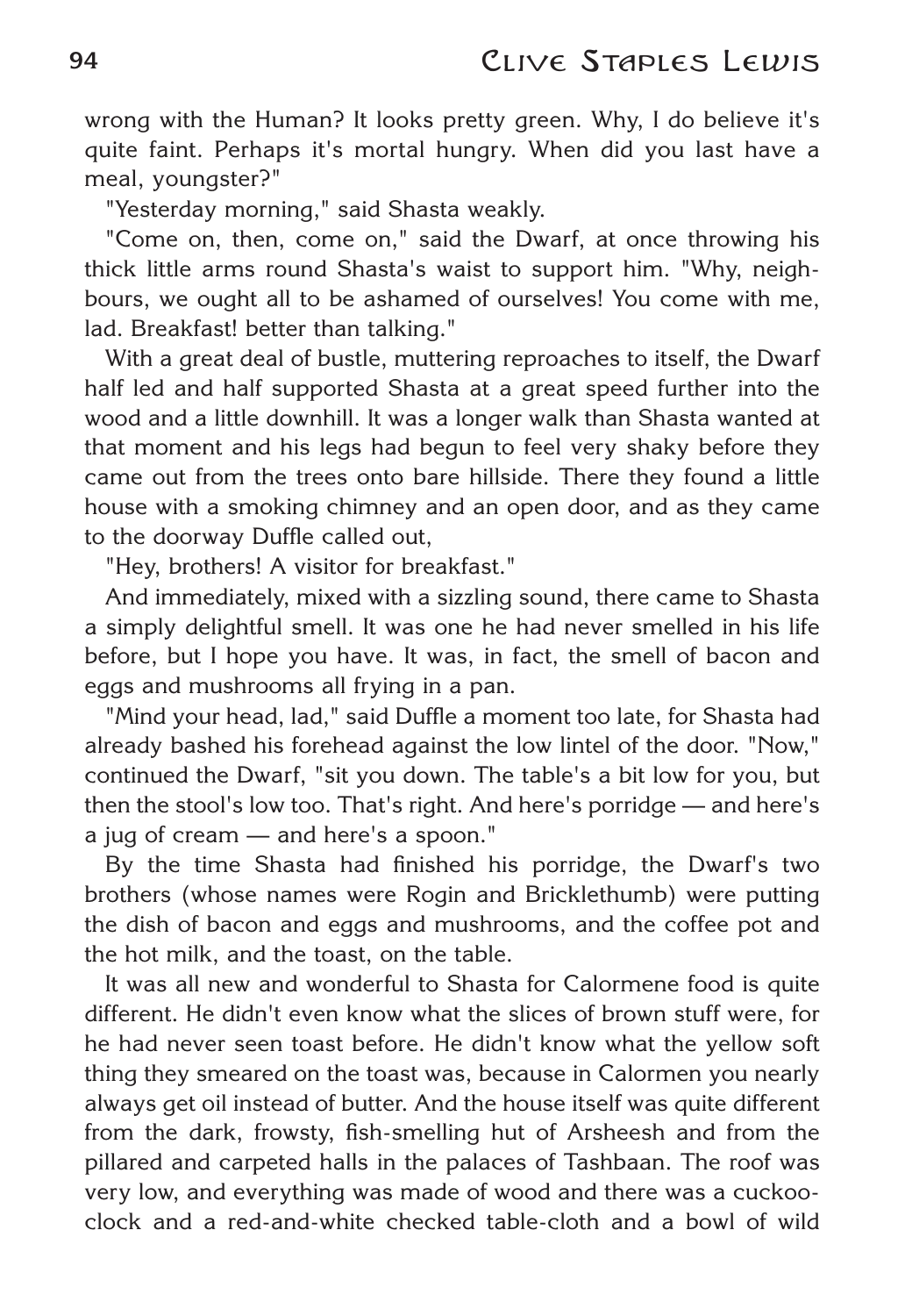wrong with the Human? It looks pretty green. Why, I do believe it's quite faint. Perhaps it's mortal hungry. When did you last have a meal, youngster?"

"Yesterday morning," said Shasta weakly.

"Come on, then, come on," said the Dwarf, at once throwing his thick little arms round Shasta's waist to support him. "Why, neighbours, we ought all to be ashamed of ourselves! You come with me, lad. Breakfast! better than talking."

With a great deal of bustle, muttering reproaches to itself, the Dwarf half led and half supported Shasta at a great speed further into the wood and a little downhill. It was a longer walk than Shasta wanted at that moment and his legs had begun to feel very shaky before they came out from the trees onto bare hillside. There they found a little house with a smoking chimney and an open door, and as they came to the doorway Duffle called out,

"Hey, brothers! A visitor for breakfast."

And immediately, mixed with a sizzling sound, there came to Shasta a simply delightful smell. It was one he had never smelled in his life before, but I hope you have. It was, in fact, the smell of bacon and eggs and mushrooms all frying in a pan.

"Mind your head, lad," said Duffle a moment too late, for Shasta had already bashed his forehead against the low lintel of the door. "Now," continued the Dwarf, "sit you down. The table's a bit low for you, but then the stool's low too. That's right. And here's porridge — and here's a jug of cream — and here's a spoon."

By the time Shasta had finished his porridge, the Dwarf's two brothers (whose names were Rogin and Bricklethumb) were putting the dish of bacon and eggs and mushrooms, and the coffee pot and the hot milk, and the toast, on the table.

It was all new and wonderful to Shasta for Calormene food is quite different. He didn't even know what the slices of brown stuff were, for he had never seen toast before. He didn't know what the yellow soft thing they smeared on the toast was, because in Calormen you nearly always get oil instead of butter. And the house itself was quite different from the dark, frowsty, fish-smelling hut of Arsheesh and from the pillared and carpeted halls in the palaces of Tashbaan. The roof was very low, and everything was made of wood and there was a cuckoo-clock and a red-and-white checked table-cloth and a bowl of wild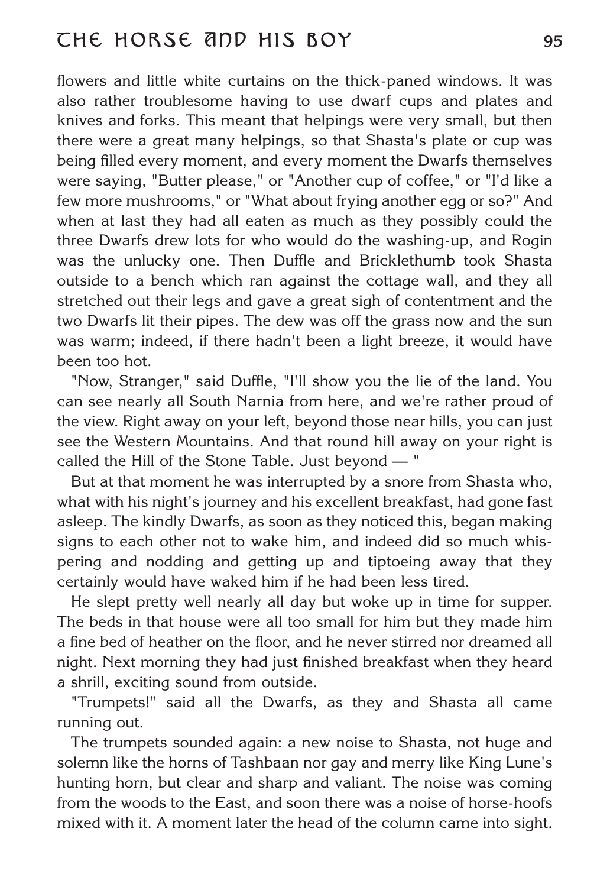flowers and little white curtains on the thick-paned windows. It was also rather troublesome having to use dwarf cups and plates and knives and forks. This meant that helpings were very small, but then there were a great many helpings, so that Shasta's plate or cup was being filled every moment, and every moment the Dwarfs themselves were saying, "Butter please," or "Another cup of coffee," or "I'd like a few more mushrooms," or "What about frying another egg or so?" And when at last they had all eaten as much as they possibly could the three Dwarfs drew lots for who would do the washing-up, and Rogin was the unlucky one. Then Duffle and Bricklethumb took Shasta outside to a bench which ran against the cottage wall, and they all stretched out their legs and gave a great sigh of contentment and the two Dwarfs lit their pipes. The dew was off the grass now and the sun was warm; indeed, if there hadn't been a light breeze, it would have been too hot.

"Now, Stranger," said Duffle, "I'll show you the lie of the land. You can see nearly all South Narnia from here, and we're rather proud of the view. Right away on your left, beyond those near hills, you can just see the Western Mountains. And that round hill away on your right is called the Hill of the Stone Table. Just beyond — "

But at that moment he was interrupted by a snore from Shasta who, what with his night's journey and his excellent breakfast, had gone fast asleep. The kindly Dwarfs, as soon as they noticed this, began making signs to each other not to wake him, and indeed did so much whispering and nodding and getting up and tiptoeing away that they certainly would have waked him if he had been less tired.

He slept pretty well nearly all day but woke up in time for supper. The beds in that house were all too small for him but they made him a fine bed of heather on the floor, and he never stirred nor dreamed all night. Next morning they had just finished breakfast when they heard a shrill, exciting sound from outside.

"Trumpets!" said all the Dwarfs, as they and Shasta all came running out.

The trumpets sounded again: a new noise to Shasta, not huge and solemn like the horns of Tashbaan nor gay and merry like King Lune's hunting horn, but clear and sharp and valiant. The noise was coming from the woods to the East, and soon there was a noise of horse-hoofs mixed with it. A moment later the head of the column came into sight.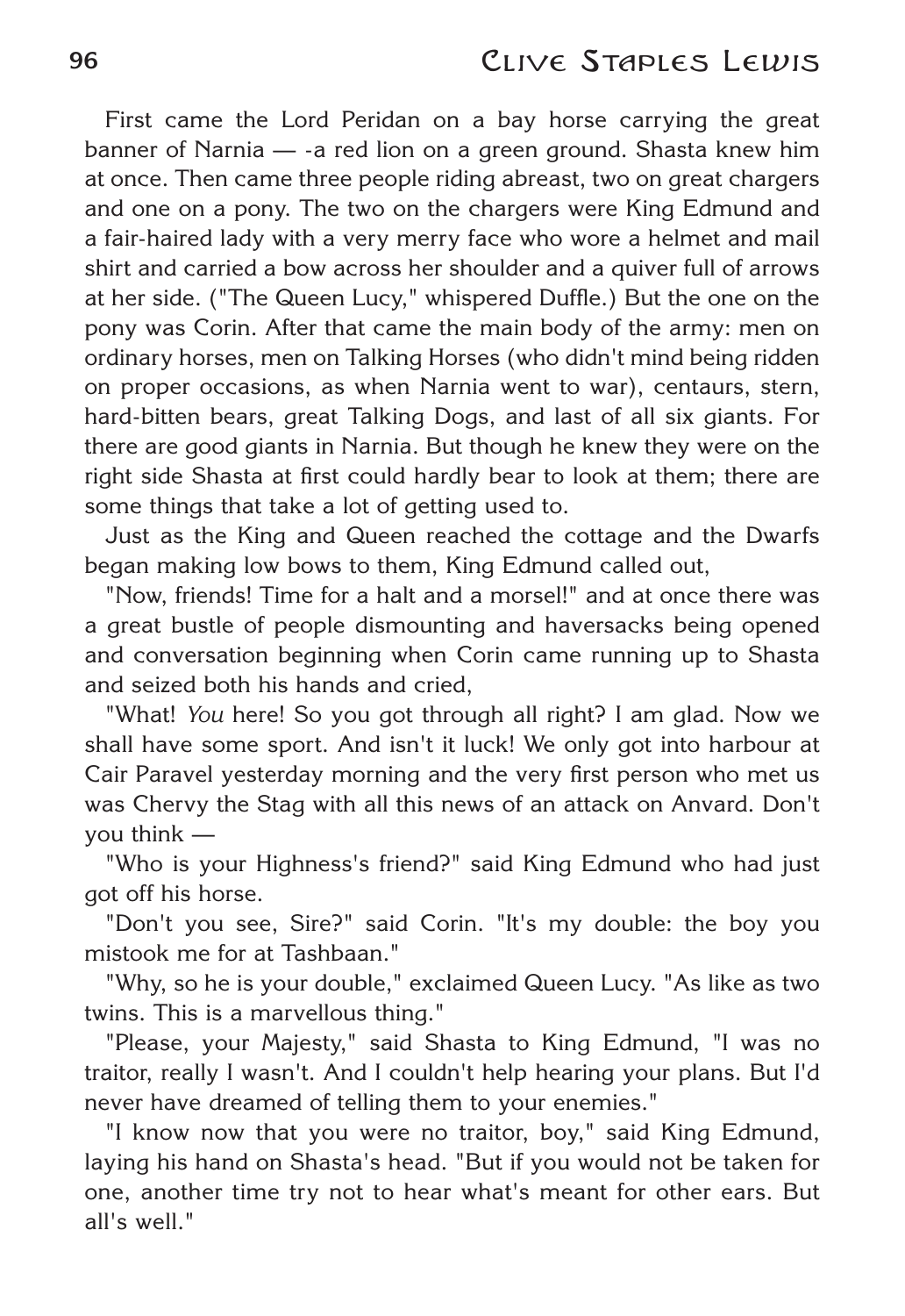First came the Lord Peridan on a bay horse carrying the great banner of Narnia — -a red lion on a green ground. Shasta knew him at once. Then came three people riding abreast, two on great chargers and one on a pony. The two on the chargers were King Edmund and a fair-haired lady with a very merry face who wore a helmet and mail shirt and carried a bow across her shoulder and a quiver full of arrows at her side. ("The Queen Lucy," whispered Duffle.) But the one on the pony was Corin. After that came the main body of the army: men on ordinary horses, men on Talking Horses (who didn't mind being ridden on proper occasions, as when Narnia went to war), centaurs, stern, hard-bitten bears, great Talking Dogs, and last of all six giants. For there are good giants in Narnia. But though he knew they were on the right side Shasta at first could hardly bear to look at them; there are some things that take a lot of getting used to.

Just as the King and Queen reached the cottage and the Dwarfs began making low bows to them, King Edmund called out,

"Now, friends! Time for a halt and a morsel!" and at once there was a great bustle of people dismounting and haversacks being opened and conversation beginning when Corin came running up to Shasta and seized both his hands and cried,

"What! *You* here! So you got through all right? I am glad. Now we shall have some sport. And isn't it luck! We only got into harbour at Cair Paravel yesterday morning and the very first person who met us was Chervy the Stag with all this news of an attack on Anvard. Don't you think —

"Who is your Highness's friend?" said King Edmund who had just got off his horse.

"Don't you see, Sire?" said Corin. "It's my double: the boy you mistook me for at Tashbaan."

"Why, so he is your double," exclaimed Queen Lucy. "As like as two twins. This is a marvellous thing."

"Please, your Majesty," said Shasta to King Edmund, "I was no traitor, really I wasn't. And I couldn't help hearing your plans. But I'd never have dreamed of telling them to your enemies."

"I know now that you were no traitor, boy," said King Edmund, laying his hand on Shasta's head. "But if you would not be taken for one, another time try not to hear what's meant for other ears. But all's well."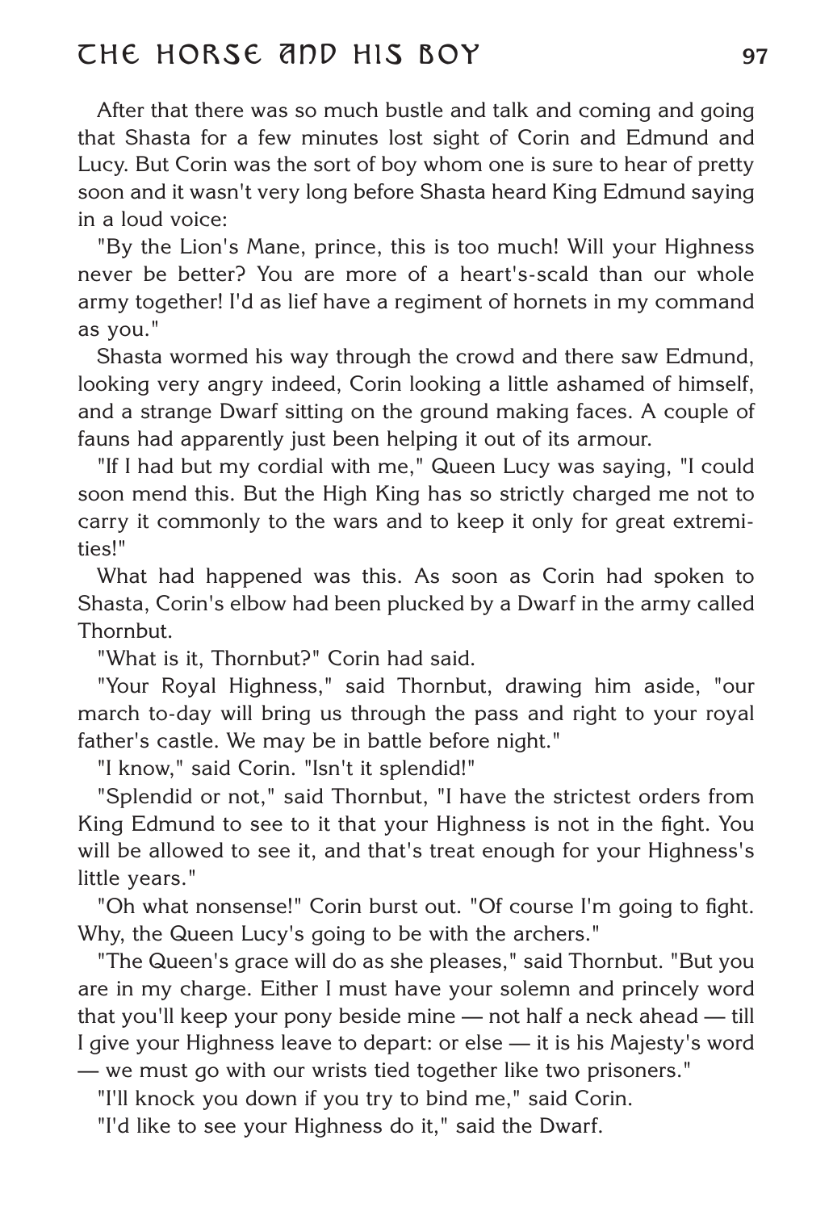After that there was so much bustle and talk and coming and going that Shasta for a few minutes lost sight of Corin and Edmund and Lucy. But Corin was the sort of boy whom one is sure to hear of pretty soon and it wasn't very long before Shasta heard King Edmund saying in a loud voice:

"By the Lion's Mane, prince, this is too much! Will your Highness never be better? You are more of a heart's-scald than our whole army together! I'd as lief have a regiment of hornets in my command as you."

Shasta wormed his way through the crowd and there saw Edmund, looking very angry indeed, Corin looking a little ashamed of himself, and a strange Dwarf sitting on the ground making faces. A couple of fauns had apparently just been helping it out of its armour.

"If I had but my cordial with me," Queen Lucy was saying, "I could soon mend this. But the High King has so strictly charged me not to carry it commonly to the wars and to keep it only for great extremities!"

What had happened was this. As soon as Corin had spoken to Shasta, Corin's elbow had been plucked by a Dwarf in the army called Thornbut.

"What is it, Thornbut?" Corin had said.

"Your Royal Highness," said Thornbut, drawing him aside, "our march to-day will bring us through the pass and right to your royal father's castle. We may be in battle before night."

"I know," said Corin. "Isn't it splendid!"

"Splendid or not," said Thornbut, "I have the strictest orders from King Edmund to see to it that your Highness is not in the fight. You will be allowed to see it, and that's treat enough for your Highness's little years."

"Oh what nonsense!" Corin burst out. "Of course I'm going to fight. Why, the Queen Lucy's going to be with the archers."

"The Queen's grace will do as she pleases," said Thornbut. "But you are in my charge. Either I must have your solemn and princely word that you'll keep your pony beside mine — not half a neck ahead — till I give your Highness leave to depart: or else — it is his Majesty's word — we must go with our wrists tied together like two prisoners."

"I'll knock you down if you try to bind me," said Corin.

"I'd like to see your Highness do it," said the Dwarf.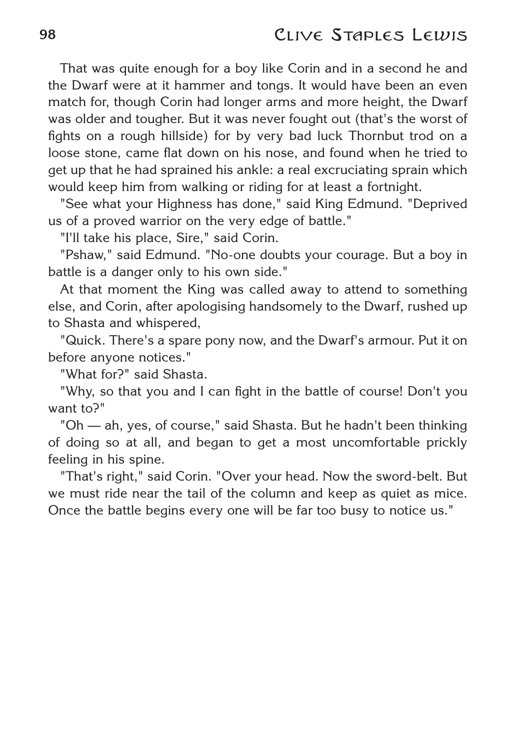That was quite enough for a boy like Corin and in a second he and the Dwarf were at it hammer and tongs. It would have been an even match for, though Corin had longer arms and more height, the Dwarf was older and tougher. But it was never fought out (that's the worst of fights on a rough hillside) for by very bad luck Thornbut trod on a loose stone, came flat down on his nose, and found when he tried to get up that he had sprained his ankle: a real excruciating sprain which would keep him from walking or riding for at least a fortnight.

"See what your Highness has done," said King Edmund. "Deprived us of a proved warrior on the very edge of battle."

"I'll take his place, Sire," said Corin.

"Pshaw," said Edmund. "No-one doubts your courage. But a boy in battle is a danger only to his own side."

At that moment the King was called away to attend to something else, and Corin, after apologising handsomely to the Dwarf, rushed up to Shasta and whispered,

"Quick. There's a spare pony now, and the Dwarf's armour. Put it on before anyone notices."

"What for?" said Shasta.

"Why, so that you and I can fight in the battle of course! Don't you want to?"

"Oh — ah, yes, of course," said Shasta. But he hadn't been thinking of doing so at all, and began to get a most uncomfortable prickly feeling in his spine.

"That's right," said Corin. "Over your head. Now the sword-belt. But we must ride near the tail of the column and keep as quiet as mice. Once the battle begins every one will be far too busy to notice us."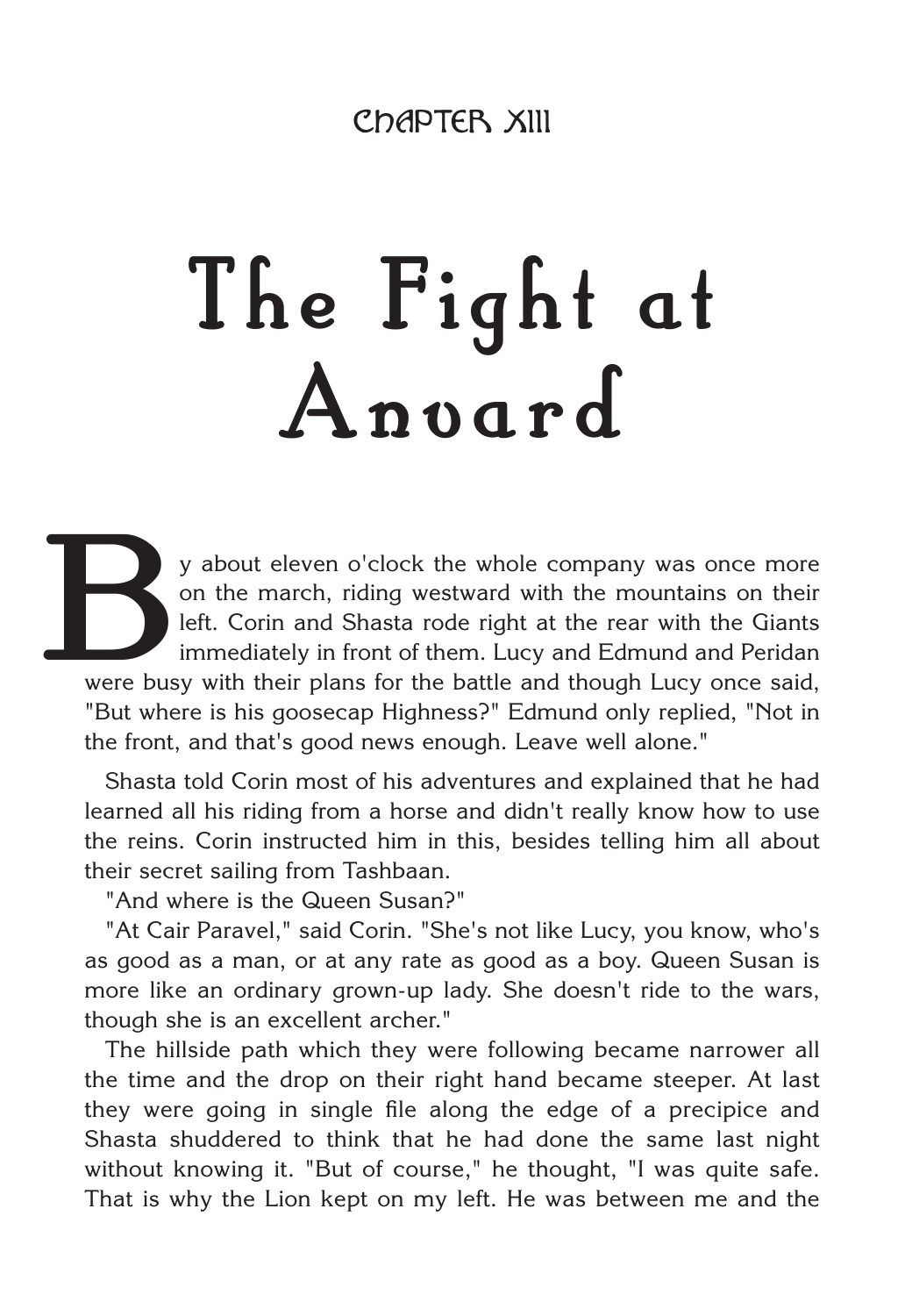## CHAPTER XIII

# The Fight at Anvard

By about eleven o'clock the whole company was once more on the march, riding westward with the mountains on their left. Corin and Shasta rode right at the rear with the Giants immediately in front of them. Lucy and Edmund and Peridan were busy with their plans for the battle and though Lucy once said, "But where is his goosecap Highness?" Edmund only replied, "Not in the front, and that's good news enough. Leave well alone."

Shasta told Corin most of his adventures and explained that he had learned all his riding from a horse and didn't really know how to use the reins. Corin instructed him in this, besides telling him all about their secret sailing from Tashbaan.

"And where is the Queen Susan?"

"At Cair Paravel," said Corin. "She's not like Lucy, you know, who's as good as a man, or at any rate as good as a boy. Queen Susan is more like an ordinary grown-up lady. She doesn't ride to the wars, though she is an excellent archer."

The hillside path which they were following became narrower all the time and the drop on their right hand became steeper. At last they were going in single file along the edge of a precipice and Shasta shuddered to think that he had done the same last night without knowing it. "But of course," he thought, "I was quite safe. That is why the Lion kept on my left. He was between me and the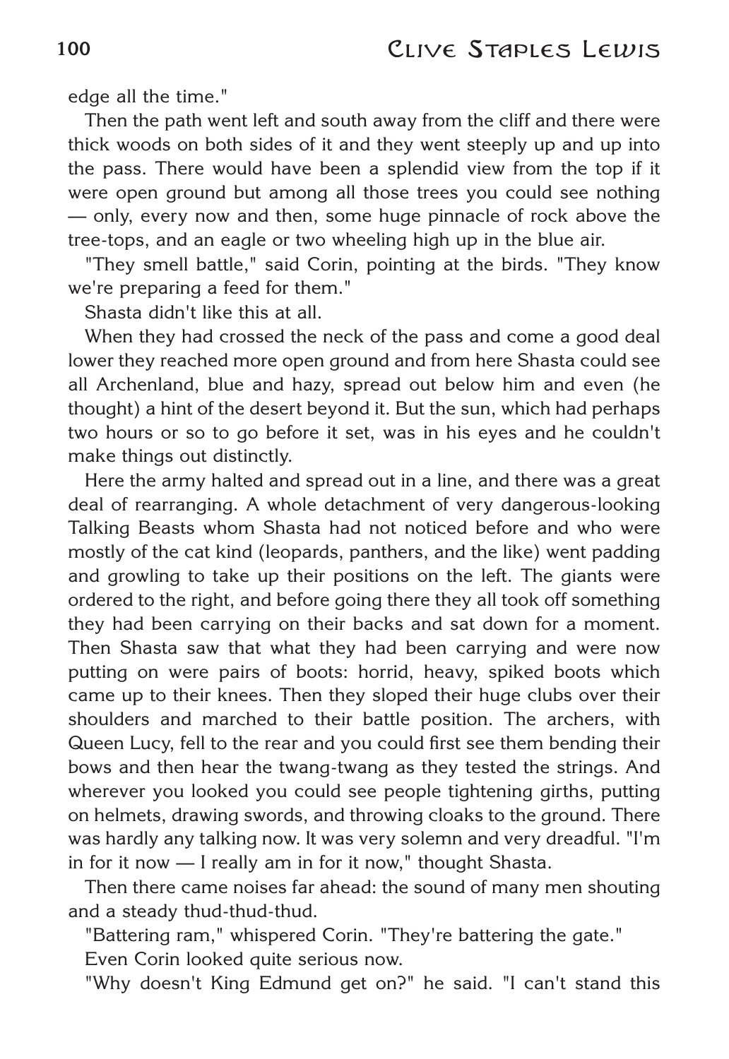edge all the time."

Then the path went left and south away from the cliff and there were thick woods on both sides of it and they went steeply up and up into the pass. There would have been a splendid view from the top if it were open ground but among all those trees you could see nothing — only, every now and then, some huge pinnacle of rock above the tree-tops, and an eagle or two wheeling high up in the blue air.

"They smell battle," said Corin, pointing at the birds. "They know we're preparing a feed for them."

Shasta didn't like this at all.

When they had crossed the neck of the pass and come a good deal lower they reached more open ground and from here Shasta could see all Archenland, blue and hazy, spread out below him and even (he thought) a hint of the desert beyond it. But the sun, which had perhaps two hours or so to go before it set, was in his eyes and he couldn't make things out distinctly.

Here the army halted and spread out in a line, and there was a great deal of rearranging. A whole detachment of very dangerous-looking Talking Beasts whom Shasta had not noticed before and who were mostly of the cat kind (leopards, panthers, and the like) went padding and growling to take up their positions on the left. The giants were ordered to the right, and before going there they all took off something they had been carrying on their backs and sat down for a moment. Then Shasta saw that what they had been carrying and were now putting on were pairs of boots: horrid, heavy, spiked boots which came up to their knees. Then they sloped their huge clubs over their shoulders and marched to their battle position. The archers, with Queen Lucy, fell to the rear and you could first see them bending their bows and then hear the twang-twang as they tested the strings. And wherever you looked you could see people tightening girths, putting on helmets, drawing swords, and throwing cloaks to the ground. There was hardly any talking now. It was very solemn and very dreadful. "I'm in for it now — I really am in for it now," thought Shasta.

Then there came noises far ahead: the sound of many men shouting and a steady thud-thud-thud.

"Battering ram," whispered Corin. "They're battering the gate."

Even Corin looked quite serious now.

"Why doesn't King Edmund get on?" he said. "I can't stand this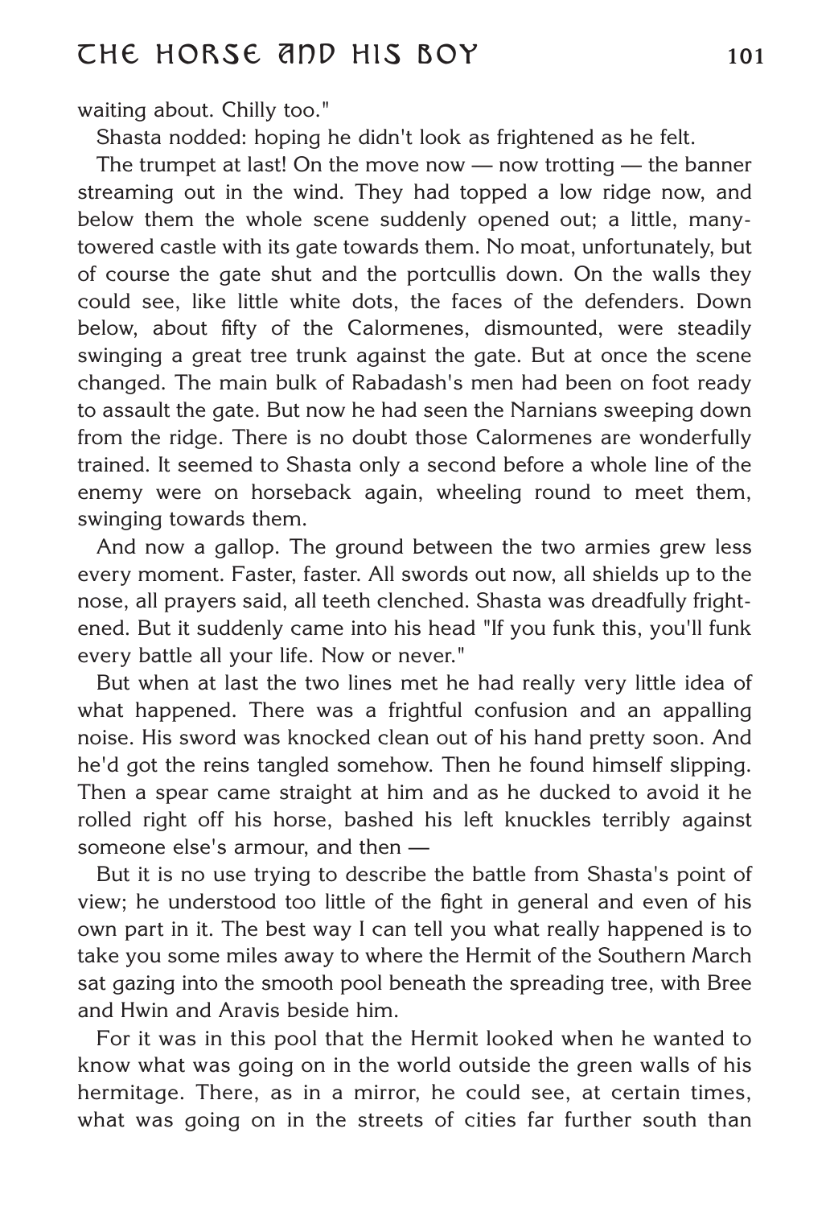waiting about. Chilly too."

Shasta nodded: hoping he didn't look as frightened as he felt.

The trumpet at last! On the move now — now trotting — the banner streaming out in the wind. They had topped a low ridge now, and below them the whole scene suddenly opened out; a little, many-towered castle with its gate towards them. No moat, unfortunately, but of course the gate shut and the portcullis down. On the walls they could see, like little white dots, the faces of the defenders. Down below, about fifty of the Calormenes, dismounted, were steadily swinging a great tree trunk against the gate. But at once the scene changed. The main bulk of Rabadash's men had been on foot ready to assault the gate. But now he had seen the Narnians sweeping down from the ridge. There is no doubt those Calormenes are wonderfully trained. It seemed to Shasta only a second before a whole line of the enemy were on horseback again, wheeling round to meet them, swinging towards them.

And now a gallop. The ground between the two armies grew less every moment. Faster, faster. All swords out now, all shields up to the nose, all prayers said, all teeth clenched. Shasta was dreadfully frightened. But it suddenly came into his head "If you funk this, you'll funk every battle all your life. Now or never."

But when at last the two lines met he had really very little idea of what happened. There was a frightful confusion and an appalling noise. His sword was knocked clean out of his hand pretty soon. And he'd got the reins tangled somehow. Then he found himself slipping. Then a spear came straight at him and as he ducked to avoid it he rolled right off his horse, bashed his left knuckles terribly against someone else's armour, and then —

But it is no use trying to describe the battle from Shasta's point of view; he understood too little of the fight in general and even of his own part in it. The best way I can tell you what really happened is to take you some miles away to where the Hermit of the Southern March sat gazing into the smooth pool beneath the spreading tree, with Bree and Hwin and Aravis beside him.

For it was in this pool that the Hermit looked when he wanted to know what was going on in the world outside the green walls of his hermitage. There, as in a mirror, he could see, at certain times, what was going on in the streets of cities far further south than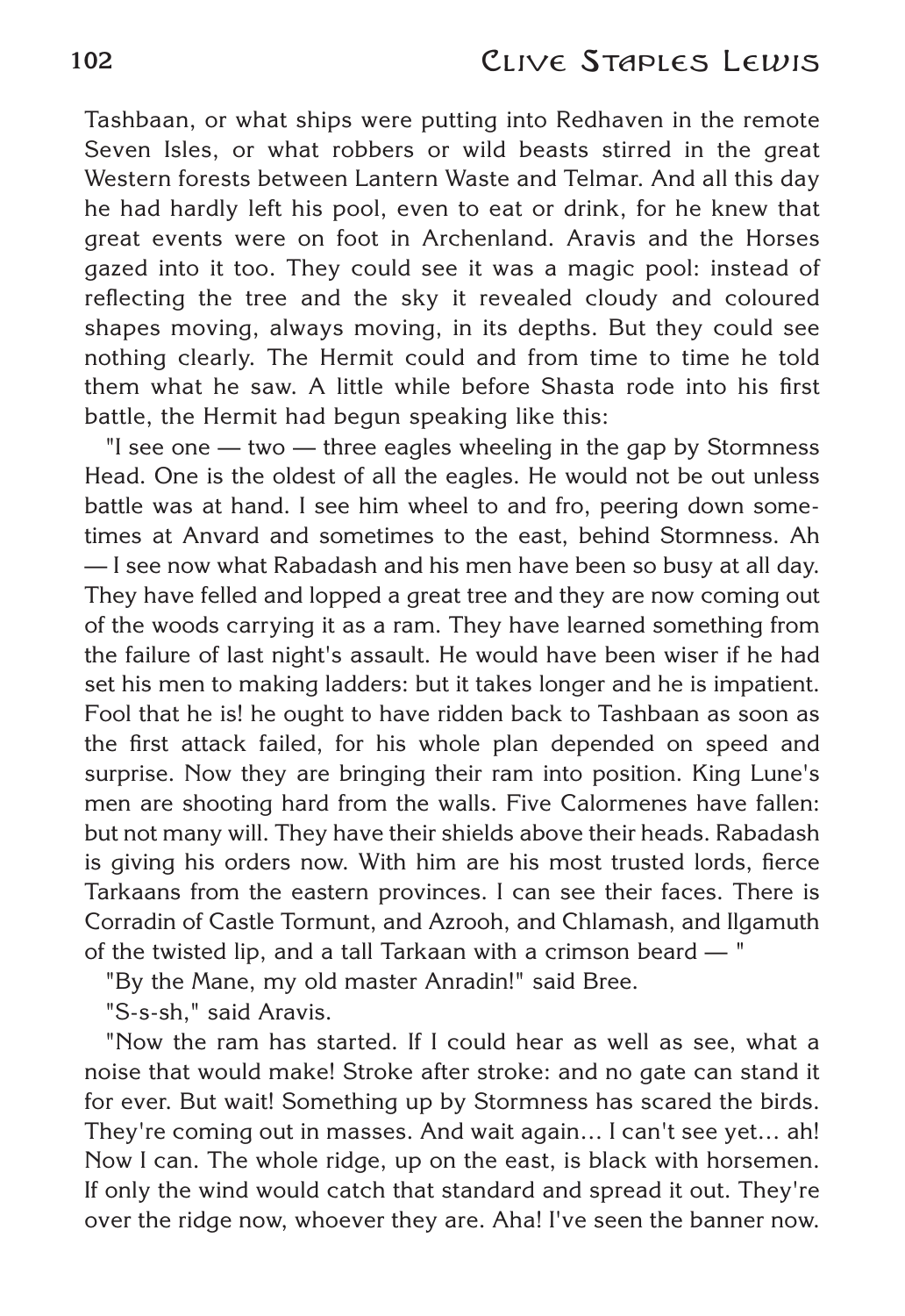Tashbaan, or what ships were putting into Redhaven in the remote Seven Isles, or what robbers or wild beasts stirred in the great Western forests between Lantern Waste and Telmar. And all this day he had hardly left his pool, even to eat or drink, for he knew that great events were on foot in Archenland. Aravis and the Horses gazed into it too. They could see it was a magic pool: instead of reflecting the tree and the sky it revealed cloudy and coloured shapes moving, always moving, in its depths. But they could see nothing clearly. The Hermit could and from time to time he told them what he saw. A little while before Shasta rode into his first battle, the Hermit had begun speaking like this:

"I see one — two — three eagles wheeling in the gap by Stormness Head. One is the oldest of all the eagles. He would not be out unless battle was at hand. I see him wheel to and fro, peering down sometimes at Anvard and sometimes to the east, behind Stormness. Ah — I see now what Rabadash and his men have been so busy at all day. They have felled and lopped a great tree and they are now coming out of the woods carrying it as a ram. They have learned something from the failure of last night's assault. He would have been wiser if he had set his men to making ladders: but it takes longer and he is impatient. Fool that he is! he ought to have ridden back to Tashbaan as soon as the first attack failed, for his whole plan depended on speed and surprise. Now they are bringing their ram into position. King Lune's men are shooting hard from the walls. Five Calormenes have fallen: but not many will. They have their shields above their heads. Rabadash is giving his orders now. With him are his most trusted lords, fierce Tarkaans from the eastern provinces. I can see their faces. There is Corradin of Castle Tormunt, and Azrooh, and Chlamash, and Ilgamuth of the twisted lip, and a tall Tarkaan with a crimson beard — "

"By the Mane, my old master Anradin!" said Bree.

"S-s-sh," said Aravis.

"Now the ram has started. If I could hear as well as see, what a noise that would make! Stroke after stroke: and no gate can stand it for ever. But wait! Something up by Stormness has scared the birds. They're coming out in masses. And wait again... I can't see yet... ah! Now I can. The whole ridge, up on the east, is black with horsemen. If only the wind would catch that standard and spread it out. They're over the ridge now, whoever they are. Aha! I've seen the banner now.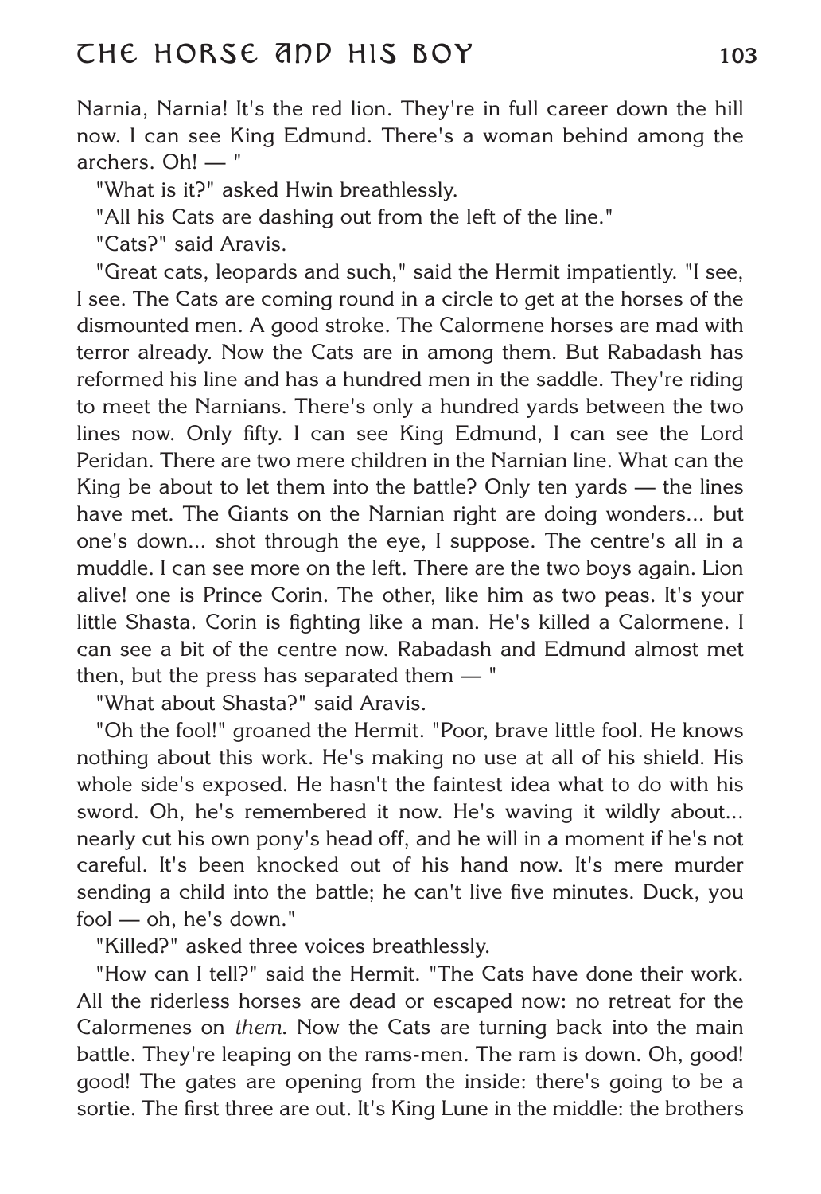Narnia, Narnia! It's the red lion. They're in full career down the hill now. I can see King Edmund. There's a woman behind among the archers. Oh! — "

"What is it?" asked Hwin breathlessly.

"All his Cats are dashing out from the left of the line."

"Cats?" said Aravis.

"Great cats, leopards and such," said the Hermit impatiently. "I see, I see. The Cats are coming round in a circle to get at the horses of the dismounted men. A good stroke. The Calormene horses are mad with terror already. Now the Cats are in among them. But Rabadash has reformed his line and has a hundred men in the saddle. They're riding to meet the Narnians. There's only a hundred yards between the two lines now. Only fifty. I can see King Edmund, I can see the Lord Peridan. There are two mere children in the Narnian line. What can the King be about to let them into the battle? Only ten yards — the lines have met. The Giants on the Narnian right are doing wonders... but one's down... shot through the eye, I suppose. The centre's all in a muddle. I can see more on the left. There are the two boys again. Lion alive! one is Prince Corin. The other, like him as two peas. It's your little Shasta. Corin is fighting like a man. He's killed a Calormene. I can see a bit of the centre now. Rabadash and Edmund almost met then, but the press has separated them — "

"What about Shasta?" said Aravis.

"Oh the fool!" groaned the Hermit. "Poor, brave little fool. He knows nothing about this work. He's making no use at all of his shield. His whole side's exposed. He hasn't the faintest idea what to do with his sword. Oh, he's remembered it now. He's waving it wildly about... nearly cut his own pony's head off, and he will in a moment if he's not careful. It's been knocked out of his hand now. It's mere murder sending a child into the battle; he can't live five minutes. Duck, you fool — oh, he's down."

"Killed?" asked three voices breathlessly.

"How can I tell?" said the Hermit. "The Cats have done their work. All the riderless horses are dead or escaped now: no retreat for the Calormenes on *them*. Now the Cats are turning back into the main battle. They're leaping on the rams-men. The ram is down. Oh, good! good! The gates are opening from the inside: there's going to be a sortie. The first three are out. It's King Lune in the middle: the brothers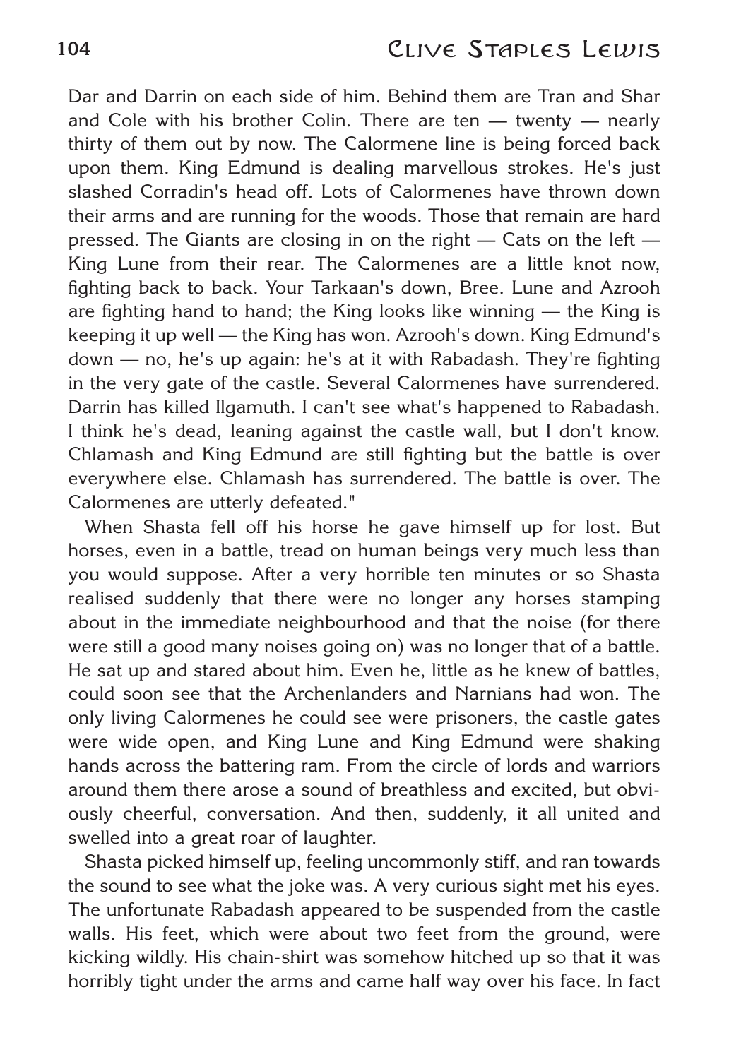Dar and Darrin on each side of him. Behind them are Tran and Shar and Cole with his brother Colin. There are ten — twenty — nearly thirty of them out by now. The Calormene line is being forced back upon them. King Edmund is dealing marvellous strokes. He's just slashed Corradin's head off. Lots of Calormenes have thrown down their arms and are running for the woods. Those that remain are hard pressed. The Giants are closing in on the right — Cats on the left — King Lune from their rear. The Calormenes are a little knot now, fighting back to back. Your Tarkaan's down, Bree. Lune and Azrooh are fighting hand to hand; the King looks like winning — the King is keeping it up well — the King has won. Azrooh's down. King Edmund's down — no, he's up again: he's at it with Rabadash. They're fighting in the very gate of the castle. Several Calormenes have surrendered. Darrin has killed Ilgamuth. I can't see what's happened to Rabadash. I think he's dead, leaning against the castle wall, but I don't know. Chlamash and King Edmund are still fighting but the battle is over everywhere else. Chlamash has surrendered. The battle is over. The Calormenes are utterly defeated."

When Shasta fell off his horse he gave himself up for lost. But horses, even in a battle, tread on human beings very much less than you would suppose. After a very horrible ten minutes or so Shasta realised suddenly that there were no longer any horses stamping about in the immediate neighbourhood and that the noise (for there were still a good many noises going on) was no longer that of a battle. He sat up and stared about him. Even he, little as he knew of battles, could soon see that the Archenlanders and Narnians had won. The only living Calormenes he could see were prisoners, the castle gates were wide open, and King Lune and King Edmund were shaking hands across the battering ram. From the circle of lords and warriors around them there arose a sound of breathless and excited, but obviously cheerful, conversation. And then, suddenly, it all united and swelled into a great roar of laughter.

Shasta picked himself up, feeling uncommonly stiff, and ran towards the sound to see what the joke was. A very curious sight met his eyes. The unfortunate Rabadash appeared to be suspended from the castle walls. His feet, which were about two feet from the ground, were kicking wildly. His chain-shirt was somehow hitched up so that it was horribly tight under the arms and came half way over his face. In fact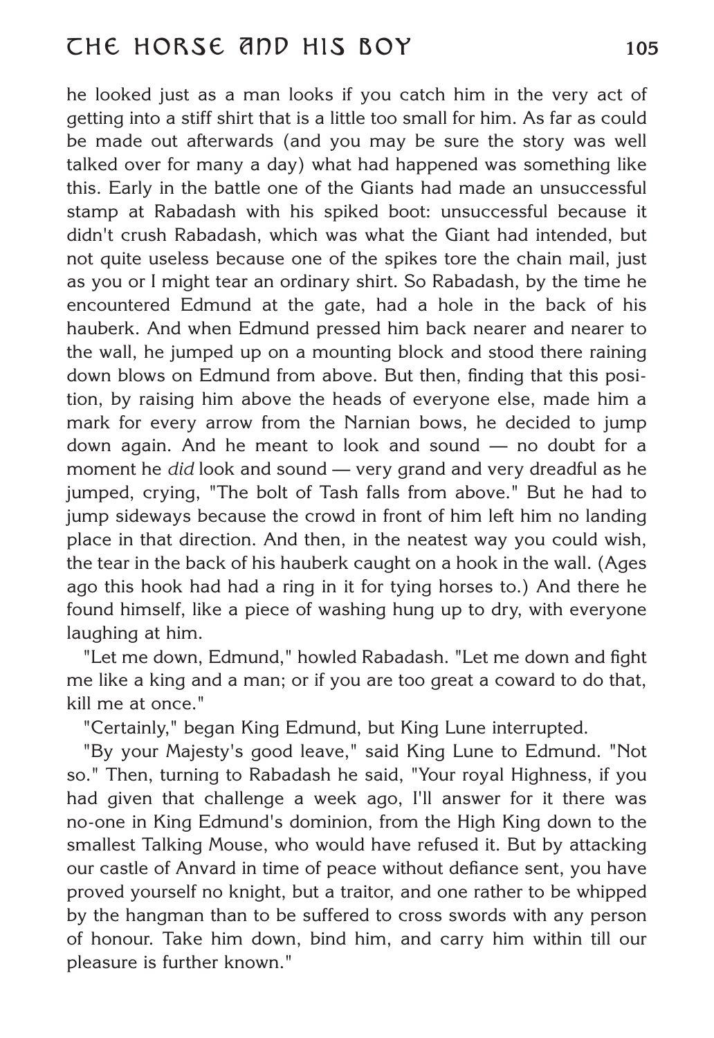he looked just as a man looks if you catch him in the very act of getting into a stiff shirt that is a little too small for him. As far as could be made out afterwards (and you may be sure the story was well talked over for many a day) what had happened was something like this. Early in the battle one of the Giants had made an unsuccessful stamp at Rabadash with his spiked boot: unsuccessful because it didn't crush Rabadash, which was what the Giant had intended, but not quite useless because one of the spikes tore the chain mail, just as you or I might tear an ordinary shirt. So Rabadash, by the time he encountered Edmund at the gate, had a hole in the back of his hauberk. And when Edmund pressed him back nearer and nearer to the wall, he jumped up on a mounting block and stood there raining down blows on Edmund from above. But then, finding that this position, by raising him above the heads of everyone else, made him a mark for every arrow from the Narnian bows, he decided to jump down again. And he meant to look and sound — no doubt for a moment he *did* look and sound — very grand and very dreadful as he jumped, crying, "The bolt of Tash falls from above." But he had to jump sideways because the crowd in front of him left him no landing place in that direction. And then, in the neatest way you could wish, the tear in the back of his hauberk caught on a hook in the wall. (Ages ago this hook had had a ring in it for tying horses to.) And there he found himself, like a piece of washing hung up to dry, with everyone laughing at him.

"Let me down, Edmund," howled Rabadash. "Let me down and fight me like a king and a man; or if you are too great a coward to do that, kill me at once."

"Certainly," began King Edmund, but King Lune interrupted.

"By your Majesty's good leave," said King Lune to Edmund. "Not so." Then, turning to Rabadash he said, "Your royal Highness, if you had given that challenge a week ago, I'll answer for it there was no-one in King Edmund's dominion, from the High King down to the smallest Talking Mouse, who would have refused it. But by attacking our castle of Anvard in time of peace without defiance sent, you have proved yourself no knight, but a traitor, and one rather to be whipped by the hangman than to be suffered to cross swords with any person of honour. Take him down, bind him, and carry him within till our pleasure is further known."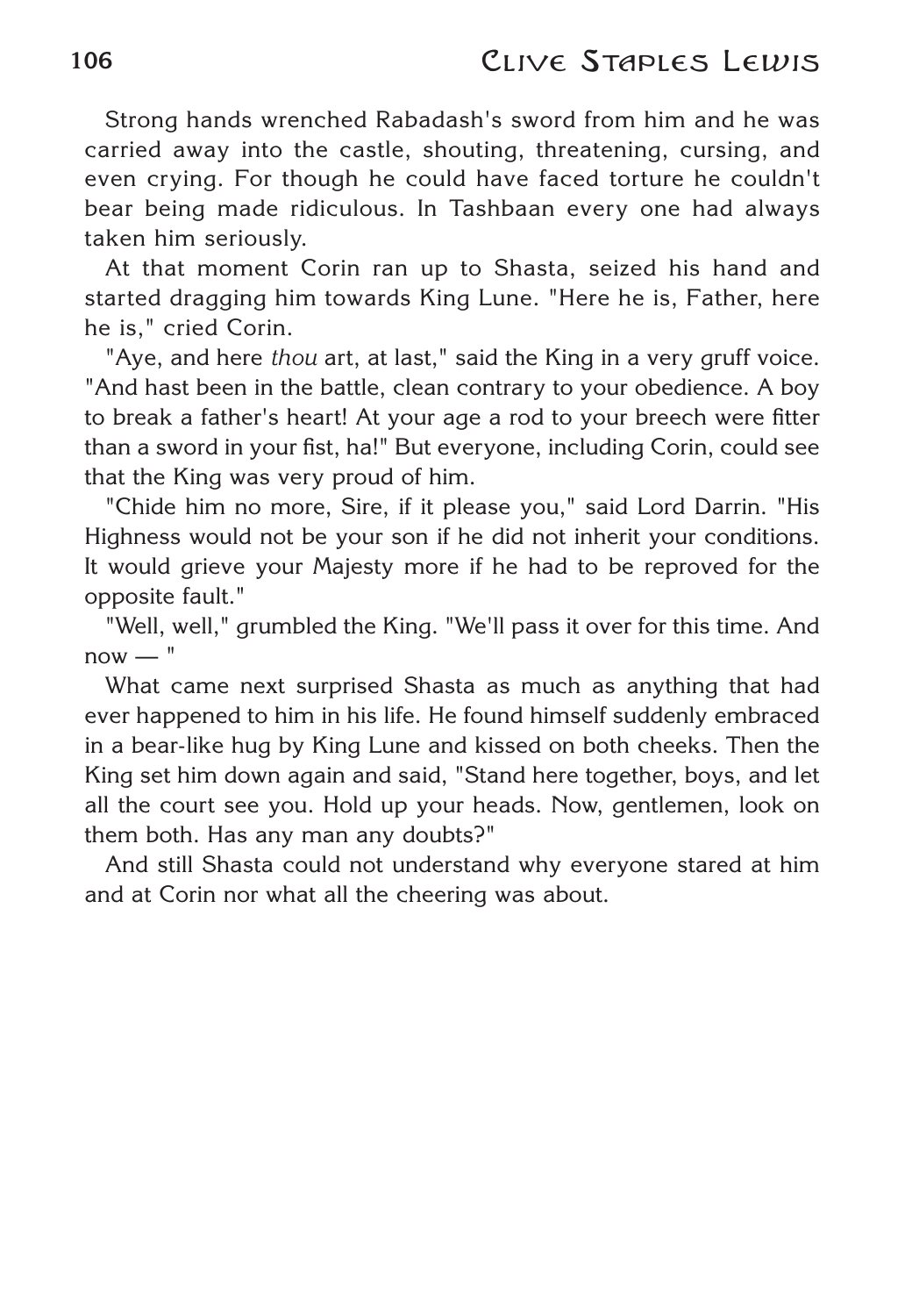Strong hands wrenched Rabadash's sword from him and he was carried away into the castle, shouting, threatening, cursing, and even crying. For though he could have faced torture he couldn't bear being made ridiculous. In Tashbaan every one had always taken him seriously.

At that moment Corin ran up to Shasta, seized his hand and started dragging him towards King Lune. "Here he is, Father, here he is," cried Corin.

"Aye, and here *thou* art, at last," said the King in a very gruff voice. "And hast been in the battle, clean contrary to your obedience. A boy to break a father's heart! At your age a rod to your breech were fitter than a sword in your fist, ha!" But everyone, including Corin, could see that the King was very proud of him.

"Chide him no more, Sire, if it please you," said Lord Darrin. "His Highness would not be your son if he did not inherit your conditions. It would grieve your Majesty more if he had to be reproved for the opposite fault."

"Well, well," grumbled the King. "We'll pass it over for this time. And now — "

What came next surprised Shasta as much as anything that had ever happened to him in his life. He found himself suddenly embraced in a bear-like hug by King Lune and kissed on both cheeks. Then the King set him down again and said, "Stand here together, boys, and let all the court see you. Hold up your heads. Now, gentlemen, look on them both. Has any man any doubts?"

And still Shasta could not understand why everyone stared at him and at Corin nor what all the cheering was about.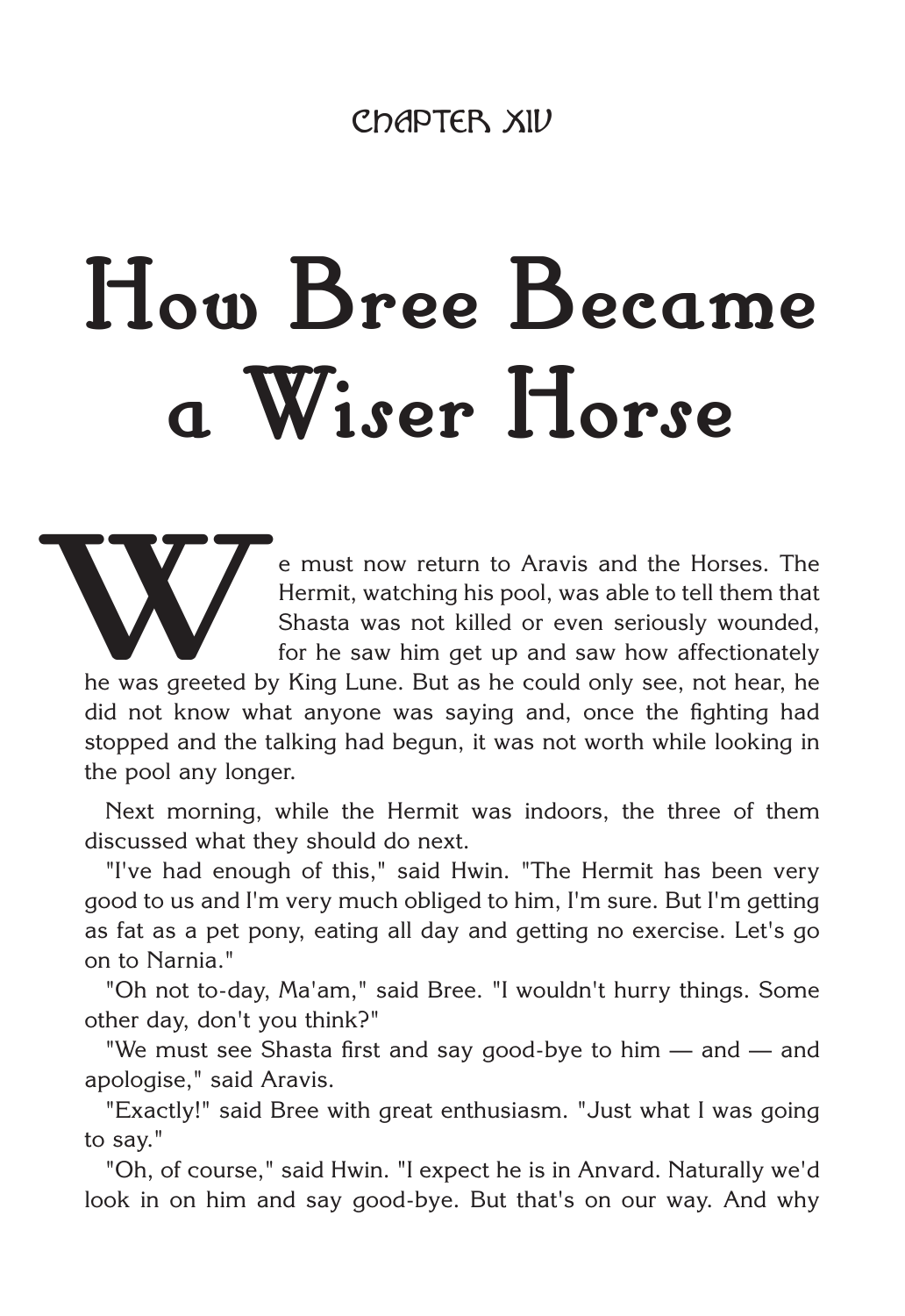CHAPTER XIV

# How Bree Became a Wiser Horse

We must now return to Aravis and the Horses. The Hermit, watching his pool, was able to tell them that Shasta was not killed or even seriously wounded, for he saw him get up and saw how affectionately he was greeted by King Lune. But as he could only see, not hear, he did not know what anyone was saying and, once the fighting had stopped and the talking had begun, it was not worth while looking in the pool any longer.

Next morning, while the Hermit was indoors, the three of them discussed what they should do next.

"I've had enough of this," said Hwin. "The Hermit has been very good to us and I'm very much obliged to him, I'm sure. But I'm getting as fat as a pet pony, eating all day and getting no exercise. Let's go on to Narnia."

"Oh not to-day, Ma'am," said Bree. "I wouldn't hurry things. Some other day, don't you think?"

"We must see Shasta first and say good-bye to him — and — and apologise," said Aravis.

"Exactly!" said Bree with great enthusiasm. "Just what I was going to say."

"Oh, of course," said Hwin. "I expect he is in Anvard. Naturally we'd look in on him and say good-bye. But that's on our way. And why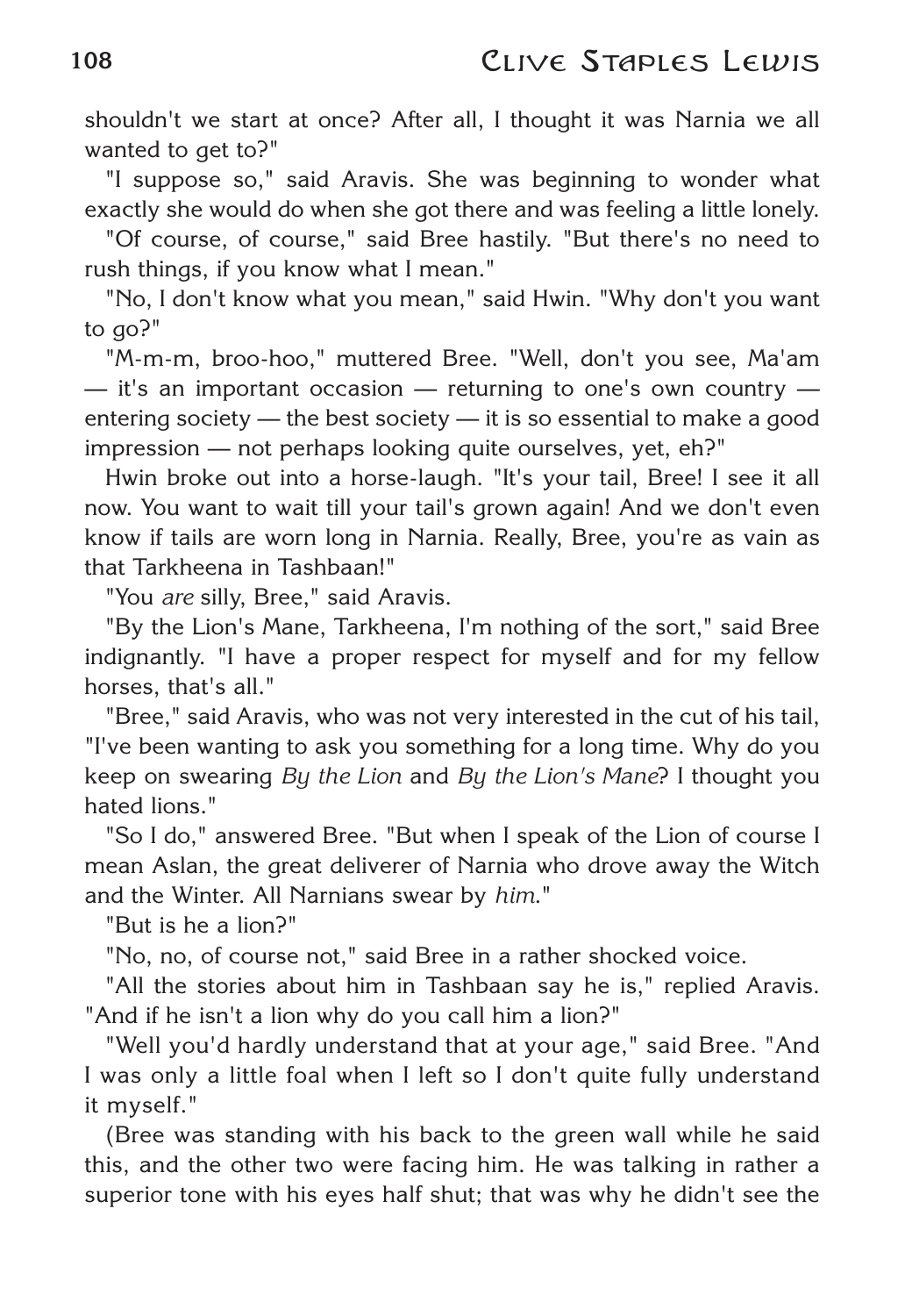shouldn't we start at once? After all, I thought it was Narnia we all wanted to get to?"

"I suppose so," said Aravis. She was beginning to wonder what exactly she would do when she got there and was feeling a little lonely.

"Of course, of course," said Bree hastily. "But there's no need to rush things, if you know what I mean."

"No, I don't know what you mean," said Hwin. "Why don't you want to go?"

"M-m-m, broo-hoo," muttered Bree. "Well, don't you see, Ma'am — it's an important occasion — returning to one's own country — entering society — the best society — it is so essential to make a good impression — not perhaps looking quite ourselves, yet, eh?"

Hwin broke out into a horse-laugh. "It's your tail, Bree! I see it all now. You want to wait till your tail's grown again! And we don't even know if tails are worn long in Narnia. Really, Bree, you're as vain as that Tarkheena in Tashbaan!"

"You *are* silly, Bree," said Aravis.

"By the Lion's Mane, Tarkheena, I'm nothing of the sort," said Bree indignantly. "I have a proper respect for myself and for my fellow horses, that's all."

"Bree," said Aravis, who was not very interested in the cut of his tail, "I've been wanting to ask you something for a long time. Why do you keep on swearing *By the Lion* and *By the Lion's Mane*? I thought you hated lions."

"So I do," answered Bree. "But when I speak of the Lion of course I mean Aslan, the great deliverer of Narnia who drove away the Witch and the Winter. All Narnians swear by *him*."

"But is he a lion?"

"No, no, of course not," said Bree in a rather shocked voice.

"All the stories about him in Tashbaan say he is," replied Aravis. "And if he isn't a lion why do you call him a lion?"

"Well you'd hardly understand that at your age," said Bree. "And I was only a little foal when I left so I don't quite fully understand it myself."

(Bree was standing with his back to the green wall while he said this, and the other two were facing him. He was talking in rather a superior tone with his eyes half shut; that was why he didn't see the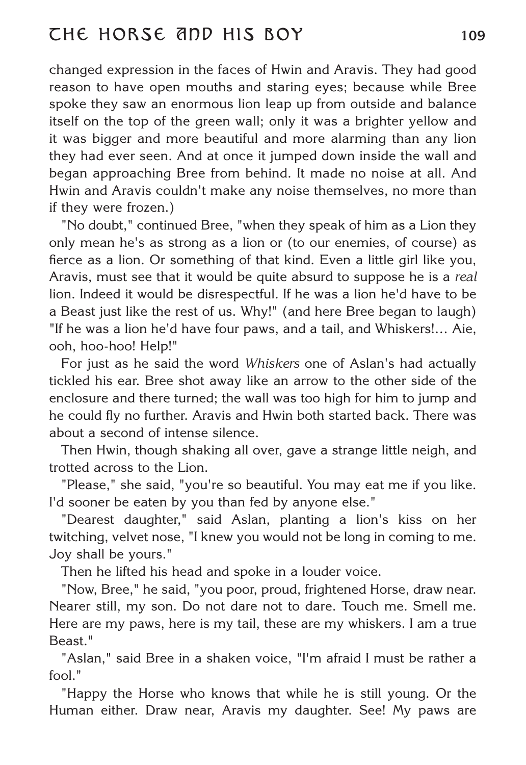changed expression in the faces of Hwin and Aravis. They had good reason to have open mouths and staring eyes; because while Bree spoke they saw an enormous lion leap up from outside and balance itself on the top of the green wall; only it was a brighter yellow and it was bigger and more beautiful and more alarming than any lion they had ever seen. And at once it jumped down inside the wall and began approaching Bree from behind. It made no noise at all. And Hwin and Aravis couldn't make any noise themselves, no more than if they were frozen.)

"No doubt," continued Bree, "when they speak of him as a Lion they only mean he's as strong as a lion or (to our enemies, of course) as fierce as a lion. Or something of that kind. Even a little girl like you, Aravis, must see that it would be quite absurd to suppose he is a *real* lion. Indeed it would be disrespectful. If he was a lion he'd have to be a Beast just like the rest of us. Why!" (and here Bree began to laugh) "If he was a lion he'd have four paws, and a tail, and Whiskers!… Aie, ooh, hoo-hoo! Help!"

For just as he said the word *Whiskers* one of Aslan's had actually tickled his ear. Bree shot away like an arrow to the other side of the enclosure and there turned; the wall was too high for him to jump and he could fly no further. Aravis and Hwin both started back. There was about a second of intense silence.

Then Hwin, though shaking all over, gave a strange little neigh, and trotted across to the Lion.

"Please," she said, "you're so beautiful. You may eat me if you like. I'd sooner be eaten by you than fed by anyone else."

"Dearest daughter," said Aslan, planting a lion's kiss on her twitching, velvet nose, "I knew you would not be long in coming to me. Joy shall be yours."

Then he lifted his head and spoke in a louder voice.

"Now, Bree," he said, "you poor, proud, frightened Horse, draw near. Nearer still, my son. Do not dare not to dare. Touch me. Smell me. Here are my paws, here is my tail, these are my whiskers. I am a true Beast."

"Aslan," said Bree in a shaken voice, "I'm afraid I must be rather a fool."

"Happy the Horse who knows that while he is still young. Or the Human either. Draw near, Aravis my daughter. See! My paws are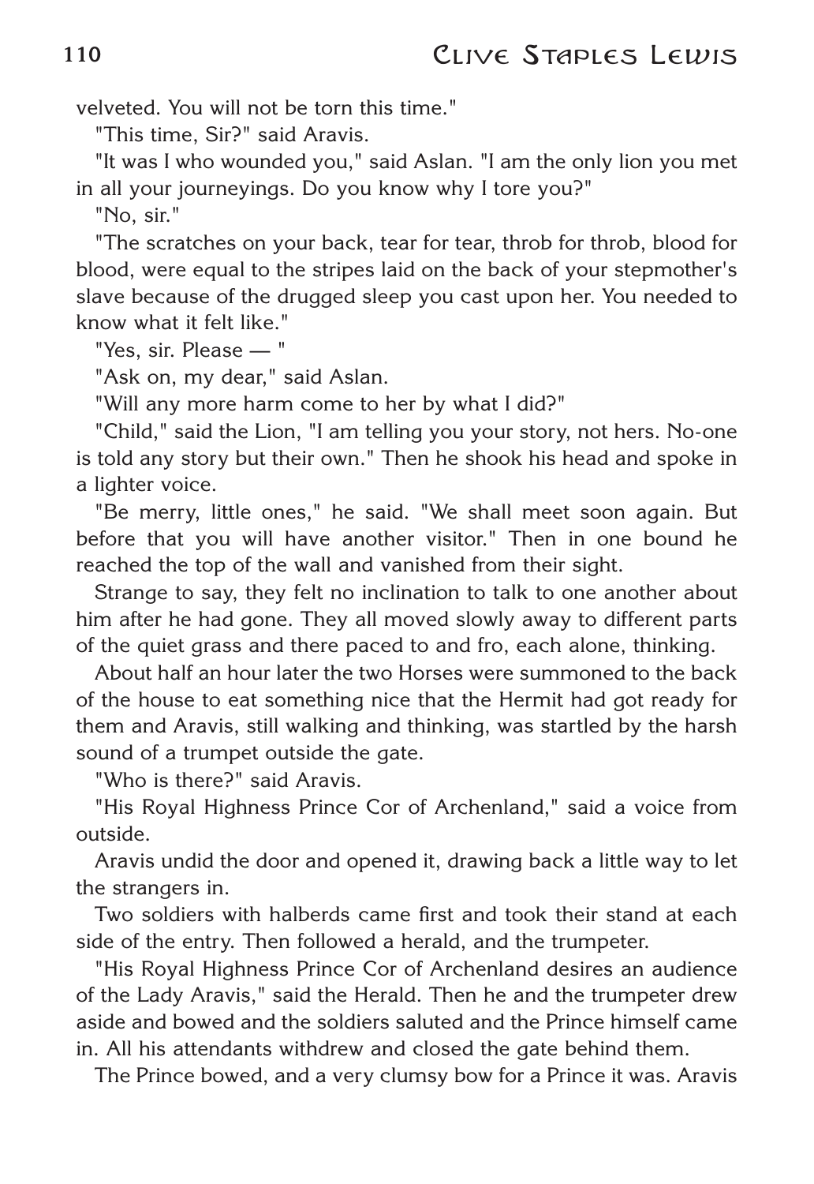velveted. You will not be torn this time."

"This time, Sir?" said Aravis.

"It was I who wounded you," said Aslan. "I am the only lion you met in all your journeyings. Do you know why I tore you?"

"No, sir."

"The scratches on your back, tear for tear, throb for throb, blood for blood, were equal to the stripes laid on the back of your stepmother's slave because of the drugged sleep you cast upon her. You needed to know what it felt like."

"Yes, sir. Please — "

"Ask on, my dear," said Aslan.

"Will any more harm come to her by what I did?"

"Child," said the Lion, "I am telling you your story, not hers. No-one is told any story but their own." Then he shook his head and spoke in a lighter voice.

"Be merry, little ones," he said. "We shall meet soon again. But before that you will have another visitor." Then in one bound he reached the top of the wall and vanished from their sight.

Strange to say, they felt no inclination to talk to one another about him after he had gone. They all moved slowly away to different parts of the quiet grass and there paced to and fro, each alone, thinking.

About half an hour later the two Horses were summoned to the back of the house to eat something nice that the Hermit had got ready for them and Aravis, still walking and thinking, was startled by the harsh sound of a trumpet outside the gate.

"Who is there?" said Aravis.

"His Royal Highness Prince Cor of Archenland," said a voice from outside.

Aravis undid the door and opened it, drawing back a little way to let the strangers in.

Two soldiers with halberds came first and took their stand at each side of the entry. Then followed a herald, and the trumpeter.

"His Royal Highness Prince Cor of Archenland desires an audience of the Lady Aravis," said the Herald. Then he and the trumpeter drew aside and bowed and the soldiers saluted and the Prince himself came in. All his attendants withdrew and closed the gate behind them.

The Prince bowed, and a very clumsy bow for a Prince it was. Aravis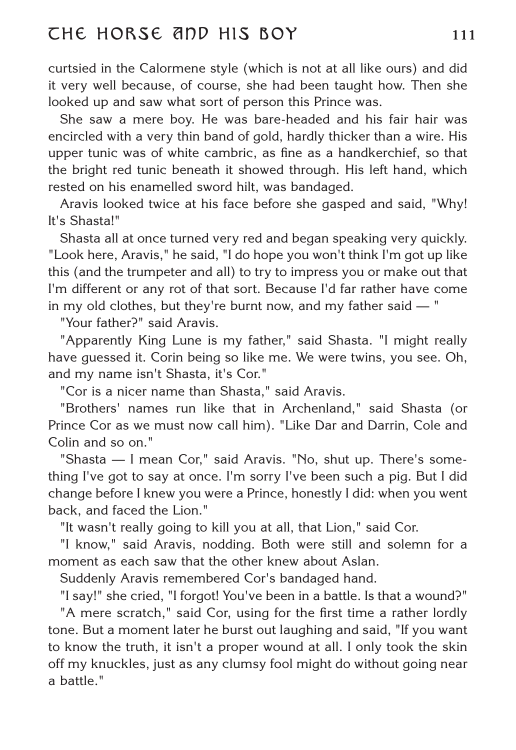curtsied in the Calormene style (which is not at all like ours) and did it very well because, of course, she had been taught how. Then she looked up and saw what sort of person this Prince was.

She saw a mere boy. He was bare-headed and his fair hair was encircled with a very thin band of gold, hardly thicker than a wire. His upper tunic was of white cambric, as fine as a handkerchief, so that the bright red tunic beneath it showed through. His left hand, which rested on his enamelled sword hilt, was bandaged.

Aravis looked twice at his face before she gasped and said, "Why! It's Shasta!"

Shasta all at once turned very red and began speaking very quickly. "Look here, Aravis," he said, "I do hope you won't think I'm got up like this (and the trumpeter and all) to try to impress you or make out that I'm different or any rot of that sort. Because I'd far rather have come in my old clothes, but they're burnt now, and my father said — "

"Your father?" said Aravis.

"Apparently King Lune is my father," said Shasta. "I might really have guessed it. Corin being so like me. We were twins, you see. Oh, and my name isn't Shasta, it's Cor."

"Cor is a nicer name than Shasta," said Aravis.

"Brothers' names run like that in Archenland," said Shasta (or Prince Cor as we must now call him). "Like Dar and Darrin, Cole and Colin and so on."

"Shasta — I mean Cor," said Aravis. "No, shut up. There's something I've got to say at once. I'm sorry I've been such a pig. But I did change before I knew you were a Prince, honestly I did: when you went back, and faced the Lion."

"It wasn't really going to kill you at all, that Lion," said Cor.

"I know," said Aravis, nodding. Both were still and solemn for a moment as each saw that the other knew about Aslan.

Suddenly Aravis remembered Cor's bandaged hand.

"I say!" she cried, "I forgot! You've been in a battle. Is that a wound?"

"A mere scratch," said Cor, using for the first time a rather lordly tone. But a moment later he burst out laughing and said, "If you want to know the truth, it isn't a proper wound at all. I only took the skin off my knuckles, just as any clumsy fool might do without going near a battle."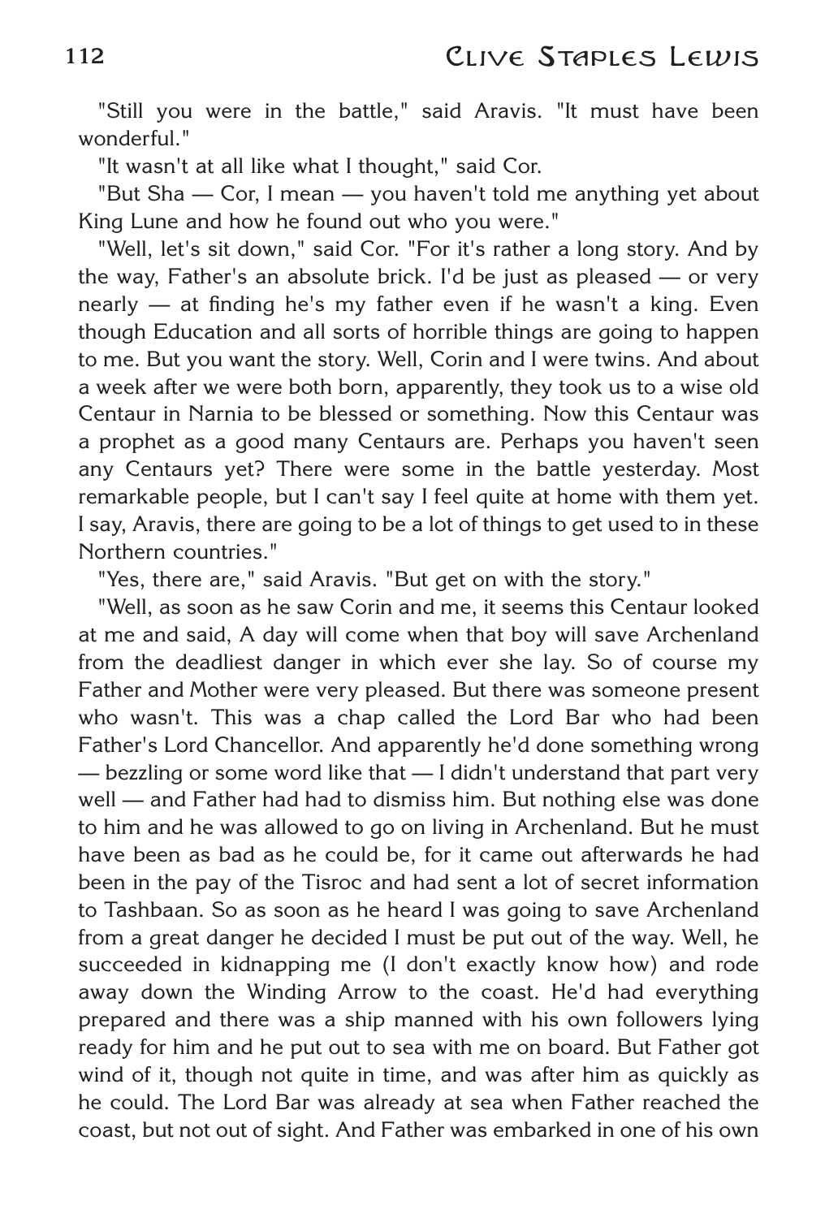"Still you were in the battle," said Aravis. "It must have been wonderful."

"It wasn't at all like what I thought," said Cor.

"But Sha — Cor, I mean — you haven't told me anything yet about King Lune and how he found out who you were."

"Well, let's sit down," said Cor. "For it's rather a long story. And by the way, Father's an absolute brick. I'd be just as pleased — or very nearly — at finding he's my father even if he wasn't a king. Even though Education and all sorts of horrible things are going to happen to me. But you want the story. Well, Corin and I were twins. And about a week after we were both born, apparently, they took us to a wise old Centaur in Narnia to be blessed or something. Now this Centaur was a prophet as a good many Centaurs are. Perhaps you haven't seen any Centaurs yet? There were some in the battle yesterday. Most remarkable people, but I can't say I feel quite at home with them yet. I say, Aravis, there are going to be a lot of things to get used to in these Northern countries."

"Yes, there are," said Aravis. "But get on with the story."

"Well, as soon as he saw Corin and me, it seems this Centaur looked at me and said, A day will come when that boy will save Archenland from the deadliest danger in which ever she lay. So of course my Father and Mother were very pleased. But there was someone present who wasn't. This was a chap called the Lord Bar who had been Father's Lord Chancellor. And apparently he'd done something wrong — bezzling or some word like that — I didn't understand that part very well — and Father had had to dismiss him. But nothing else was done to him and he was allowed to go on living in Archenland. But he must have been as bad as he could be, for it came out afterwards he had been in the pay of the Tisroc and had sent a lot of secret information to Tashbaan. So as soon as he heard I was going to save Archenland from a great danger he decided I must be put out of the way. Well, he succeeded in kidnapping me (I don't exactly know how) and rode away down the Winding Arrow to the coast. He'd had everything prepared and there was a ship manned with his own followers lying ready for him and he put out to sea with me on board. But Father got wind of it, though not quite in time, and was after him as quickly as he could. The Lord Bar was already at sea when Father reached the coast, but not out of sight. And Father was embarked in one of his own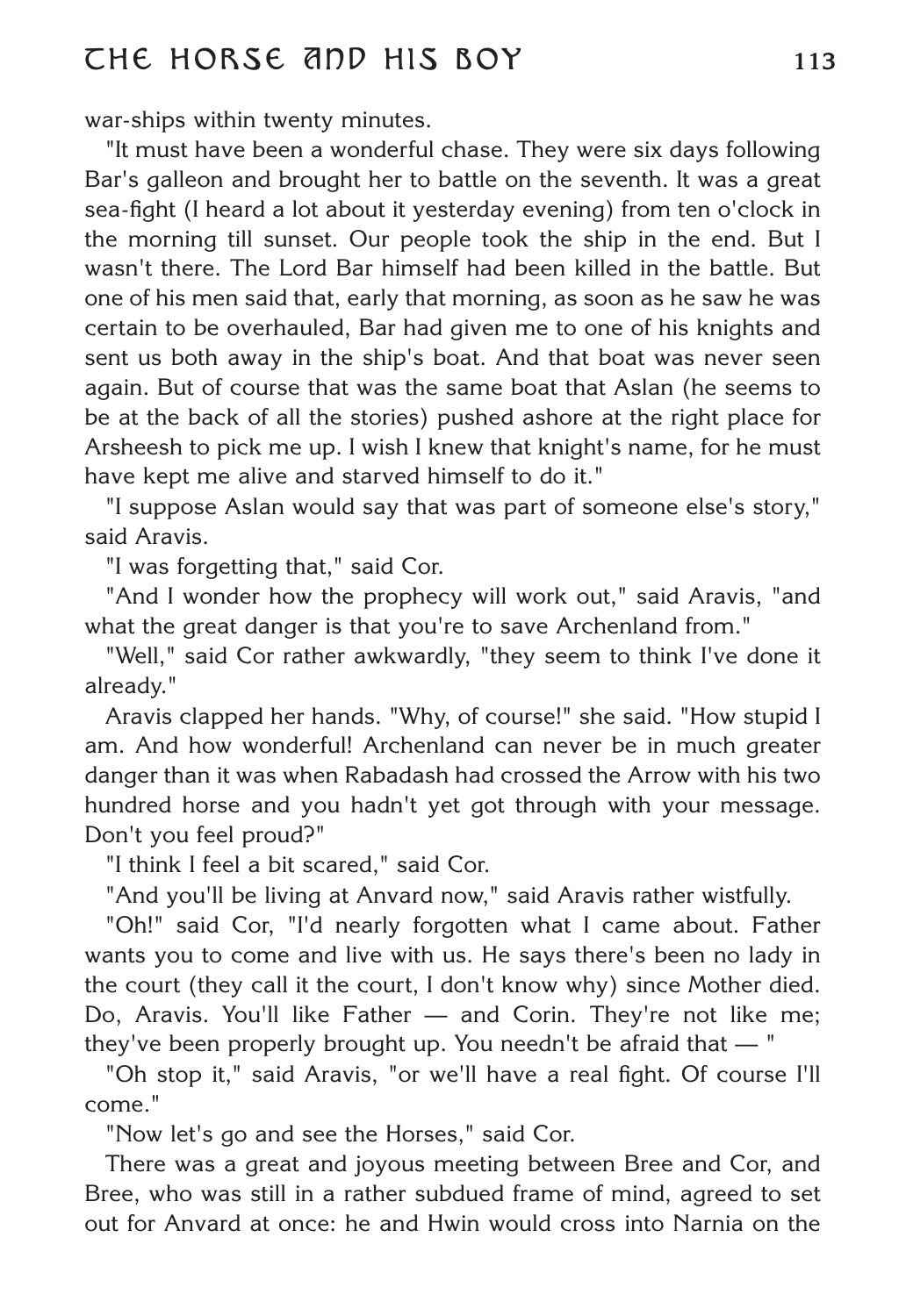war-ships within twenty minutes.

"It must have been a wonderful chase. They were six days following Bar's galleon and brought her to battle on the seventh. It was a great sea-fight (I heard a lot about it yesterday evening) from ten o'clock in the morning till sunset. Our people took the ship in the end. But I wasn't there. The Lord Bar himself had been killed in the battle. But one of his men said that, early that morning, as soon as he saw he was certain to be overhauled, Bar had given me to one of his knights and sent us both away in the ship's boat. And that boat was never seen again. But of course that was the same boat that Aslan (he seems to be at the back of all the stories) pushed ashore at the right place for Arsheesh to pick me up. I wish I knew that knight's name, for he must have kept me alive and starved himself to do it."

"I suppose Aslan would say that was part of someone else's story," said Aravis.

"I was forgetting that," said Cor.

"And I wonder how the prophecy will work out," said Aravis, "and what the great danger is that you're to save Archenland from."

"Well," said Cor rather awkwardly, "they seem to think I've done it already."

Aravis clapped her hands. "Why, of course!" she said. "How stupid I am. And how wonderful! Archenland can never be in much greater danger than it was when Rabadash had crossed the Arrow with his two hundred horse and you hadn't yet got through with your message. Don't you feel proud?"

"I think I feel a bit scared," said Cor.

"And you'll be living at Anvard now," said Aravis rather wistfully.

"Oh!" said Cor, "I'd nearly forgotten what I came about. Father wants you to come and live with us. He says there's been no lady in the court (they call it the court, I don't know why) since Mother died. Do, Aravis. You'll like Father — and Corin. They're not like me; they've been properly brought up. You needn't be afraid that — "

"Oh stop it," said Aravis, "or we'll have a real fight. Of course I'll come."

"Now let's go and see the Horses," said Cor.

There was a great and joyous meeting between Bree and Cor, and Bree, who was still in a rather subdued frame of mind, agreed to set out for Anvard at once: he and Hwin would cross into Narnia on the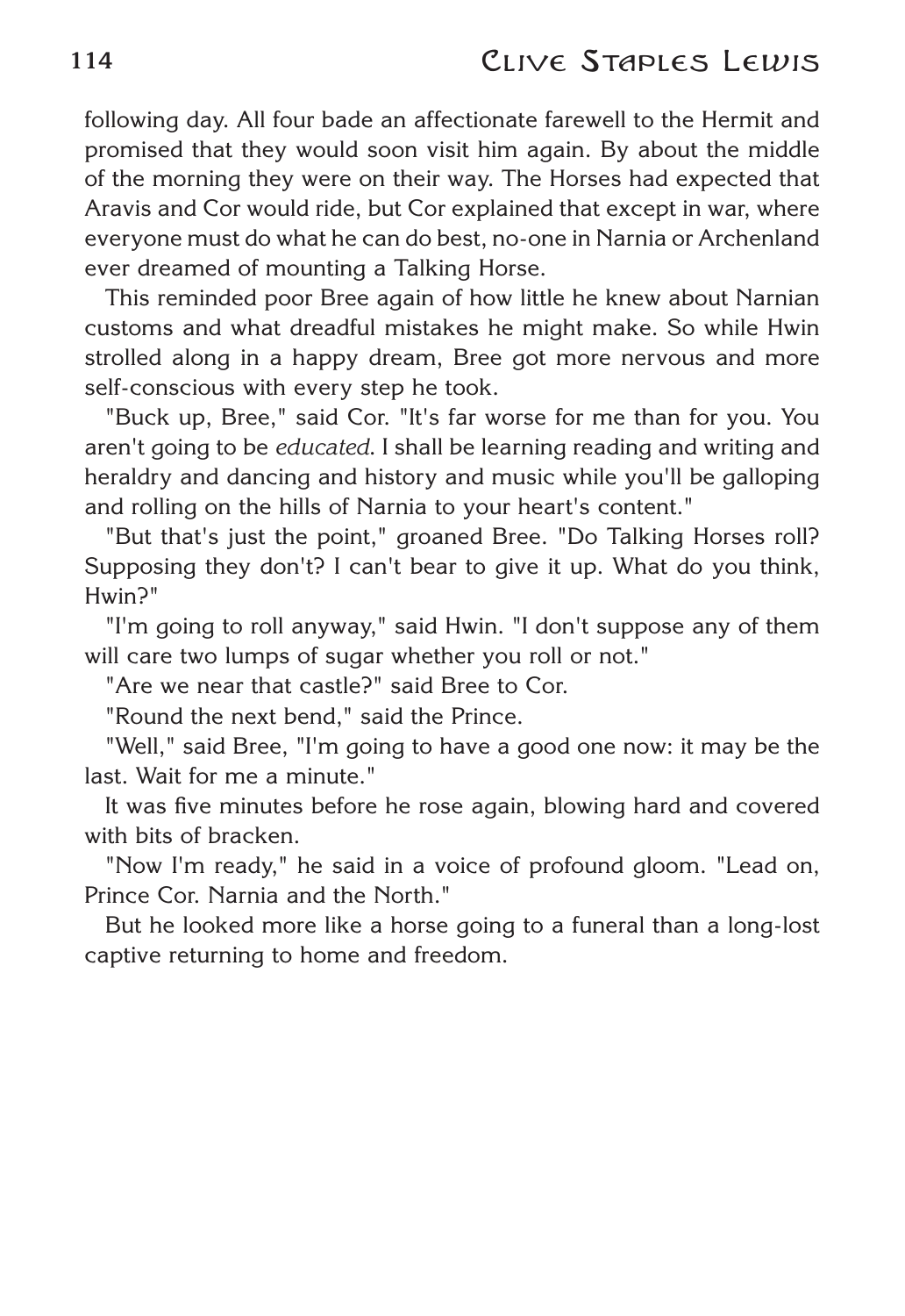following day. All four bade an affectionate farewell to the Hermit and promised that they would soon visit him again. By about the middle of the morning they were on their way. The Horses had expected that Aravis and Cor would ride, but Cor explained that except in war, where everyone must do what he can do best, no-one in Narnia or Archenland ever dreamed of mounting a Talking Horse.

This reminded poor Bree again of how little he knew about Narnian customs and what dreadful mistakes he might make. So while Hwin strolled along in a happy dream, Bree got more nervous and more self-conscious with every step he took.

"Buck up, Bree," said Cor. "It's far worse for me than for you. You aren't going to be *educated*. I shall be learning reading and writing and heraldry and dancing and history and music while you'll be galloping and rolling on the hills of Narnia to your heart's content."

"But that's just the point," groaned Bree. "Do Talking Horses roll? Supposing they don't? I can't bear to give it up. What do you think, Hwin?"

"I'm going to roll anyway," said Hwin. "I don't suppose any of them will care two lumps of sugar whether you roll or not."

"Are we near that castle?" said Bree to Cor.

"Round the next bend," said the Prince.

"Well," said Bree, "I'm going to have a good one now: it may be the last. Wait for me a minute."

It was five minutes before he rose again, blowing hard and covered with bits of bracken.

"Now I'm ready," he said in a voice of profound gloom. "Lead on, Prince Cor. Narnia and the North."

But he looked more like a horse going to a funeral than a long-lost captive returning to home and freedom.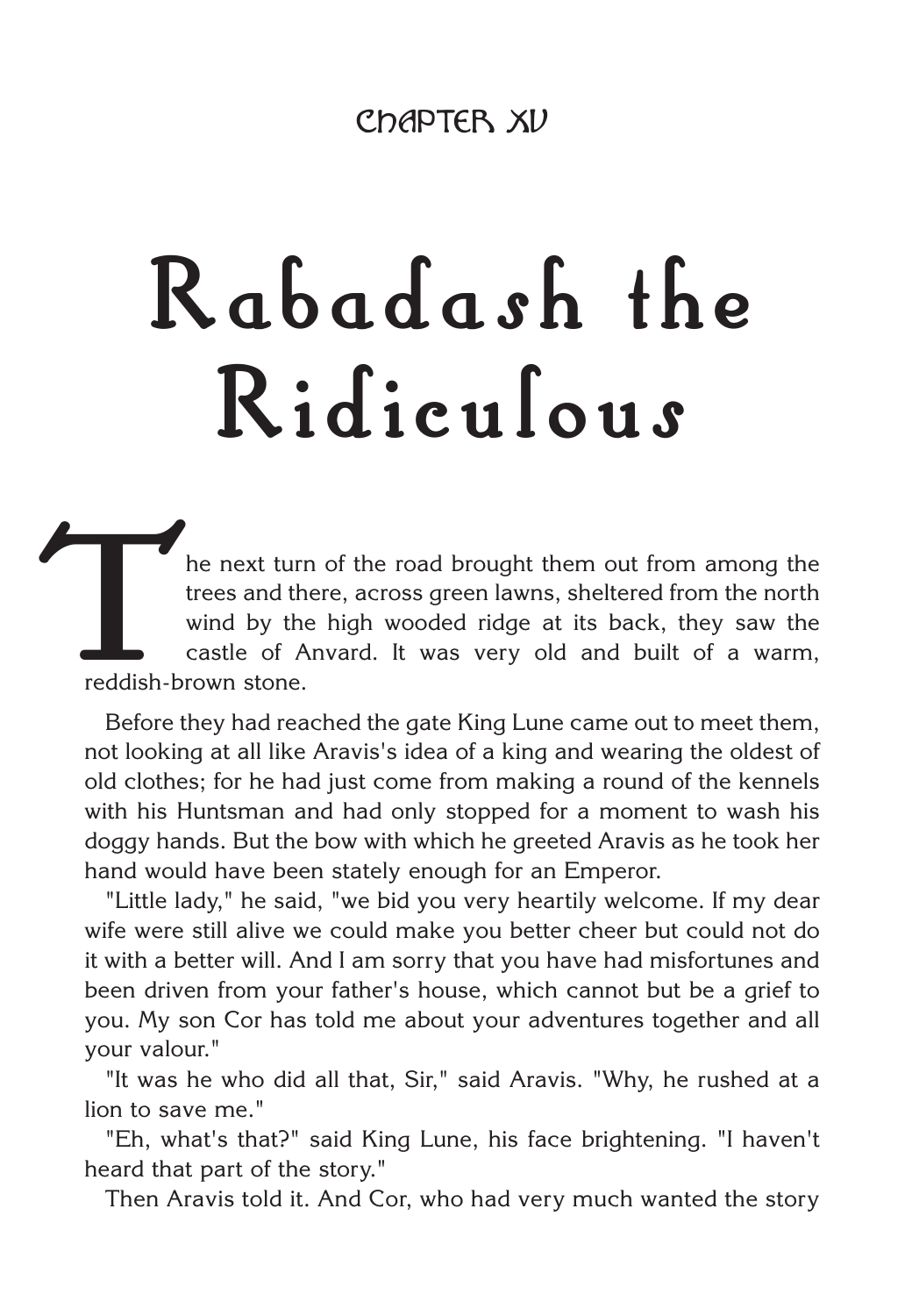# CHAPTER XV

# Rabadash the Ridiculous

The next turn of the road brought them out from among the trees and there, across green lawns, sheltered from the north wind by the high wooded ridge at its back, they saw the castle of Anvard. It was very old and built of a warm, reddish-brown stone.

Before they had reached the gate King Lune came out to meet them, not looking at all like Aravis's idea of a king and wearing the oldest of old clothes; for he had just come from making a round of the kennels with his Huntsman and had only stopped for a moment to wash his doggy hands. But the bow with which he greeted Aravis as he took her hand would have been stately enough for an Emperor.

"Little lady," he said, "we bid you very heartily welcome. If my dear wife were still alive we could make you better cheer but could not do it with a better will. And I am sorry that you have had misfortunes and been driven from your father's house, which cannot but be a grief to you. My son Cor has told me about your adventures together and all your valour."

"It was he who did all that, Sir," said Aravis. "Why, he rushed at a lion to save me."

"Eh, what's that?" said King Lune, his face brightening. "I haven't heard that part of the story."

Then Aravis told it. And Cor, who had very much wanted the story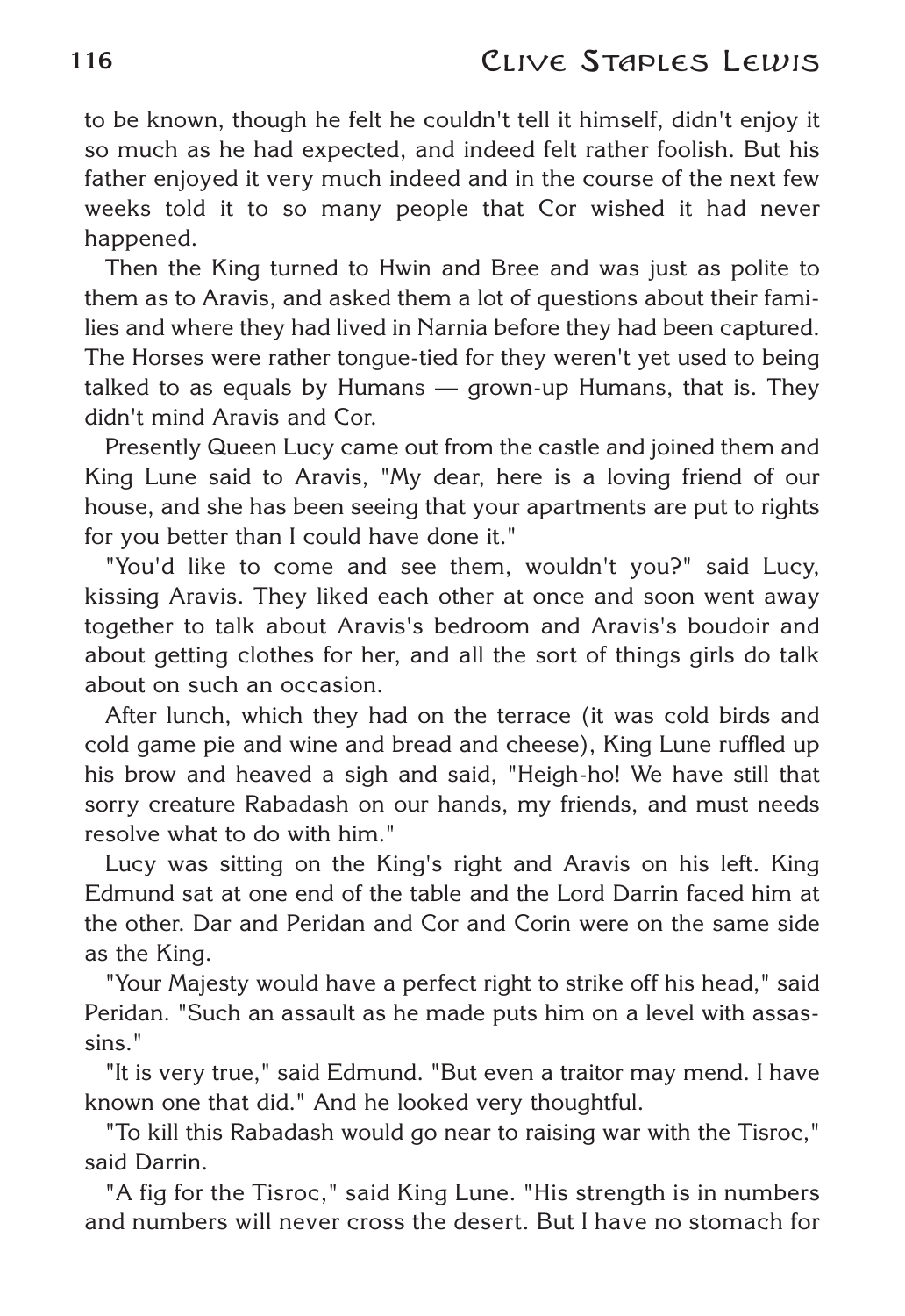to be known, though he felt he couldn't tell it himself, didn't enjoy it so much as he had expected, and indeed felt rather foolish. But his father enjoyed it very much indeed and in the course of the next few weeks told it to so many people that Cor wished it had never happened.

Then the King turned to Hwin and Bree and was just as polite to them as to Aravis, and asked them a lot of questions about their families and where they had lived in Narnia before they had been captured. The Horses were rather tongue-tied for they weren't yet used to being talked to as equals by Humans — grown-up Humans, that is. They didn't mind Aravis and Cor.

Presently Queen Lucy came out from the castle and joined them and King Lune said to Aravis, "My dear, here is a loving friend of our house, and she has been seeing that your apartments are put to rights for you better than I could have done it."

"You'd like to come and see them, wouldn't you?" said Lucy, kissing Aravis. They liked each other at once and soon went away together to talk about Aravis's bedroom and Aravis's boudoir and about getting clothes for her, and all the sort of things girls do talk about on such an occasion.

After lunch, which they had on the terrace (it was cold birds and cold game pie and wine and bread and cheese), King Lune ruffled up his brow and heaved a sigh and said, "Heigh-ho! We have still that sorry creature Rabadash on our hands, my friends, and must needs resolve what to do with him."

Lucy was sitting on the King's right and Aravis on his left. King Edmund sat at one end of the table and the Lord Darrin faced him at the other. Dar and Peridan and Cor and Corin were on the same side as the King.

"Your Majesty would have a perfect right to strike off his head," said Peridan. "Such an assault as he made puts him on a level with assassins."

"It is very true," said Edmund. "But even a traitor may mend. I have known one that did." And he looked very thoughtful.

"To kill this Rabadash would go near to raising war with the Tisroc," said Darrin.

"A fig for the Tisroc," said King Lune. "His strength is in numbers and numbers will never cross the desert. But I have no stomach for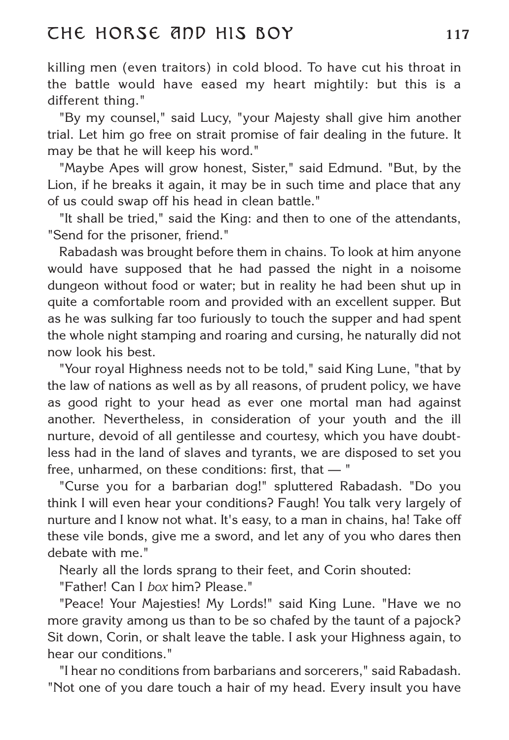killing men (even traitors) in cold blood. To have cut his throat in the battle would have eased my heart mightily: but this is a different thing."

"By my counsel," said Lucy, "your Majesty shall give him another trial. Let him go free on strait promise of fair dealing in the future. It may be that he will keep his word."

"Maybe Apes will grow honest, Sister," said Edmund. "But, by the Lion, if he breaks it again, it may be in such time and place that any of us could swap off his head in clean battle."

"It shall be tried," said the King: and then to one of the attendants, "Send for the prisoner, friend."

Rabadash was brought before them in chains. To look at him anyone would have supposed that he had passed the night in a noisome dungeon without food or water; but in reality he had been shut up in quite a comfortable room and provided with an excellent supper. But as he was sulking far too furiously to touch the supper and had spent the whole night stamping and roaring and cursing, he naturally did not now look his best.

"Your royal Highness needs not to be told," said King Lune, "that by the law of nations as well as by all reasons, of prudent policy, we have as good right to your head as ever one mortal man had against another. Nevertheless, in consideration of your youth and the ill nurture, devoid of all gentilesse and courtesy, which you have doubtless had in the land of slaves and tyrants, we are disposed to set you free, unharmed, on these conditions: first, that — "

"Curse you for a barbarian dog!" spluttered Rabadash. "Do you think I will even hear your conditions? Faugh! You talk very largely of nurture and I know not what. It's easy, to a man in chains, ha! Take off these vile bonds, give me a sword, and let any of you who dares then debate with me."

Nearly all the lords sprang to their feet, and Corin shouted:

"Father! Can I *box* him? Please."

"Peace! Your Majesties! My Lords!" said King Lune. "Have we no more gravity among us than to be so chafed by the taunt of a pajock? Sit down, Corin, or shalt leave the table. I ask your Highness again, to hear our conditions."

"I hear no conditions from barbarians and sorcerers," said Rabadash. "Not one of you dare touch a hair of my head. Every insult you have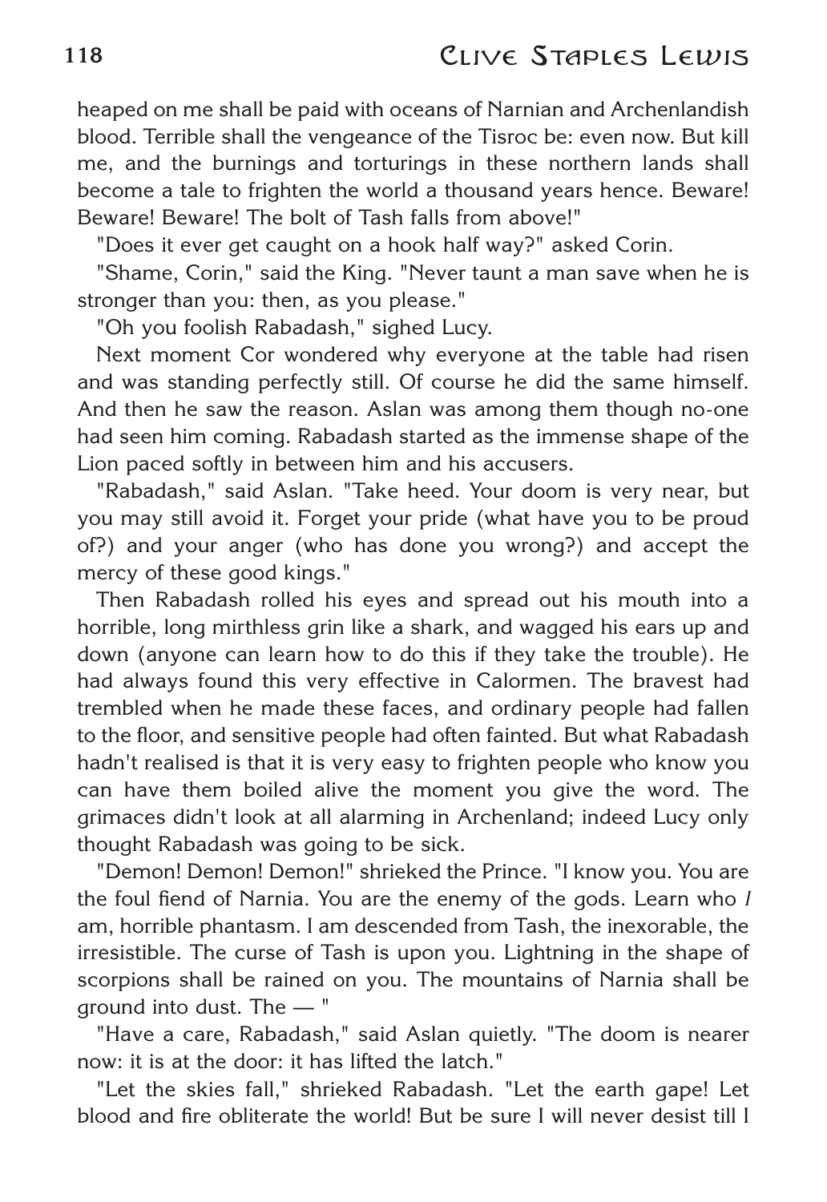heaped on me shall be paid with oceans of Narnian and Archenlandish blood. Terrible shall the vengeance of the Tisroc be: even now. But kill me, and the burnings and torturings in these northern lands shall become a tale to frighten the world a thousand years hence. Beware! Beware! Beware! The bolt of Tash falls from above!"

"Does it ever get caught on a hook half way?" asked Corin.

"Shame, Corin," said the King. "Never taunt a man save when he is stronger than you: then, as you please."

"Oh you foolish Rabadash," sighed Lucy.

Next moment Cor wondered why everyone at the table had risen and was standing perfectly still. Of course he did the same himself. And then he saw the reason. Aslan was among them though no-one had seen him coming. Rabadash started as the immense shape of the Lion paced softly in between him and his accusers.

"Rabadash," said Aslan. "Take heed. Your doom is very near, but you may still avoid it. Forget your pride (what have you to be proud of?) and your anger (who has done you wrong?) and accept the mercy of these good kings."

Then Rabadash rolled his eyes and spread out his mouth into a horrible, long mirthless grin like a shark, and wagged his ears up and down (anyone can learn how to do this if they take the trouble). He had always found this very effective in Calormen. The bravest had trembled when he made these faces, and ordinary people had fallen to the floor, and sensitive people had often fainted. But what Rabadash hadn't realised is that it is very easy to frighten people who know you can have them boiled alive the moment you give the word. The grimaces didn't look at all alarming in Archenland; indeed Lucy only thought Rabadash was going to be sick.

"Demon! Demon! Demon!" shrieked the Prince. "I know you. You are the foul fiend of Narnia. You are the enemy of the gods. Learn who *I* am, horrible phantasm. I am descended from Tash, the inexorable, the irresistible. The curse of Tash is upon you. Lightning in the shape of scorpions shall be rained on you. The mountains of Narnia shall be ground into dust. The — "

"Have a care, Rabadash," said Aslan quietly. "The doom is nearer now: it is at the door: it has lifted the latch."

"Let the skies fall," shrieked Rabadash. "Let the earth gape! Let blood and fire obliterate the world! But be sure I will never desist till I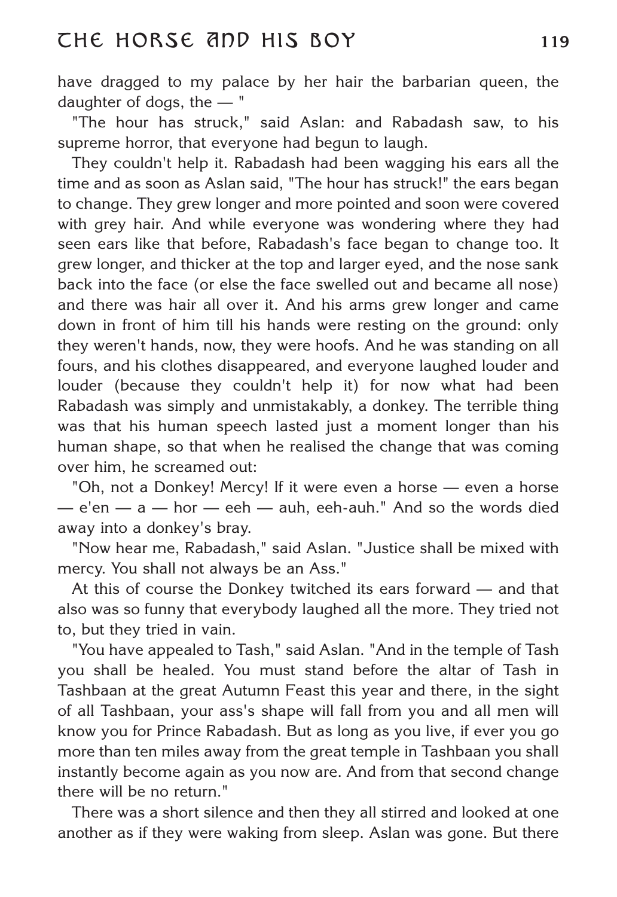have dragged to my palace by her hair the barbarian queen, the daughter of dogs, the — "

"The hour has struck," said Aslan: and Rabadash saw, to his supreme horror, that everyone had begun to laugh.

They couldn't help it. Rabadash had been wagging his ears all the time and as soon as Aslan said, "The hour has struck!" the ears began to change. They grew longer and more pointed and soon were covered with grey hair. And while everyone was wondering where they had seen ears like that before, Rabadash's face began to change too. It grew longer, and thicker at the top and larger eyed, and the nose sank back into the face (or else the face swelled out and became all nose) and there was hair all over it. And his arms grew longer and came down in front of him till his hands were resting on the ground: only they weren't hands, now, they were hoofs. And he was standing on all fours, and his clothes disappeared, and everyone laughed louder and louder (because they couldn't help it) for now what had been Rabadash was simply and unmistakably, a donkey. The terrible thing was that his human speech lasted just a moment longer than his human shape, so that when he realised the change that was coming over him, he screamed out:

"Oh, not a Donkey! Mercy! If it were even a horse — even a horse — e'en — a — hor — eeh — auh, eeh-auh." And so the words died away into a donkey's bray.

"Now hear me, Rabadash," said Aslan. "Justice shall be mixed with mercy. You shall not always be an Ass."

At this of course the Donkey twitched its ears forward — and that also was so funny that everybody laughed all the more. They tried not to, but they tried in vain.

"You have appealed to Tash," said Aslan. "And in the temple of Tash you shall be healed. You must stand before the altar of Tash in Tashbaan at the great Autumn Feast this year and there, in the sight of all Tashbaan, your ass's shape will fall from you and all men will know you for Prince Rabadash. But as long as you live, if ever you go more than ten miles away from the great temple in Tashbaan you shall instantly become again as you now are. And from that second change there will be no return."

There was a short silence and then they all stirred and looked at one another as if they were waking from sleep. Aslan was gone. But there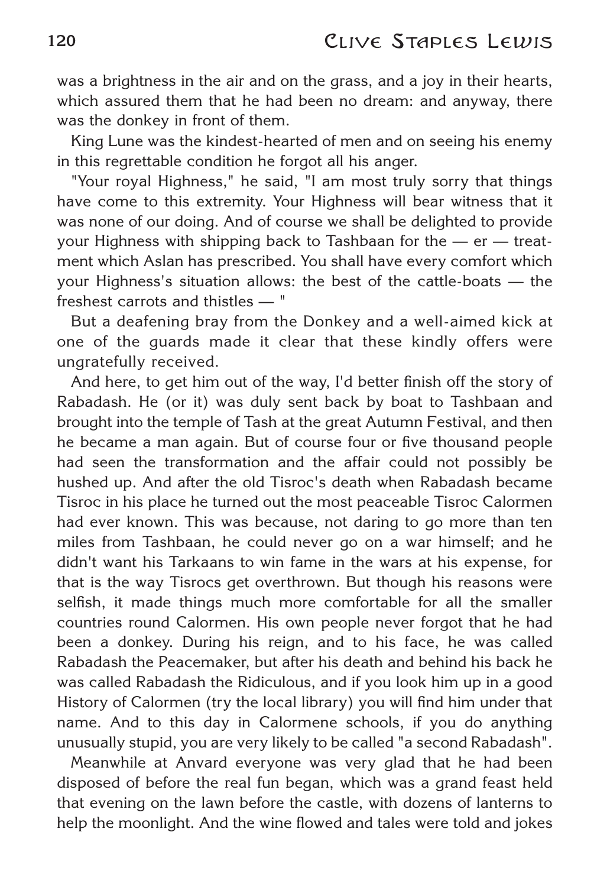was a brightness in the air and on the grass, and a joy in their hearts, which assured them that he had been no dream: and anyway, there was the donkey in front of them.

King Lune was the kindest-hearted of men and on seeing his enemy in this regrettable condition he forgot all his anger.

"Your royal Highness," he said, "I am most truly sorry that things have come to this extremity. Your Highness will bear witness that it was none of our doing. And of course we shall be delighted to provide your Highness with shipping back to Tashbaan for the — er — treatment which Aslan has prescribed. You shall have every comfort which your Highness's situation allows: the best of the cattle-boats — the freshest carrots and thistles — "

But a deafening bray from the Donkey and a well-aimed kick at one of the guards made it clear that these kindly offers were ungratefully received.

And here, to get him out of the way, I'd better finish off the story of Rabadash. He (or it) was duly sent back by boat to Tashbaan and brought into the temple of Tash at the great Autumn Festival, and then he became a man again. But of course four or five thousand people had seen the transformation and the affair could not possibly be hushed up. And after the old Tisroc's death when Rabadash became Tisroc in his place he turned out the most peaceable Tisroc Calormen had ever known. This was because, not daring to go more than ten miles from Tashbaan, he could never go on a war himself; and he didn't want his Tarkaans to win fame in the wars at his expense, for that is the way Tisrocs get overthrown. But though his reasons were selfish, it made things much more comfortable for all the smaller countries round Calormen. His own people never forgot that he had been a donkey. During his reign, and to his face, he was called Rabadash the Peacemaker, but after his death and behind his back he was called Rabadash the Ridiculous, and if you look him up in a good History of Calormen (try the local library) you will find him under that name. And to this day in Calormene schools, if you do anything unusually stupid, you are very likely to be called "a second Rabadash".

Meanwhile at Anvard everyone was very glad that he had been disposed of before the real fun began, which was a grand feast held that evening on the lawn before the castle, with dozens of lanterns to help the moonlight. And the wine flowed and tales were told and jokes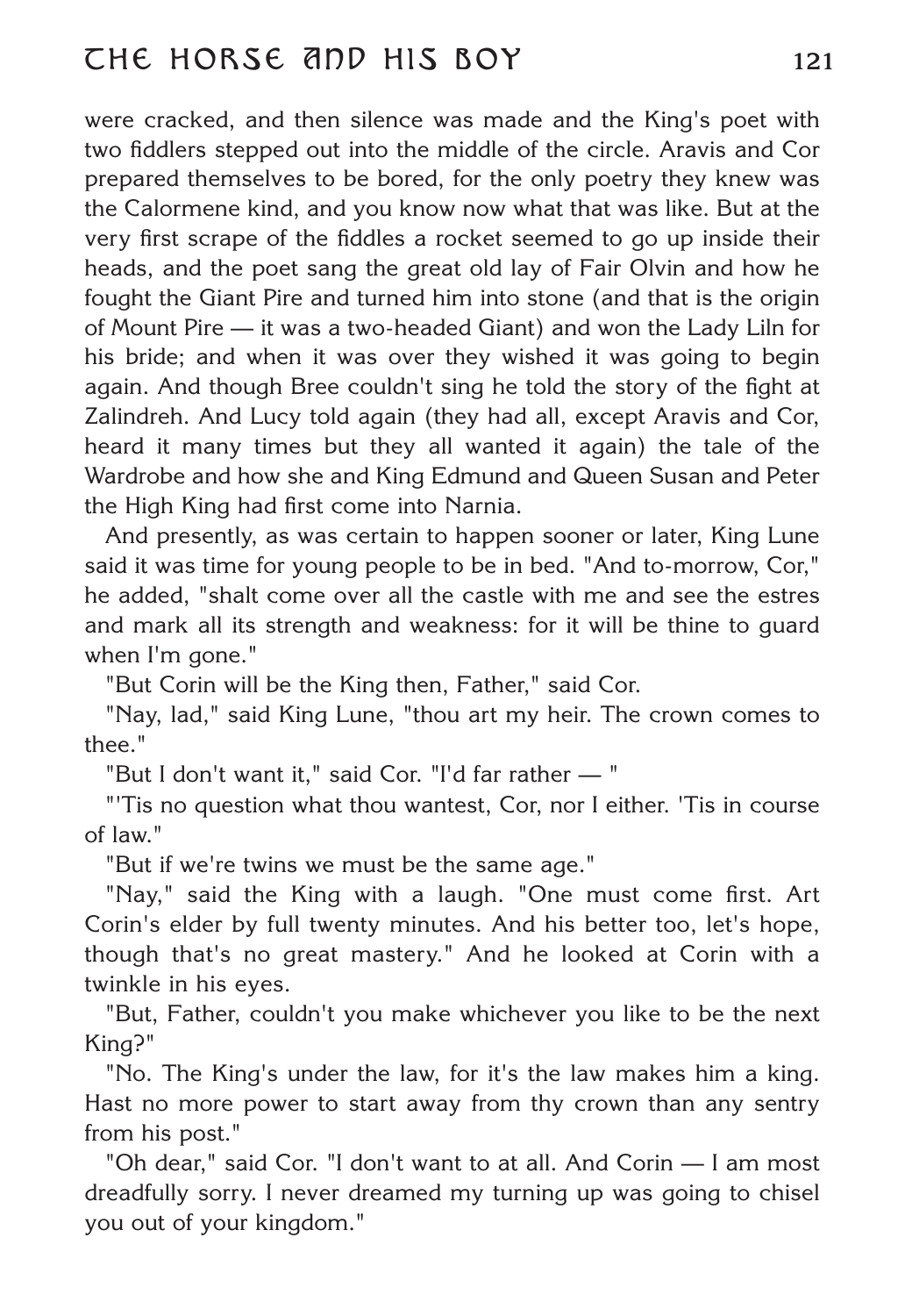were cracked, and then silence was made and the King's poet with two fiddlers stepped out into the middle of the circle. Aravis and Cor prepared themselves to be bored, for the only poetry they knew was the Calormene kind, and you know now what that was like. But at the very first scrape of the fiddles a rocket seemed to go up inside their heads, and the poet sang the great old lay of Fair Olvin and how he fought the Giant Pire and turned him into stone (and that is the origin of Mount Pire — it was a two-headed Giant) and won the Lady Liln for his bride; and when it was over they wished it was going to begin again. And though Bree couldn't sing he told the story of the fight at Zalindreh. And Lucy told again (they had all, except Aravis and Cor, heard it many times but they all wanted it again) the tale of the Wardrobe and how she and King Edmund and Queen Susan and Peter the High King had first come into Narnia.

And presently, as was certain to happen sooner or later, King Lune said it was time for young people to be in bed. "And to-morrow, Cor," he added, "shalt come over all the castle with me and see the estres and mark all its strength and weakness: for it will be thine to guard when I'm gone."

"But Corin will be the King then, Father," said Cor.

"Nay, lad," said King Lune, "thou art my heir. The crown comes to thee."

"But I don't want it," said Cor. "I'd far rather — "

"'Tis no question what thou wantest, Cor, nor I either. 'Tis in course of law."

"But if we're twins we must be the same age."

"Nay," said the King with a laugh. "One must come first. Art Corin's elder by full twenty minutes. And his better too, let's hope, though that's no great mastery." And he looked at Corin with a twinkle in his eyes.

"But, Father, couldn't you make whichever you like to be the next King?"

"No. The King's under the law, for it's the law makes him a king. Hast no more power to start away from thy crown than any sentry from his post."

"Oh dear," said Cor. "I don't want to at all. And Corin — I am most dreadfully sorry. I never dreamed my turning up was going to chisel you out of your kingdom."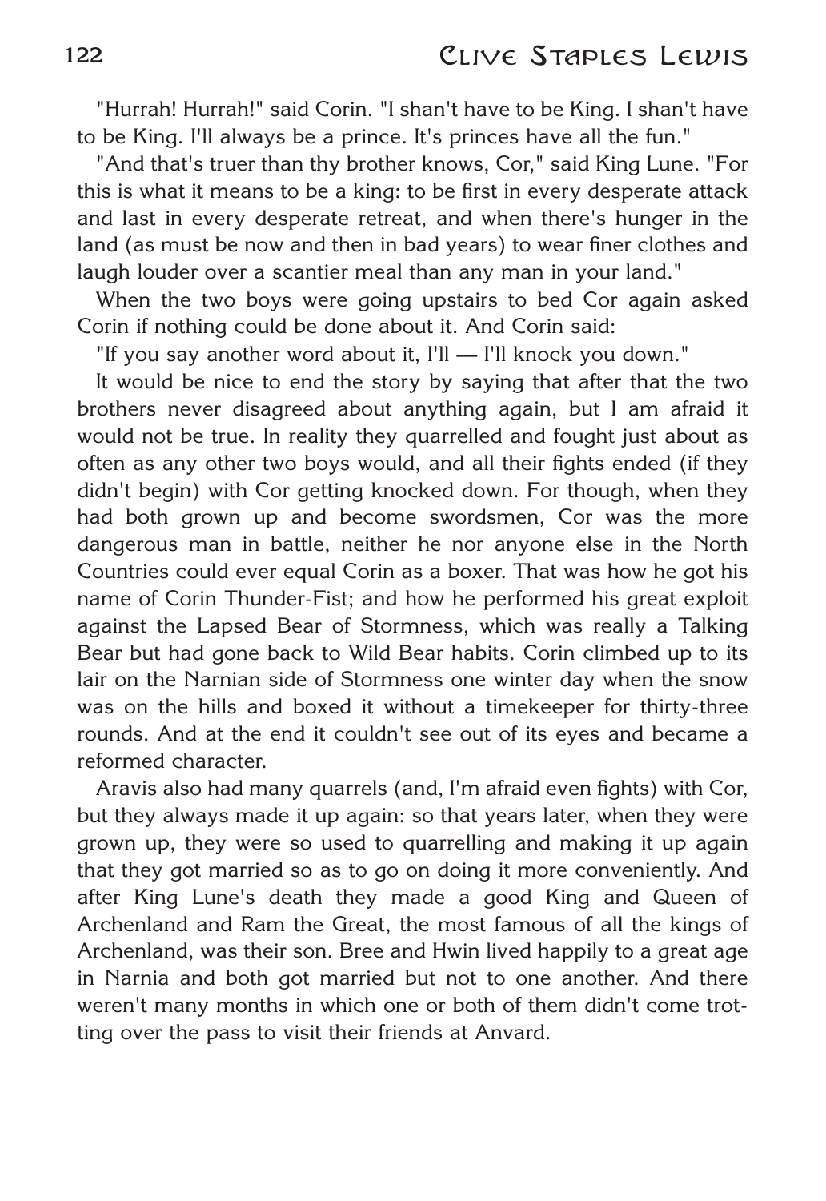"Hurrah! Hurrah!" said Corin. "I shan't have to be King. I shan't have to be King. I'll always be a prince. It's princes have all the fun."

"And that's truer than thy brother knows, Cor," said King Lune. "For this is what it means to be a king: to be first in every desperate attack and last in every desperate retreat, and when there's hunger in the land (as must be now and then in bad years) to wear finer clothes and laugh louder over a scantier meal than any man in your land."

When the two boys were going upstairs to bed Cor again asked Corin if nothing could be done about it. And Corin said:

"If you say another word about it, I'll — I'll knock you down."

It would be nice to end the story by saying that after that the two brothers never disagreed about anything again, but I am afraid it would not be true. In reality they quarrelled and fought just about as often as any other two boys would, and all their fights ended (if they didn't begin) with Cor getting knocked down. For though, when they had both grown up and become swordsmen, Cor was the more dangerous man in battle, neither he nor anyone else in the North Countries could ever equal Corin as a boxer. That was how he got his name of Corin Thunder-Fist; and how he performed his great exploit against the Lapsed Bear of Stormness, which was really a Talking Bear but had gone back to Wild Bear habits. Corin climbed up to its lair on the Narnian side of Stormness one winter day when the snow was on the hills and boxed it without a timekeeper for thirty-three rounds. And at the end it couldn't see out of its eyes and became a reformed character.

Aravis also had many quarrels (and, I'm afraid even fights) with Cor, but they always made it up again: so that years later, when they were grown up, they were so used to quarrelling and making it up again that they got married so as to go on doing it more conveniently. And after King Lune's death they made a good King and Queen of Archenland and Ram the Great, the most famous of all the kings of Archenland, was their son. Bree and Hwin lived happily to a great age in Narnia and both got married but not to one another. And there weren't many months in which one or both of them didn't come trotting over the pass to visit their friends at Anvard.